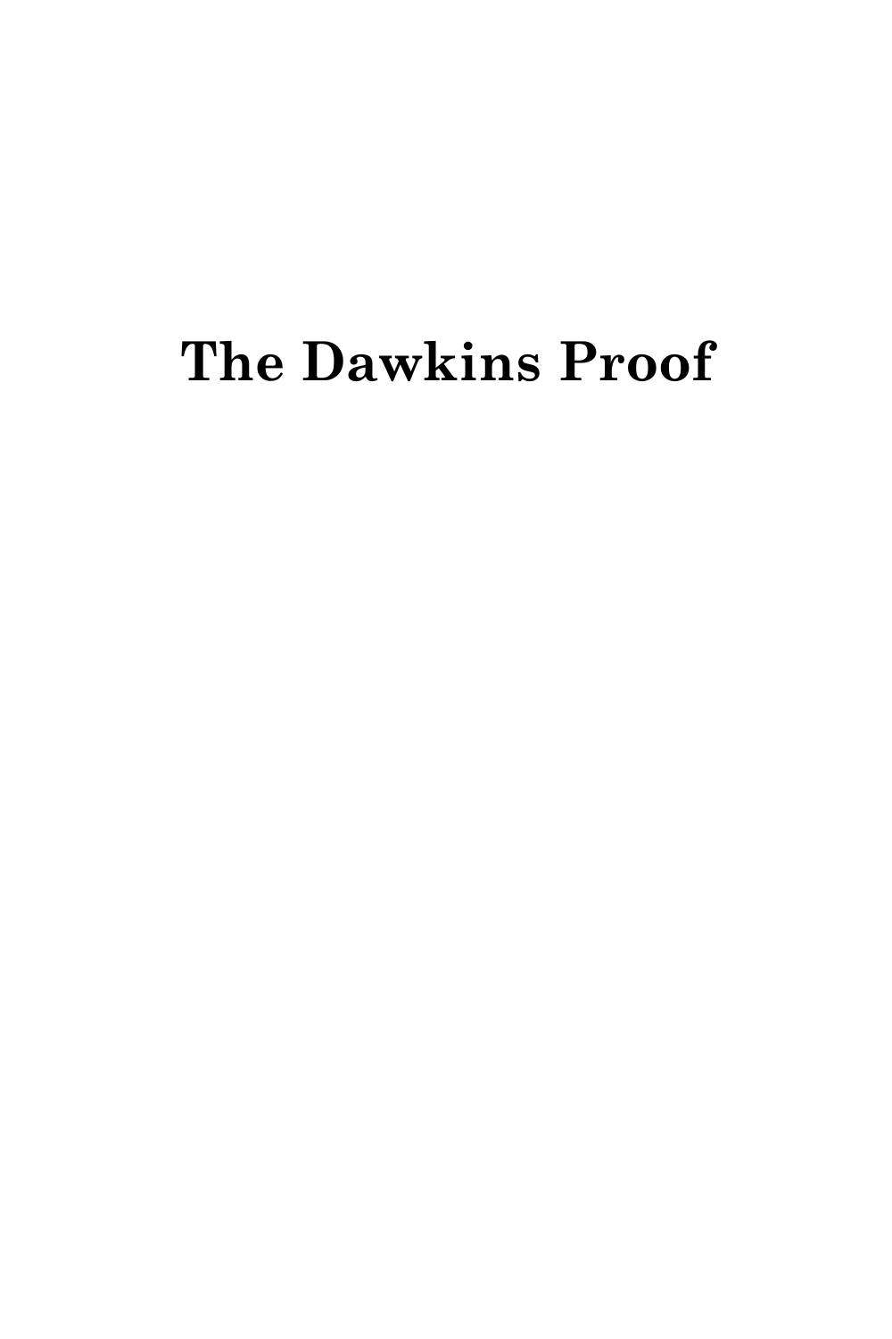# The Dawkins Proof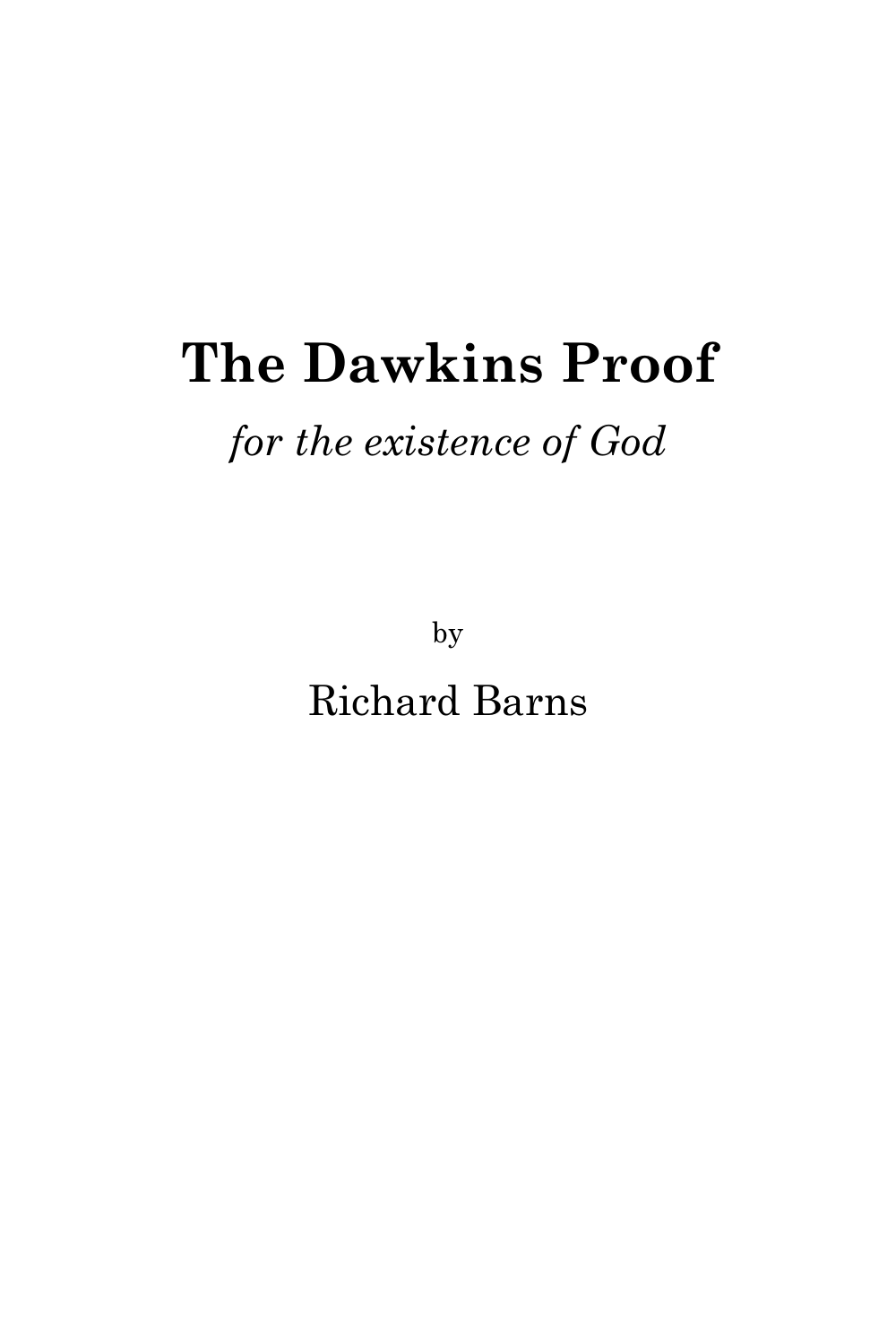# The Dawkins Proof

*for the existence of God*

by

Richard Barns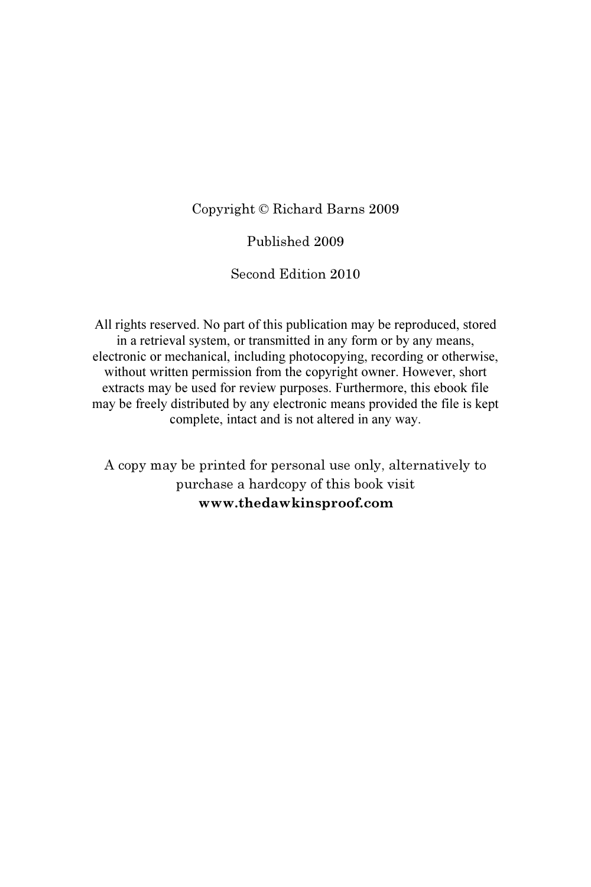Copyright © Richard Barns 2009

Published 2009

Second Edition 2010

All rights reserved. No part of this publication may be reproduced, stored in a retrieval system, or transmitted in any form or by any means, electronic or mechanical, including photocopying, recording or otherwise, without written permission from the copyright owner. However, short extracts may be used for review purposes. Furthermore, this ebook file may be freely distributed by any electronic means provided the file is kept complete, intact and is not altered in any way.

A copy may be printed for personal use only, alternatively to purchase a hardcopy of this book visit **www.thedawkinsproof.com**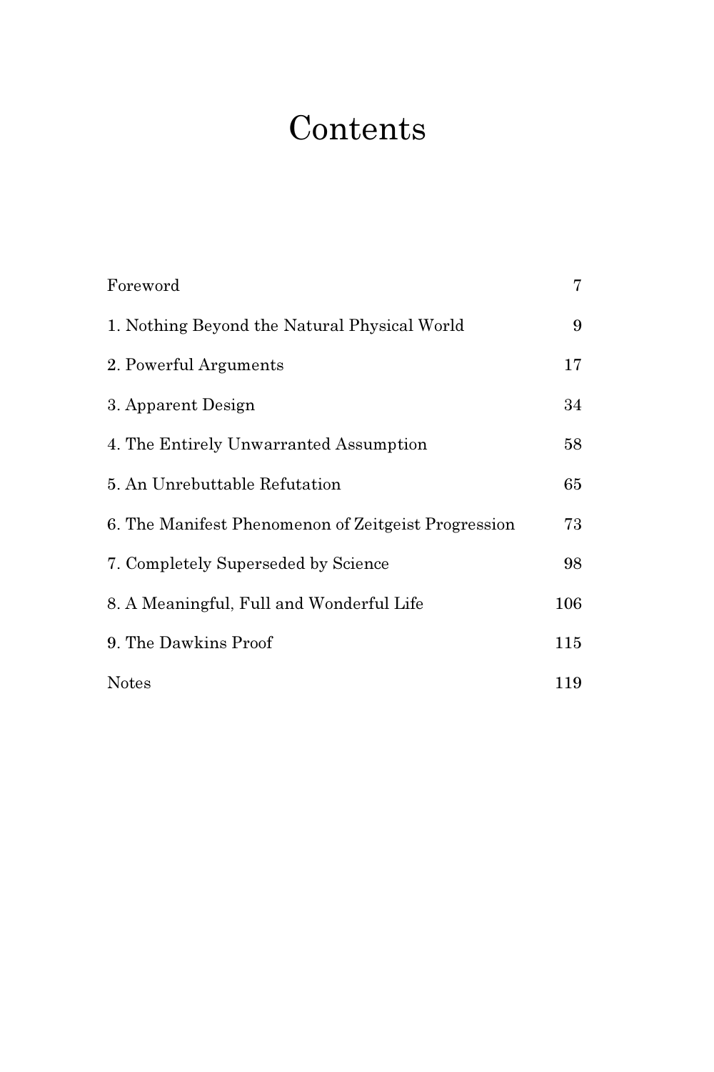# Contents

| | |
|---|---|
| Foreword | 7 |
| 1. Nothing Beyond the Natural Physical World | 9 |
| 2. Powerful Arguments | 17 |
| 3. Apparent Design | 34 |
| 4. The Entirely Unwarranted Assumption | 58 |
| 5. An Unrebuttable Refutation | 65 |
| 6. The Manifest Phenomenon of Zeitgeist Progression | 73 |
| 7. Completely Superseded by Science | 98 |
| 8. A Meaningful, Full and Wonderful Life | 106 |
| 9. The Dawkins Proof | 115 |
| Notes | 119 |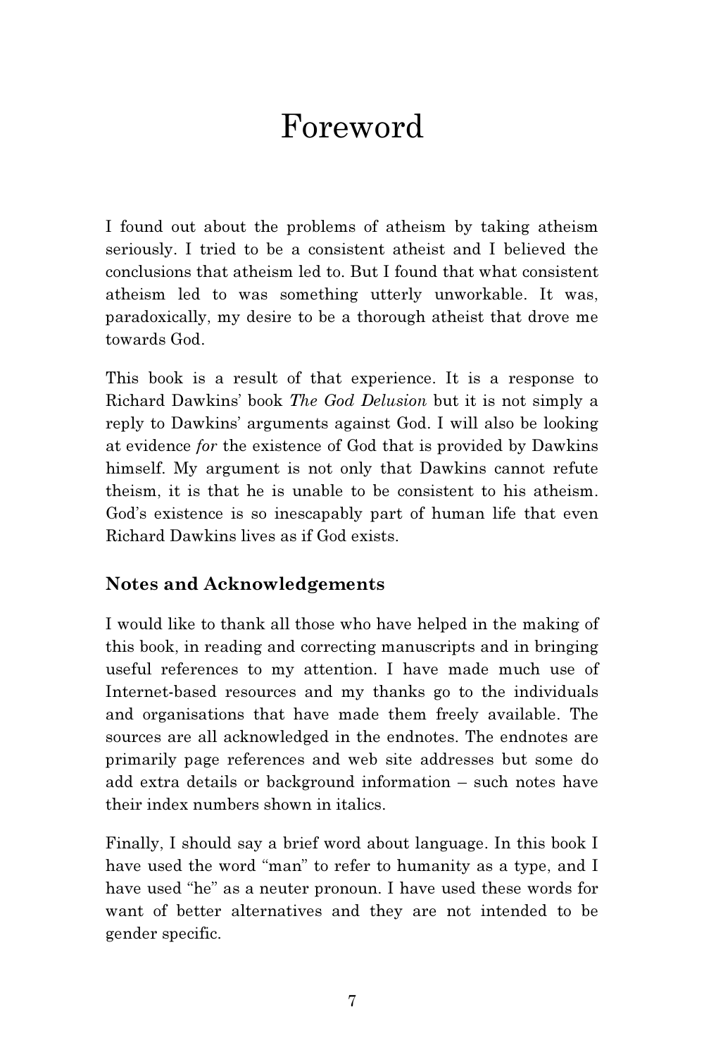# Foreword

I found out about the problems of atheism by taking atheism seriously. I tried to be a consistent atheist and I believed the conclusions that atheism led to. But I found that what consistent atheism led to was something utterly unworkable. It was, paradoxically, my desire to be a thorough atheist that drove me towards God.

This book is a result of that experience. It is a response to Richard Dawkins' book *The God Delusion* but it is not simply a reply to Dawkins' arguments against God. I will also be looking at evidence *for* the existence of God that is provided by Dawkins himself. My argument is not only that Dawkins cannot refute theism, it is that he is unable to be consistent to his atheism. God's existence is so inescapably part of human life that even Richard Dawkins lives as if God exists.

### Notes and Acknowledgements

I would like to thank all those who have helped in the making of this book, in reading and correcting manuscripts and in bringing useful references to my attention. I have made much use of Internet-based resources and my thanks go to the individuals and organisations that have made them freely available. The sources are all acknowledged in the endnotes. The endnotes are primarily page references and web site addresses but some do add extra details or background information – such notes have their index numbers shown in italics.

Finally, I should say a brief word about language. In this book I have used the word "man" to refer to humanity as a type, and I have used "he" as a neuter pronoun. I have used these words for want of better alternatives and they are not intended to be gender specific.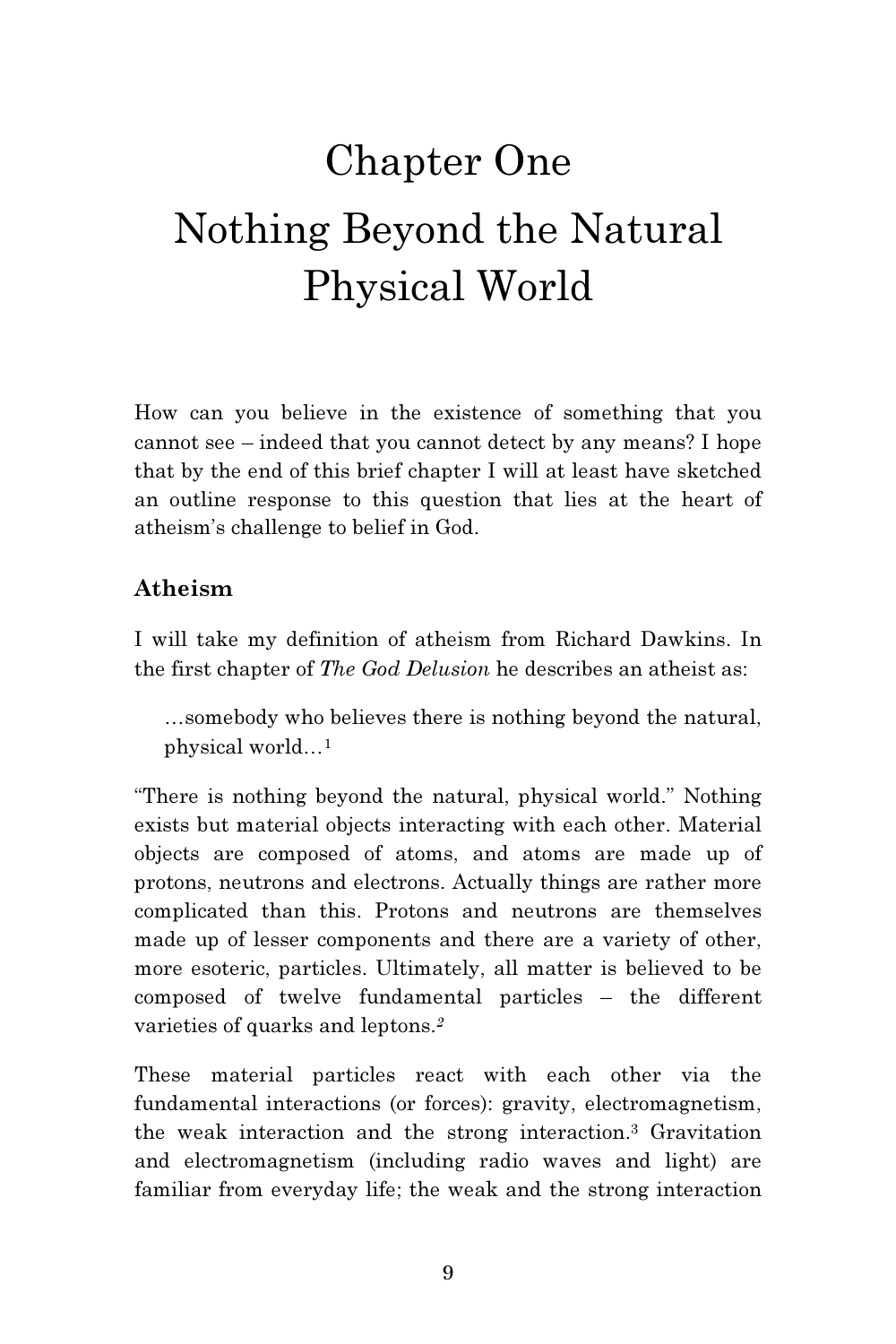# Chapter One
# Nothing Beyond the Natural Physical World

How can you believe in the existence of something that you cannot see – indeed that you cannot detect by any means? I hope that by the end of this brief chapter I will at least have sketched an outline response to this question that lies at the heart of atheism's challenge to belief in God.

## Atheism

I will take my definition of atheism from Richard Dawkins. In the first chapter of *The God Delusion* he describes an atheist as:

> …somebody who believes there is nothing beyond the natural, physical world…[1]

"There is nothing beyond the natural, physical world." Nothing exists but material objects interacting with each other. Material objects are composed of atoms, and atoms are made up of protons, neutrons and electrons. Actually things are rather more complicated than this. Protons and neutrons are themselves made up of lesser components and there are a variety of other, more esoteric, particles. Ultimately, all matter is believed to be composed of twelve fundamental particles – the different varieties of quarks and leptons.[2]

These material particles react with each other via the fundamental interactions (or forces): gravity, electromagnetism, the weak interaction and the strong interaction.[3] Gravitation and electromagnetism (including radio waves and light) are familiar from everyday life; the weak and the strong interaction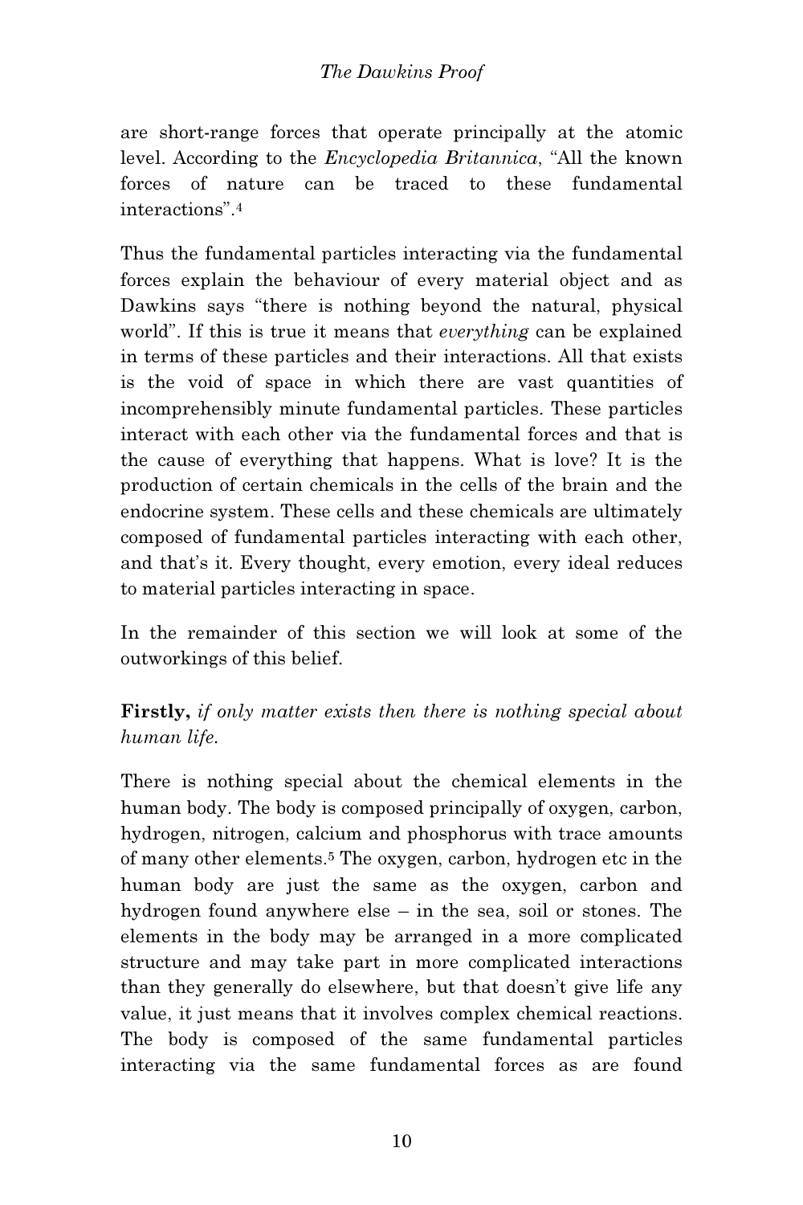are short-range forces that operate principally at the atomic level. According to the *Encyclopedia Britannica*, "All the known forces of nature can be traced to these fundamental interactions".[4]

Thus the fundamental particles interacting via the fundamental forces explain the behaviour of every material object and as Dawkins says "there is nothing beyond the natural, physical world". If this is true it means that *everything* can be explained in terms of these particles and their interactions. All that exists is the void of space in which there are vast quantities of incomprehensibly minute fundamental particles. These particles interact with each other via the fundamental forces and that is the cause of everything that happens. What is love? It is the production of certain chemicals in the cells of the brain and the endocrine system. These cells and these chemicals are ultimately composed of fundamental particles interacting with each other, and that's it. Every thought, every emotion, every ideal reduces to material particles interacting in space.

In the remainder of this section we will look at some of the outworkings of this belief.

**Firstly,** *if only matter exists then there is nothing special about human life.*

There is nothing special about the chemical elements in the human body. The body is composed principally of oxygen, carbon, hydrogen, nitrogen, calcium and phosphorus with trace amounts of many other elements.[5] The oxygen, carbon, hydrogen etc in the human body are just the same as the oxygen, carbon and hydrogen found anywhere else – in the sea, soil or stones. The elements in the body may be arranged in a more complicated structure and may take part in more complicated interactions than they generally do elsewhere, but that doesn't give life any value, it just means that it involves complex chemical reactions. The body is composed of the same fundamental particles interacting via the same fundamental forces as are found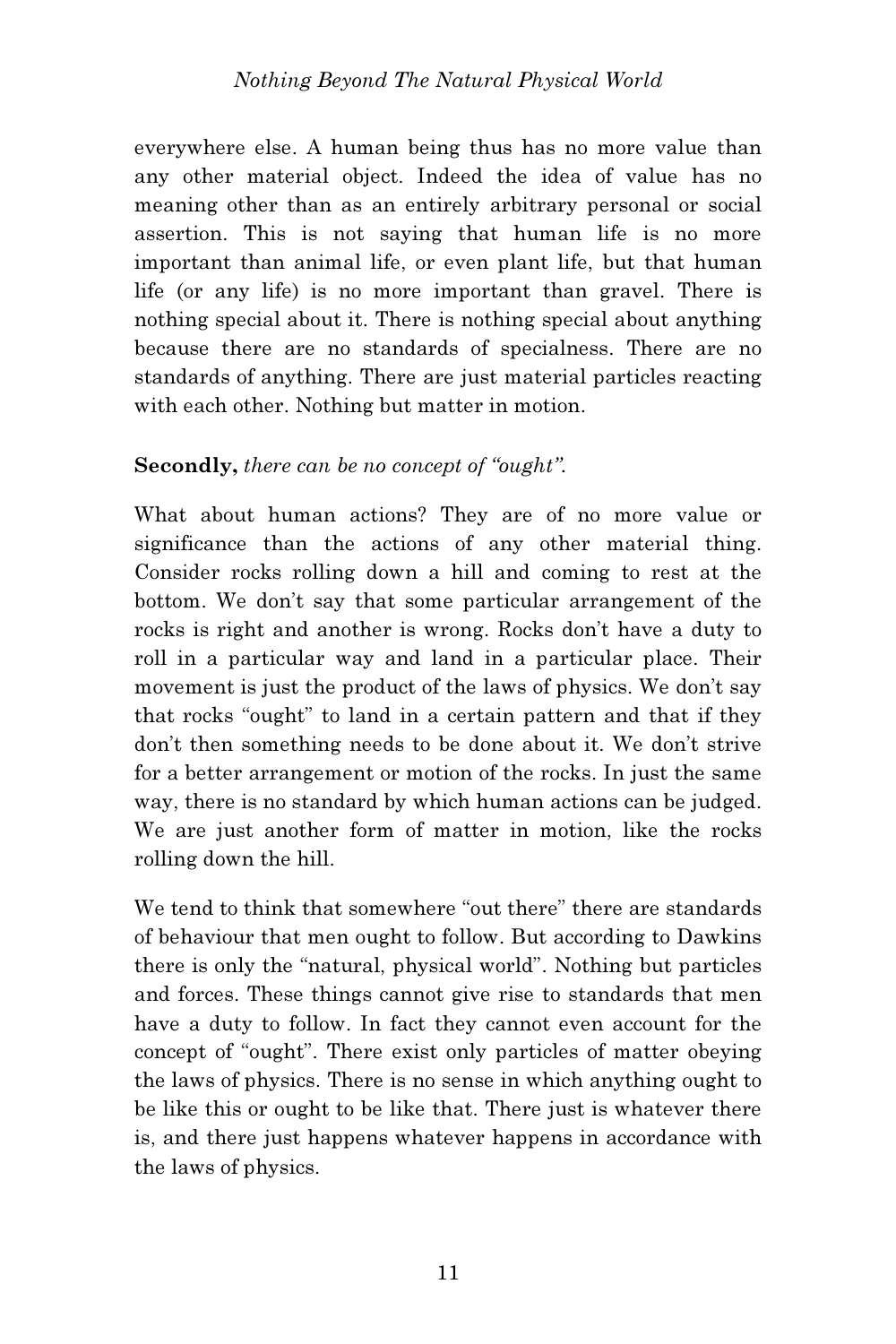everywhere else. A human being thus has no more value than any other material object. Indeed the idea of value has no meaning other than as an entirely arbitrary personal or social assertion. This is not saying that human life is no more important than animal life, or even plant life, but that human life (or any life) is no more important than gravel. There is nothing special about it. There is nothing special about anything because there are no standards of specialness. There are no standards of anything. There are just material particles reacting with each other. Nothing but matter in motion.

**Secondly,** *there can be no concept of "ought".*

What about human actions? They are of no more value or significance than the actions of any other material thing. Consider rocks rolling down a hill and coming to rest at the bottom. We don't say that some particular arrangement of the rocks is right and another is wrong. Rocks don't have a duty to roll in a particular way and land in a particular place. Their movement is just the product of the laws of physics. We don't say that rocks "ought" to land in a certain pattern and that if they don't then something needs to be done about it. We don't strive for a better arrangement or motion of the rocks. In just the same way, there is no standard by which human actions can be judged. We are just another form of matter in motion, like the rocks rolling down the hill.

We tend to think that somewhere "out there" there are standards of behaviour that men ought to follow. But according to Dawkins there is only the "natural, physical world". Nothing but particles and forces. These things cannot give rise to standards that men have a duty to follow. In fact they cannot even account for the concept of "ought". There exist only particles of matter obeying the laws of physics. There is no sense in which anything ought to be like this or ought to be like that. There just is whatever there is, and there just happens whatever happens in accordance with the laws of physics.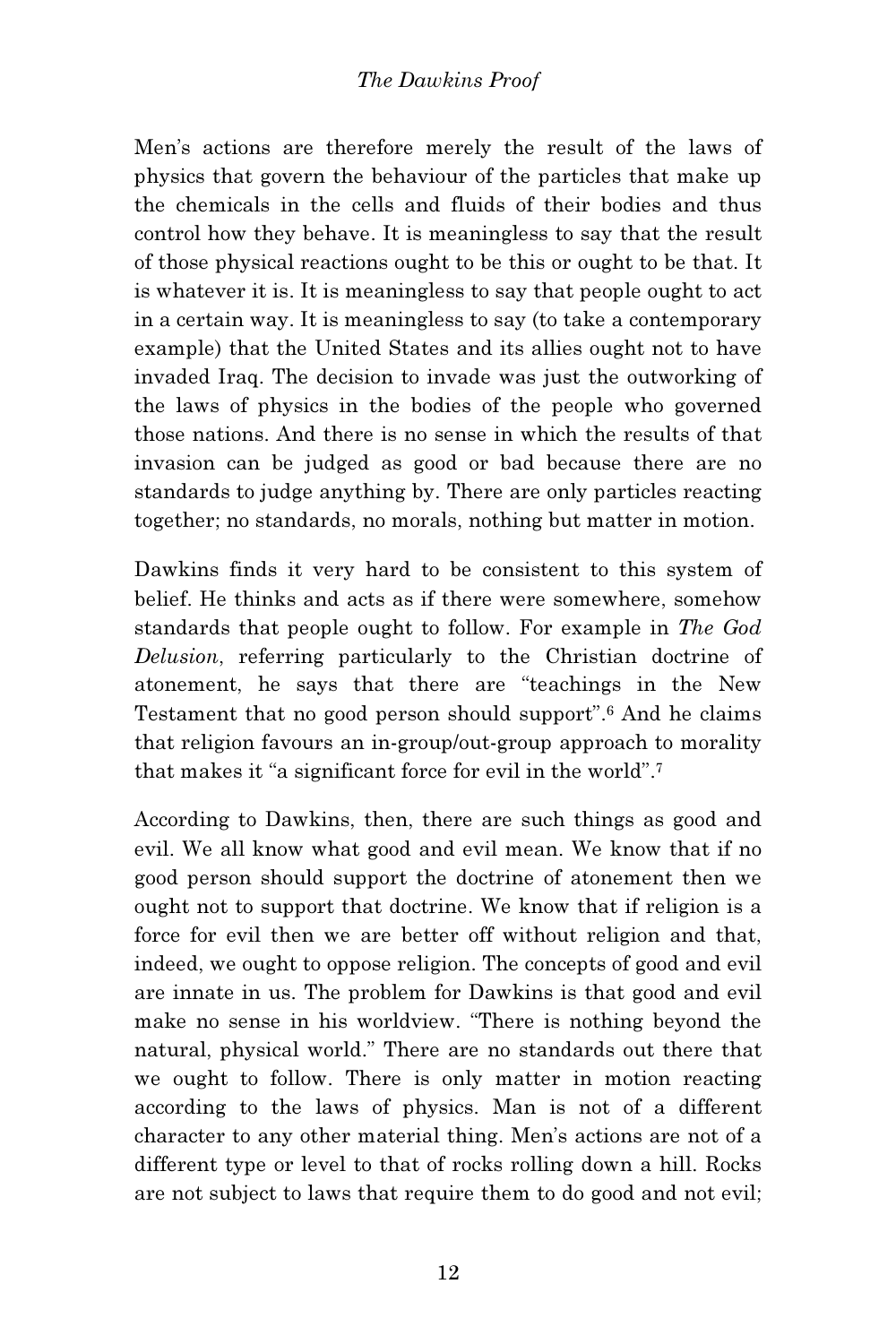Men's actions are therefore merely the result of the laws of physics that govern the behaviour of the particles that make up the chemicals in the cells and fluids of their bodies and thus control how they behave. It is meaningless to say that the result of those physical reactions ought to be this or ought to be that. It is whatever it is. It is meaningless to say that people ought to act in a certain way. It is meaningless to say (to take a contemporary example) that the United States and its allies ought not to have invaded Iraq. The decision to invade was just the outworking of the laws of physics in the bodies of the people who governed those nations. And there is no sense in which the results of that invasion can be judged as good or bad because there are no standards to judge anything by. There are only particles reacting together; no standards, no morals, nothing but matter in motion.

Dawkins finds it very hard to be consistent to this system of belief. He thinks and acts as if there were somewhere, somehow standards that people ought to follow. For example in *The God Delusion*, referring particularly to the Christian doctrine of atonement, he says that there are "teachings in the New Testament that no good person should support".[6] And he claims that religion favours an in-group/out-group approach to morality that makes it "a significant force for evil in the world".[7]

According to Dawkins, then, there are such things as good and evil. We all know what good and evil mean. We know that if no good person should support the doctrine of atonement then we ought not to support that doctrine. We know that if religion is a force for evil then we are better off without religion and that, indeed, we ought to oppose religion. The concepts of good and evil are innate in us. The problem for Dawkins is that good and evil make no sense in his worldview. "There is nothing beyond the natural, physical world." There are no standards out there that we ought to follow. There is only matter in motion reacting according to the laws of physics. Man is not of a different character to any other material thing. Men's actions are not of a different type or level to that of rocks rolling down a hill. Rocks are not subject to laws that require them to do good and not evil;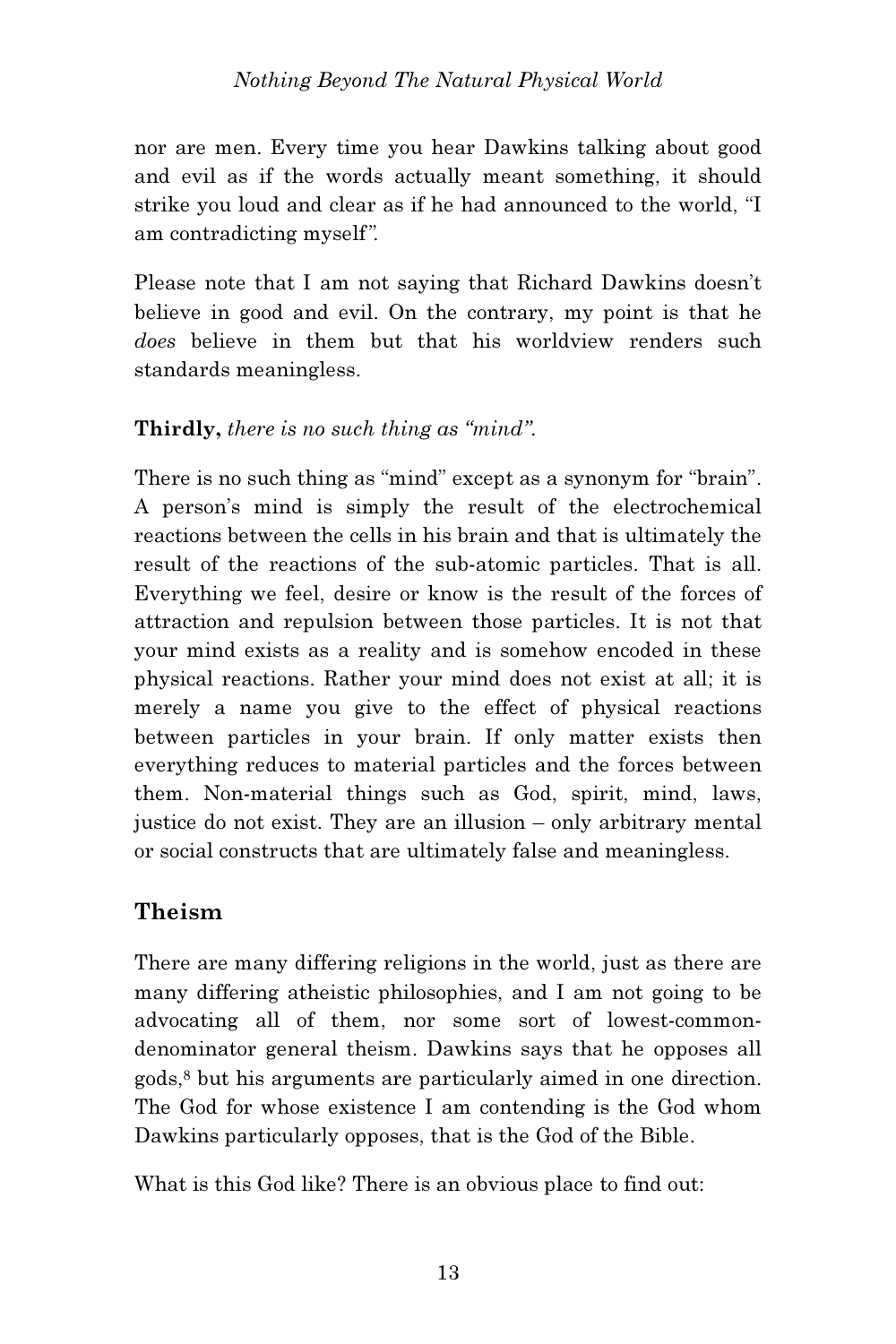nor are men. Every time you hear Dawkins talking about good and evil as if the words actually meant something, it should strike you loud and clear as if he had announced to the world, "I am contradicting myself".

Please note that I am not saying that Richard Dawkins doesn't believe in good and evil. On the contrary, my point is that he *does* believe in them but that his worldview renders such standards meaningless.

**Thirdly,** *there is no such thing as "mind".*

There is no such thing as "mind" except as a synonym for "brain". A person's mind is simply the result of the electrochemical reactions between the cells in his brain and that is ultimately the result of the reactions of the sub-atomic particles. That is all. Everything we feel, desire or know is the result of the forces of attraction and repulsion between those particles. It is not that your mind exists as a reality and is somehow encoded in these physical reactions. Rather your mind does not exist at all; it is merely a name you give to the effect of physical reactions between particles in your brain. If only matter exists then everything reduces to material particles and the forces between them. Non-material things such as God, spirit, mind, laws, justice do not exist. They are an illusion – only arbitrary mental or social constructs that are ultimately false and meaningless.

## Theism

There are many differing religions in the world, just as there are many differing atheistic philosophies, and I am not going to be advocating all of them, nor some sort of lowest-common-denominator general theism. Dawkins says that he opposes all gods,[8] but his arguments are particularly aimed in one direction. The God for whose existence I am contending is the God whom Dawkins particularly opposes, that is the God of the Bible.

What is this God like? There is an obvious place to find out: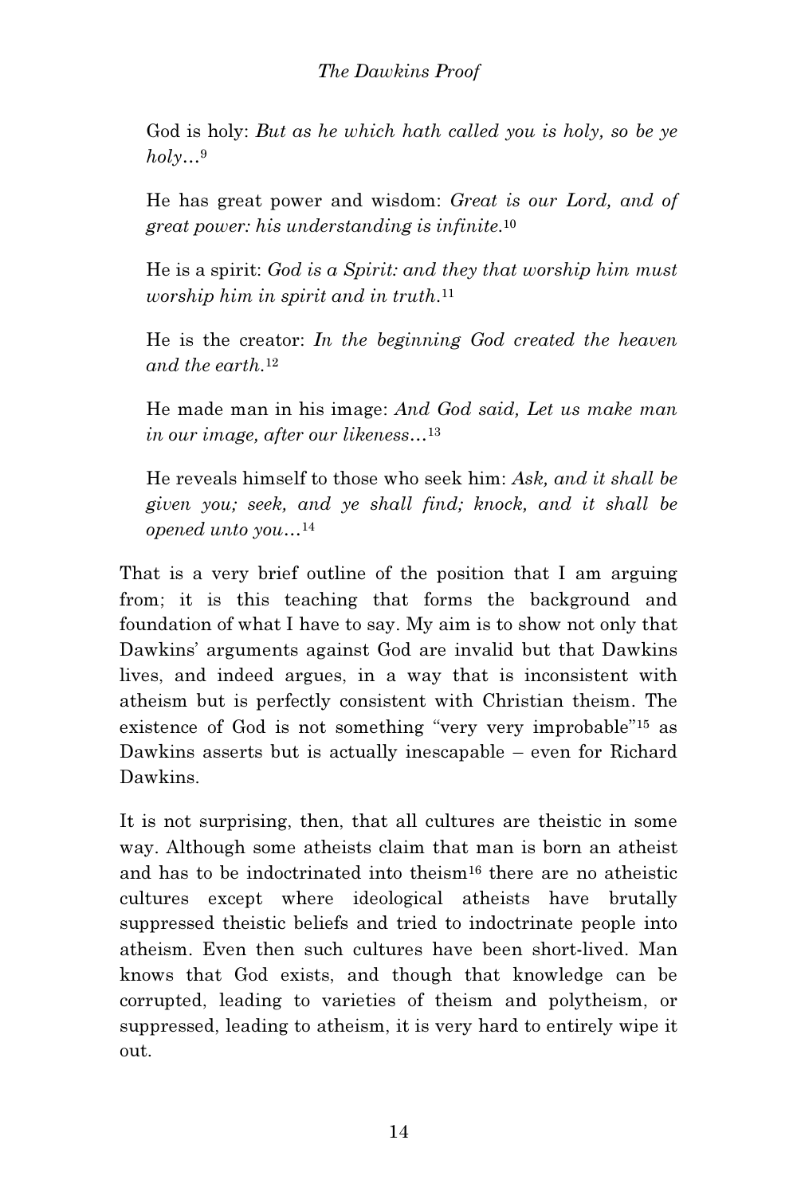God is holy: *But as he which hath called you is holy, so be ye holy…*[9]

He has great power and wisdom: *Great is our Lord, and of great power: his understanding is infinite.*[10]

He is a spirit: *God is a Spirit: and they that worship him must worship him in spirit and in truth.*[11]

He is the creator: *In the beginning God created the heaven and the earth.*[12]

He made man in his image: *And God said, Let us make man in our image, after our likeness…*[13]

He reveals himself to those who seek him: *Ask, and it shall be given you; seek, and ye shall find; knock, and it shall be opened unto you…*[14]

That is a very brief outline of the position that I am arguing from; it is this teaching that forms the background and foundation of what I have to say. My aim is to show not only that Dawkins' arguments against God are invalid but that Dawkins lives, and indeed argues, in a way that is inconsistent with atheism but is perfectly consistent with Christian theism. The existence of God is not something "very very improbable"[15] as Dawkins asserts but is actually inescapable – even for Richard Dawkins.

It is not surprising, then, that all cultures are theistic in some way. Although some atheists claim that man is born an atheist and has to be indoctrinated into theism[16] there are no atheistic cultures except where ideological atheists have brutally suppressed theistic beliefs and tried to indoctrinate people into atheism. Even then such cultures have been short-lived. Man knows that God exists, and though that knowledge can be corrupted, leading to varieties of theism and polytheism, or suppressed, leading to atheism, it is very hard to entirely wipe it out.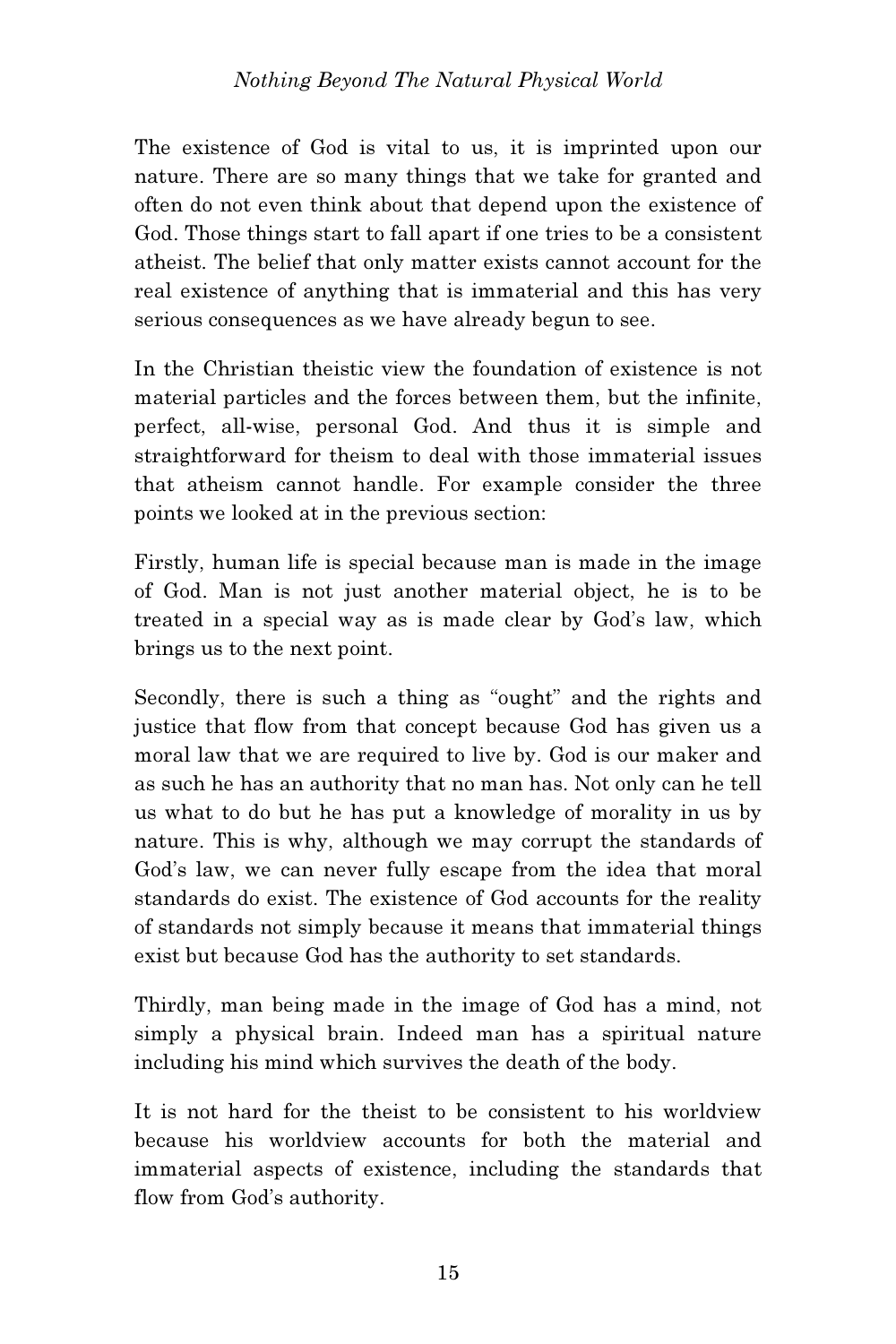The existence of God is vital to us, it is imprinted upon our nature. There are so many things that we take for granted and often do not even think about that depend upon the existence of God. Those things start to fall apart if one tries to be a consistent atheist. The belief that only matter exists cannot account for the real existence of anything that is immaterial and this has very serious consequences as we have already begun to see.

In the Christian theistic view the foundation of existence is not material particles and the forces between them, but the infinite, perfect, all-wise, personal God. And thus it is simple and straightforward for theism to deal with those immaterial issues that atheism cannot handle. For example consider the three points we looked at in the previous section:

Firstly, human life is special because man is made in the image of God. Man is not just another material object, he is to be treated in a special way as is made clear by God's law, which brings us to the next point.

Secondly, there is such a thing as "ought" and the rights and justice that flow from that concept because God has given us a moral law that we are required to live by. God is our maker and as such he has an authority that no man has. Not only can he tell us what to do but he has put a knowledge of morality in us by nature. This is why, although we may corrupt the standards of God's law, we can never fully escape from the idea that moral standards do exist. The existence of God accounts for the reality of standards not simply because it means that immaterial things exist but because God has the authority to set standards.

Thirdly, man being made in the image of God has a mind, not simply a physical brain. Indeed man has a spiritual nature including his mind which survives the death of the body.

It is not hard for the theist to be consistent to his worldview because his worldview accounts for both the material and immaterial aspects of existence, including the standards that flow from God's authority.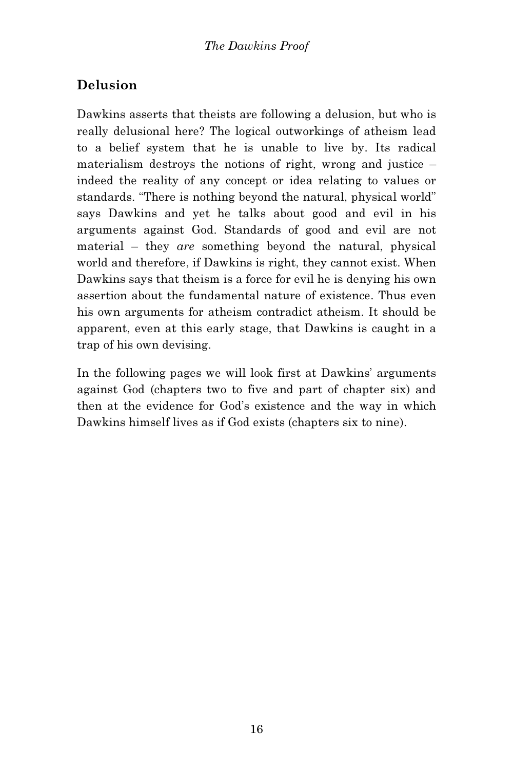## Delusion

Dawkins asserts that theists are following a delusion, but who is really delusional here? The logical outworkings of atheism lead to a belief system that he is unable to live by. Its radical materialism destroys the notions of right, wrong and justice – indeed the reality of any concept or idea relating to values or standards. "There is nothing beyond the natural, physical world" says Dawkins and yet he talks about good and evil in his arguments against God. Standards of good and evil are not material – they *are* something beyond the natural, physical world and therefore, if Dawkins is right, they cannot exist. When Dawkins says that theism is a force for evil he is denying his own assertion about the fundamental nature of existence. Thus even his own arguments for atheism contradict atheism. It should be apparent, even at this early stage, that Dawkins is caught in a trap of his own devising.

In the following pages we will look first at Dawkins' arguments against God (chapters two to five and part of chapter six) and then at the evidence for God's existence and the way in which Dawkins himself lives as if God exists (chapters six to nine).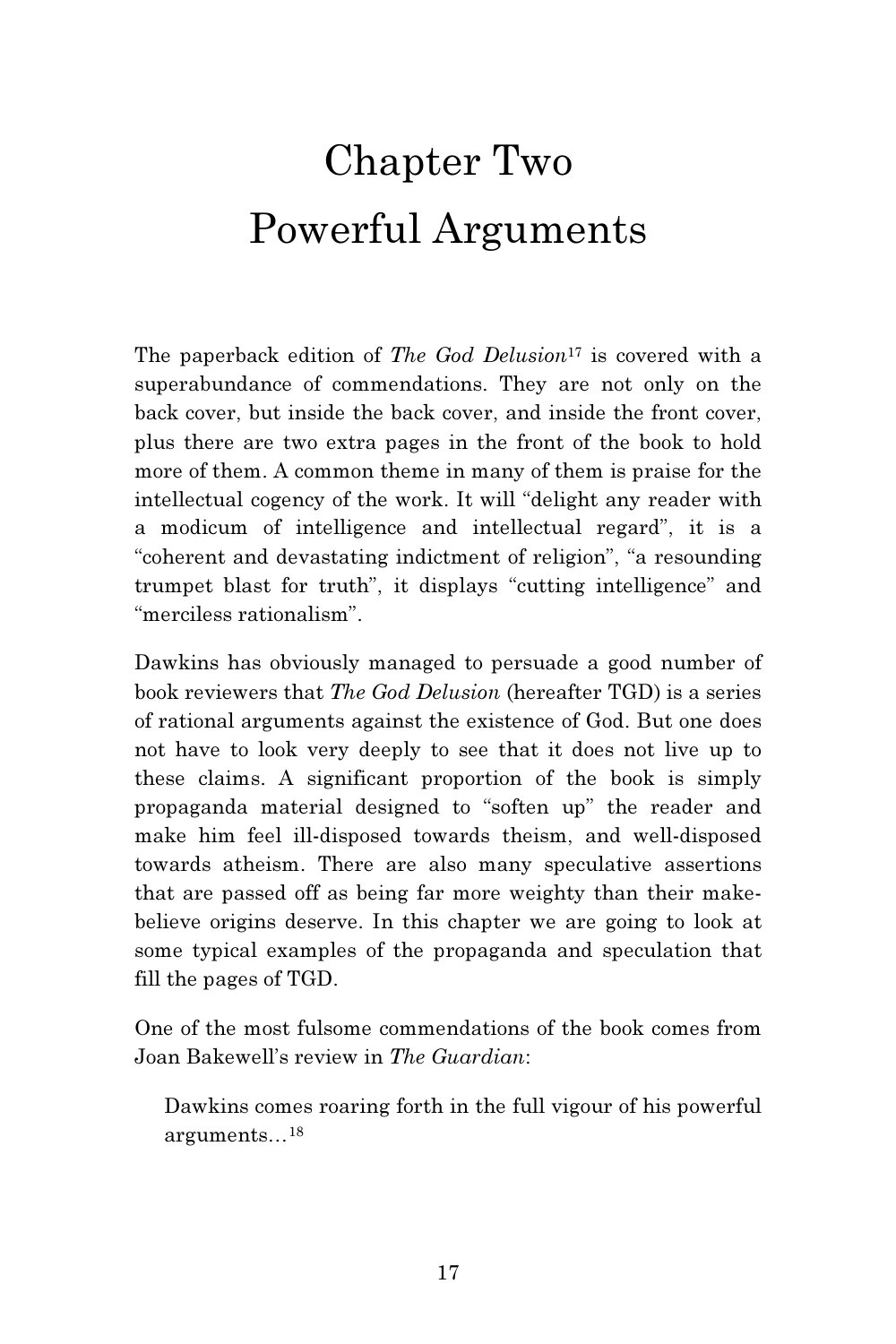# Chapter Two
# Powerful Arguments

The paperback edition of *The God Delusion*[17] is covered with a superabundance of commendations. They are not only on the back cover, but inside the back cover, and inside the front cover, plus there are two extra pages in the front of the book to hold more of them. A common theme in many of them is praise for the intellectual cogency of the work. It will "delight any reader with a modicum of intelligence and intellectual regard", it is a "coherent and devastating indictment of religion", "a resounding trumpet blast for truth", it displays "cutting intelligence" and "merciless rationalism".

Dawkins has obviously managed to persuade a good number of book reviewers that *The God Delusion* (hereafter TGD) is a series of rational arguments against the existence of God. But one does not have to look very deeply to see that it does not live up to these claims. A significant proportion of the book is simply propaganda material designed to "soften up" the reader and make him feel ill-disposed towards theism, and well-disposed towards atheism. There are also many speculative assertions that are passed off as being far more weighty than their make-believe origins deserve. In this chapter we are going to look at some typical examples of the propaganda and speculation that fill the pages of TGD.

One of the most fulsome commendations of the book comes from Joan Bakewell's review in *The Guardian*:

> Dawkins comes roaring forth in the full vigour of his powerful arguments…[18]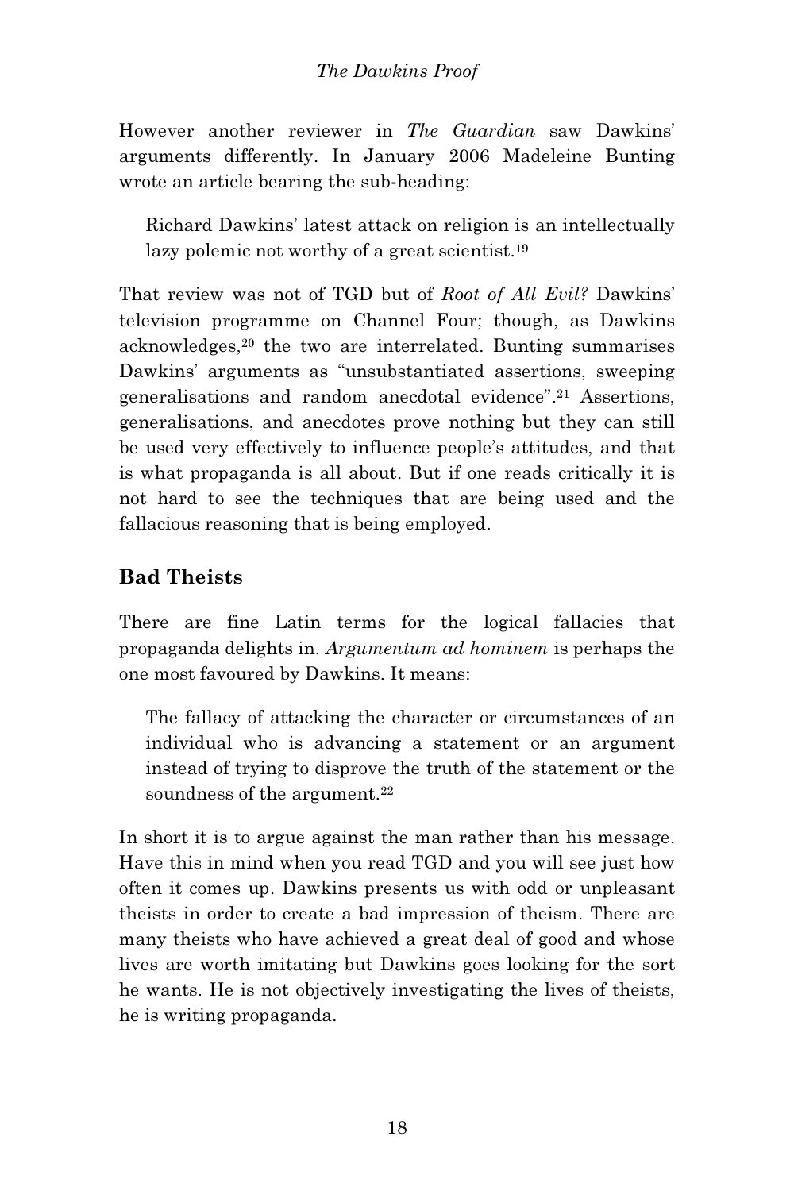However another reviewer in *The Guardian* saw Dawkins' arguments differently. In January 2006 Madeleine Bunting wrote an article bearing the sub-heading:

> Richard Dawkins' latest attack on religion is an intellectually lazy polemic not worthy of a great scientist.[19]

That review was not of TGD but of *Root of All Evil?* Dawkins' television programme on Channel Four; though, as Dawkins acknowledges,[20] the two are interrelated. Bunting summarises Dawkins' arguments as "unsubstantiated assertions, sweeping generalisations and random anecdotal evidence".[21] Assertions, generalisations, and anecdotes prove nothing but they can still be used very effectively to influence people's attitudes, and that is what propaganda is all about. But if one reads critically it is not hard to see the techniques that are being used and the fallacious reasoning that is being employed.

## Bad Theists

There are fine Latin terms for the logical fallacies that propaganda delights in. *Argumentum ad hominem* is perhaps the one most favoured by Dawkins. It means:

> The fallacy of attacking the character or circumstances of an individual who is advancing a statement or an argument instead of trying to disprove the truth of the statement or the soundness of the argument.[22]

In short it is to argue against the man rather than his message. Have this in mind when you read TGD and you will see just how often it comes up. Dawkins presents us with odd or unpleasant theists in order to create a bad impression of theism. There are many theists who have achieved a great deal of good and whose lives are worth imitating but Dawkins goes looking for the sort he wants. He is not objectively investigating the lives of theists, he is writing propaganda.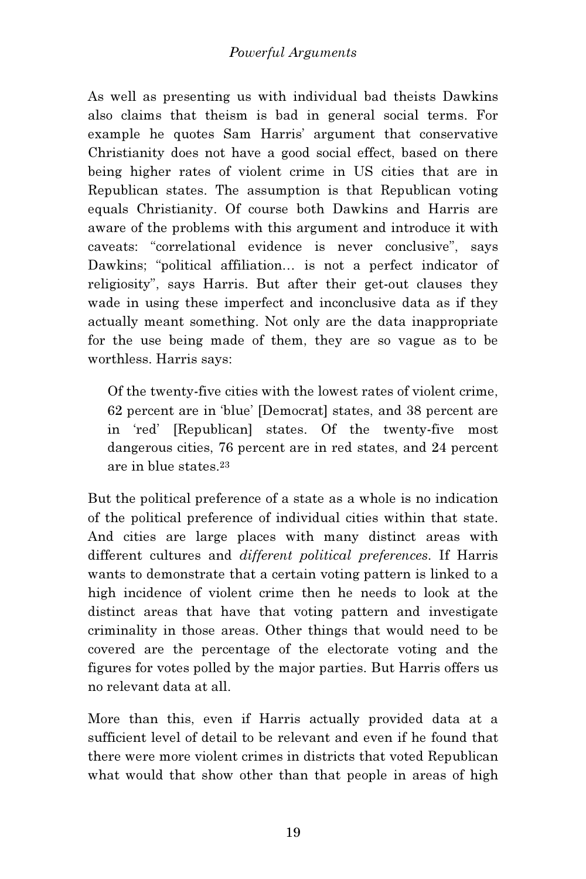As well as presenting us with individual bad theists Dawkins also claims that theism is bad in general social terms. For example he quotes Sam Harris' argument that conservative Christianity does not have a good social effect, based on there being higher rates of violent crime in US cities that are in Republican states. The assumption is that Republican voting equals Christianity. Of course both Dawkins and Harris are aware of the problems with this argument and introduce it with caveats: "correlational evidence is never conclusive", says Dawkins; "political affiliation… is not a perfect indicator of religiosity", says Harris. But after their get-out clauses they wade in using these imperfect and inconclusive data as if they actually meant something. Not only are the data inappropriate for the use being made of them, they are so vague as to be worthless. Harris says:

> Of the twenty-five cities with the lowest rates of violent crime, 62 percent are in 'blue' [Democrat] states, and 38 percent are in 'red' [Republican] states. Of the twenty-five most dangerous cities, 76 percent are in red states, and 24 percent are in blue states.[23]

But the political preference of a state as a whole is no indication of the political preference of individual cities within that state. And cities are large places with many distinct areas with different cultures and *different political preferences*. If Harris wants to demonstrate that a certain voting pattern is linked to a high incidence of violent crime then he needs to look at the distinct areas that have that voting pattern and investigate criminality in those areas. Other things that would need to be covered are the percentage of the electorate voting and the figures for votes polled by the major parties. But Harris offers us no relevant data at all.

More than this, even if Harris actually provided data at a sufficient level of detail to be relevant and even if he found that there were more violent crimes in districts that voted Republican what would that show other than that people in areas of high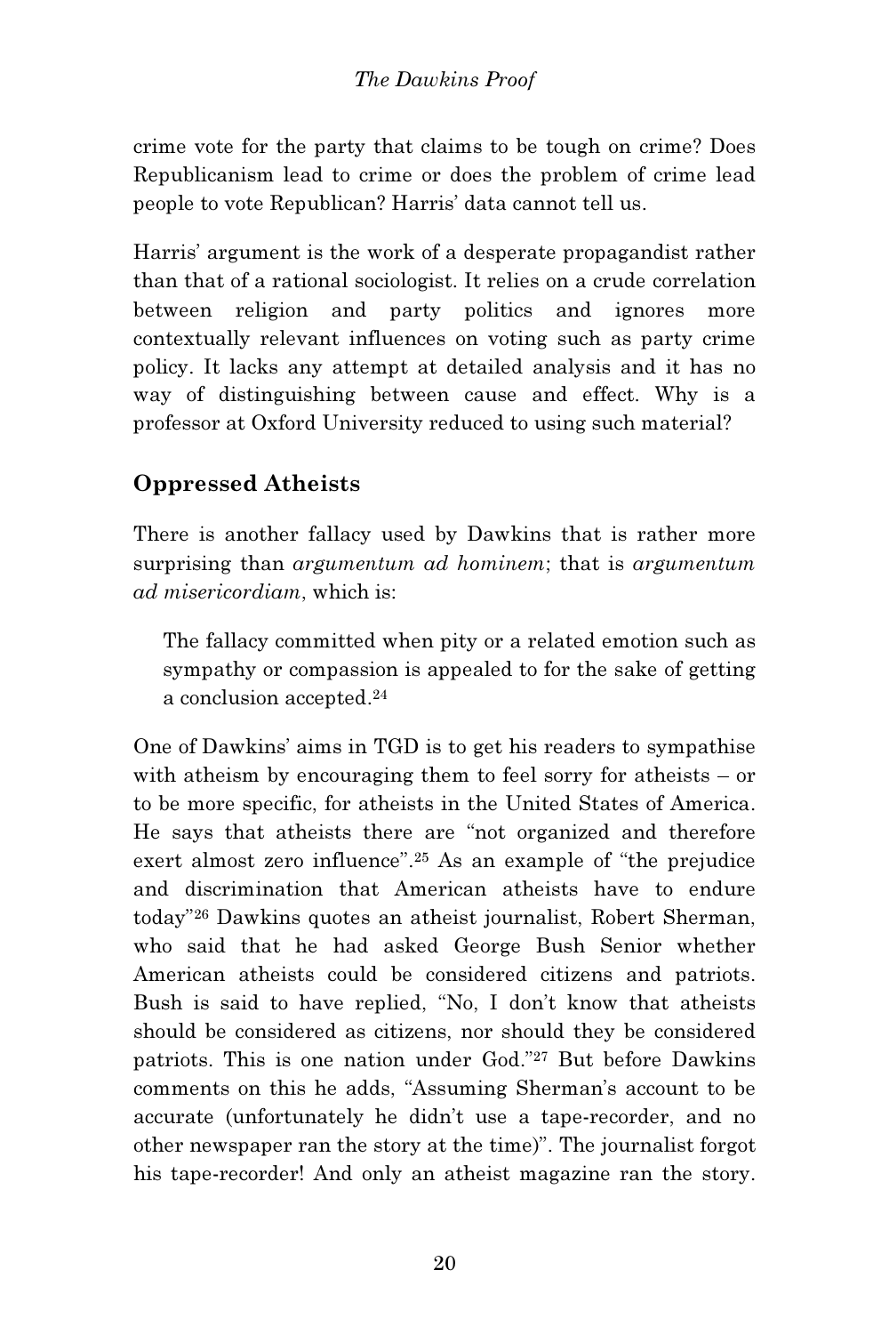crime vote for the party that claims to be tough on crime? Does Republicanism lead to crime or does the problem of crime lead people to vote Republican? Harris' data cannot tell us.

Harris' argument is the work of a desperate propagandist rather than that of a rational sociologist. It relies on a crude correlation between religion and party politics and ignores more contextually relevant influences on voting such as party crime policy. It lacks any attempt at detailed analysis and it has no way of distinguishing between cause and effect. Why is a professor at Oxford University reduced to using such material?

## Oppressed Atheists

There is another fallacy used by Dawkins that is rather more surprising than *argumentum ad hominem*; that is *argumentum ad misericordiam*, which is:

> The fallacy committed when pity or a related emotion such as sympathy or compassion is appealed to for the sake of getting a conclusion accepted.[24]

One of Dawkins' aims in TGD is to get his readers to sympathise with atheism by encouraging them to feel sorry for atheists – or to be more specific, for atheists in the United States of America. He says that atheists there are "not organized and therefore exert almost zero influence".[25] As an example of "the prejudice and discrimination that American atheists have to endure today"[26] Dawkins quotes an atheist journalist, Robert Sherman, who said that he had asked George Bush Senior whether American atheists could be considered citizens and patriots. Bush is said to have replied, "No, I don't know that atheists should be considered as citizens, nor should they be considered patriots. This is one nation under God."[27] But before Dawkins comments on this he adds, "Assuming Sherman's account to be accurate (unfortunately he didn't use a tape-recorder, and no other newspaper ran the story at the time)". The journalist forgot his tape-recorder! And only an atheist magazine ran the story.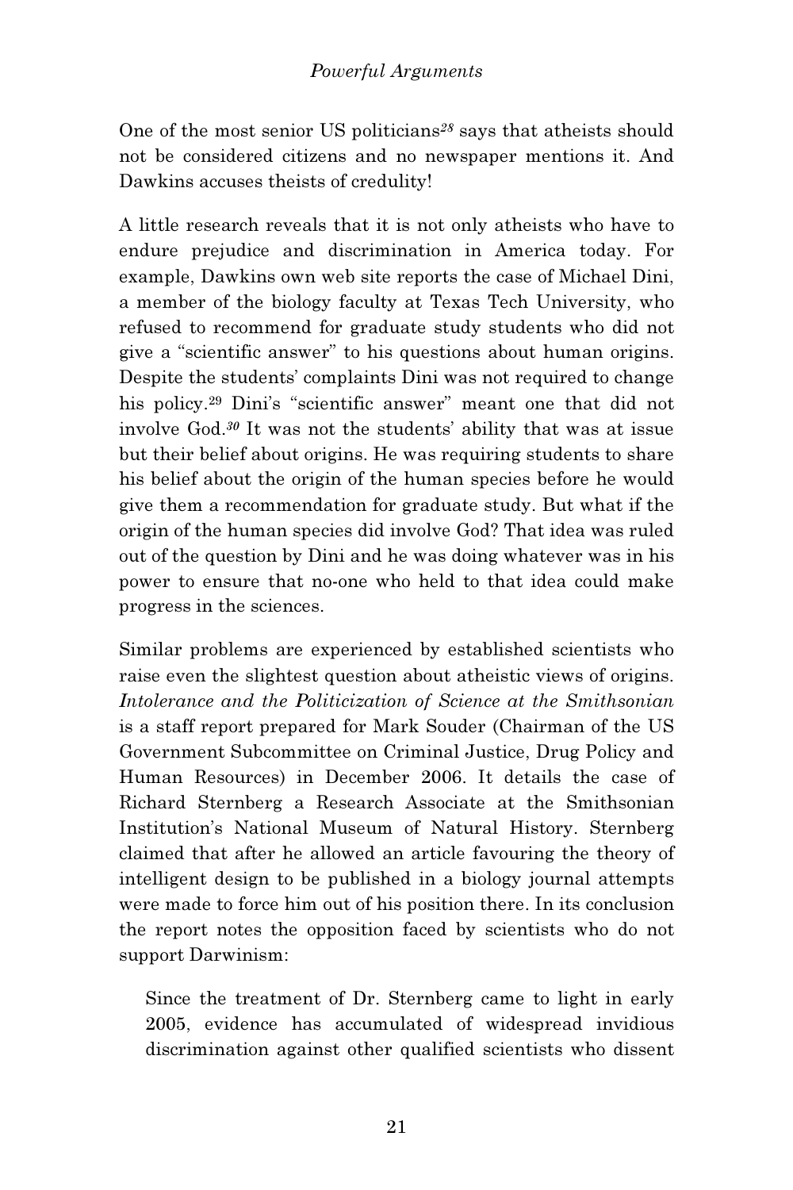One of the most senior US politicians[28] says that atheists should not be considered citizens and no newspaper mentions it. And Dawkins accuses theists of credulity!

A little research reveals that it is not only atheists who have to endure prejudice and discrimination in America today. For example, Dawkins own web site reports the case of Michael Dini, a member of the biology faculty at Texas Tech University, who refused to recommend for graduate study students who did not give a "scientific answer" to his questions about human origins. Despite the students' complaints Dini was not required to change his policy.[29] Dini's "scientific answer" meant one that did not involve God.[30] It was not the students' ability that was at issue but their belief about origins. He was requiring students to share his belief about the origin of the human species before he would give them a recommendation for graduate study. But what if the origin of the human species did involve God? That idea was ruled out of the question by Dini and he was doing whatever was in his power to ensure that no-one who held to that idea could make progress in the sciences.

Similar problems are experienced by established scientists who raise even the slightest question about atheistic views of origins. *Intolerance and the Politicization of Science at the Smithsonian* is a staff report prepared for Mark Souder (Chairman of the US Government Subcommittee on Criminal Justice, Drug Policy and Human Resources) in December 2006. It details the case of Richard Sternberg a Research Associate at the Smithsonian Institution's National Museum of Natural History. Sternberg claimed that after he allowed an article favouring the theory of intelligent design to be published in a biology journal attempts were made to force him out of his position there. In its conclusion the report notes the opposition faced by scientists who do not support Darwinism:

> Since the treatment of Dr. Sternberg came to light in early 2005, evidence has accumulated of widespread invidious discrimination against other qualified scientists who dissent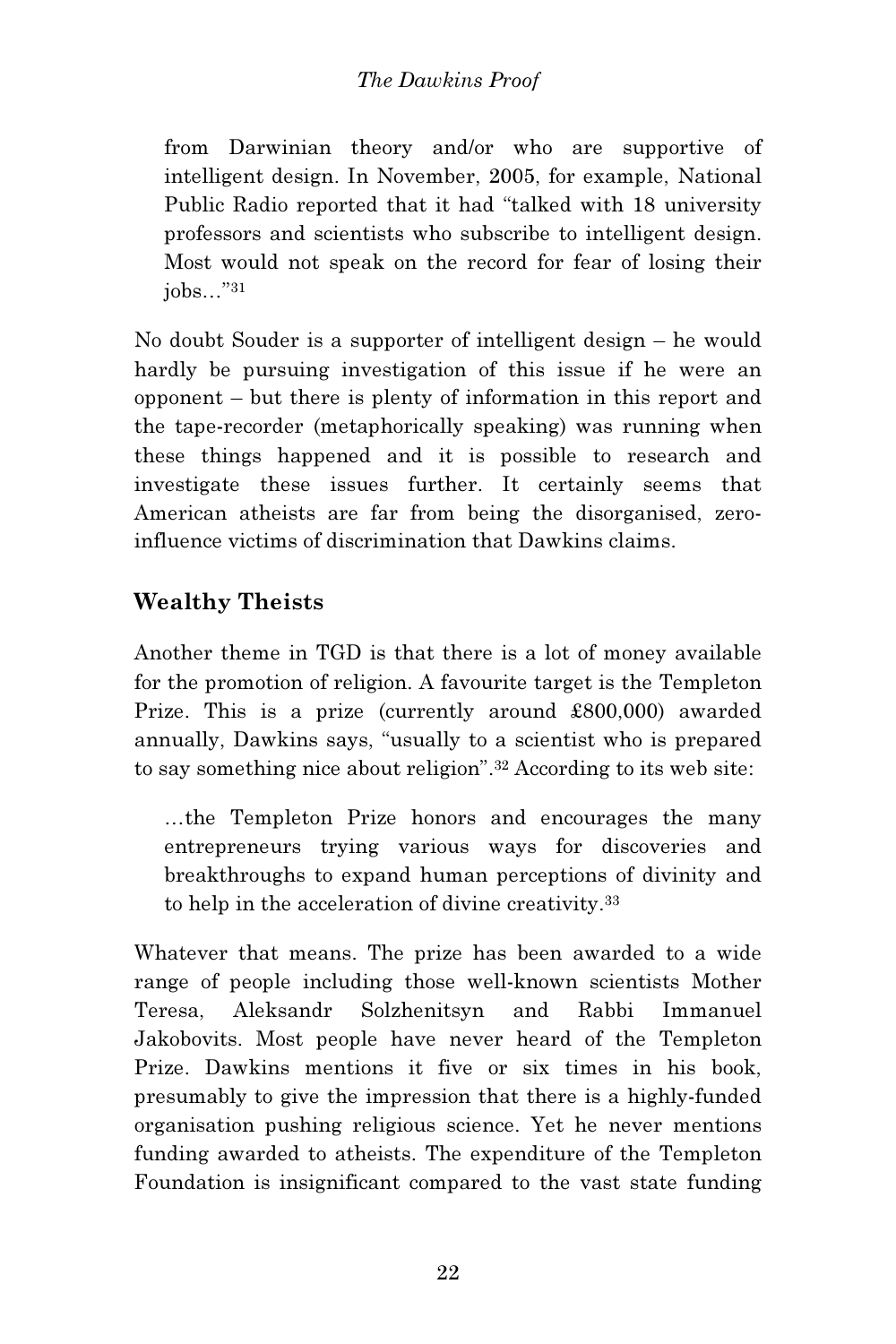from Darwinian theory and/or who are supportive of intelligent design. In November, 2005, for example, National Public Radio reported that it had "talked with 18 university professors and scientists who subscribe to intelligent design. Most would not speak on the record for fear of losing their jobs…"[31]

No doubt Souder is a supporter of intelligent design – he would hardly be pursuing investigation of this issue if he were an opponent – but there is plenty of information in this report and the tape-recorder (metaphorically speaking) was running when these things happened and it is possible to research and investigate these issues further. It certainly seems that American atheists are far from being the disorganised, zero-influence victims of discrimination that Dawkins claims.

## Wealthy Theists

Another theme in TGD is that there is a lot of money available for the promotion of religion. A favourite target is the Templeton Prize. This is a prize (currently around £800,000) awarded annually, Dawkins says, "usually to a scientist who is prepared to say something nice about religion".[32] According to its web site:

> …the Templeton Prize honors and encourages the many entrepreneurs trying various ways for discoveries and breakthroughs to expand human perceptions of divinity and to help in the acceleration of divine creativity.[33]

Whatever that means. The prize has been awarded to a wide range of people including those well-known scientists Mother Teresa, Aleksandr Solzhenitsyn and Rabbi Immanuel Jakobovits. Most people have never heard of the Templeton Prize. Dawkins mentions it five or six times in his book, presumably to give the impression that there is a highly-funded organisation pushing religious science. Yet he never mentions funding awarded to atheists. The expenditure of the Templeton Foundation is insignificant compared to the vast state funding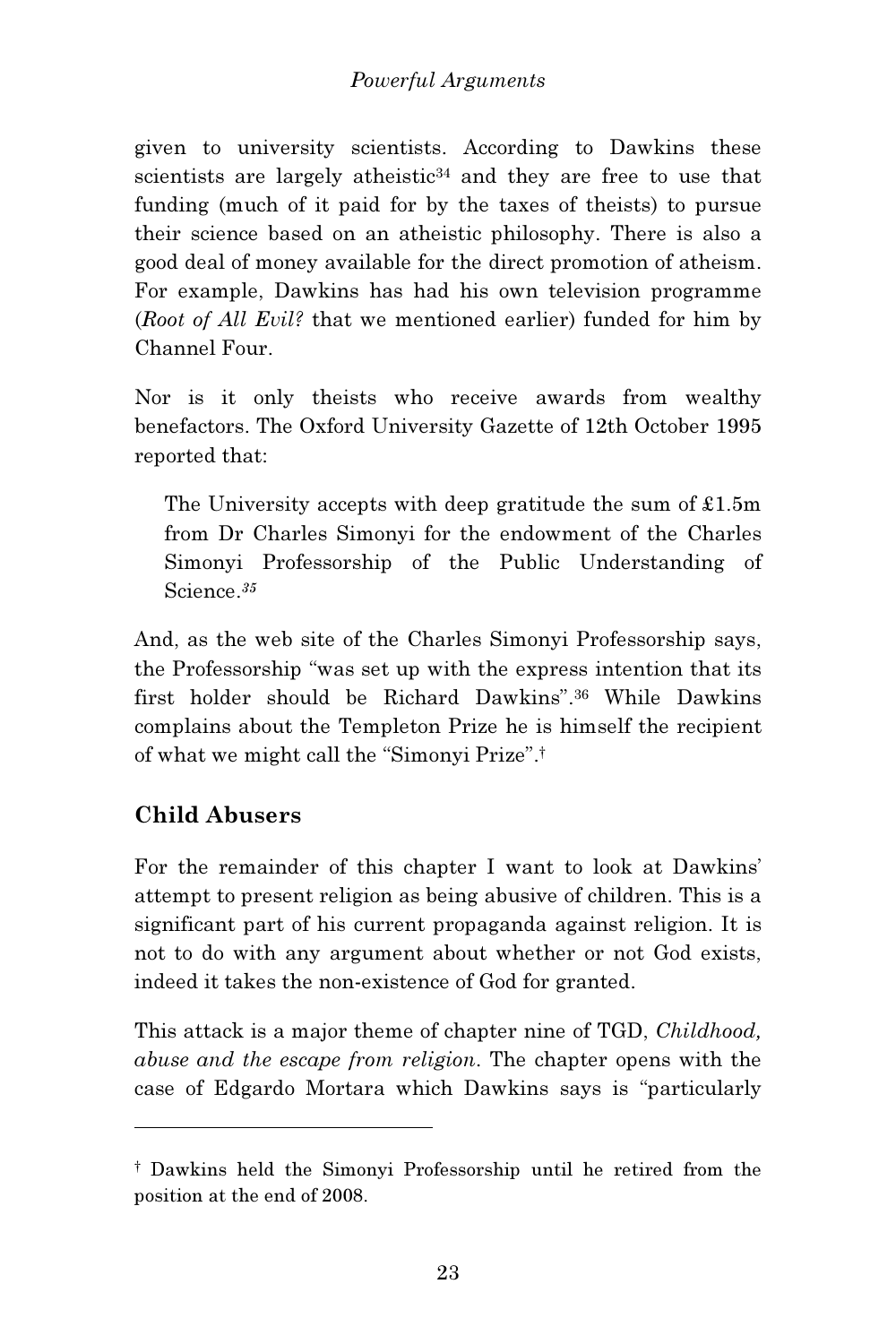given to university scientists. According to Dawkins these scientists are largely atheistic[34] and they are free to use that funding (much of it paid for by the taxes of theists) to pursue their science based on an atheistic philosophy. There is also a good deal of money available for the direct promotion of atheism. For example, Dawkins has had his own television programme (*Root of All Evil?* that we mentioned earlier) funded for him by Channel Four.

Nor is it only theists who receive awards from wealthy benefactors. The Oxford University Gazette of 12th October 1995 reported that:

> The University accepts with deep gratitude the sum of £1.5m from Dr Charles Simonyi for the endowment of the Charles Simonyi Professorship of the Public Understanding of Science.[35]

And, as the web site of the Charles Simonyi Professorship says, the Professorship "was set up with the express intention that its first holder should be Richard Dawkins".[36] While Dawkins complains about the Templeton Prize he is himself the recipient of what we might call the "Simonyi Prize".[†]

## Child Abusers

For the remainder of this chapter I want to look at Dawkins' attempt to present religion as being abusive of children. This is a significant part of his current propaganda against religion. It is not to do with any argument about whether or not God exists, indeed it takes the non-existence of God for granted.

This attack is a major theme of chapter nine of TGD, *Childhood, abuse and the escape from religion*. The chapter opens with the case of Edgardo Mortara which Dawkins says is "particularly

---

[†] Dawkins held the Simonyi Professorship until he retired from the position at the end of 2008.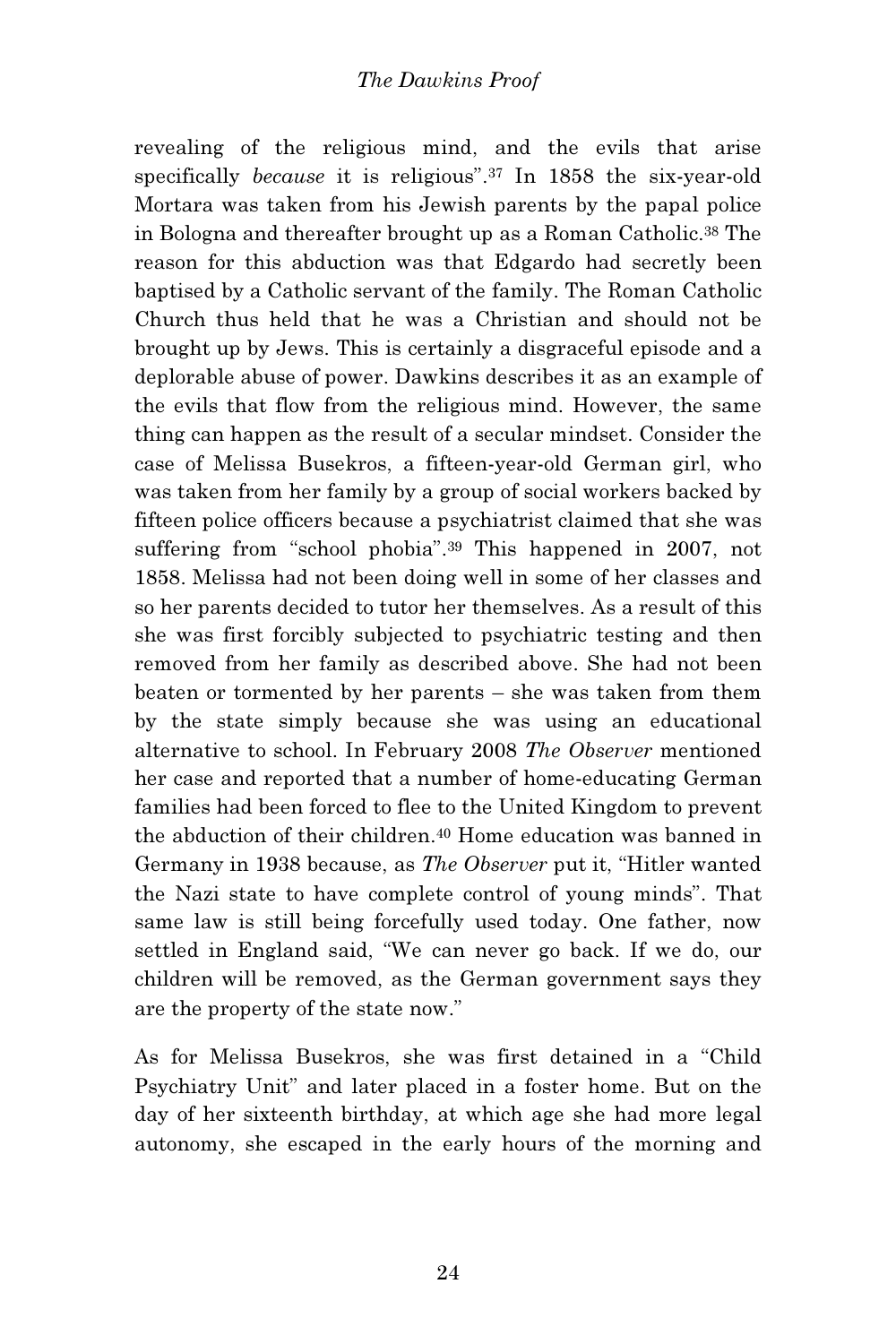revealing of the religious mind, and the evils that arise specifically *because* it is religious".[37] In 1858 the six-year-old Mortara was taken from his Jewish parents by the papal police in Bologna and thereafter brought up as a Roman Catholic.[38] The reason for this abduction was that Edgardo had secretly been baptised by a Catholic servant of the family. The Roman Catholic Church thus held that he was a Christian and should not be brought up by Jews. This is certainly a disgraceful episode and a deplorable abuse of power. Dawkins describes it as an example of the evils that flow from the religious mind. However, the same thing can happen as the result of a secular mindset. Consider the case of Melissa Busekros, a fifteen-year-old German girl, who was taken from her family by a group of social workers backed by fifteen police officers because a psychiatrist claimed that she was suffering from "school phobia".[39] This happened in 2007, not 1858. Melissa had not been doing well in some of her classes and so her parents decided to tutor her themselves. As a result of this she was first forcibly subjected to psychiatric testing and then removed from her family as described above. She had not been beaten or tormented by her parents – she was taken from them by the state simply because she was using an educational alternative to school. In February 2008 *The Observer* mentioned her case and reported that a number of home-educating German families had been forced to flee to the United Kingdom to prevent the abduction of their children.[40] Home education was banned in Germany in 1938 because, as *The Observer* put it, "Hitler wanted the Nazi state to have complete control of young minds". That same law is still being forcefully used today. One father, now settled in England said, "We can never go back. If we do, our children will be removed, as the German government says they are the property of the state now."

As for Melissa Busekros, she was first detained in a "Child Psychiatry Unit" and later placed in a foster home. But on the day of her sixteenth birthday, at which age she had more legal autonomy, she escaped in the early hours of the morning and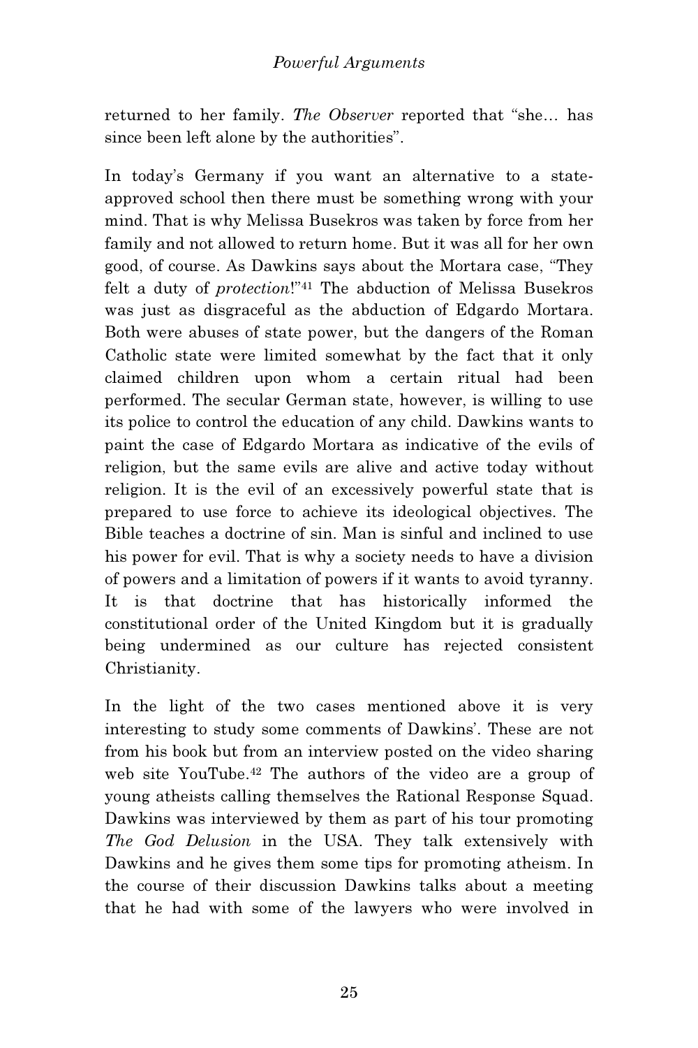returned to her family. *The Observer* reported that "she… has since been left alone by the authorities".

In today's Germany if you want an alternative to a state-approved school then there must be something wrong with your mind. That is why Melissa Busekros was taken by force from her family and not allowed to return home. But it was all for her own good, of course. As Dawkins says about the Mortara case, "They felt a duty of *protection*!"[41] The abduction of Melissa Busekros was just as disgraceful as the abduction of Edgardo Mortara. Both were abuses of state power, but the dangers of the Roman Catholic state were limited somewhat by the fact that it only claimed children upon whom a certain ritual had been performed. The secular German state, however, is willing to use its police to control the education of any child. Dawkins wants to paint the case of Edgardo Mortara as indicative of the evils of religion, but the same evils are alive and active today without religion. It is the evil of an excessively powerful state that is prepared to use force to achieve its ideological objectives. The Bible teaches a doctrine of sin. Man is sinful and inclined to use his power for evil. That is why a society needs to have a division of powers and a limitation of powers if it wants to avoid tyranny. It is that doctrine that has historically informed the constitutional order of the United Kingdom but it is gradually being undermined as our culture has rejected consistent Christianity.

In the light of the two cases mentioned above it is very interesting to study some comments of Dawkins'. These are not from his book but from an interview posted on the video sharing web site YouTube.[42] The authors of the video are a group of young atheists calling themselves the Rational Response Squad. Dawkins was interviewed by them as part of his tour promoting *The God Delusion* in the USA. They talk extensively with Dawkins and he gives them some tips for promoting atheism. In the course of their discussion Dawkins talks about a meeting that he had with some of the lawyers who were involved in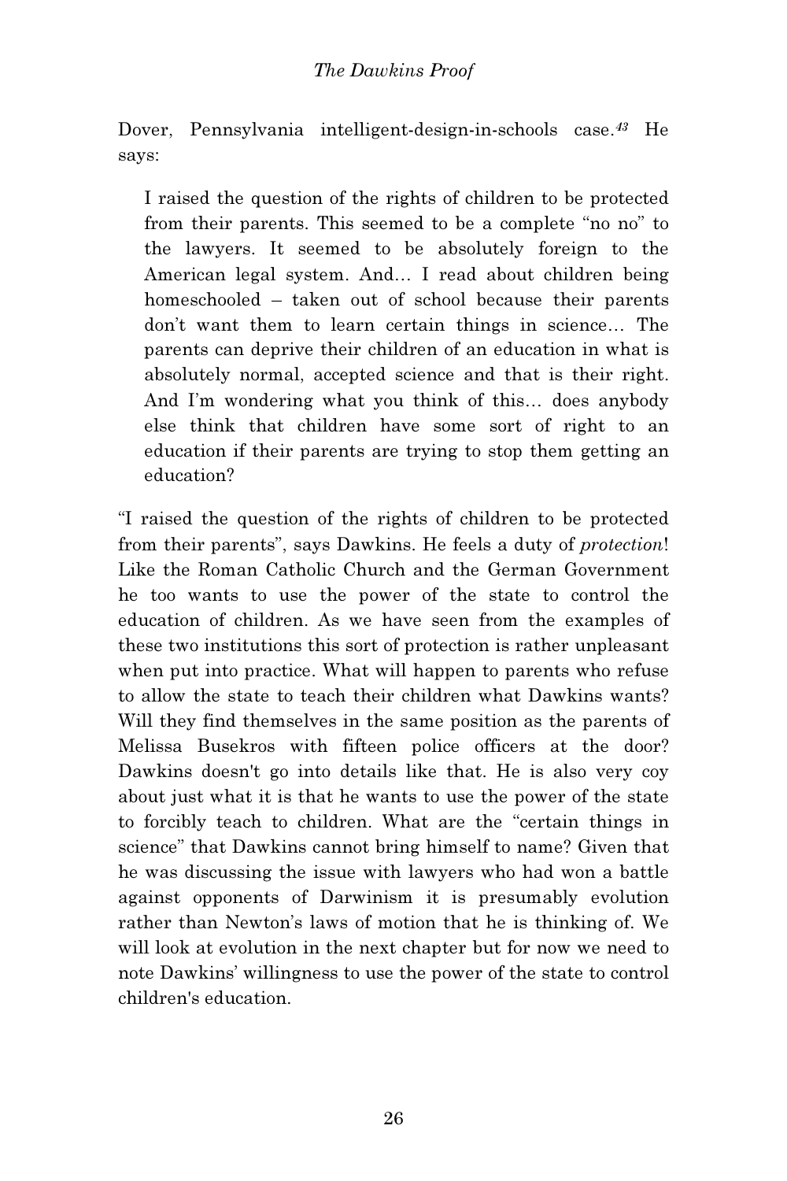Dover, Pennsylvania intelligent-design-in-schools case.[43] He says:

> I raised the question of the rights of children to be protected from their parents. This seemed to be a complete "no no" to the lawyers. It seemed to be absolutely foreign to the American legal system. And… I read about children being homeschooled – taken out of school because their parents don't want them to learn certain things in science… The parents can deprive their children of an education in what is absolutely normal, accepted science and that is their right. And I'm wondering what you think of this… does anybody else think that children have some sort of right to an education if their parents are trying to stop them getting an education?

"I raised the question of the rights of children to be protected from their parents", says Dawkins. He feels a duty of *protection*! Like the Roman Catholic Church and the German Government he too wants to use the power of the state to control the education of children. As we have seen from the examples of these two institutions this sort of protection is rather unpleasant when put into practice. What will happen to parents who refuse to allow the state to teach their children what Dawkins wants? Will they find themselves in the same position as the parents of Melissa Busekros with fifteen police officers at the door? Dawkins doesn't go into details like that. He is also very coy about just what it is that he wants to use the power of the state to forcibly teach to children. What are the "certain things in science" that Dawkins cannot bring himself to name? Given that he was discussing the issue with lawyers who had won a battle against opponents of Darwinism it is presumably evolution rather than Newton's laws of motion that he is thinking of. We will look at evolution in the next chapter but for now we need to note Dawkins' willingness to use the power of the state to control children's education.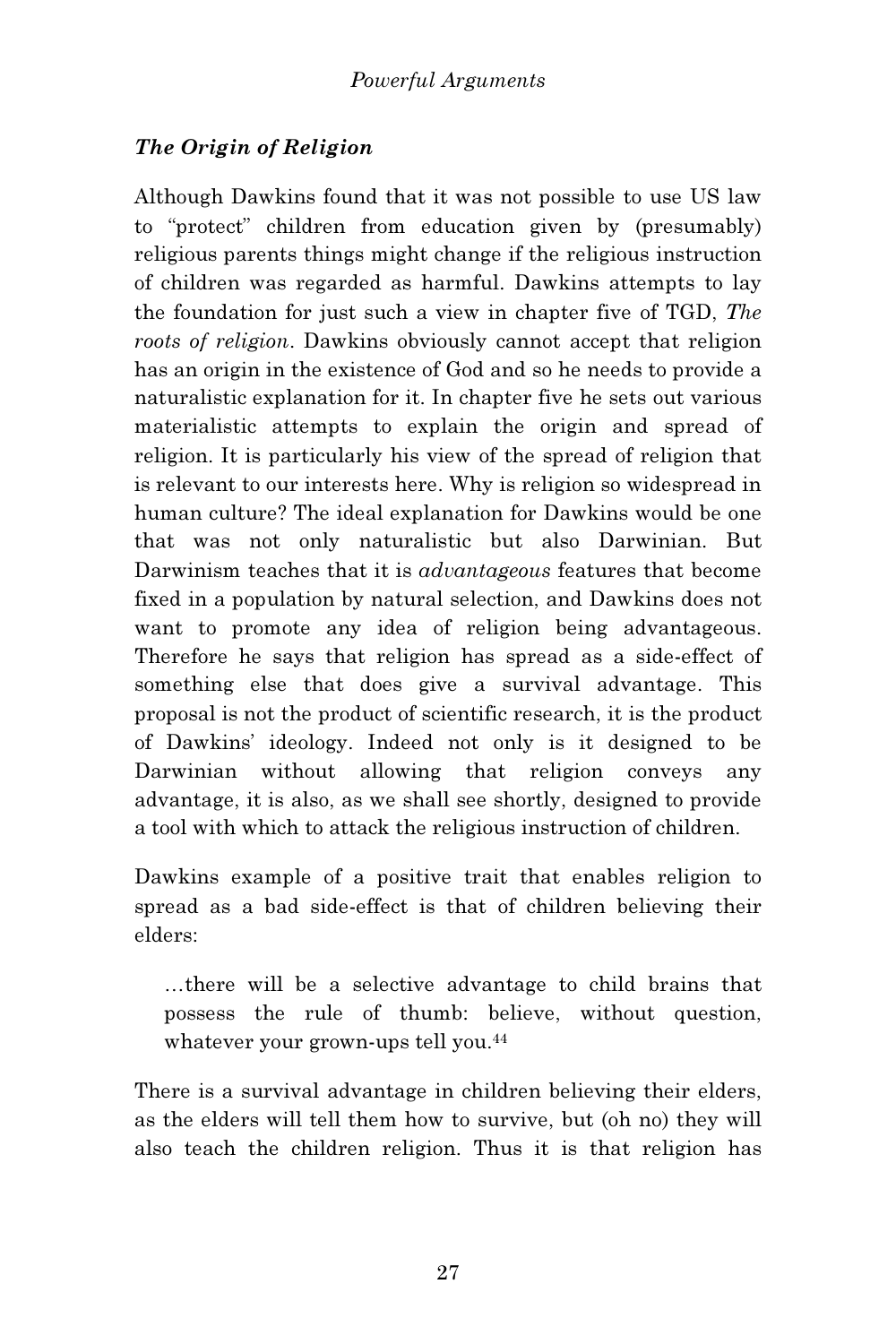### *The Origin of Religion*

Although Dawkins found that it was not possible to use US law to "protect" children from education given by (presumably) religious parents things might change if the religious instruction of children was regarded as harmful. Dawkins attempts to lay the foundation for just such a view in chapter five of TGD, *The roots of religion*. Dawkins obviously cannot accept that religion has an origin in the existence of God and so he needs to provide a naturalistic explanation for it. In chapter five he sets out various materialistic attempts to explain the origin and spread of religion. It is particularly his view of the spread of religion that is relevant to our interests here. Why is religion so widespread in human culture? The ideal explanation for Dawkins would be one that was not only naturalistic but also Darwinian. But Darwinism teaches that it is *advantageous* features that become fixed in a population by natural selection, and Dawkins does not want to promote any idea of religion being advantageous. Therefore he says that religion has spread as a side-effect of something else that does give a survival advantage. This proposal is not the product of scientific research, it is the product of Dawkins' ideology. Indeed not only is it designed to be Darwinian without allowing that religion conveys any advantage, it is also, as we shall see shortly, designed to provide a tool with which to attack the religious instruction of children.

Dawkins example of a positive trait that enables religion to spread as a bad side-effect is that of children believing their elders:

> …there will be a selective advantage to child brains that possess the rule of thumb: believe, without question, whatever your grown-ups tell you.[44]

There is a survival advantage in children believing their elders, as the elders will tell them how to survive, but (oh no) they will also teach the children religion. Thus it is that religion has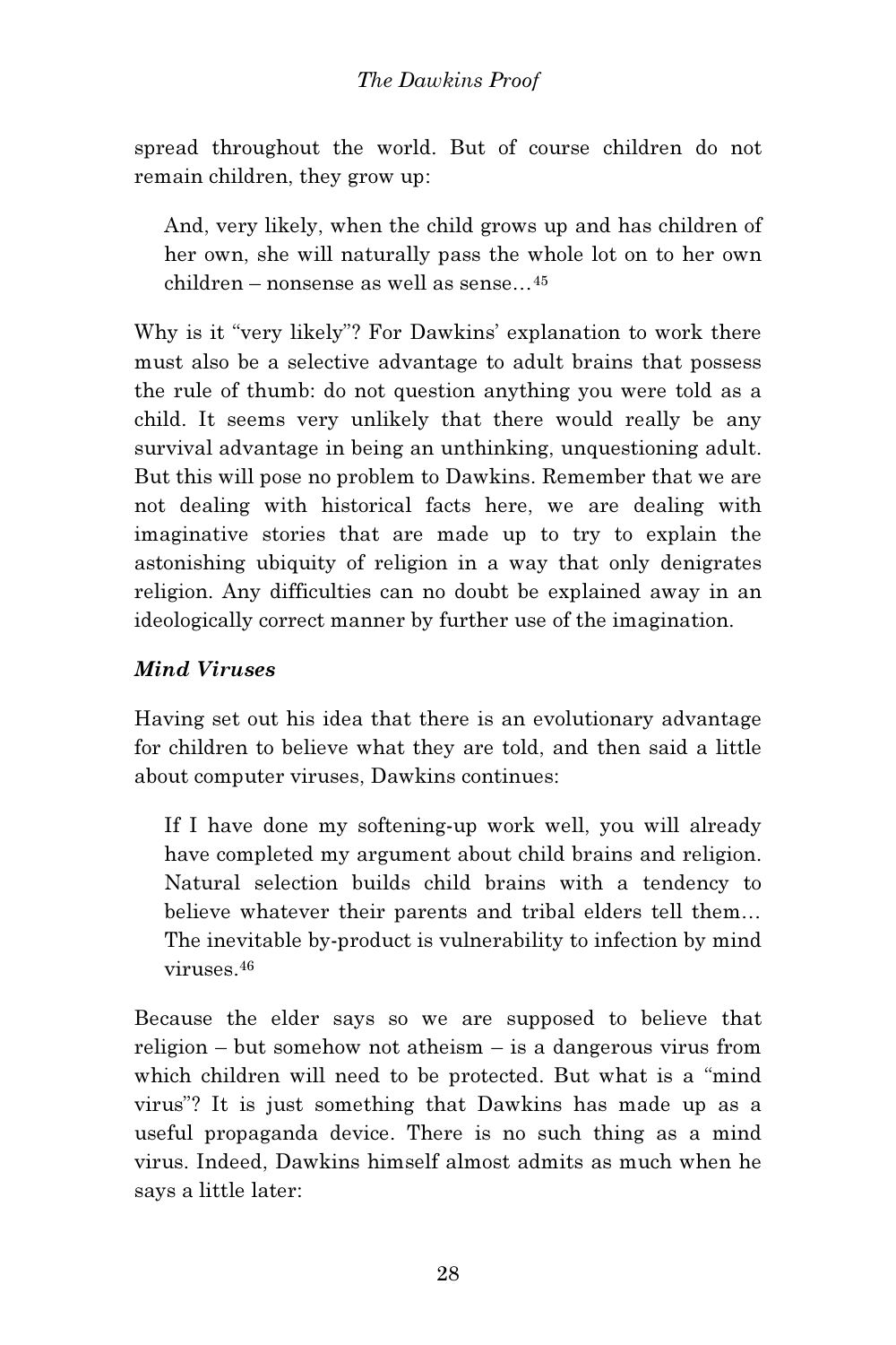spread throughout the world. But of course children do not remain children, they grow up:

> And, very likely, when the child grows up and has children of her own, she will naturally pass the whole lot on to her own children – nonsense as well as sense…[45]

Why is it "very likely"? For Dawkins' explanation to work there must also be a selective advantage to adult brains that possess the rule of thumb: do not question anything you were told as a child. It seems very unlikely that there would really be any survival advantage in being an unthinking, unquestioning adult. But this will pose no problem to Dawkins. Remember that we are not dealing with historical facts here, we are dealing with imaginative stories that are made up to try to explain the astonishing ubiquity of religion in a way that only denigrates religion. Any difficulties can no doubt be explained away in an ideologically correct manner by further use of the imagination.

### *Mind Viruses*

Having set out his idea that there is an evolutionary advantage for children to believe what they are told, and then said a little about computer viruses, Dawkins continues:

> If I have done my softening-up work well, you will already have completed my argument about child brains and religion. Natural selection builds child brains with a tendency to believe whatever their parents and tribal elders tell them… The inevitable by-product is vulnerability to infection by mind viruses.[46]

Because the elder says so we are supposed to believe that religion – but somehow not atheism – is a dangerous virus from which children will need to be protected. But what is a "mind virus"? It is just something that Dawkins has made up as a useful propaganda device. There is no such thing as a mind virus. Indeed, Dawkins himself almost admits as much when he says a little later: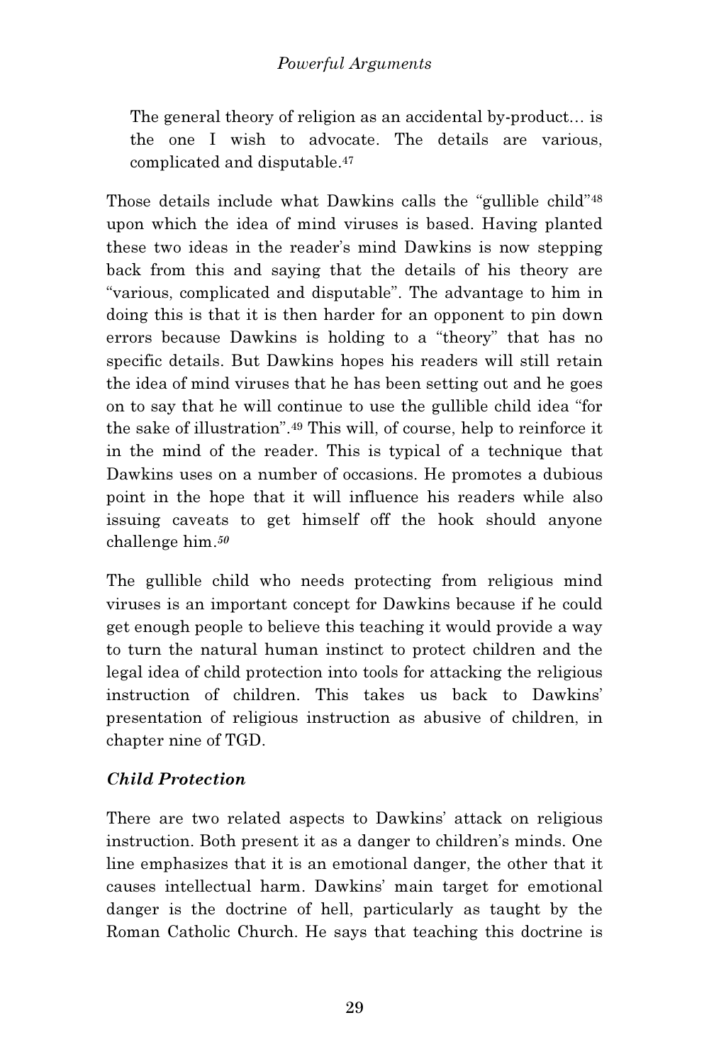> The general theory of religion as an accidental by-product… is the one I wish to advocate. The details are various, complicated and disputable.[47]

Those details include what Dawkins calls the "gullible child"[48] upon which the idea of mind viruses is based. Having planted these two ideas in the reader's mind Dawkins is now stepping back from this and saying that the details of his theory are "various, complicated and disputable". The advantage to him in doing this is that it is then harder for an opponent to pin down errors because Dawkins is holding to a "theory" that has no specific details. But Dawkins hopes his readers will still retain the idea of mind viruses that he has been setting out and he goes on to say that he will continue to use the gullible child idea "for the sake of illustration".[49] This will, of course, help to reinforce it in the mind of the reader. This is typical of a technique that Dawkins uses on a number of occasions. He promotes a dubious point in the hope that it will influence his readers while also issuing caveats to get himself off the hook should anyone challenge him.[50]

The gullible child who needs protecting from religious mind viruses is an important concept for Dawkins because if he could get enough people to believe this teaching it would provide a way to turn the natural human instinct to protect children and the legal idea of child protection into tools for attacking the religious instruction of children. This takes us back to Dawkins' presentation of religious instruction as abusive of children, in chapter nine of TGD.

### *Child Protection*

There are two related aspects to Dawkins' attack on religious instruction. Both present it as a danger to children's minds. One line emphasizes that it is an emotional danger, the other that it causes intellectual harm. Dawkins' main target for emotional danger is the doctrine of hell, particularly as taught by the Roman Catholic Church. He says that teaching this doctrine is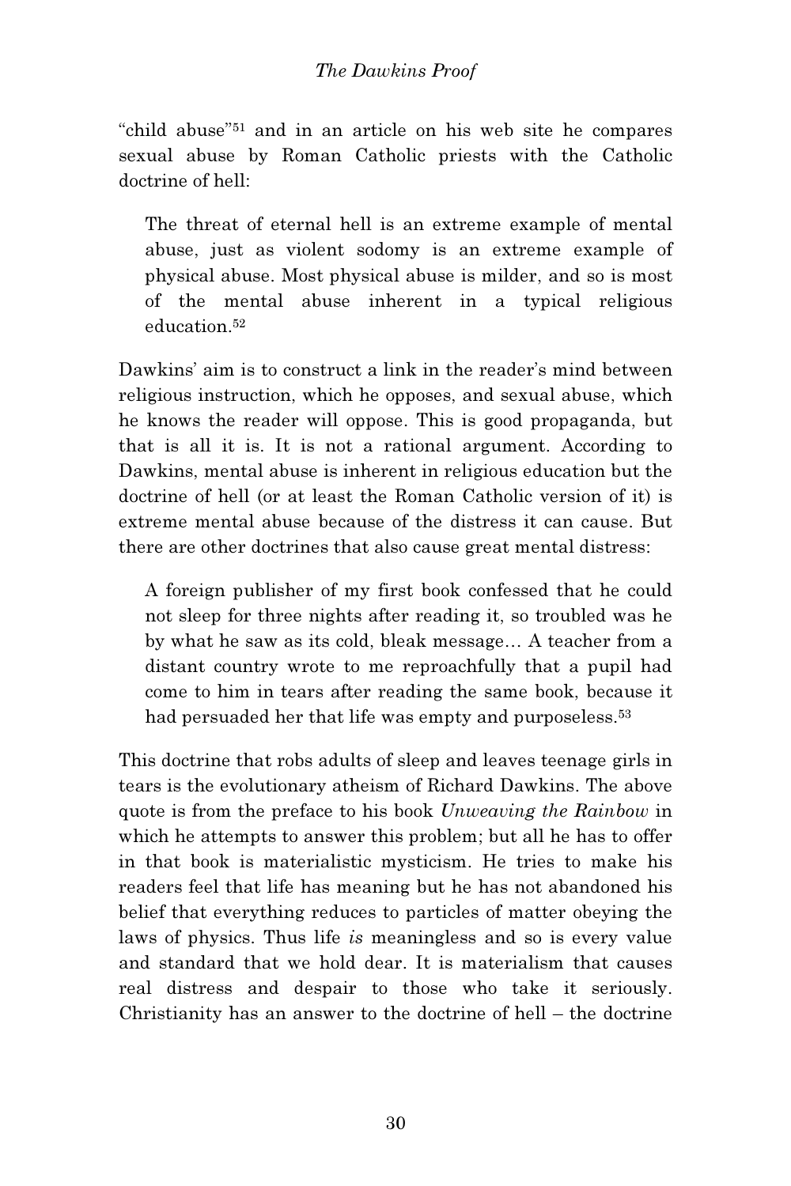"child abuse"[51] and in an article on his web site he compares sexual abuse by Roman Catholic priests with the Catholic doctrine of hell:

> The threat of eternal hell is an extreme example of mental abuse, just as violent sodomy is an extreme example of physical abuse. Most physical abuse is milder, and so is most of the mental abuse inherent in a typical religious education.[52]

Dawkins' aim is to construct a link in the reader's mind between religious instruction, which he opposes, and sexual abuse, which he knows the reader will oppose. This is good propaganda, but that is all it is. It is not a rational argument. According to Dawkins, mental abuse is inherent in religious education but the doctrine of hell (or at least the Roman Catholic version of it) is extreme mental abuse because of the distress it can cause. But there are other doctrines that also cause great mental distress:

> A foreign publisher of my first book confessed that he could not sleep for three nights after reading it, so troubled was he by what he saw as its cold, bleak message… A teacher from a distant country wrote to me reproachfully that a pupil had come to him in tears after reading the same book, because it had persuaded her that life was empty and purposeless.[53]

This doctrine that robs adults of sleep and leaves teenage girls in tears is the evolutionary atheism of Richard Dawkins. The above quote is from the preface to his book *Unweaving the Rainbow* in which he attempts to answer this problem; but all he has to offer in that book is materialistic mysticism. He tries to make his readers feel that life has meaning but he has not abandoned his belief that everything reduces to particles of matter obeying the laws of physics. Thus life *is* meaningless and so is every value and standard that we hold dear. It is materialism that causes real distress and despair to those who take it seriously. Christianity has an answer to the doctrine of hell – the doctrine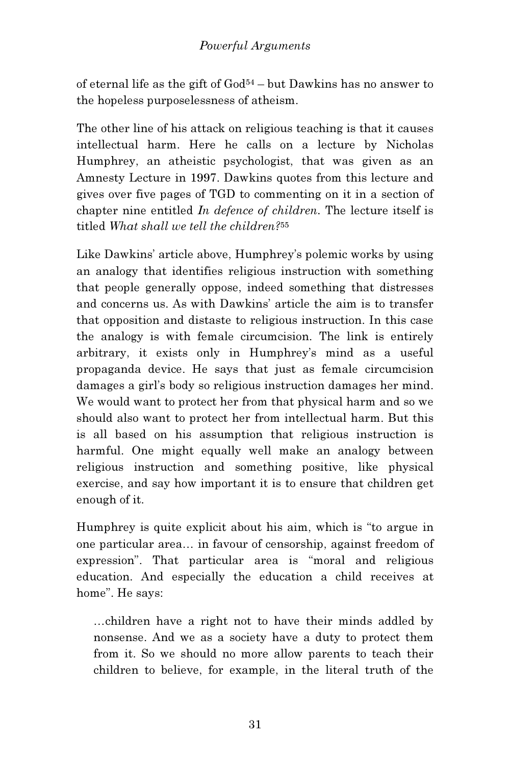of eternal life as the gift of God[54] – but Dawkins has no answer to the hopeless purposelessness of atheism.

The other line of his attack on religious teaching is that it causes intellectual harm. Here he calls on a lecture by Nicholas Humphrey, an atheistic psychologist, that was given as an Amnesty Lecture in 1997. Dawkins quotes from this lecture and gives over five pages of TGD to commenting on it in a section of chapter nine entitled *In defence of children*. The lecture itself is titled *What shall we tell the children?*[55]

Like Dawkins' article above, Humphrey's polemic works by using an analogy that identifies religious instruction with something that people generally oppose, indeed something that distresses and concerns us. As with Dawkins' article the aim is to transfer that opposition and distaste to religious instruction. In this case the analogy is with female circumcision. The link is entirely arbitrary, it exists only in Humphrey's mind as a useful propaganda device. He says that just as female circumcision damages a girl's body so religious instruction damages her mind. We would want to protect her from that physical harm and so we should also want to protect her from intellectual harm. But this is all based on his assumption that religious instruction is harmful. One might equally well make an analogy between religious instruction and something positive, like physical exercise, and say how important it is to ensure that children get enough of it.

Humphrey is quite explicit about his aim, which is "to argue in one particular area… in favour of censorship, against freedom of expression". That particular area is "moral and religious education. And especially the education a child receives at home". He says:

> …children have a right not to have their minds addled by nonsense. And we as a society have a duty to protect them from it. So we should no more allow parents to teach their children to believe, for example, in the literal truth of the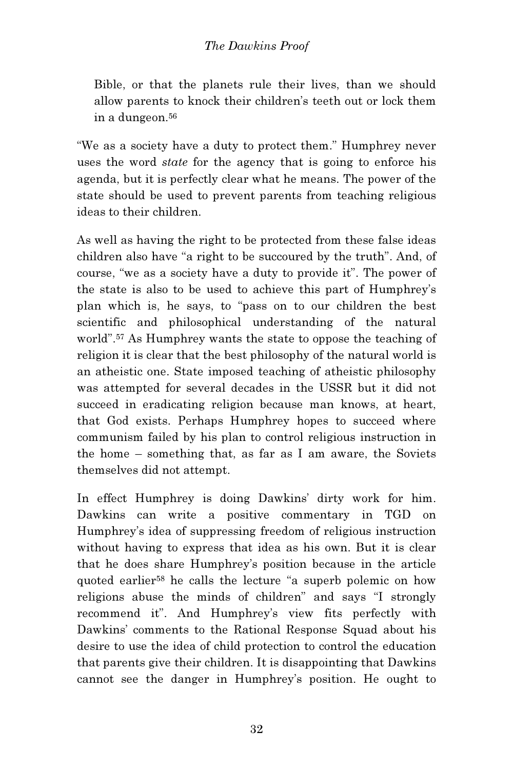> Bible, or that the planets rule their lives, than we should allow parents to knock their children's teeth out or lock them in a dungeon.[56]

"We as a society have a duty to protect them." Humphrey never uses the word *state* for the agency that is going to enforce his agenda, but it is perfectly clear what he means. The power of the state should be used to prevent parents from teaching religious ideas to their children.

As well as having the right to be protected from these false ideas children also have "a right to be succoured by the truth". And, of course, "we as a society have a duty to provide it". The power of the state is also to be used to achieve this part of Humphrey's plan which is, he says, to "pass on to our children the best scientific and philosophical understanding of the natural world".[57] As Humphrey wants the state to oppose the teaching of religion it is clear that the best philosophy of the natural world is an atheistic one. State imposed teaching of atheistic philosophy was attempted for several decades in the USSR but it did not succeed in eradicating religion because man knows, at heart, that God exists. Perhaps Humphrey hopes to succeed where communism failed by his plan to control religious instruction in the home – something that, as far as I am aware, the Soviets themselves did not attempt.

In effect Humphrey is doing Dawkins' dirty work for him. Dawkins can write a positive commentary in TGD on Humphrey's idea of suppressing freedom of religious instruction without having to express that idea as his own. But it is clear that he does share Humphrey's position because in the article quoted earlier[58] he calls the lecture "a superb polemic on how religions abuse the minds of children" and says "I strongly recommend it". And Humphrey's view fits perfectly with Dawkins' comments to the Rational Response Squad about his desire to use the idea of child protection to control the education that parents give their children. It is disappointing that Dawkins cannot see the danger in Humphrey's position. He ought to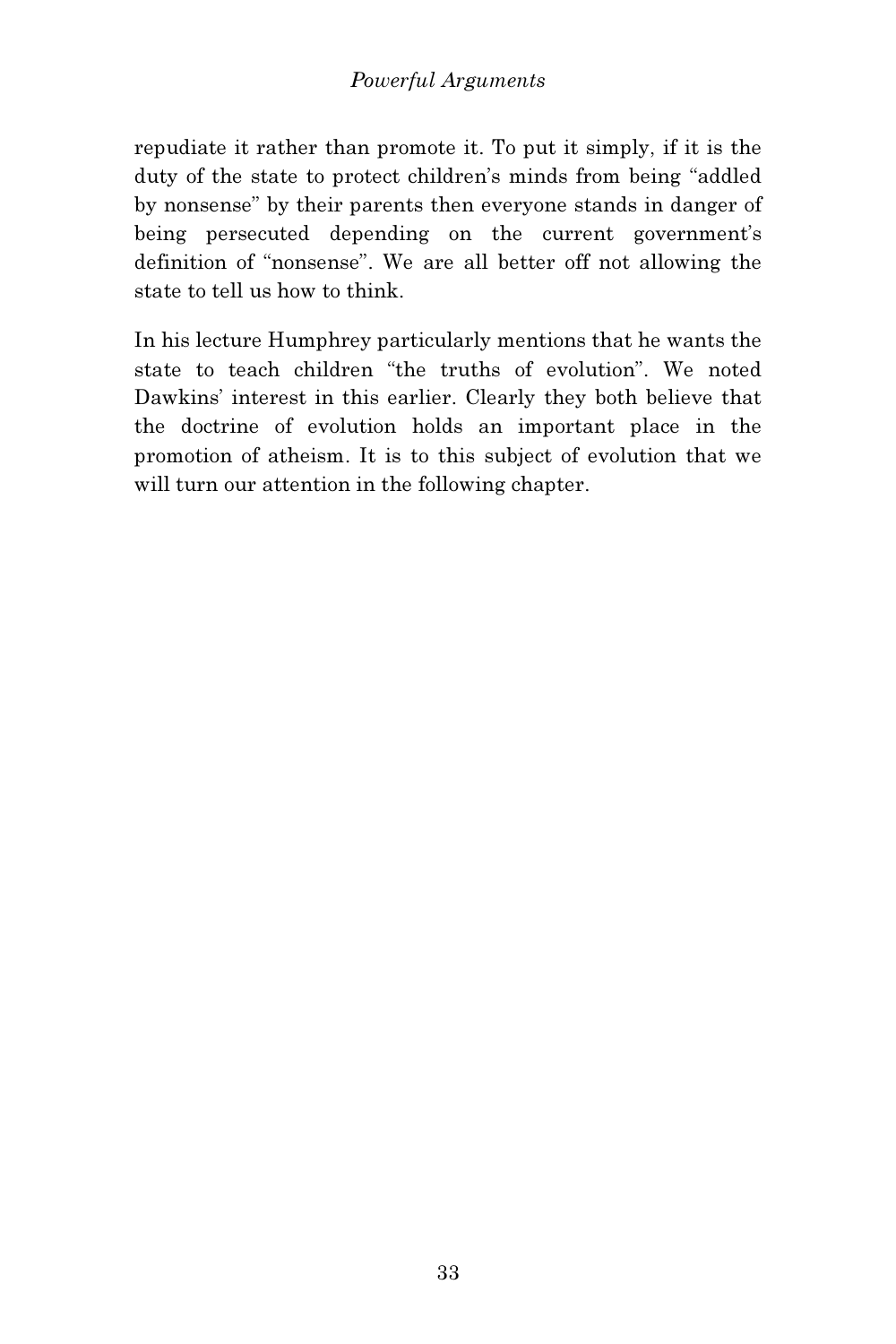repudiate it rather than promote it. To put it simply, if it is the duty of the state to protect children's minds from being "addled by nonsense" by their parents then everyone stands in danger of being persecuted depending on the current government's definition of "nonsense". We are all better off not allowing the state to tell us how to think.

In his lecture Humphrey particularly mentions that he wants the state to teach children "the truths of evolution". We noted Dawkins' interest in this earlier. Clearly they both believe that the doctrine of evolution holds an important place in the promotion of atheism. It is to this subject of evolution that we will turn our attention in the following chapter.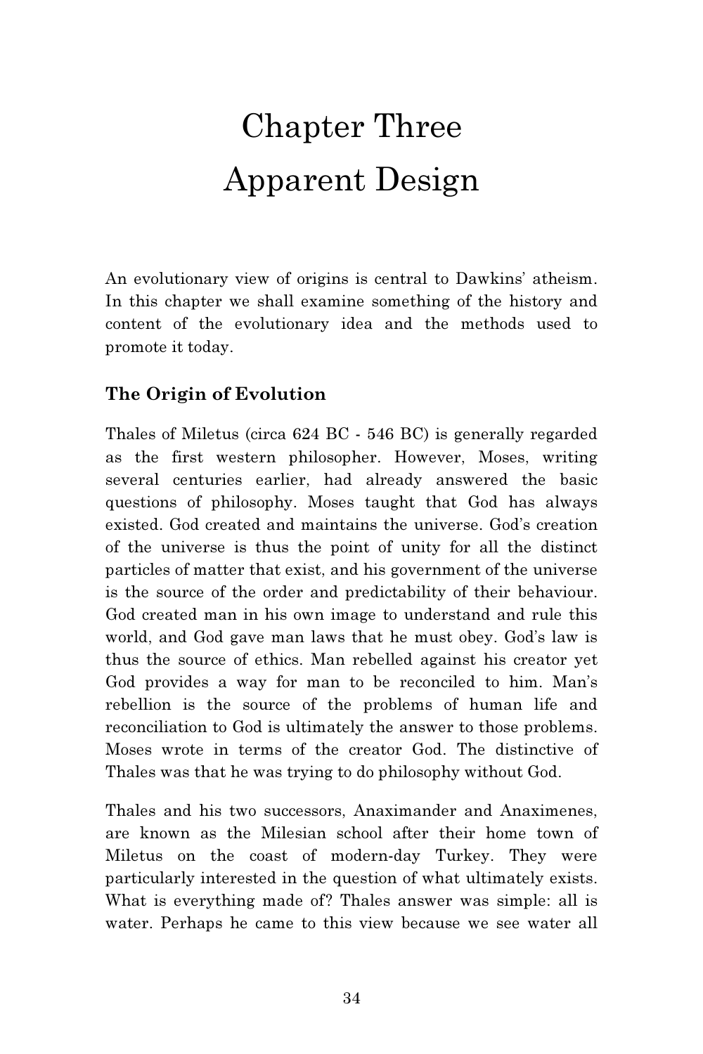# Chapter Three
# Apparent Design

An evolutionary view of origins is central to Dawkins' atheism. In this chapter we shall examine something of the history and content of the evolutionary idea and the methods used to promote it today.

## The Origin of Evolution

Thales of Miletus (circa 624 BC - 546 BC) is generally regarded as the first western philosopher. However, Moses, writing several centuries earlier, had already answered the basic questions of philosophy. Moses taught that God has always existed. God created and maintains the universe. God's creation of the universe is thus the point of unity for all the distinct particles of matter that exist, and his government of the universe is the source of the order and predictability of their behaviour. God created man in his own image to understand and rule this world, and God gave man laws that he must obey. God's law is thus the source of ethics. Man rebelled against his creator yet God provides a way for man to be reconciled to him. Man's rebellion is the source of the problems of human life and reconciliation to God is ultimately the answer to those problems. Moses wrote in terms of the creator God. The distinctive of Thales was that he was trying to do philosophy without God.

Thales and his two successors, Anaximander and Anaximenes, are known as the Milesian school after their home town of Miletus on the coast of modern-day Turkey. They were particularly interested in the question of what ultimately exists. What is everything made of? Thales answer was simple: all is water. Perhaps he came to this view because we see water all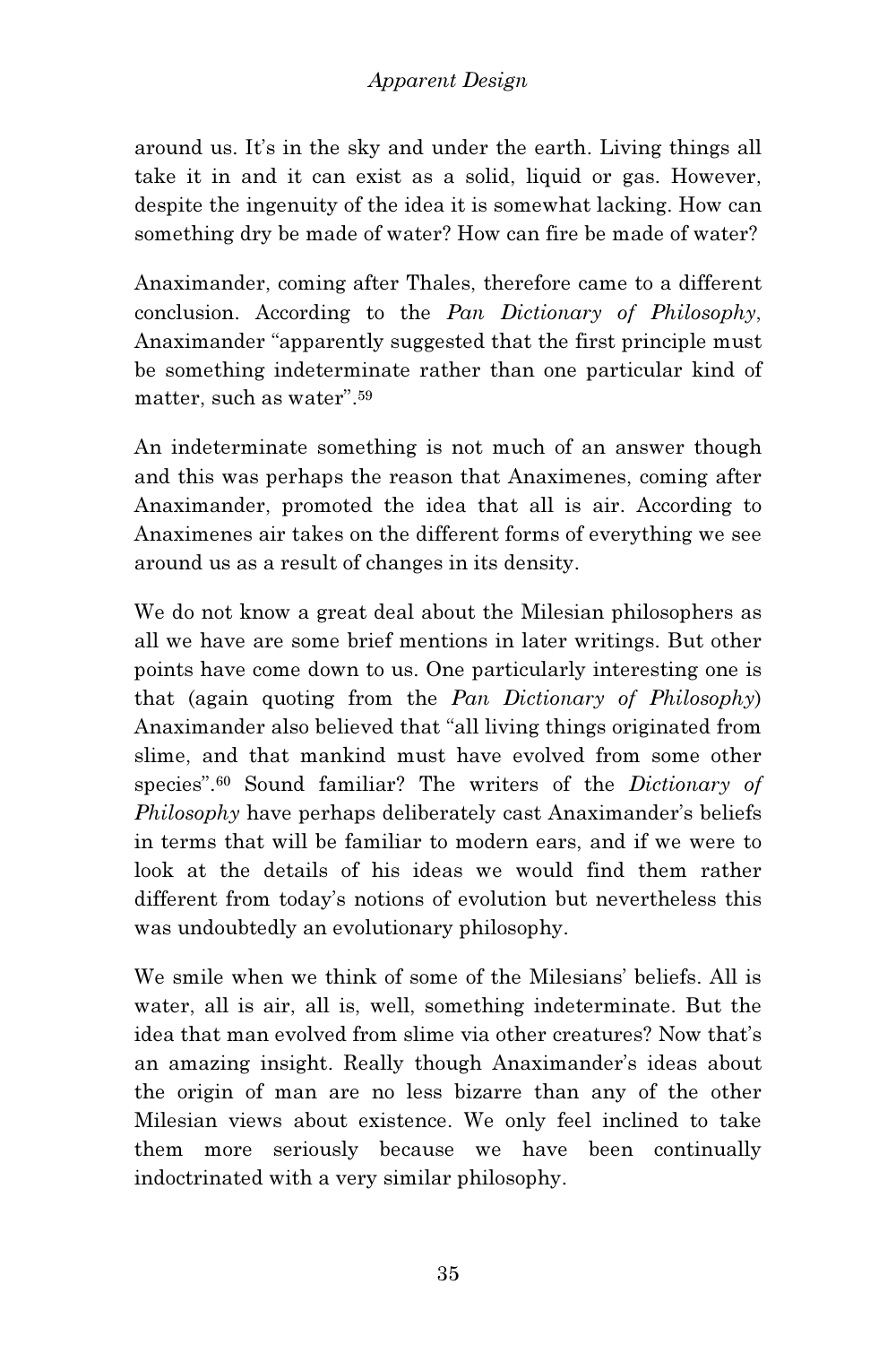around us. It's in the sky and under the earth. Living things all take it in and it can exist as a solid, liquid or gas. However, despite the ingenuity of the idea it is somewhat lacking. How can something dry be made of water? How can fire be made of water?

Anaximander, coming after Thales, therefore came to a different conclusion. According to the *Pan Dictionary of Philosophy*, Anaximander "apparently suggested that the first principle must be something indeterminate rather than one particular kind of matter, such as water".[59]

An indeterminate something is not much of an answer though and this was perhaps the reason that Anaximenes, coming after Anaximander, promoted the idea that all is air. According to Anaximenes air takes on the different forms of everything we see around us as a result of changes in its density.

We do not know a great deal about the Milesian philosophers as all we have are some brief mentions in later writings. But other points have come down to us. One particularly interesting one is that (again quoting from the *Pan Dictionary of Philosophy*) Anaximander also believed that "all living things originated from slime, and that mankind must have evolved from some other species".[60] Sound familiar? The writers of the *Dictionary of Philosophy* have perhaps deliberately cast Anaximander's beliefs in terms that will be familiar to modern ears, and if we were to look at the details of his ideas we would find them rather different from today's notions of evolution but nevertheless this was undoubtedly an evolutionary philosophy.

We smile when we think of some of the Milesians' beliefs. All is water, all is air, all is, well, something indeterminate. But the idea that man evolved from slime via other creatures? Now that's an amazing insight. Really though Anaximander's ideas about the origin of man are no less bizarre than any of the other Milesian views about existence. We only feel inclined to take them more seriously because we have been continually indoctrinated with a very similar philosophy.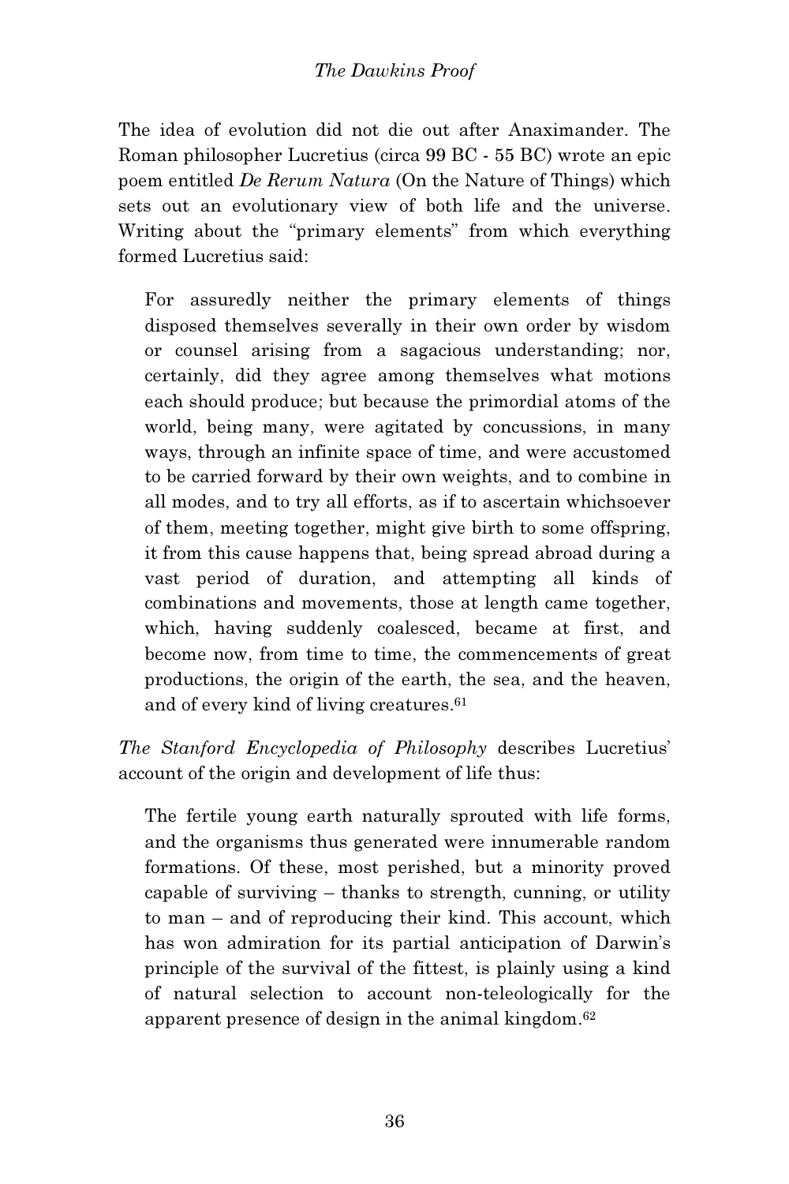The idea of evolution did not die out after Anaximander. The Roman philosopher Lucretius (circa 99 BC - 55 BC) wrote an epic poem entitled *De Rerum Natura* (On the Nature of Things) which sets out an evolutionary view of both life and the universe. Writing about the "primary elements" from which everything formed Lucretius said:

> For assuredly neither the primary elements of things disposed themselves severally in their own order by wisdom or counsel arising from a sagacious understanding; nor, certainly, did they agree among themselves what motions each should produce; but because the primordial atoms of the world, being many, were agitated by concussions, in many ways, through an infinite space of time, and were accustomed to be carried forward by their own weights, and to combine in all modes, and to try all efforts, as if to ascertain whichsoever of them, meeting together, might give birth to some offspring, it from this cause happens that, being spread abroad during a vast period of duration, and attempting all kinds of combinations and movements, those at length came together, which, having suddenly coalesced, became at first, and become now, from time to time, the commencements of great productions, the origin of the earth, the sea, and the heaven, and of every kind of living creatures.[61]

*The Stanford Encyclopedia of Philosophy* describes Lucretius' account of the origin and development of life thus:

> The fertile young earth naturally sprouted with life forms, and the organisms thus generated were innumerable random formations. Of these, most perished, but a minority proved capable of surviving – thanks to strength, cunning, or utility to man – and of reproducing their kind. This account, which has won admiration for its partial anticipation of Darwin's principle of the survival of the fittest, is plainly using a kind of natural selection to account non-teleologically for the apparent presence of design in the animal kingdom.[62]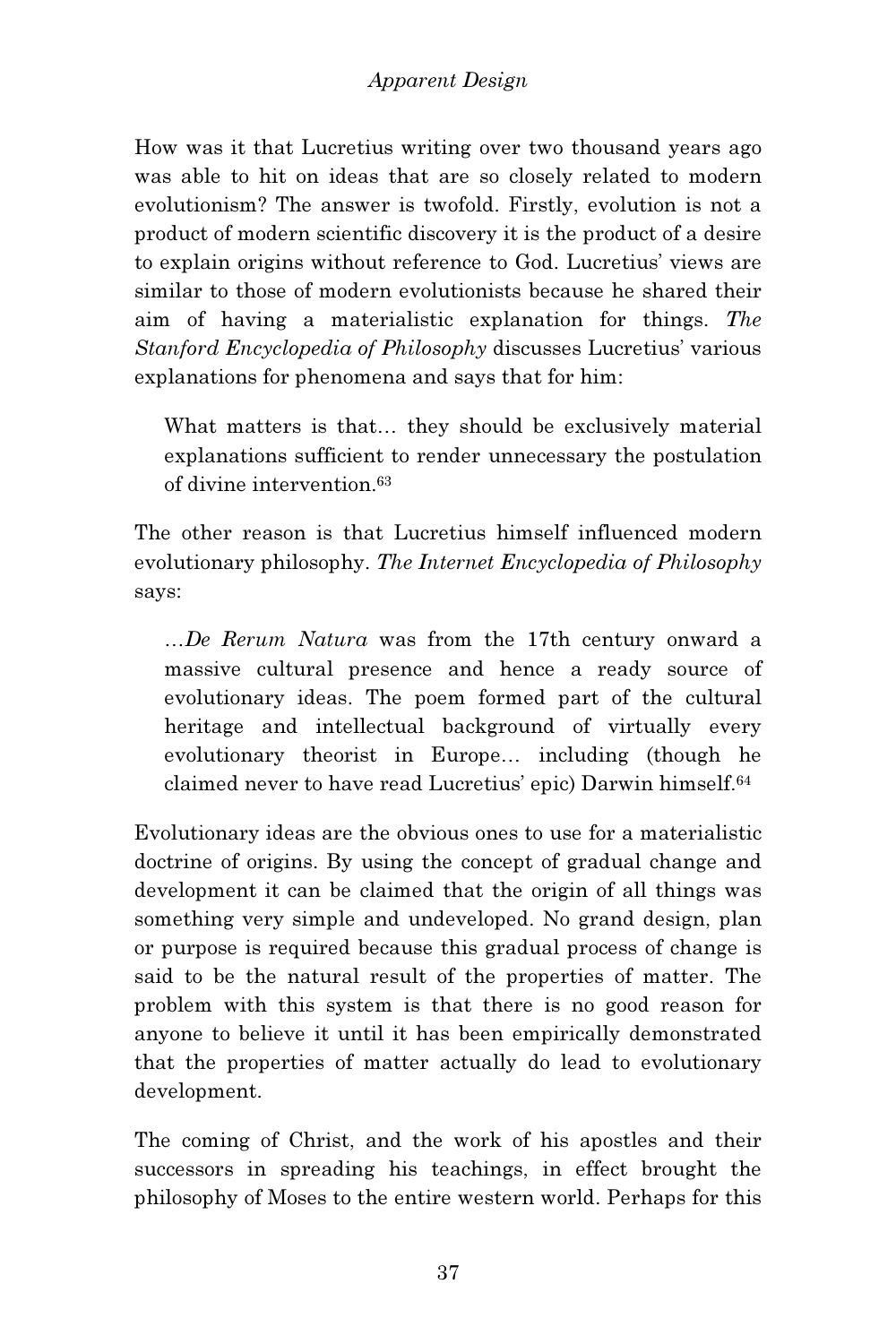How was it that Lucretius writing over two thousand years ago was able to hit on ideas that are so closely related to modern evolutionism? The answer is twofold. Firstly, evolution is not a product of modern scientific discovery it is the product of a desire to explain origins without reference to God. Lucretius' views are similar to those of modern evolutionists because he shared their aim of having a materialistic explanation for things. *The Stanford Encyclopedia of Philosophy* discusses Lucretius' various explanations for phenomena and says that for him:

> What matters is that… they should be exclusively material explanations sufficient to render unnecessary the postulation of divine intervention.[63]

The other reason is that Lucretius himself influenced modern evolutionary philosophy. *The Internet Encyclopedia of Philosophy* says:

> …*De Rerum Natura* was from the 17th century onward a massive cultural presence and hence a ready source of evolutionary ideas. The poem formed part of the cultural heritage and intellectual background of virtually every evolutionary theorist in Europe… including (though he claimed never to have read Lucretius' epic) Darwin himself.[64]

Evolutionary ideas are the obvious ones to use for a materialistic doctrine of origins. By using the concept of gradual change and development it can be claimed that the origin of all things was something very simple and undeveloped. No grand design, plan or purpose is required because this gradual process of change is said to be the natural result of the properties of matter. The problem with this system is that there is no good reason for anyone to believe it until it has been empirically demonstrated that the properties of matter actually do lead to evolutionary development.

The coming of Christ, and the work of his apostles and their successors in spreading his teachings, in effect brought the philosophy of Moses to the entire western world. Perhaps for this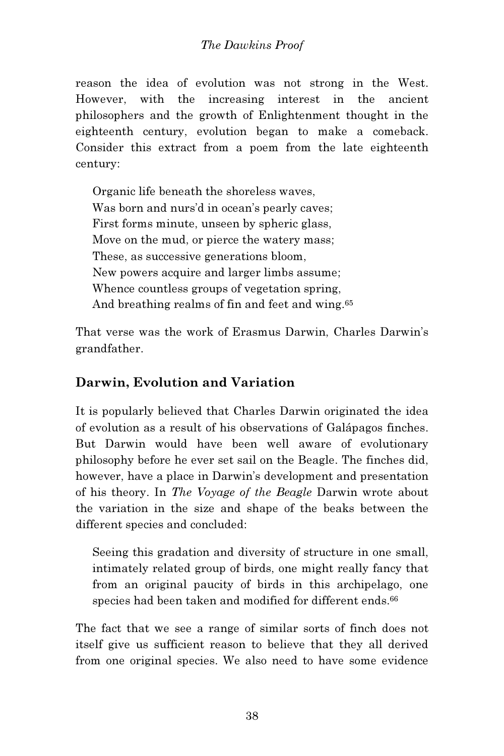reason the idea of evolution was not strong in the West. However, with the increasing interest in the ancient philosophers and the growth of Enlightenment thought in the eighteenth century, evolution began to make a comeback. Consider this extract from a poem from the late eighteenth century:

> Organic life beneath the shoreless waves,
> Was born and nurs'd in ocean's pearly caves;
> First forms minute, unseen by spheric glass,
> Move on the mud, or pierce the watery mass;
> These, as successive generations bloom,
> New powers acquire and larger limbs assume;
> Whence countless groups of vegetation spring,
> And breathing realms of fin and feet and wing.[65]

That verse was the work of Erasmus Darwin, Charles Darwin's grandfather.

## Darwin, Evolution and Variation

It is popularly believed that Charles Darwin originated the idea of evolution as a result of his observations of Galápagos finches. But Darwin would have been well aware of evolutionary philosophy before he ever set sail on the Beagle. The finches did, however, have a place in Darwin's development and presentation of his theory. In *The Voyage of the Beagle* Darwin wrote about the variation in the size and shape of the beaks between the different species and concluded:

> Seeing this gradation and diversity of structure in one small, intimately related group of birds, one might really fancy that from an original paucity of birds in this archipelago, one species had been taken and modified for different ends.[66]

The fact that we see a range of similar sorts of finch does not itself give us sufficient reason to believe that they all derived from one original species. We also need to have some evidence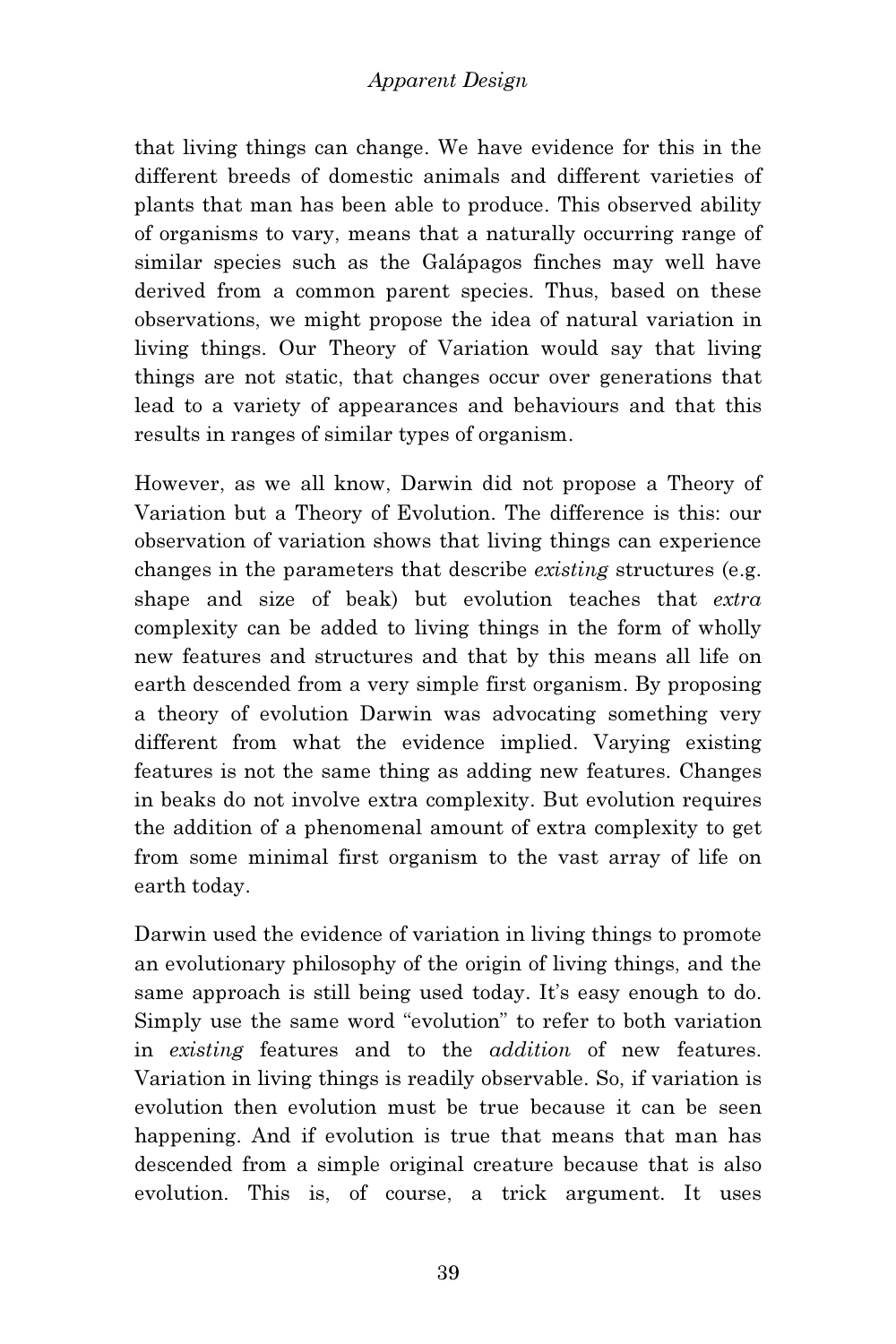that living things can change. We have evidence for this in the different breeds of domestic animals and different varieties of plants that man has been able to produce. This observed ability of organisms to vary, means that a naturally occurring range of similar species such as the Galápagos finches may well have derived from a common parent species. Thus, based on these observations, we might propose the idea of natural variation in living things. Our Theory of Variation would say that living things are not static, that changes occur over generations that lead to a variety of appearances and behaviours and that this results in ranges of similar types of organism.

However, as we all know, Darwin did not propose a Theory of Variation but a Theory of Evolution. The difference is this: our observation of variation shows that living things can experience changes in the parameters that describe *existing* structures (e.g. shape and size of beak) but evolution teaches that *extra* complexity can be added to living things in the form of wholly new features and structures and that by this means all life on earth descended from a very simple first organism. By proposing a theory of evolution Darwin was advocating something very different from what the evidence implied. Varying existing features is not the same thing as adding new features. Changes in beaks do not involve extra complexity. But evolution requires the addition of a phenomenal amount of extra complexity to get from some minimal first organism to the vast array of life on earth today.

Darwin used the evidence of variation in living things to promote an evolutionary philosophy of the origin of living things, and the same approach is still being used today. It's easy enough to do. Simply use the same word "evolution" to refer to both variation in *existing* features and to the *addition* of new features. Variation in living things is readily observable. So, if variation is evolution then evolution must be true because it can be seen happening. And if evolution is true that means that man has descended from a simple original creature because that is also evolution. This is, of course, a trick argument. It uses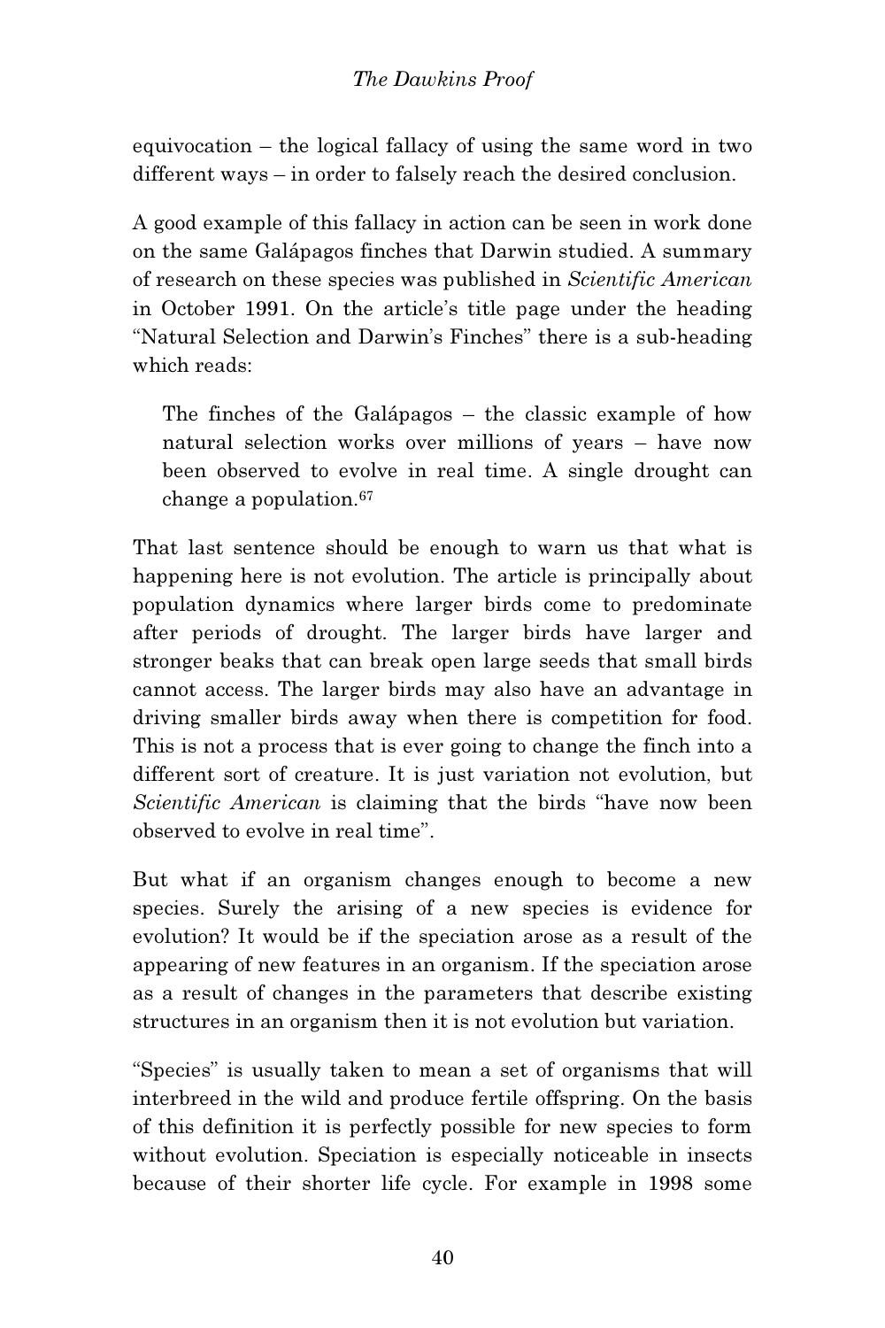equivocation – the logical fallacy of using the same word in two different ways – in order to falsely reach the desired conclusion.

A good example of this fallacy in action can be seen in work done on the same Galápagos finches that Darwin studied. A summary of research on these species was published in *Scientific American* in October 1991. On the article's title page under the heading "Natural Selection and Darwin's Finches" there is a sub-heading which reads:

> The finches of the Galápagos – the classic example of how natural selection works over millions of years – have now been observed to evolve in real time. A single drought can change a population.[67]

That last sentence should be enough to warn us that what is happening here is not evolution. The article is principally about population dynamics where larger birds come to predominate after periods of drought. The larger birds have larger and stronger beaks that can break open large seeds that small birds cannot access. The larger birds may also have an advantage in driving smaller birds away when there is competition for food. This is not a process that is ever going to change the finch into a different sort of creature. It is just variation not evolution, but *Scientific American* is claiming that the birds "have now been observed to evolve in real time".

But what if an organism changes enough to become a new species. Surely the arising of a new species is evidence for evolution? It would be if the speciation arose as a result of the appearing of new features in an organism. If the speciation arose as a result of changes in the parameters that describe existing structures in an organism then it is not evolution but variation.

"Species" is usually taken to mean a set of organisms that will interbreed in the wild and produce fertile offspring. On the basis of this definition it is perfectly possible for new species to form without evolution. Speciation is especially noticeable in insects because of their shorter life cycle. For example in 1998 some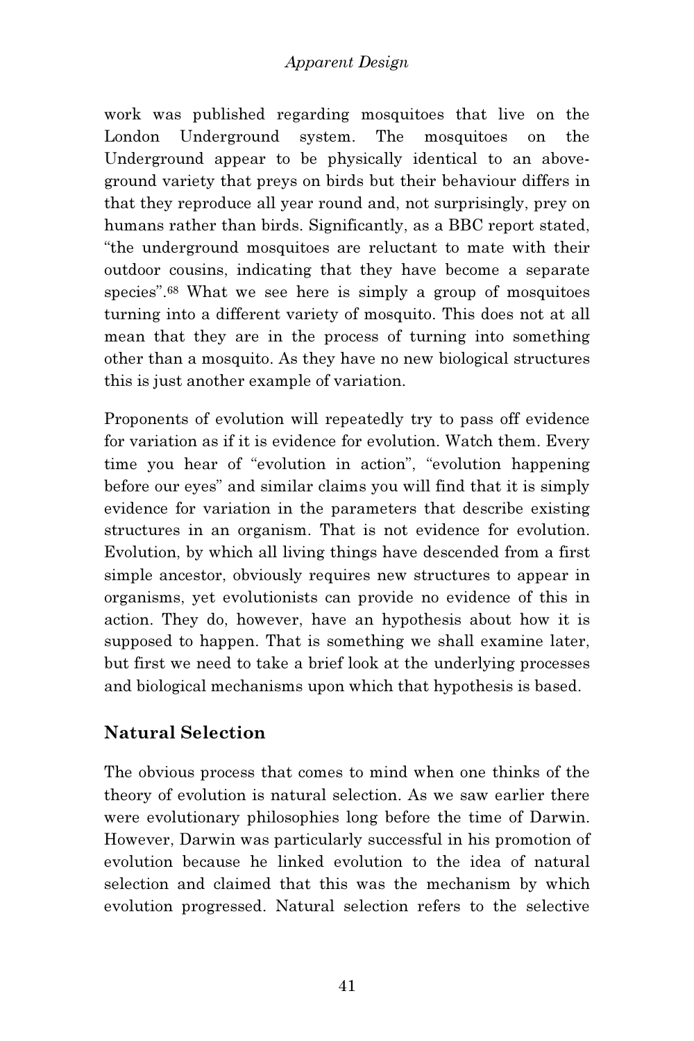work was published regarding mosquitoes that live on the London Underground system. The mosquitoes on the Underground appear to be physically identical to an above-ground variety that preys on birds but their behaviour differs in that they reproduce all year round and, not surprisingly, prey on humans rather than birds. Significantly, as a BBC report stated, "the underground mosquitoes are reluctant to mate with their outdoor cousins, indicating that they have become a separate species".[68] What we see here is simply a group of mosquitoes turning into a different variety of mosquito. This does not at all mean that they are in the process of turning into something other than a mosquito. As they have no new biological structures this is just another example of variation.

Proponents of evolution will repeatedly try to pass off evidence for variation as if it is evidence for evolution. Watch them. Every time you hear of "evolution in action", "evolution happening before our eyes" and similar claims you will find that it is simply evidence for variation in the parameters that describe existing structures in an organism. That is not evidence for evolution. Evolution, by which all living things have descended from a first simple ancestor, obviously requires new structures to appear in organisms, yet evolutionists can provide no evidence of this in action. They do, however, have an hypothesis about how it is supposed to happen. That is something we shall examine later, but first we need to take a brief look at the underlying processes and biological mechanisms upon which that hypothesis is based.

## Natural Selection

The obvious process that comes to mind when one thinks of the theory of evolution is natural selection. As we saw earlier there were evolutionary philosophies long before the time of Darwin. However, Darwin was particularly successful in his promotion of evolution because he linked evolution to the idea of natural selection and claimed that this was the mechanism by which evolution progressed. Natural selection refers to the selective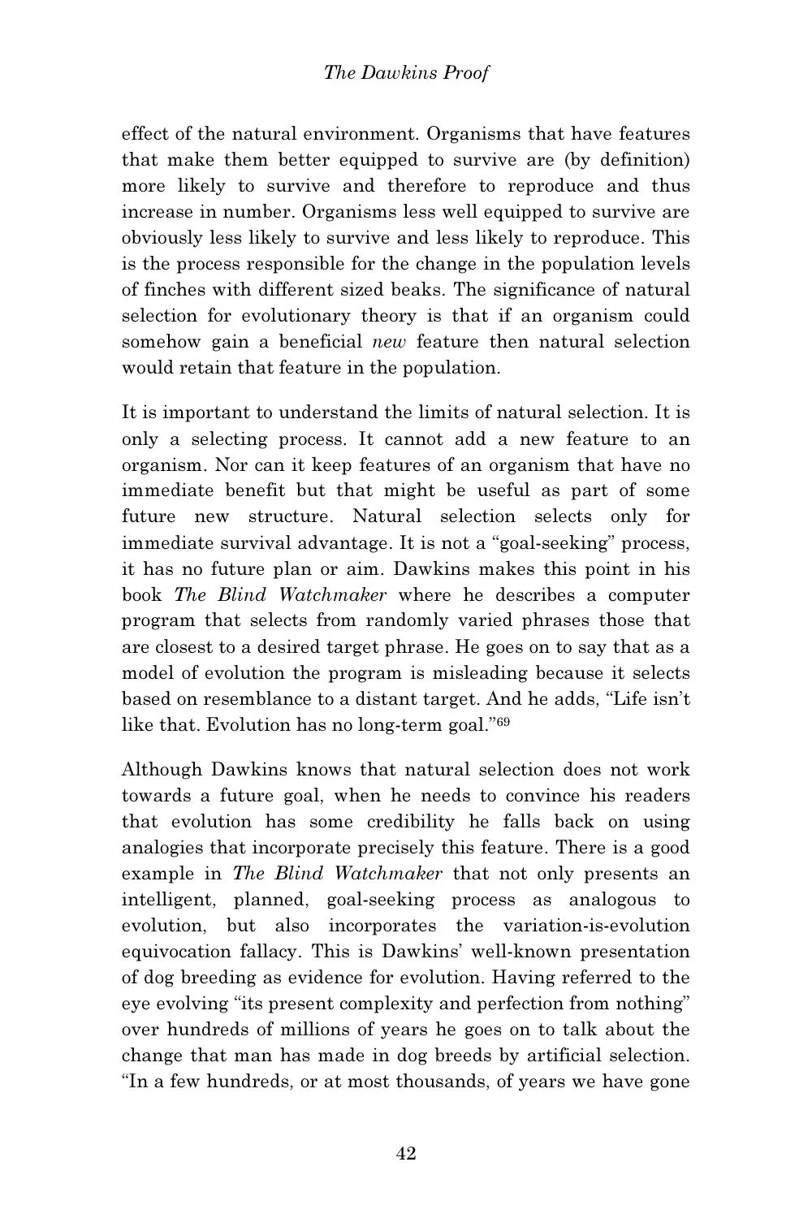effect of the natural environment. Organisms that have features that make them better equipped to survive are (by definition) more likely to survive and therefore to reproduce and thus increase in number. Organisms less well equipped to survive are obviously less likely to survive and less likely to reproduce. This is the process responsible for the change in the population levels of finches with different sized beaks. The significance of natural selection for evolutionary theory is that if an organism could somehow gain a beneficial *new* feature then natural selection would retain that feature in the population.

It is important to understand the limits of natural selection. It is only a selecting process. It cannot add a new feature to an organism. Nor can it keep features of an organism that have no immediate benefit but that might be useful as part of some future new structure. Natural selection selects only for immediate survival advantage. It is not a "goal-seeking" process, it has no future plan or aim. Dawkins makes this point in his book *The Blind Watchmaker* where he describes a computer program that selects from randomly varied phrases those that are closest to a desired target phrase. He goes on to say that as a model of evolution the program is misleading because it selects based on resemblance to a distant target. And he adds, "Life isn't like that. Evolution has no long-term goal."[69]

Although Dawkins knows that natural selection does not work towards a future goal, when he needs to convince his readers that evolution has some credibility he falls back on using analogies that incorporate precisely this feature. There is a good example in *The Blind Watchmaker* that not only presents an intelligent, planned, goal-seeking process as analogous to evolution, but also incorporates the variation-is-evolution equivocation fallacy. This is Dawkins' well-known presentation of dog breeding as evidence for evolution. Having referred to the eye evolving "its present complexity and perfection from nothing" over hundreds of millions of years he goes on to talk about the change that man has made in dog breeds by artificial selection. "In a few hundreds, or at most thousands, of years we have gone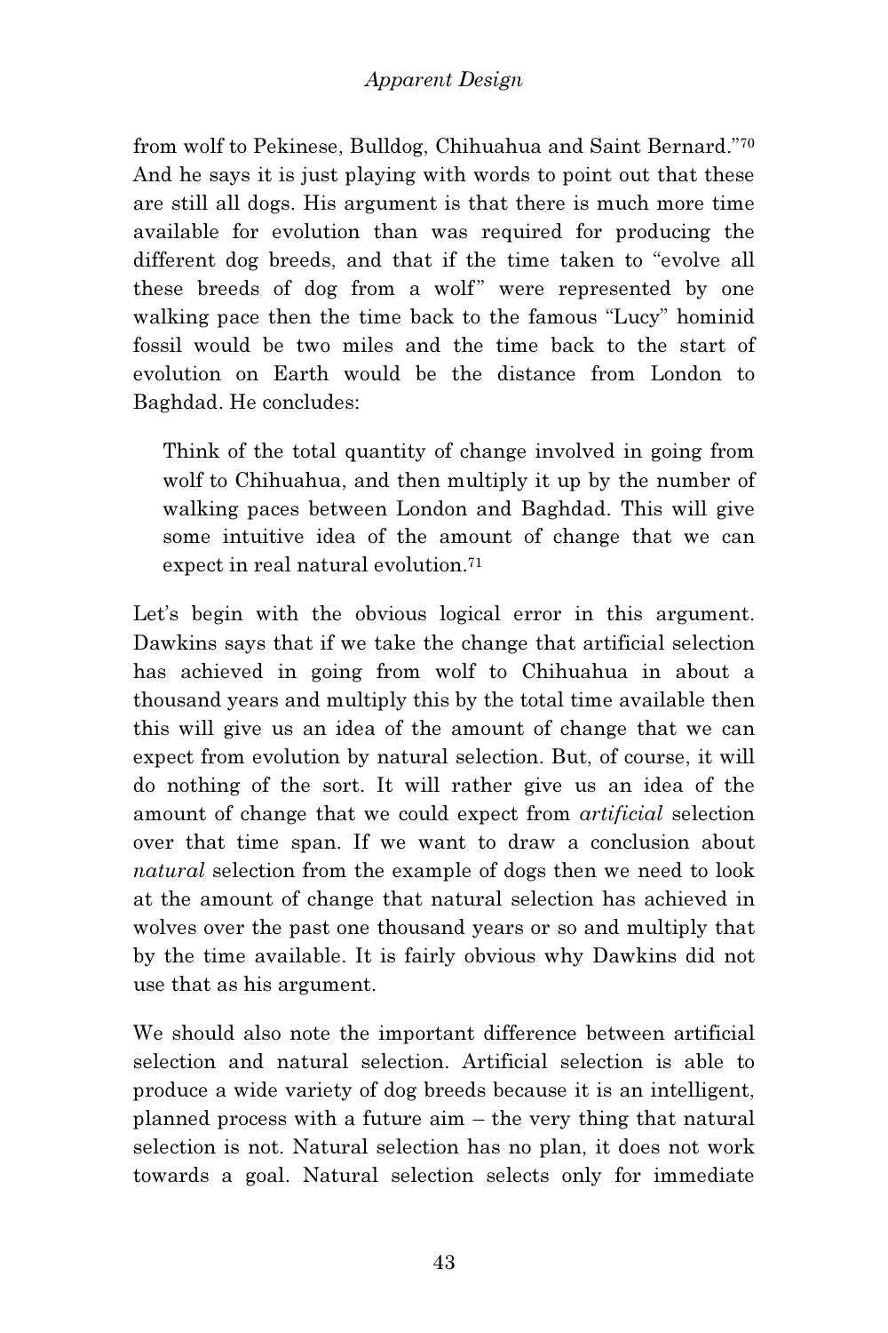from wolf to Pekinese, Bulldog, Chihuahua and Saint Bernard."[70] And he says it is just playing with words to point out that these are still all dogs. His argument is that there is much more time available for evolution than was required for producing the different dog breeds, and that if the time taken to "evolve all these breeds of dog from a wolf" were represented by one walking pace then the time back to the famous "Lucy" hominid fossil would be two miles and the time back to the start of evolution on Earth would be the distance from London to Baghdad. He concludes:

> Think of the total quantity of change involved in going from wolf to Chihuahua, and then multiply it up by the number of walking paces between London and Baghdad. This will give some intuitive idea of the amount of change that we can expect in real natural evolution.[71]

Let's begin with the obvious logical error in this argument. Dawkins says that if we take the change that artificial selection has achieved in going from wolf to Chihuahua in about a thousand years and multiply this by the total time available then this will give us an idea of the amount of change that we can expect from evolution by natural selection. But, of course, it will do nothing of the sort. It will rather give us an idea of the amount of change that we could expect from *artificial* selection over that time span. If we want to draw a conclusion about *natural* selection from the example of dogs then we need to look at the amount of change that natural selection has achieved in wolves over the past one thousand years or so and multiply that by the time available. It is fairly obvious why Dawkins did not use that as his argument.

We should also note the important difference between artificial selection and natural selection. Artificial selection is able to produce a wide variety of dog breeds because it is an intelligent, planned process with a future aim – the very thing that natural selection is not. Natural selection has no plan, it does not work towards a goal. Natural selection selects only for immediate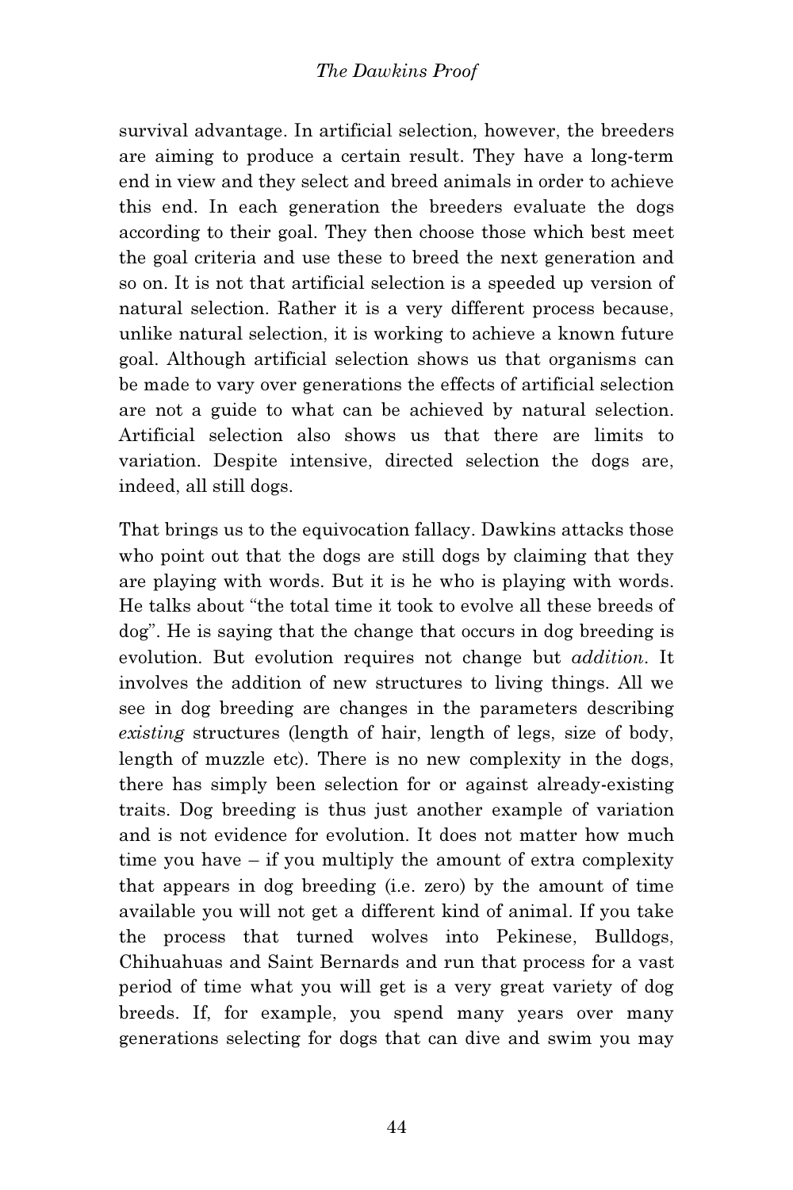survival advantage. In artificial selection, however, the breeders are aiming to produce a certain result. They have a long-term end in view and they select and breed animals in order to achieve this end. In each generation the breeders evaluate the dogs according to their goal. They then choose those which best meet the goal criteria and use these to breed the next generation and so on. It is not that artificial selection is a speeded up version of natural selection. Rather it is a very different process because, unlike natural selection, it is working to achieve a known future goal. Although artificial selection shows us that organisms can be made to vary over generations the effects of artificial selection are not a guide to what can be achieved by natural selection. Artificial selection also shows us that there are limits to variation. Despite intensive, directed selection the dogs are, indeed, all still dogs.

That brings us to the equivocation fallacy. Dawkins attacks those who point out that the dogs are still dogs by claiming that they are playing with words. But it is he who is playing with words. He talks about "the total time it took to evolve all these breeds of dog". He is saying that the change that occurs in dog breeding is evolution. But evolution requires not change but *addition*. It involves the addition of new structures to living things. All we see in dog breeding are changes in the parameters describing *existing* structures (length of hair, length of legs, size of body, length of muzzle etc). There is no new complexity in the dogs, there has simply been selection for or against already-existing traits. Dog breeding is thus just another example of variation and is not evidence for evolution. It does not matter how much time you have – if you multiply the amount of extra complexity that appears in dog breeding (i.e. zero) by the amount of time available you will not get a different kind of animal. If you take the process that turned wolves into Pekinese, Bulldogs, Chihuahuas and Saint Bernards and run that process for a vast period of time what you will get is a very great variety of dog breeds. If, for example, you spend many years over many generations selecting for dogs that can dive and swim you may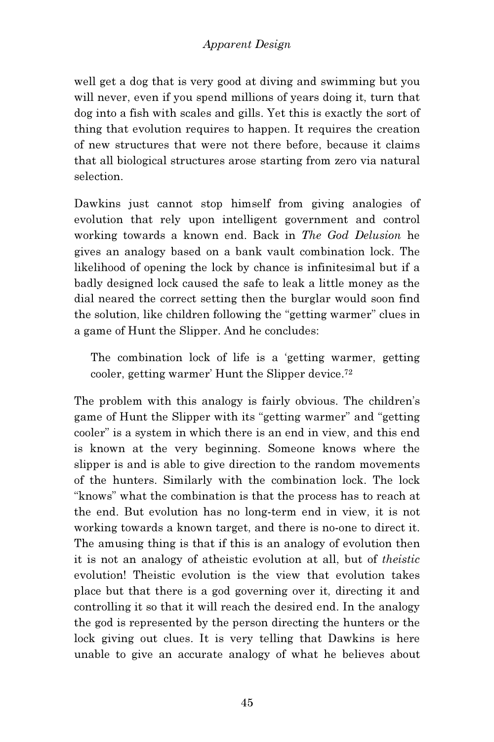well get a dog that is very good at diving and swimming but you will never, even if you spend millions of years doing it, turn that dog into a fish with scales and gills. Yet this is exactly the sort of thing that evolution requires to happen. It requires the creation of new structures that were not there before, because it claims that all biological structures arose starting from zero via natural selection.

Dawkins just cannot stop himself from giving analogies of evolution that rely upon intelligent government and control working towards a known end. Back in *The God Delusion* he gives an analogy based on a bank vault combination lock. The likelihood of opening the lock by chance is infinitesimal but if a badly designed lock caused the safe to leak a little money as the dial neared the correct setting then the burglar would soon find the solution, like children following the "getting warmer" clues in a game of Hunt the Slipper. And he concludes:

> The combination lock of life is a 'getting warmer, getting cooler, getting warmer' Hunt the Slipper device.[72]

The problem with this analogy is fairly obvious. The children's game of Hunt the Slipper with its "getting warmer" and "getting cooler" is a system in which there is an end in view, and this end is known at the very beginning. Someone knows where the slipper is and is able to give direction to the random movements of the hunters. Similarly with the combination lock. The lock "knows" what the combination is that the process has to reach at the end. But evolution has no long-term end in view, it is not working towards a known target, and there is no-one to direct it. The amusing thing is that if this is an analogy of evolution then it is not an analogy of atheistic evolution at all, but of *theistic* evolution! Theistic evolution is the view that evolution takes place but that there is a god governing over it, directing it and controlling it so that it will reach the desired end. In the analogy the god is represented by the person directing the hunters or the lock giving out clues. It is very telling that Dawkins is here unable to give an accurate analogy of what he believes about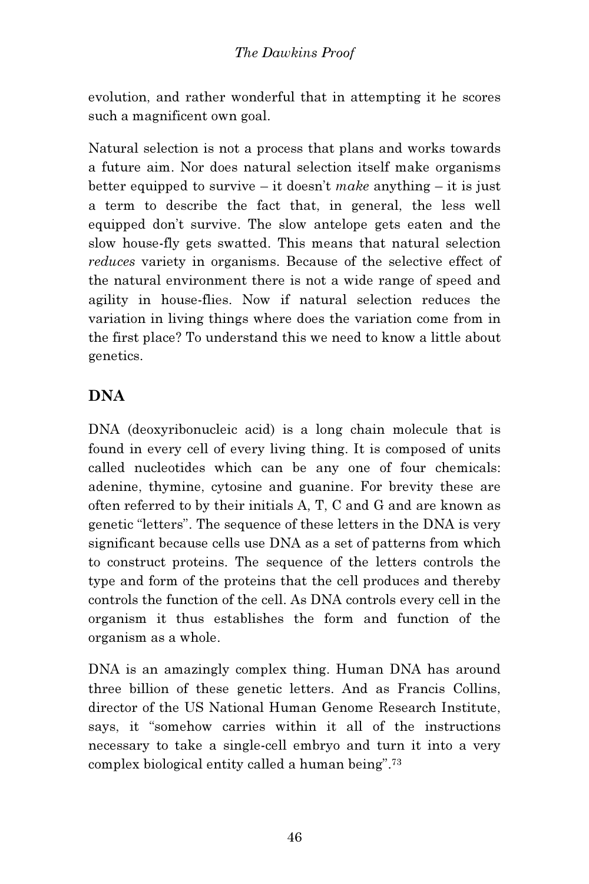evolution, and rather wonderful that in attempting it he scores such a magnificent own goal.

Natural selection is not a process that plans and works towards a future aim. Nor does natural selection itself make organisms better equipped to survive – it doesn't *make* anything – it is just a term to describe the fact that, in general, the less well equipped don't survive. The slow antelope gets eaten and the slow house-fly gets swatted. This means that natural selection *reduces* variety in organisms. Because of the selective effect of the natural environment there is not a wide range of speed and agility in house-flies. Now if natural selection reduces the variation in living things where does the variation come from in the first place? To understand this we need to know a little about genetics.

## DNA

DNA (deoxyribonucleic acid) is a long chain molecule that is found in every cell of every living thing. It is composed of units called nucleotides which can be any one of four chemicals: adenine, thymine, cytosine and guanine. For brevity these are often referred to by their initials A, T, C and G and are known as genetic "letters". The sequence of these letters in the DNA is very significant because cells use DNA as a set of patterns from which to construct proteins. The sequence of the letters controls the type and form of the proteins that the cell produces and thereby controls the function of the cell. As DNA controls every cell in the organism it thus establishes the form and function of the organism as a whole.

DNA is an amazingly complex thing. Human DNA has around three billion of these genetic letters. And as Francis Collins, director of the US National Human Genome Research Institute, says, it "somehow carries within it all of the instructions necessary to take a single-cell embryo and turn it into a very complex biological entity called a human being".[73]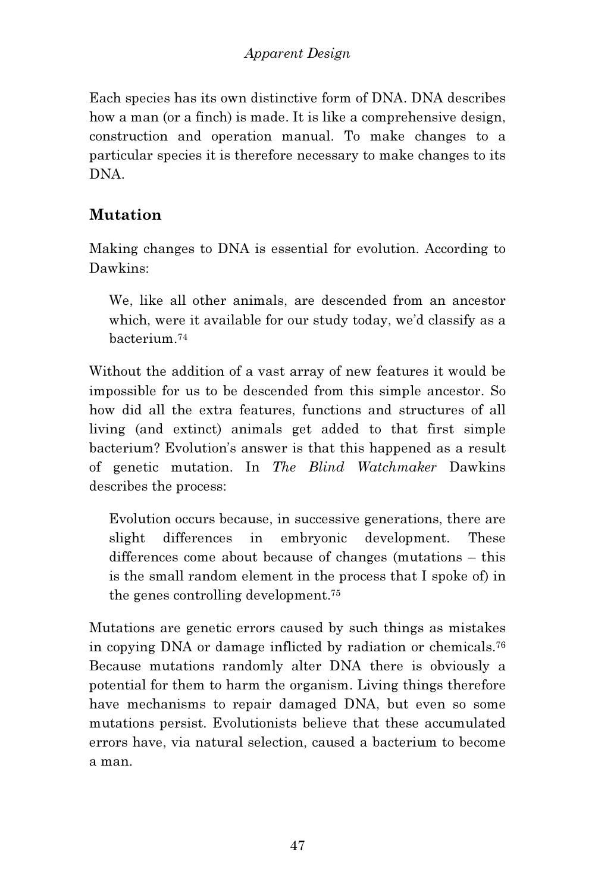Each species has its own distinctive form of DNA. DNA describes how a man (or a finch) is made. It is like a comprehensive design, construction and operation manual. To make changes to a particular species it is therefore necessary to make changes to its DNA.

## Mutation

Making changes to DNA is essential for evolution. According to Dawkins:

> We, like all other animals, are descended from an ancestor which, were it available for our study today, we'd classify as a bacterium.[74]

Without the addition of a vast array of new features it would be impossible for us to be descended from this simple ancestor. So how did all the extra features, functions and structures of all living (and extinct) animals get added to that first simple bacterium? Evolution's answer is that this happened as a result of genetic mutation. In *The Blind Watchmaker* Dawkins describes the process:

> Evolution occurs because, in successive generations, there are slight differences in embryonic development. These differences come about because of changes (mutations – this is the small random element in the process that I spoke of) in the genes controlling development.[75]

Mutations are genetic errors caused by such things as mistakes in copying DNA or damage inflicted by radiation or chemicals.[76] Because mutations randomly alter DNA there is obviously a potential for them to harm the organism. Living things therefore have mechanisms to repair damaged DNA, but even so some mutations persist. Evolutionists believe that these accumulated errors have, via natural selection, caused a bacterium to become a man.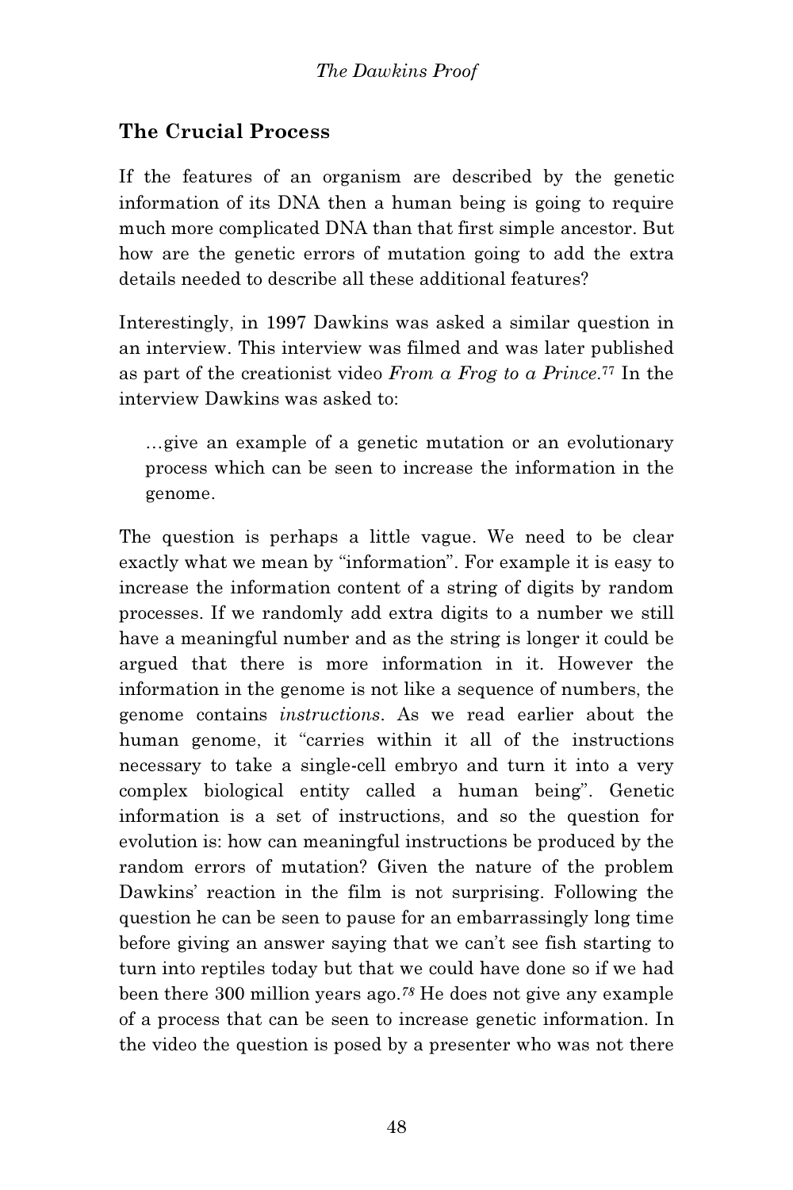## The Crucial Process

If the features of an organism are described by the genetic information of its DNA then a human being is going to require much more complicated DNA than that first simple ancestor. But how are the genetic errors of mutation going to add the extra details needed to describe all these additional features?

Interestingly, in 1997 Dawkins was asked a similar question in an interview. This interview was filmed and was later published as part of the creationist video *From a Frog to a Prince*.[77] In the interview Dawkins was asked to:

> …give an example of a genetic mutation or an evolutionary process which can be seen to increase the information in the genome.

The question is perhaps a little vague. We need to be clear exactly what we mean by "information". For example it is easy to increase the information content of a string of digits by random processes. If we randomly add extra digits to a number we still have a meaningful number and as the string is longer it could be argued that there is more information in it. However the information in the genome is not like a sequence of numbers, the genome contains *instructions*. As we read earlier about the human genome, it "carries within it all of the instructions necessary to take a single-cell embryo and turn it into a very complex biological entity called a human being". Genetic information is a set of instructions, and so the question for evolution is: how can meaningful instructions be produced by the random errors of mutation? Given the nature of the problem Dawkins' reaction in the film is not surprising. Following the question he can be seen to pause for an embarrassingly long time before giving an answer saying that we can't see fish starting to turn into reptiles today but that we could have done so if we had been there 300 million years ago.[78] He does not give any example of a process that can be seen to increase genetic information. In the video the question is posed by a presenter who was not there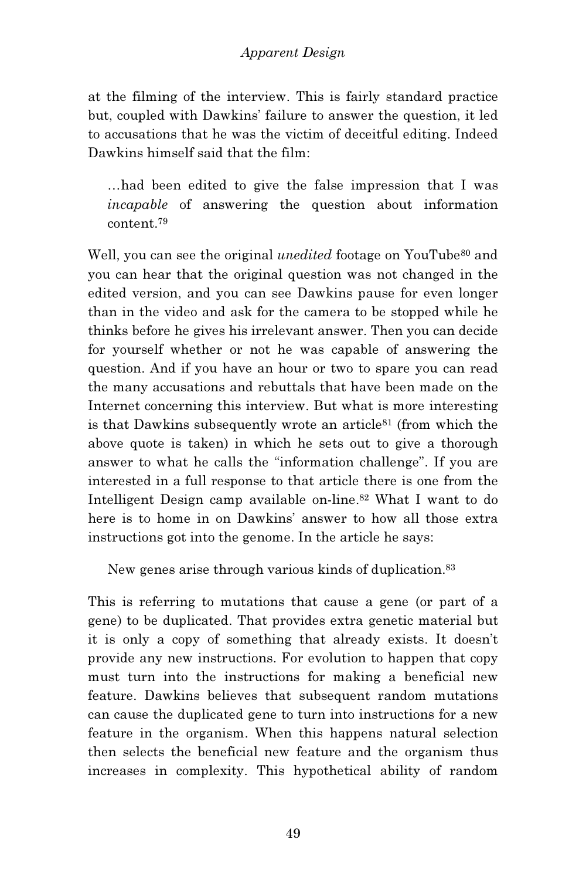at the filming of the interview. This is fairly standard practice but, coupled with Dawkins' failure to answer the question, it led to accusations that he was the victim of deceitful editing. Indeed Dawkins himself said that the film:

> …had been edited to give the false impression that I was *incapable* of answering the question about information content.[79]

Well, you can see the original *unedited* footage on YouTube[80] and you can hear that the original question was not changed in the edited version, and you can see Dawkins pause for even longer than in the video and ask for the camera to be stopped while he thinks before he gives his irrelevant answer. Then you can decide for yourself whether or not he was capable of answering the question. And if you have an hour or two to spare you can read the many accusations and rebuttals that have been made on the Internet concerning this interview. But what is more interesting is that Dawkins subsequently wrote an article[81] (from which the above quote is taken) in which he sets out to give a thorough answer to what he calls the "information challenge". If you are interested in a full response to that article there is one from the Intelligent Design camp available on-line.[82] What I want to do here is to home in on Dawkins' answer to how all those extra instructions got into the genome. In the article he says:

> New genes arise through various kinds of duplication.[83]

This is referring to mutations that cause a gene (or part of a gene) to be duplicated. That provides extra genetic material but it is only a copy of something that already exists. It doesn't provide any new instructions. For evolution to happen that copy must turn into the instructions for making a beneficial new feature. Dawkins believes that subsequent random mutations can cause the duplicated gene to turn into instructions for a new feature in the organism. When this happens natural selection then selects the beneficial new feature and the organism thus increases in complexity. This hypothetical ability of random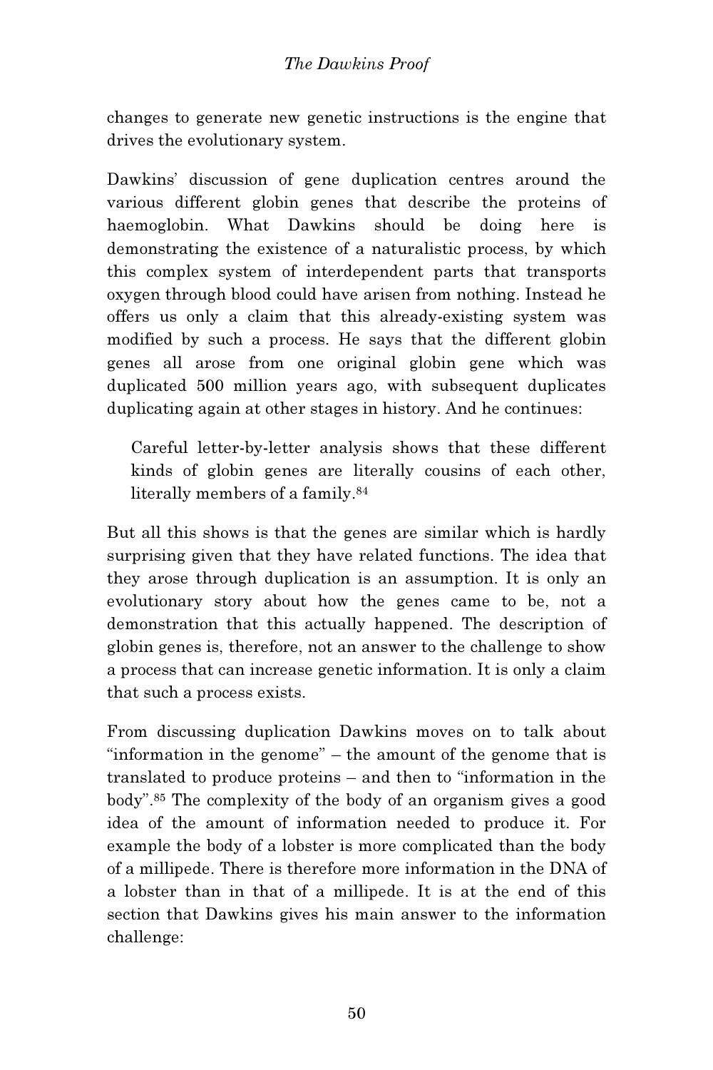changes to generate new genetic instructions is the engine that drives the evolutionary system.

Dawkins' discussion of gene duplication centres around the various different globin genes that describe the proteins of haemoglobin. What Dawkins should be doing here is demonstrating the existence of a naturalistic process, by which this complex system of interdependent parts that transports oxygen through blood could have arisen from nothing. Instead he offers us only a claim that this already-existing system was modified by such a process. He says that the different globin genes all arose from one original globin gene which was duplicated 500 million years ago, with subsequent duplicates duplicating again at other stages in history. And he continues:

> Careful letter-by-letter analysis shows that these different kinds of globin genes are literally cousins of each other, literally members of a family.[84]

But all this shows is that the genes are similar which is hardly surprising given that they have related functions. The idea that they arose through duplication is an assumption. It is only an evolutionary story about how the genes came to be, not a demonstration that this actually happened. The description of globin genes is, therefore, not an answer to the challenge to show a process that can increase genetic information. It is only a claim that such a process exists.

From discussing duplication Dawkins moves on to talk about "information in the genome" – the amount of the genome that is translated to produce proteins – and then to "information in the body".[85] The complexity of the body of an organism gives a good idea of the amount of information needed to produce it. For example the body of a lobster is more complicated than the body of a millipede. There is therefore more information in the DNA of a lobster than in that of a millipede. It is at the end of this section that Dawkins gives his main answer to the information challenge: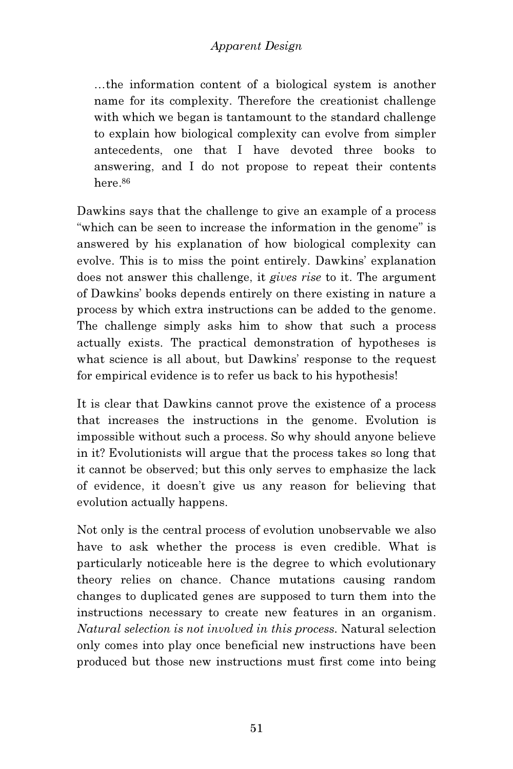> …the information content of a biological system is another name for its complexity. Therefore the creationist challenge with which we began is tantamount to the standard challenge to explain how biological complexity can evolve from simpler antecedents, one that I have devoted three books to answering, and I do not propose to repeat their contents here.[86]

Dawkins says that the challenge to give an example of a process "which can be seen to increase the information in the genome" is answered by his explanation of how biological complexity can evolve. This is to miss the point entirely. Dawkins' explanation does not answer this challenge, it *gives rise* to it. The argument of Dawkins' books depends entirely on there existing in nature a process by which extra instructions can be added to the genome. The challenge simply asks him to show that such a process actually exists. The practical demonstration of hypotheses is what science is all about, but Dawkins' response to the request for empirical evidence is to refer us back to his hypothesis!

It is clear that Dawkins cannot prove the existence of a process that increases the instructions in the genome. Evolution is impossible without such a process. So why should anyone believe in it? Evolutionists will argue that the process takes so long that it cannot be observed; but this only serves to emphasize the lack of evidence, it doesn't give us any reason for believing that evolution actually happens.

Not only is the central process of evolution unobservable we also have to ask whether the process is even credible. What is particularly noticeable here is the degree to which evolutionary theory relies on chance. Chance mutations causing random changes to duplicated genes are supposed to turn them into the instructions necessary to create new features in an organism. *Natural selection is not involved in this process.* Natural selection only comes into play once beneficial new instructions have been produced but those new instructions must first come into being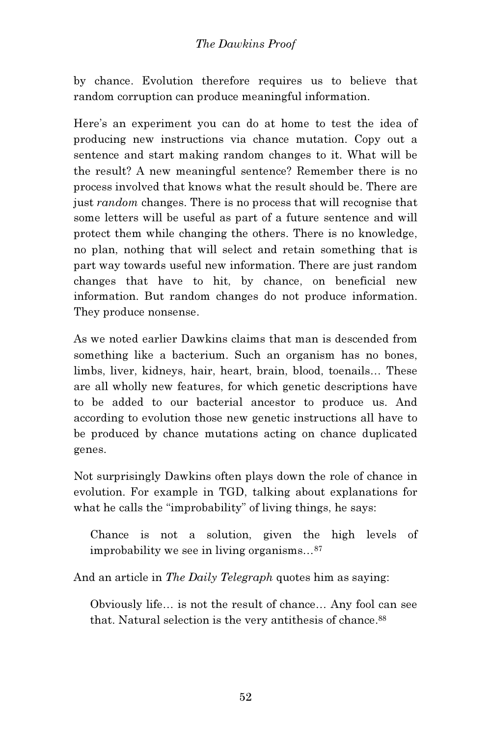by chance. Evolution therefore requires us to believe that random corruption can produce meaningful information.

Here's an experiment you can do at home to test the idea of producing new instructions via chance mutation. Copy out a sentence and start making random changes to it. What will be the result? A new meaningful sentence? Remember there is no process involved that knows what the result should be. There are just *random* changes. There is no process that will recognise that some letters will be useful as part of a future sentence and will protect them while changing the others. There is no knowledge, no plan, nothing that will select and retain something that is part way towards useful new information. There are just random changes that have to hit, by chance, on beneficial new information. But random changes do not produce information. They produce nonsense.

As we noted earlier Dawkins claims that man is descended from something like a bacterium. Such an organism has no bones, limbs, liver, kidneys, hair, heart, brain, blood, toenails… These are all wholly new features, for which genetic descriptions have to be added to our bacterial ancestor to produce us. And according to evolution those new genetic instructions all have to be produced by chance mutations acting on chance duplicated genes.

Not surprisingly Dawkins often plays down the role of chance in evolution. For example in TGD, talking about explanations for what he calls the "improbability" of living things, he says:

> Chance is not a solution, given the high levels of improbability we see in living organisms…[87]

And an article in *The Daily Telegraph* quotes him as saying:

> Obviously life… is not the result of chance… Any fool can see that. Natural selection is the very antithesis of chance.[88]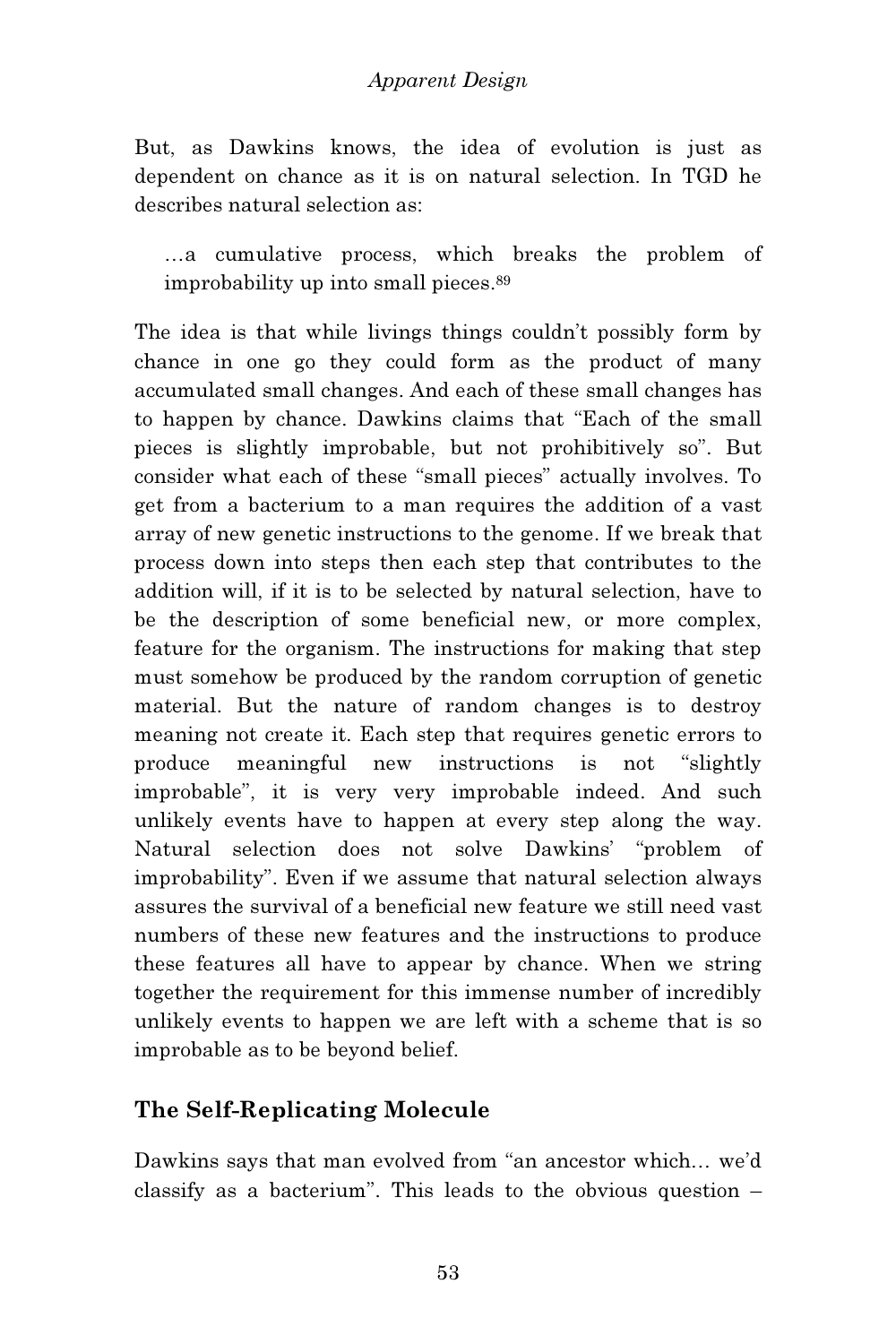But, as Dawkins knows, the idea of evolution is just as dependent on chance as it is on natural selection. In TGD he describes natural selection as:

> …a cumulative process, which breaks the problem of improbability up into small pieces.[89]

The idea is that while livings things couldn't possibly form by chance in one go they could form as the product of many accumulated small changes. And each of these small changes has to happen by chance. Dawkins claims that "Each of the small pieces is slightly improbable, but not prohibitively so". But consider what each of these "small pieces" actually involves. To get from a bacterium to a man requires the addition of a vast array of new genetic instructions to the genome. If we break that process down into steps then each step that contributes to the addition will, if it is to be selected by natural selection, have to be the description of some beneficial new, or more complex, feature for the organism. The instructions for making that step must somehow be produced by the random corruption of genetic material. But the nature of random changes is to destroy meaning not create it. Each step that requires genetic errors to produce meaningful new instructions is not "slightly improbable", it is very very improbable indeed. And such unlikely events have to happen at every step along the way. Natural selection does not solve Dawkins' "problem of improbability". Even if we assume that natural selection always assures the survival of a beneficial new feature we still need vast numbers of these new features and the instructions to produce these features all have to appear by chance. When we string together the requirement for this immense number of incredibly unlikely events to happen we are left with a scheme that is so improbable as to be beyond belief.

## The Self-Replicating Molecule

Dawkins says that man evolved from "an ancestor which… we'd classify as a bacterium". This leads to the obvious question –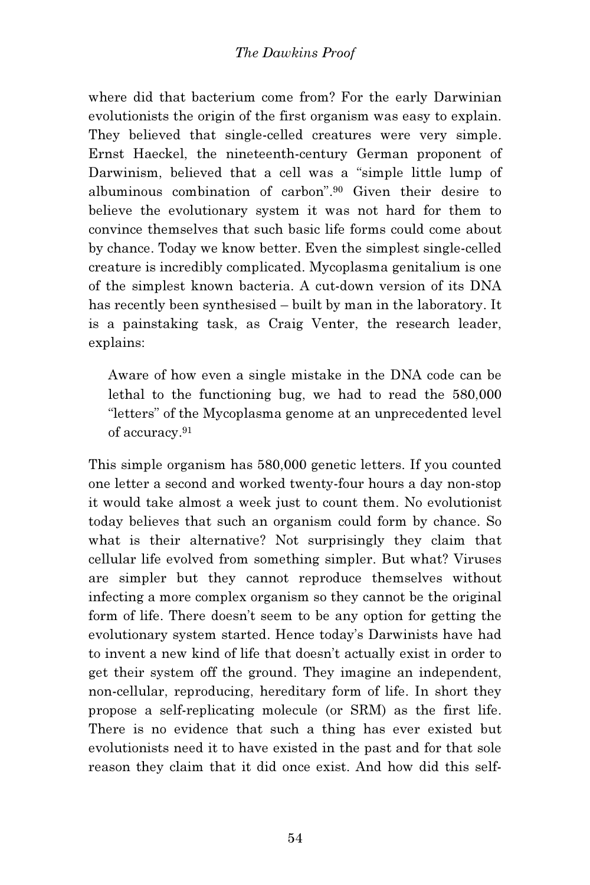where did that bacterium come from? For the early Darwinian evolutionists the origin of the first organism was easy to explain. They believed that single-celled creatures were very simple. Ernst Haeckel, the nineteenth-century German proponent of Darwinism, believed that a cell was a "simple little lump of albuminous combination of carbon".[90] Given their desire to believe the evolutionary system it was not hard for them to convince themselves that such basic life forms could come about by chance. Today we know better. Even the simplest single-celled creature is incredibly complicated. Mycoplasma genitalium is one of the simplest known bacteria. A cut-down version of its DNA has recently been synthesised – built by man in the laboratory. It is a painstaking task, as Craig Venter, the research leader, explains:

> Aware of how even a single mistake in the DNA code can be lethal to the functioning bug, we had to read the 580,000 "letters" of the Mycoplasma genome at an unprecedented level of accuracy.[91]

This simple organism has 580,000 genetic letters. If you counted one letter a second and worked twenty-four hours a day non-stop it would take almost a week just to count them. No evolutionist today believes that such an organism could form by chance. So what is their alternative? Not surprisingly they claim that cellular life evolved from something simpler. But what? Viruses are simpler but they cannot reproduce themselves without infecting a more complex organism so they cannot be the original form of life. There doesn't seem to be any option for getting the evolutionary system started. Hence today's Darwinists have had to invent a new kind of life that doesn't actually exist in order to get their system off the ground. They imagine an independent, non-cellular, reproducing, hereditary form of life. In short they propose a self-replicating molecule (or SRM) as the first life. There is no evidence that such a thing has ever existed but evolutionists need it to have existed in the past and for that sole reason they claim that it did once exist. And how did this self-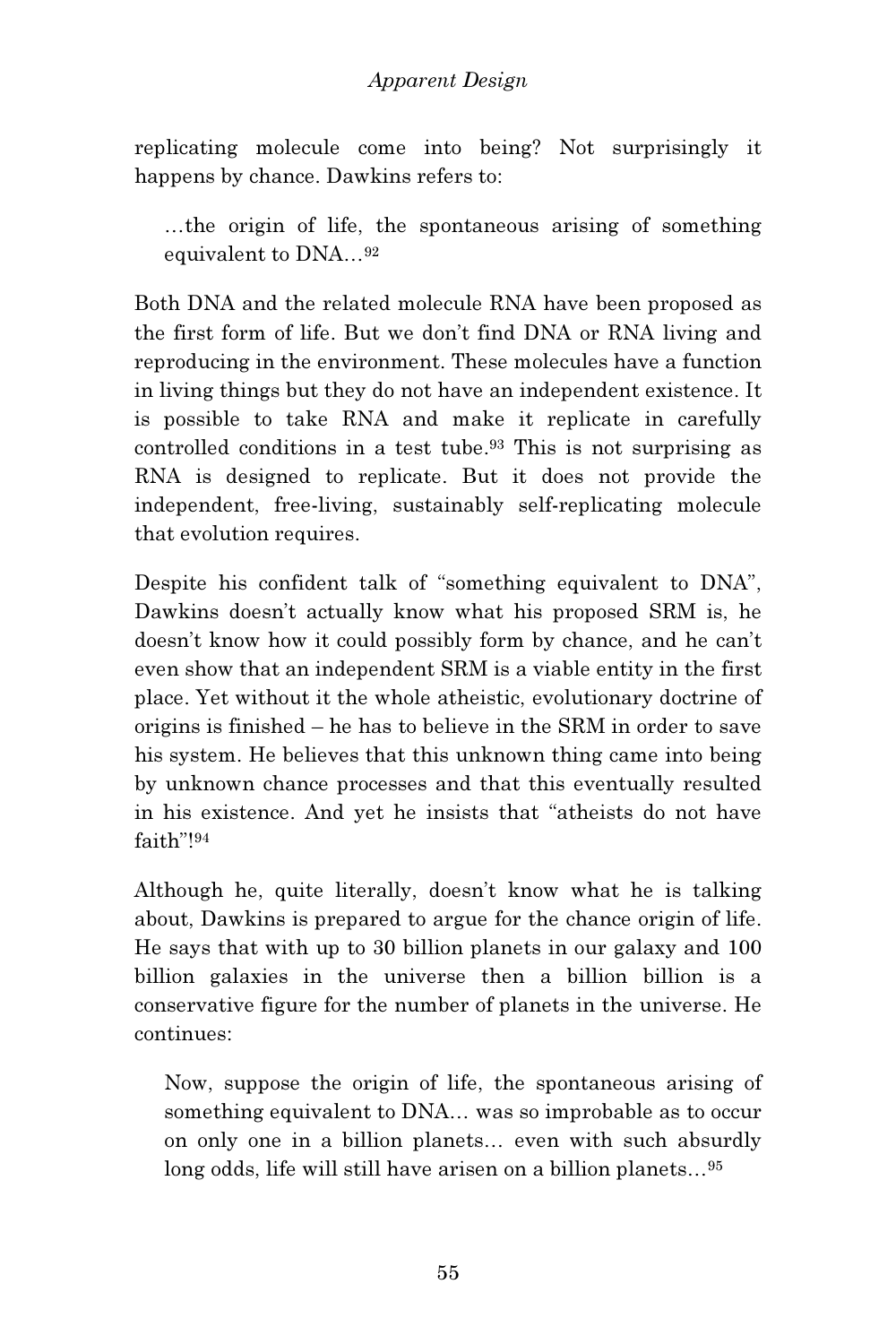replicating molecule come into being? Not surprisingly it happens by chance. Dawkins refers to:

> …the origin of life, the spontaneous arising of something equivalent to DNA…[92]

Both DNA and the related molecule RNA have been proposed as the first form of life. But we don't find DNA or RNA living and reproducing in the environment. These molecules have a function in living things but they do not have an independent existence. It is possible to take RNA and make it replicate in carefully controlled conditions in a test tube.[93] This is not surprising as RNA is designed to replicate. But it does not provide the independent, free-living, sustainably self-replicating molecule that evolution requires.

Despite his confident talk of "something equivalent to DNA", Dawkins doesn't actually know what his proposed SRM is, he doesn't know how it could possibly form by chance, and he can't even show that an independent SRM is a viable entity in the first place. Yet without it the whole atheistic, evolutionary doctrine of origins is finished – he has to believe in the SRM in order to save his system. He believes that this unknown thing came into being by unknown chance processes and that this eventually resulted in his existence. And yet he insists that "atheists do not have faith"![94]

Although he, quite literally, doesn't know what he is talking about, Dawkins is prepared to argue for the chance origin of life. He says that with up to 30 billion planets in our galaxy and 100 billion galaxies in the universe then a billion billion is a conservative figure for the number of planets in the universe. He continues:

> Now, suppose the origin of life, the spontaneous arising of something equivalent to DNA… was so improbable as to occur on only one in a billion planets… even with such absurdly long odds, life will still have arisen on a billion planets…[95]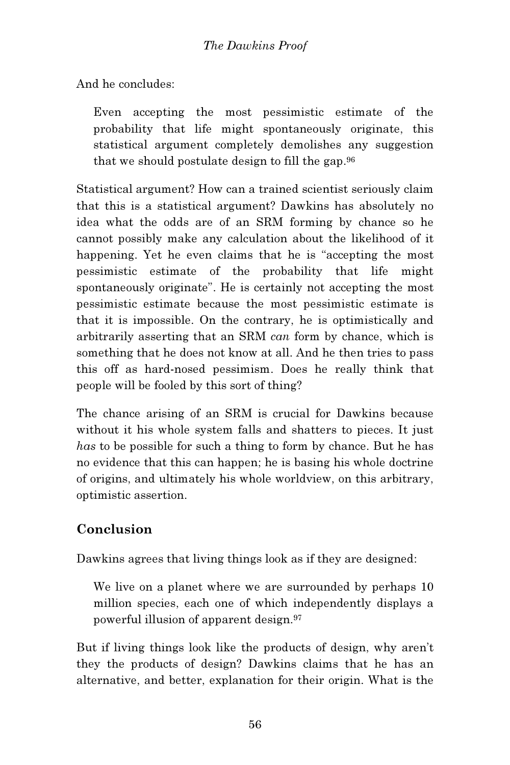And he concludes:

> Even accepting the most pessimistic estimate of the probability that life might spontaneously originate, this statistical argument completely demolishes any suggestion that we should postulate design to fill the gap.[96]

Statistical argument? How can a trained scientist seriously claim that this is a statistical argument? Dawkins has absolutely no idea what the odds are of an SRM forming by chance so he cannot possibly make any calculation about the likelihood of it happening. Yet he even claims that he is "accepting the most pessimistic estimate of the probability that life might spontaneously originate". He is certainly not accepting the most pessimistic estimate because the most pessimistic estimate is that it is impossible. On the contrary, he is optimistically and arbitrarily asserting that an SRM *can* form by chance, which is something that he does not know at all. And he then tries to pass this off as hard-nosed pessimism. Does he really think that people will be fooled by this sort of thing?

The chance arising of an SRM is crucial for Dawkins because without it his whole system falls and shatters to pieces. It just *has* to be possible for such a thing to form by chance. But he has no evidence that this can happen; he is basing his whole doctrine of origins, and ultimately his whole worldview, on this arbitrary, optimistic assertion.

## Conclusion

Dawkins agrees that living things look as if they are designed:

> We live on a planet where we are surrounded by perhaps 10 million species, each one of which independently displays a powerful illusion of apparent design.[97]

But if living things look like the products of design, why aren't they the products of design? Dawkins claims that he has an alternative, and better, explanation for their origin. What is the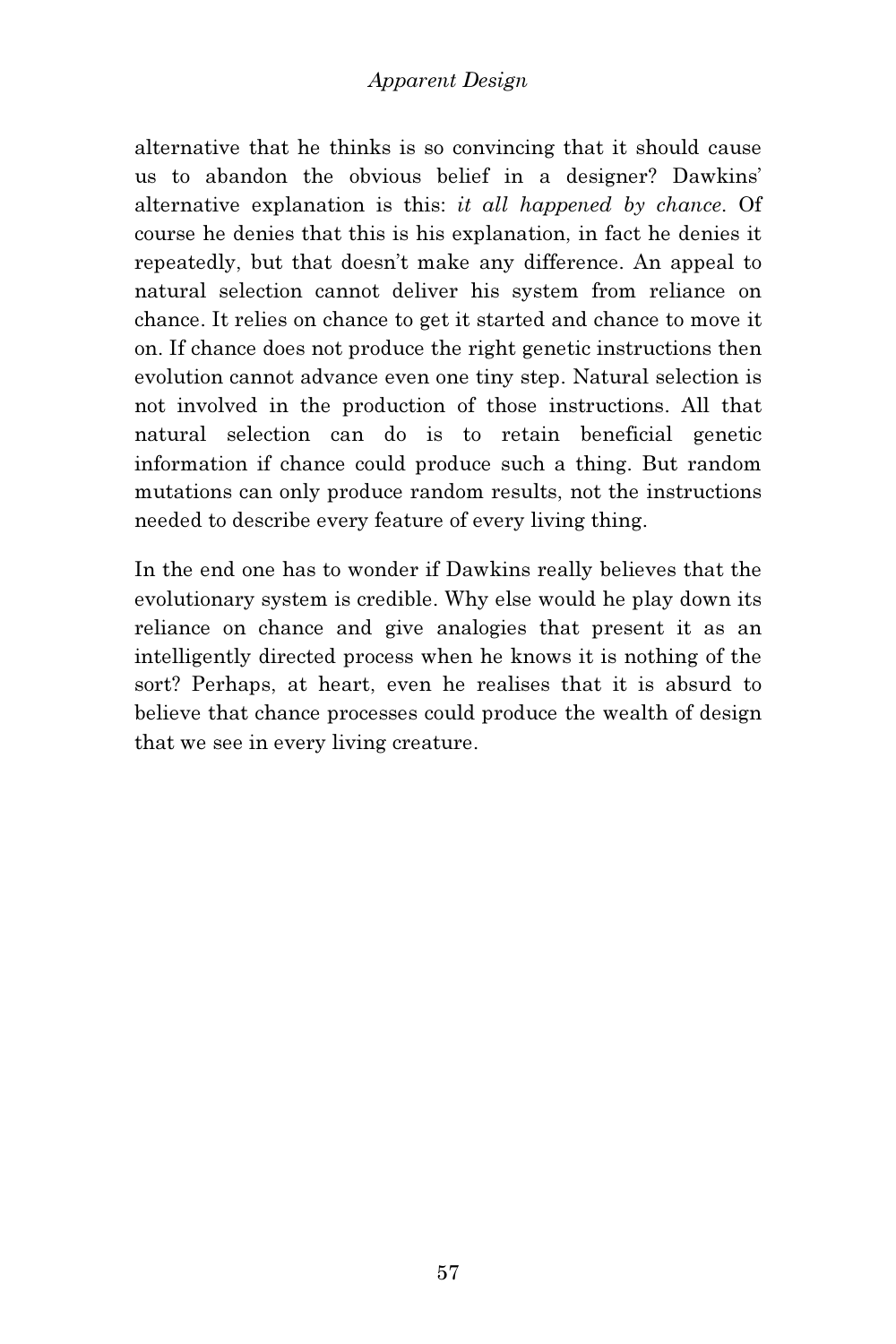alternative that he thinks is so convincing that it should cause us to abandon the obvious belief in a designer? Dawkins' alternative explanation is this: *it all happened by chance*. Of course he denies that this is his explanation, in fact he denies it repeatedly, but that doesn't make any difference. An appeal to natural selection cannot deliver his system from reliance on chance. It relies on chance to get it started and chance to move it on. If chance does not produce the right genetic instructions then evolution cannot advance even one tiny step. Natural selection is not involved in the production of those instructions. All that natural selection can do is to retain beneficial genetic information if chance could produce such a thing. But random mutations can only produce random results, not the instructions needed to describe every feature of every living thing.

In the end one has to wonder if Dawkins really believes that the evolutionary system is credible. Why else would he play down its reliance on chance and give analogies that present it as an intelligently directed process when he knows it is nothing of the sort? Perhaps, at heart, even he realises that it is absurd to believe that chance processes could produce the wealth of design that we see in every living creature.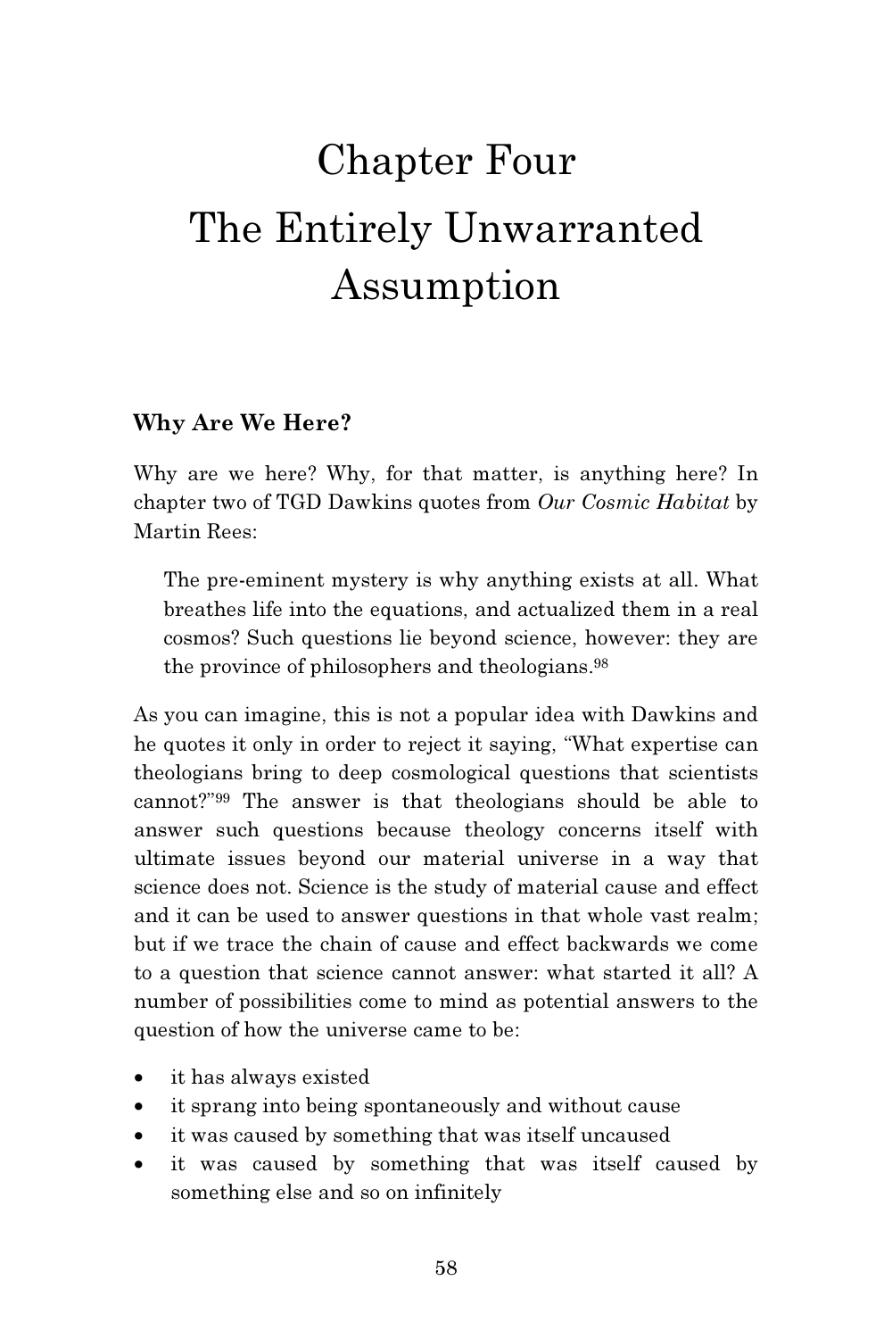# Chapter Four
# The Entirely Unwarranted Assumption

### Why Are We Here?

Why are we here? Why, for that matter, is anything here? In chapter two of TGD Dawkins quotes from *Our Cosmic Habitat* by Martin Rees:

> The pre-eminent mystery is why anything exists at all. What breathes life into the equations, and actualized them in a real cosmos? Such questions lie beyond science, however: they are the province of philosophers and theologians.[98]

As you can imagine, this is not a popular idea with Dawkins and he quotes it only in order to reject it saying, "What expertise can theologians bring to deep cosmological questions that scientists cannot?"[99] The answer is that theologians should be able to answer such questions because theology concerns itself with ultimate issues beyond our material universe in a way that science does not. Science is the study of material cause and effect and it can be used to answer questions in that whole vast realm; but if we trace the chain of cause and effect backwards we come to a question that science cannot answer: what started it all? A number of possibilities come to mind as potential answers to the question of how the universe came to be:

- it has always existed
- it sprang into being spontaneously and without cause
- it was caused by something that was itself uncaused
- it was caused by something that was itself caused by something else and so on infinitely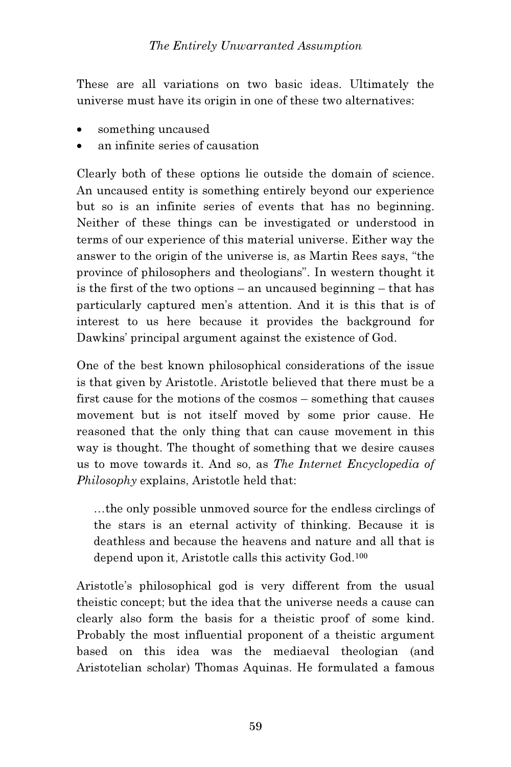These are all variations on two basic ideas. Ultimately the universe must have its origin in one of these two alternatives:

- something uncaused
- an infinite series of causation

Clearly both of these options lie outside the domain of science. An uncaused entity is something entirely beyond our experience but so is an infinite series of events that has no beginning. Neither of these things can be investigated or understood in terms of our experience of this material universe. Either way the answer to the origin of the universe is, as Martin Rees says, "the province of philosophers and theologians". In western thought it is the first of the two options – an uncaused beginning – that has particularly captured men's attention. And it is this that is of interest to us here because it provides the background for Dawkins' principal argument against the existence of God.

One of the best known philosophical considerations of the issue is that given by Aristotle. Aristotle believed that there must be a first cause for the motions of the cosmos – something that causes movement but is not itself moved by some prior cause. He reasoned that the only thing that can cause movement in this way is thought. The thought of something that we desire causes us to move towards it. And so, as *The Internet Encyclopedia of Philosophy* explains, Aristotle held that:

> …the only possible unmoved source for the endless circlings of the stars is an eternal activity of thinking. Because it is deathless and because the heavens and nature and all that is depend upon it, Aristotle calls this activity God.[100]

Aristotle's philosophical god is very different from the usual theistic concept; but the idea that the universe needs a cause can clearly also form the basis for a theistic proof of some kind. Probably the most influential proponent of a theistic argument based on this idea was the mediaeval theologian (and Aristotelian scholar) Thomas Aquinas. He formulated a famous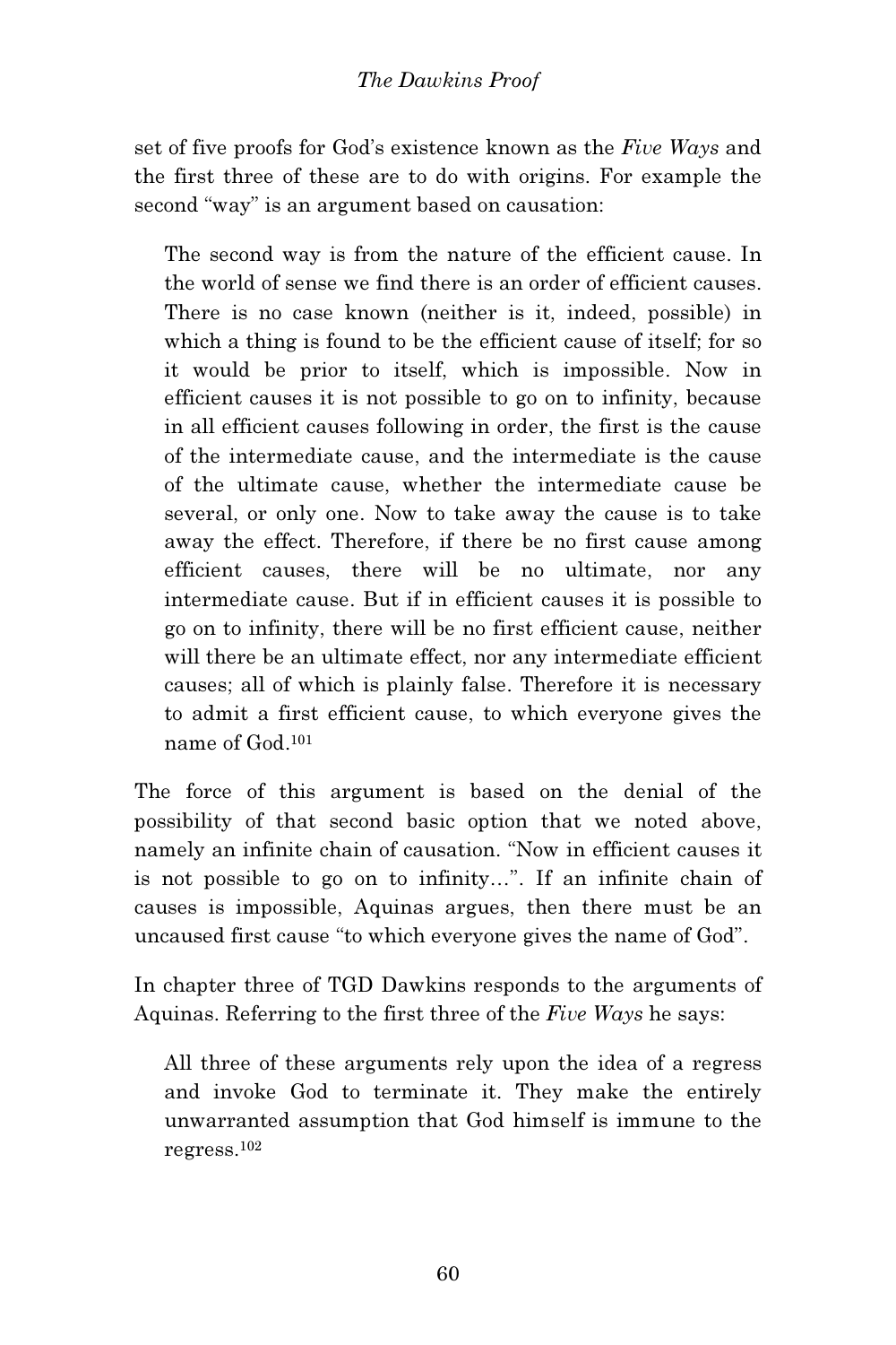set of five proofs for God's existence known as the *Five Ways* and the first three of these are to do with origins. For example the second "way" is an argument based on causation:

> The second way is from the nature of the efficient cause. In the world of sense we find there is an order of efficient causes. There is no case known (neither is it, indeed, possible) in which a thing is found to be the efficient cause of itself; for so it would be prior to itself, which is impossible. Now in efficient causes it is not possible to go on to infinity, because in all efficient causes following in order, the first is the cause of the intermediate cause, and the intermediate is the cause of the ultimate cause, whether the intermediate cause be several, or only one. Now to take away the cause is to take away the effect. Therefore, if there be no first cause among efficient causes, there will be no ultimate, nor any intermediate cause. But if in efficient causes it is possible to go on to infinity, there will be no first efficient cause, neither will there be an ultimate effect, nor any intermediate efficient causes; all of which is plainly false. Therefore it is necessary to admit a first efficient cause, to which everyone gives the name of God.[101]

The force of this argument is based on the denial of the possibility of that second basic option that we noted above, namely an infinite chain of causation. "Now in efficient causes it is not possible to go on to infinity…". If an infinite chain of causes is impossible, Aquinas argues, then there must be an uncaused first cause "to which everyone gives the name of God".

In chapter three of TGD Dawkins responds to the arguments of Aquinas. Referring to the first three of the *Five Ways* he says:

> All three of these arguments rely upon the idea of a regress and invoke God to terminate it. They make the entirely unwarranted assumption that God himself is immune to the regress.[102]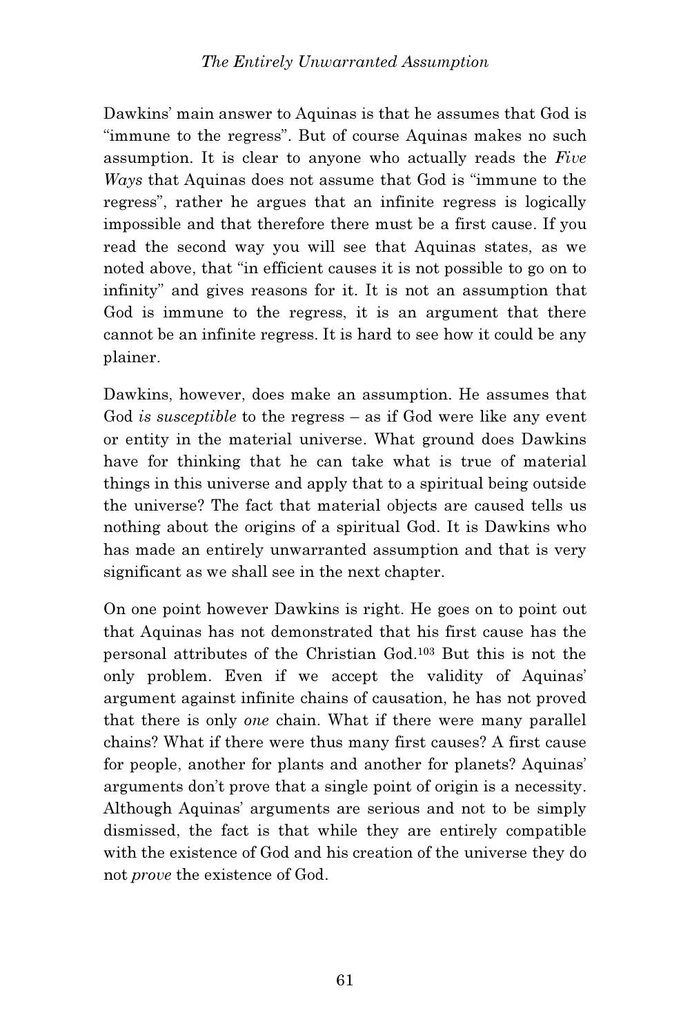Dawkins' main answer to Aquinas is that he assumes that God is "immune to the regress". But of course Aquinas makes no such assumption. It is clear to anyone who actually reads the *Five Ways* that Aquinas does not assume that God is "immune to the regress", rather he argues that an infinite regress is logically impossible and that therefore there must be a first cause. If you read the second way you will see that Aquinas states, as we noted above, that "in efficient causes it is not possible to go on to infinity" and gives reasons for it. It is not an assumption that God is immune to the regress, it is an argument that there cannot be an infinite regress. It is hard to see how it could be any plainer.

Dawkins, however, does make an assumption. He assumes that God *is susceptible* to the regress – as if God were like any event or entity in the material universe. What ground does Dawkins have for thinking that he can take what is true of material things in this universe and apply that to a spiritual being outside the universe? The fact that material objects are caused tells us nothing about the origins of a spiritual God. It is Dawkins who has made an entirely unwarranted assumption and that is very significant as we shall see in the next chapter.

On one point however Dawkins is right. He goes on to point out that Aquinas has not demonstrated that his first cause has the personal attributes of the Christian God.[103] But this is not the only problem. Even if we accept the validity of Aquinas' argument against infinite chains of causation, he has not proved that there is only *one* chain. What if there were many parallel chains? What if there were thus many first causes? A first cause for people, another for plants and another for planets? Aquinas' arguments don't prove that a single point of origin is a necessity. Although Aquinas' arguments are serious and not to be simply dismissed, the fact is that while they are entirely compatible with the existence of God and his creation of the universe they do not *prove* the existence of God.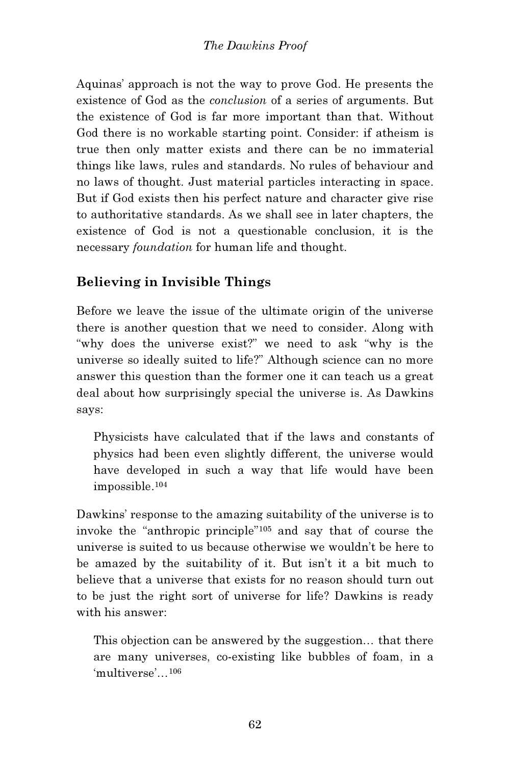Aquinas' approach is not the way to prove God. He presents the existence of God as the *conclusion* of a series of arguments. But the existence of God is far more important than that. Without God there is no workable starting point. Consider: if atheism is true then only matter exists and there can be no immaterial things like laws, rules and standards. No rules of behaviour and no laws of thought. Just material particles interacting in space. But if God exists then his perfect nature and character give rise to authoritative standards. As we shall see in later chapters, the existence of God is not a questionable conclusion, it is the necessary *foundation* for human life and thought.

## Believing in Invisible Things

Before we leave the issue of the ultimate origin of the universe there is another question that we need to consider. Along with "why does the universe exist?" we need to ask "why is the universe so ideally suited to life?" Although science can no more answer this question than the former one it can teach us a great deal about how surprisingly special the universe is. As Dawkins says:

> Physicists have calculated that if the laws and constants of physics had been even slightly different, the universe would have developed in such a way that life would have been impossible.[104]

Dawkins' response to the amazing suitability of the universe is to invoke the "anthropic principle"[105] and say that of course the universe is suited to us because otherwise we wouldn't be here to be amazed by the suitability of it. But isn't it a bit much to believe that a universe that exists for no reason should turn out to be just the right sort of universe for life? Dawkins is ready with his answer:

> This objection can be answered by the suggestion… that there are many universes, co-existing like bubbles of foam, in a 'multiverse'…[106]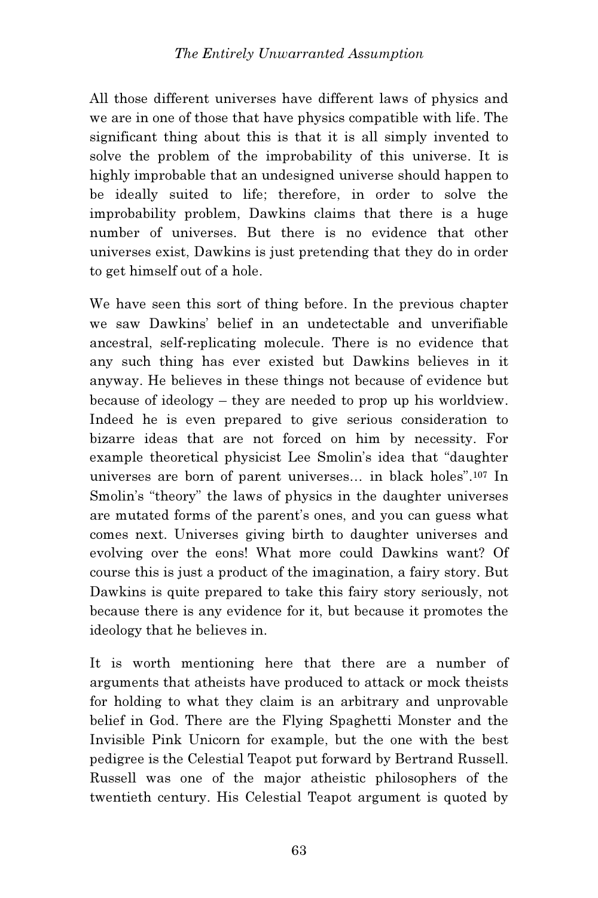All those different universes have different laws of physics and we are in one of those that have physics compatible with life. The significant thing about this is that it is all simply invented to solve the problem of the improbability of this universe. It is highly improbable that an undesigned universe should happen to be ideally suited to life; therefore, in order to solve the improbability problem, Dawkins claims that there is a huge number of universes. But there is no evidence that other universes exist, Dawkins is just pretending that they do in order to get himself out of a hole.

We have seen this sort of thing before. In the previous chapter we saw Dawkins' belief in an undetectable and unverifiable ancestral, self-replicating molecule. There is no evidence that any such thing has ever existed but Dawkins believes in it anyway. He believes in these things not because of evidence but because of ideology – they are needed to prop up his worldview. Indeed he is even prepared to give serious consideration to bizarre ideas that are not forced on him by necessity. For example theoretical physicist Lee Smolin's idea that "daughter universes are born of parent universes… in black holes".[107] In Smolin's "theory" the laws of physics in the daughter universes are mutated forms of the parent's ones, and you can guess what comes next. Universes giving birth to daughter universes and evolving over the eons! What more could Dawkins want? Of course this is just a product of the imagination, a fairy story. But Dawkins is quite prepared to take this fairy story seriously, not because there is any evidence for it, but because it promotes the ideology that he believes in.

It is worth mentioning here that there are a number of arguments that atheists have produced to attack or mock theists for holding to what they claim is an arbitrary and unprovable belief in God. There are the Flying Spaghetti Monster and the Invisible Pink Unicorn for example, but the one with the best pedigree is the Celestial Teapot put forward by Bertrand Russell. Russell was one of the major atheistic philosophers of the twentieth century. His Celestial Teapot argument is quoted by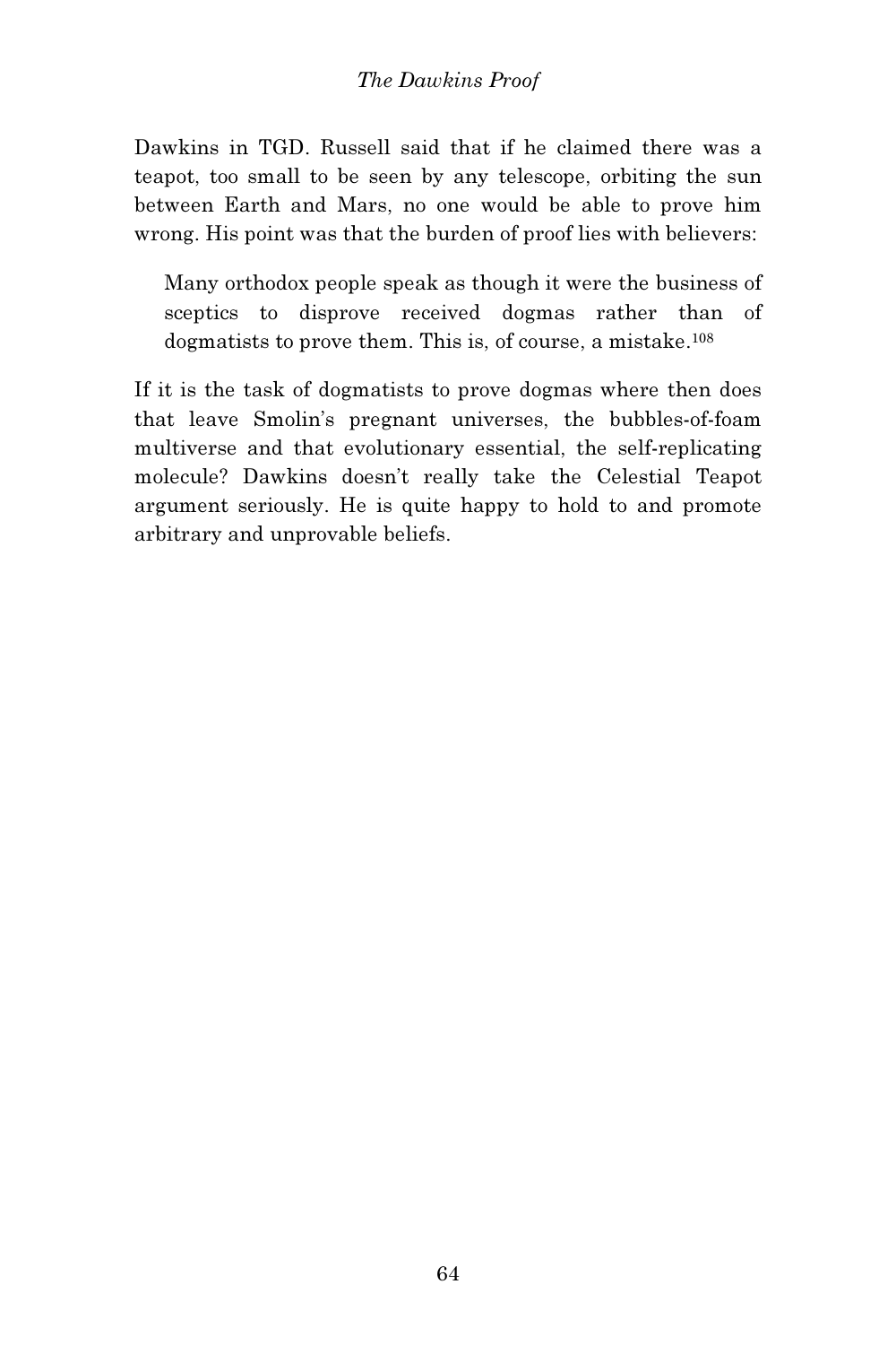Dawkins in TGD. Russell said that if he claimed there was a teapot, too small to be seen by any telescope, orbiting the sun between Earth and Mars, no one would be able to prove him wrong. His point was that the burden of proof lies with believers:

> Many orthodox people speak as though it were the business of sceptics to disprove received dogmas rather than of dogmatists to prove them. This is, of course, a mistake.[108]

If it is the task of dogmatists to prove dogmas where then does that leave Smolin's pregnant universes, the bubbles-of-foam multiverse and that evolutionary essential, the self-replicating molecule? Dawkins doesn't really take the Celestial Teapot argument seriously. He is quite happy to hold to and promote arbitrary and unprovable beliefs.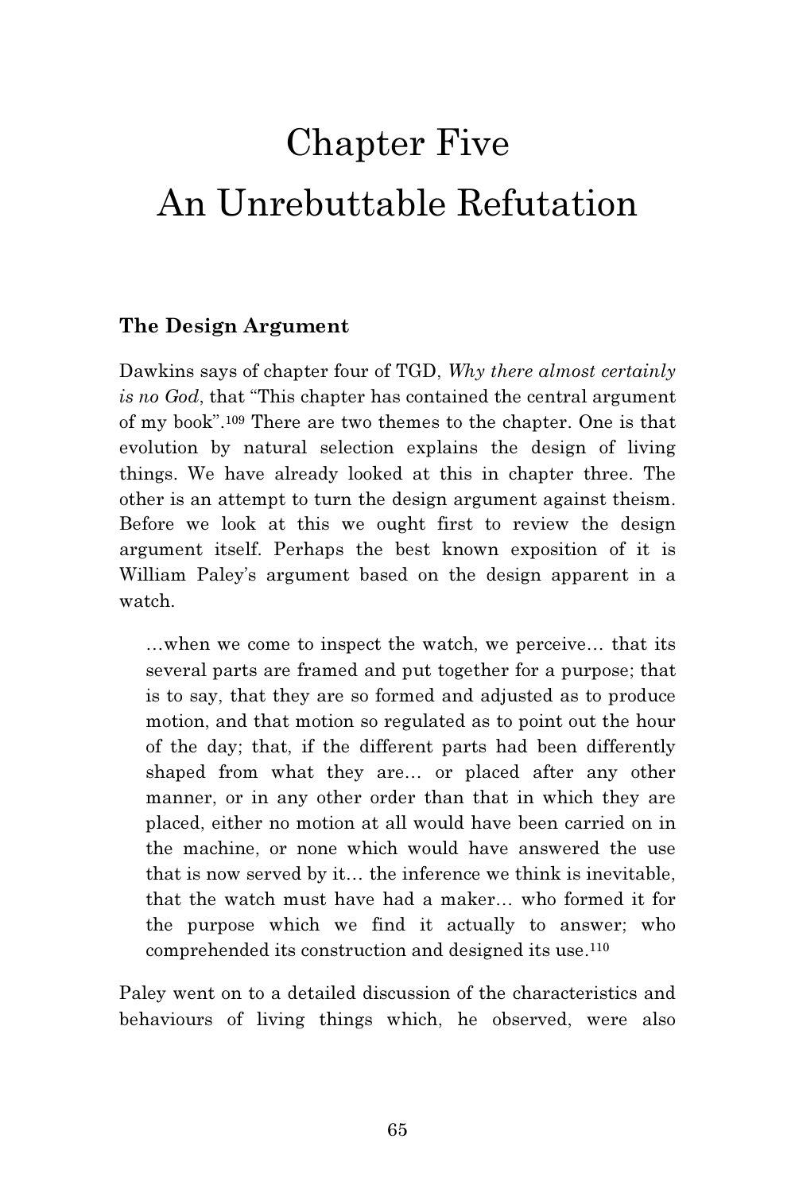# Chapter Five
# An Unrebuttable Refutation

### The Design Argument

Dawkins says of chapter four of TGD, *Why there almost certainly is no God*, that "This chapter has contained the central argument of my book".[109] There are two themes to the chapter. One is that evolution by natural selection explains the design of living things. We have already looked at this in chapter three. The other is an attempt to turn the design argument against theism. Before we look at this we ought first to review the design argument itself. Perhaps the best known exposition of it is William Paley's argument based on the design apparent in a watch.

> …when we come to inspect the watch, we perceive… that its several parts are framed and put together for a purpose; that is to say, that they are so formed and adjusted as to produce motion, and that motion so regulated as to point out the hour of the day; that, if the different parts had been differently shaped from what they are… or placed after any other manner, or in any other order than that in which they are placed, either no motion at all would have been carried on in the machine, or none which would have answered the use that is now served by it… the inference we think is inevitable, that the watch must have had a maker… who formed it for the purpose which we find it actually to answer; who comprehended its construction and designed its use.[110]

Paley went on to a detailed discussion of the characteristics and behaviours of living things which, he observed, were also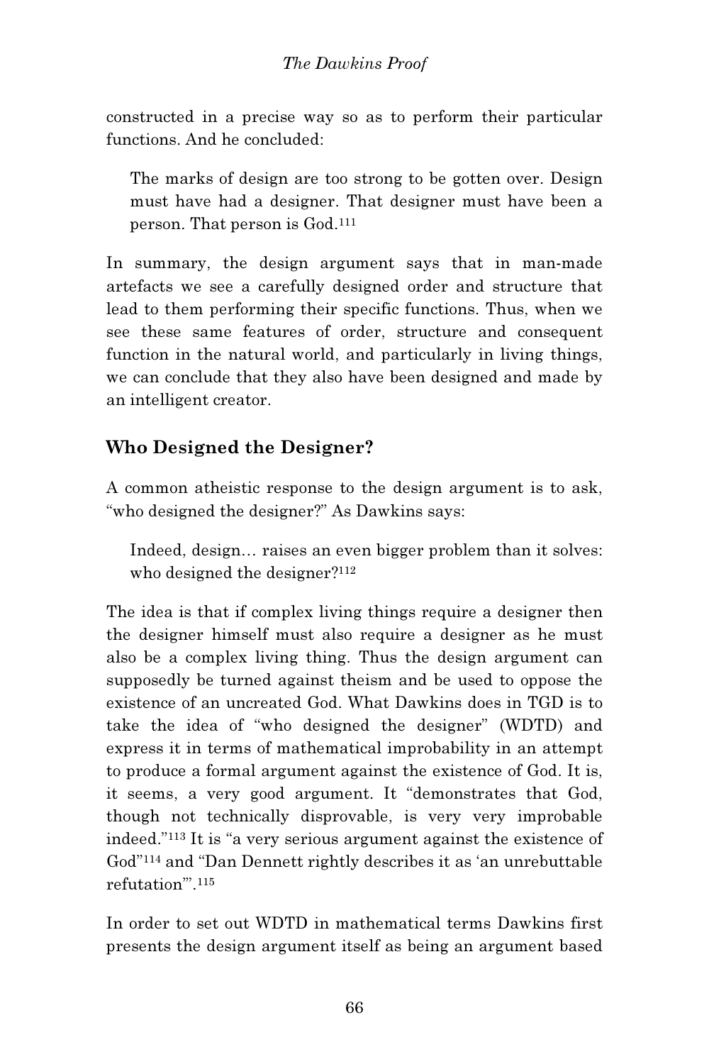constructed in a precise way so as to perform their particular functions. And he concluded:

> The marks of design are too strong to be gotten over. Design must have had a designer. That designer must have been a person. That person is God.[111]

In summary, the design argument says that in man-made artefacts we see a carefully designed order and structure that lead to them performing their specific functions. Thus, when we see these same features of order, structure and consequent function in the natural world, and particularly in living things, we can conclude that they also have been designed and made by an intelligent creator.

## Who Designed the Designer?

A common atheistic response to the design argument is to ask, "who designed the designer?" As Dawkins says:

> Indeed, design… raises an even bigger problem than it solves: who designed the designer?[112]

The idea is that if complex living things require a designer then the designer himself must also require a designer as he must also be a complex living thing. Thus the design argument can supposedly be turned against theism and be used to oppose the existence of an uncreated God. What Dawkins does in TGD is to take the idea of "who designed the designer" (WDTD) and express it in terms of mathematical improbability in an attempt to produce a formal argument against the existence of God. It is, it seems, a very good argument. It "demonstrates that God, though not technically disprovable, is very very improbable indeed."[113] It is "a very serious argument against the existence of God"[114] and "Dan Dennett rightly describes it as 'an unrebuttable refutation'".[115]

In order to set out WDTD in mathematical terms Dawkins first presents the design argument itself as being an argument based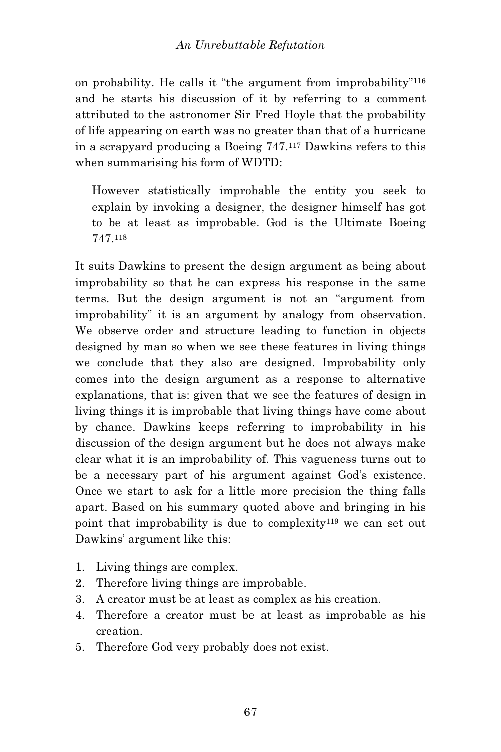on probability. He calls it "the argument from improbability"[116] and he starts his discussion of it by referring to a comment attributed to the astronomer Sir Fred Hoyle that the probability of life appearing on earth was no greater than that of a hurricane in a scrapyard producing a Boeing 747.[117] Dawkins refers to this when summarising his form of WDTD:

> However statistically improbable the entity you seek to explain by invoking a designer, the designer himself has got to be at least as improbable. God is the Ultimate Boeing 747.[118]

It suits Dawkins to present the design argument as being about improbability so that he can express his response in the same terms. But the design argument is not an "argument from improbability" it is an argument by analogy from observation. We observe order and structure leading to function in objects designed by man so when we see these features in living things we conclude that they also are designed. Improbability only comes into the design argument as a response to alternative explanations, that is: given that we see the features of design in living things it is improbable that living things have come about by chance. Dawkins keeps referring to improbability in his discussion of the design argument but he does not always make clear what it is an improbability of. This vagueness turns out to be a necessary part of his argument against God's existence. Once we start to ask for a little more precision the thing falls apart. Based on his summary quoted above and bringing in his point that improbability is due to complexity[119] we can set out Dawkins' argument like this:

1. Living things are complex.
2. Therefore living things are improbable.
3. A creator must be at least as complex as his creation.
4. Therefore a creator must be at least as improbable as his creation.
5. Therefore God very probably does not exist.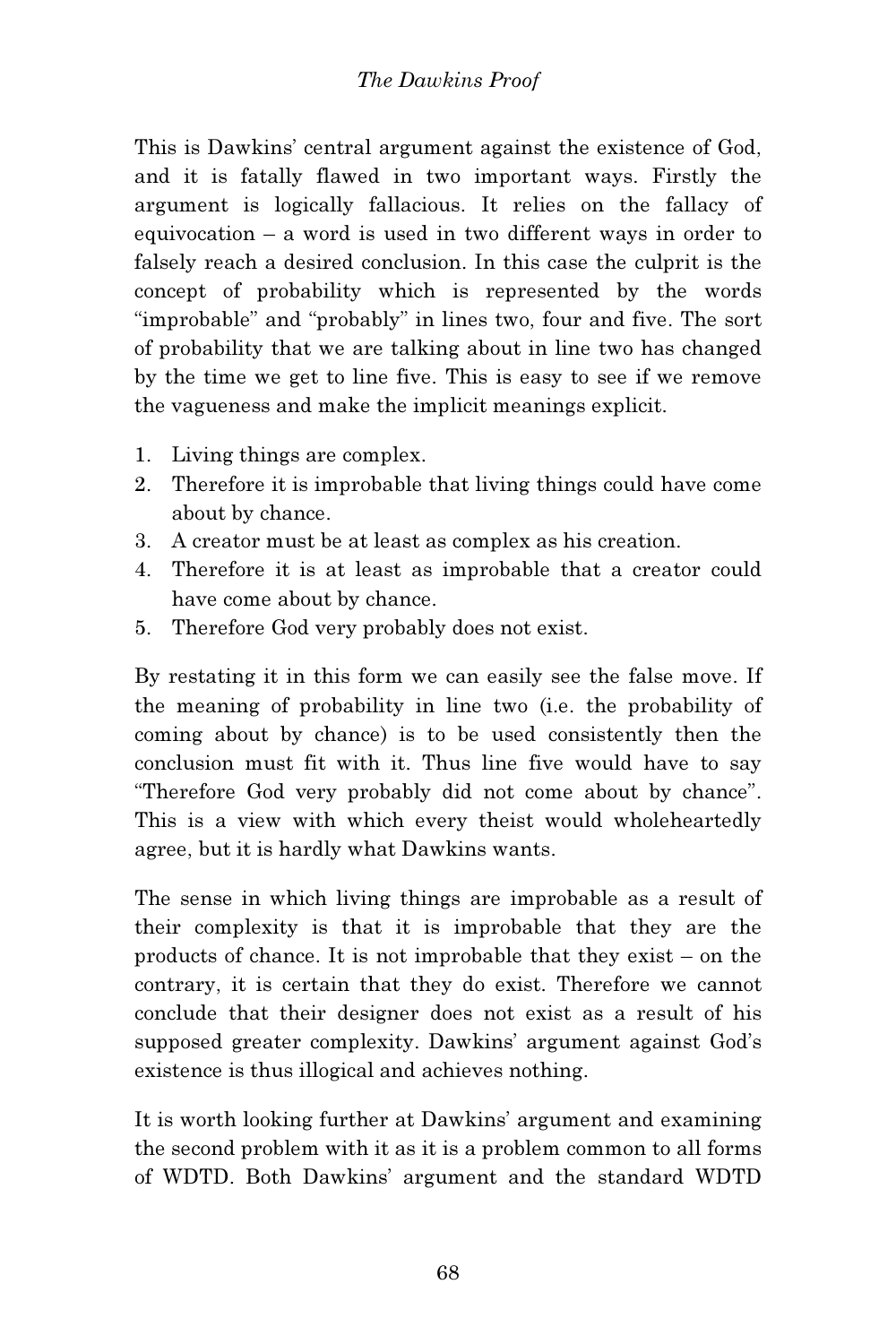This is Dawkins' central argument against the existence of God, and it is fatally flawed in two important ways. Firstly the argument is logically fallacious. It relies on the fallacy of equivocation – a word is used in two different ways in order to falsely reach a desired conclusion. In this case the culprit is the concept of probability which is represented by the words "improbable" and "probably" in lines two, four and five. The sort of probability that we are talking about in line two has changed by the time we get to line five. This is easy to see if we remove the vagueness and make the implicit meanings explicit.

1. Living things are complex.
2. Therefore it is improbable that living things could have come about by chance.
3. A creator must be at least as complex as his creation.
4. Therefore it is at least as improbable that a creator could have come about by chance.
5. Therefore God very probably does not exist.

By restating it in this form we can easily see the false move. If the meaning of probability in line two (i.e. the probability of coming about by chance) is to be used consistently then the conclusion must fit with it. Thus line five would have to say "Therefore God very probably did not come about by chance". This is a view with which every theist would wholeheartedly agree, but it is hardly what Dawkins wants.

The sense in which living things are improbable as a result of their complexity is that it is improbable that they are the products of chance. It is not improbable that they exist – on the contrary, it is certain that they do exist. Therefore we cannot conclude that their designer does not exist as a result of his supposed greater complexity. Dawkins' argument against God's existence is thus illogical and achieves nothing.

It is worth looking further at Dawkins' argument and examining the second problem with it as it is a problem common to all forms of WDTD. Both Dawkins' argument and the standard WDTD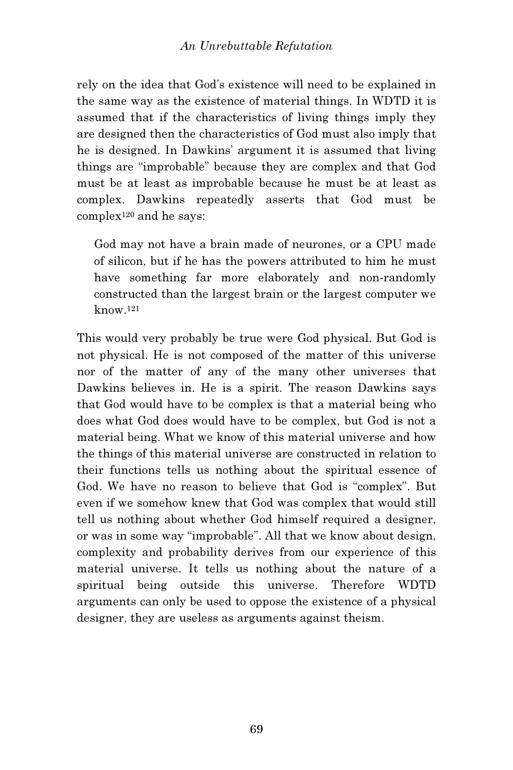rely on the idea that God's existence will need to be explained in the same way as the existence of material things. In WDTD it is assumed that if the characteristics of living things imply they are designed then the characteristics of God must also imply that he is designed. In Dawkins' argument it is assumed that living things are "improbable" because they are complex and that God must be at least as improbable because he must be at least as complex. Dawkins repeatedly asserts that God must be complex[120] and he says:

> God may not have a brain made of neurones, or a CPU made of silicon, but if he has the powers attributed to him he must have something far more elaborately and non-randomly constructed than the largest brain or the largest computer we know.[121]

This would very probably be true were God physical. But God is not physical. He is not composed of the matter of this universe nor of the matter of any of the many other universes that Dawkins believes in. He is a spirit. The reason Dawkins says that God would have to be complex is that a material being who does what God does would have to be complex, but God is not a material being. What we know of this material universe and how the things of this material universe are constructed in relation to their functions tells us nothing about the spiritual essence of God. We have no reason to believe that God is "complex". But even if we somehow knew that God was complex that would still tell us nothing about whether God himself required a designer, or was in some way "improbable". All that we know about design, complexity and probability derives from our experience of this material universe. It tells us nothing about the nature of a spiritual being outside this universe. Therefore WDTD arguments can only be used to oppose the existence of a physical designer, they are useless as arguments against theism.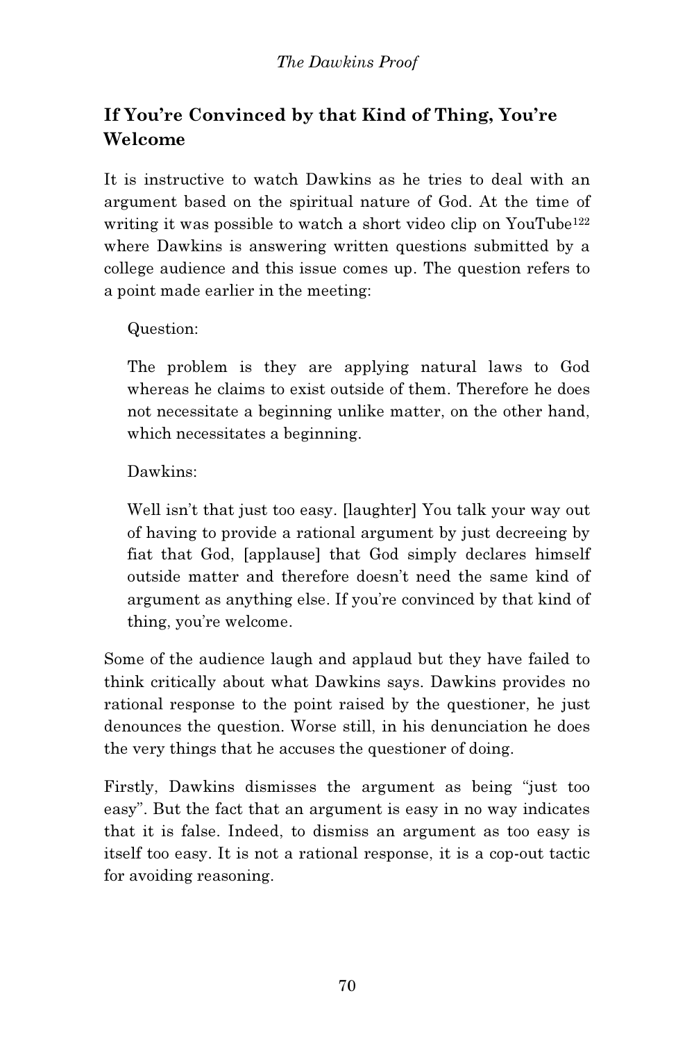## If You're Convinced by that Kind of Thing, You're Welcome

It is instructive to watch Dawkins as he tries to deal with an argument based on the spiritual nature of God. At the time of writing it was possible to watch a short video clip on YouTube[122] where Dawkins is answering written questions submitted by a college audience and this issue comes up. The question refers to a point made earlier in the meeting:

> Question:
>
> The problem is they are applying natural laws to God whereas he claims to exist outside of them. Therefore he does not necessitate a beginning unlike matter, on the other hand, which necessitates a beginning.
>
> Dawkins:
>
> Well isn't that just too easy. [laughter] You talk your way out of having to provide a rational argument by just decreeing by fiat that God, [applause] that God simply declares himself outside matter and therefore doesn't need the same kind of argument as anything else. If you're convinced by that kind of thing, you're welcome.

Some of the audience laugh and applaud but they have failed to think critically about what Dawkins says. Dawkins provides no rational response to the point raised by the questioner, he just denounces the question. Worse still, in his denunciation he does the very things that he accuses the questioner of doing.

Firstly, Dawkins dismisses the argument as being "just too easy". But the fact that an argument is easy in no way indicates that it is false. Indeed, to dismiss an argument as too easy is itself too easy. It is not a rational response, it is a cop-out tactic for avoiding reasoning.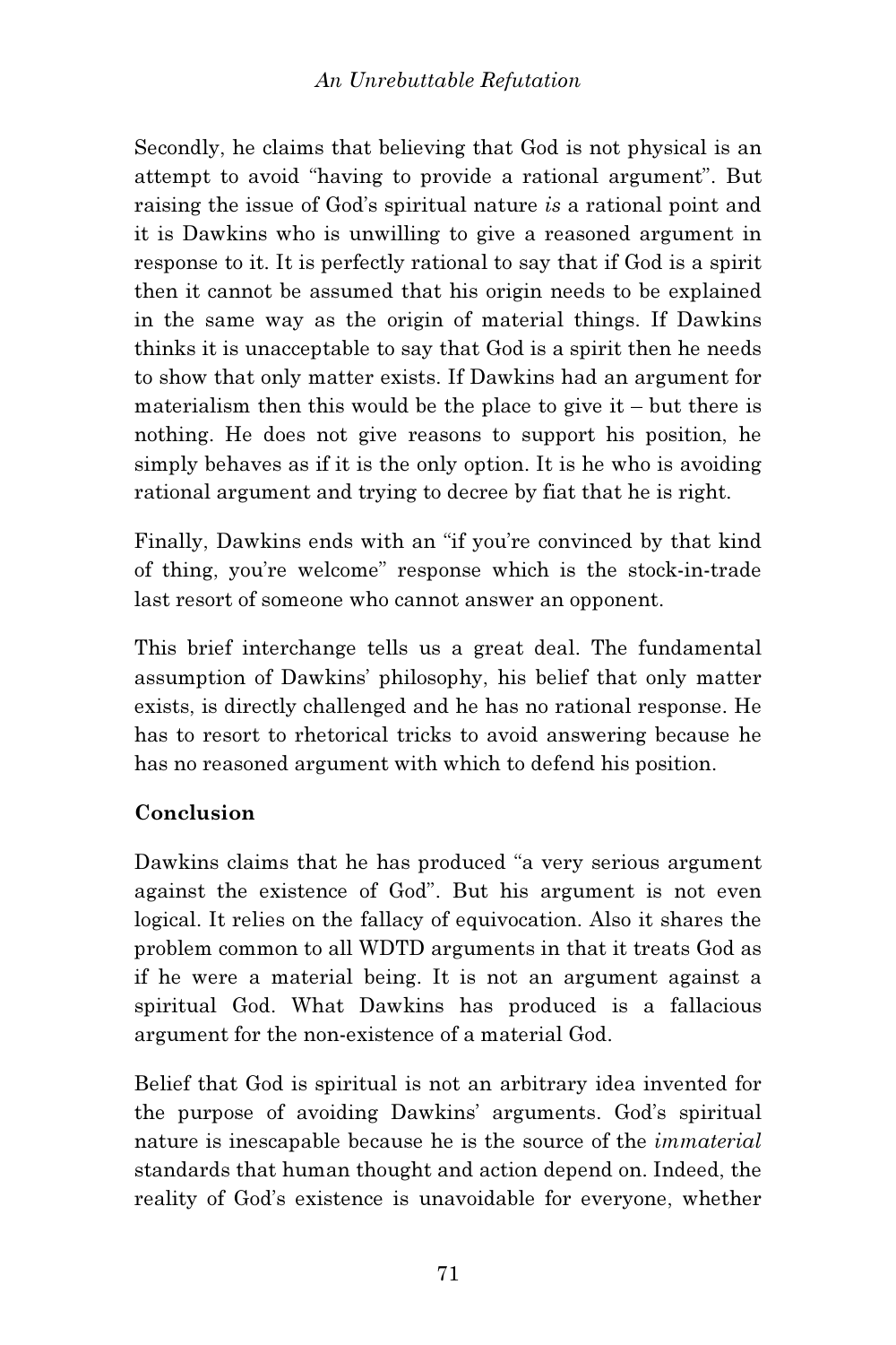Secondly, he claims that believing that God is not physical is an attempt to avoid "having to provide a rational argument". But raising the issue of God's spiritual nature *is* a rational point and it is Dawkins who is unwilling to give a reasoned argument in response to it. It is perfectly rational to say that if God is a spirit then it cannot be assumed that his origin needs to be explained in the same way as the origin of material things. If Dawkins thinks it is unacceptable to say that God is a spirit then he needs to show that only matter exists. If Dawkins had an argument for materialism then this would be the place to give it – but there is nothing. He does not give reasons to support his position, he simply behaves as if it is the only option. It is he who is avoiding rational argument and trying to decree by fiat that he is right.

Finally, Dawkins ends with an "if you're convinced by that kind of thing, you're welcome" response which is the stock-in-trade last resort of someone who cannot answer an opponent.

This brief interchange tells us a great deal. The fundamental assumption of Dawkins' philosophy, his belief that only matter exists, is directly challenged and he has no rational response. He has to resort to rhetorical tricks to avoid answering because he has no reasoned argument with which to defend his position.

**Conclusion**

Dawkins claims that he has produced "a very serious argument against the existence of God". But his argument is not even logical. It relies on the fallacy of equivocation. Also it shares the problem common to all WDTD arguments in that it treats God as if he were a material being. It is not an argument against a spiritual God. What Dawkins has produced is a fallacious argument for the non-existence of a material God.

Belief that God is spiritual is not an arbitrary idea invented for the purpose of avoiding Dawkins' arguments. God's spiritual nature is inescapable because he is the source of the *immaterial* standards that human thought and action depend on. Indeed, the reality of God's existence is unavoidable for everyone, whether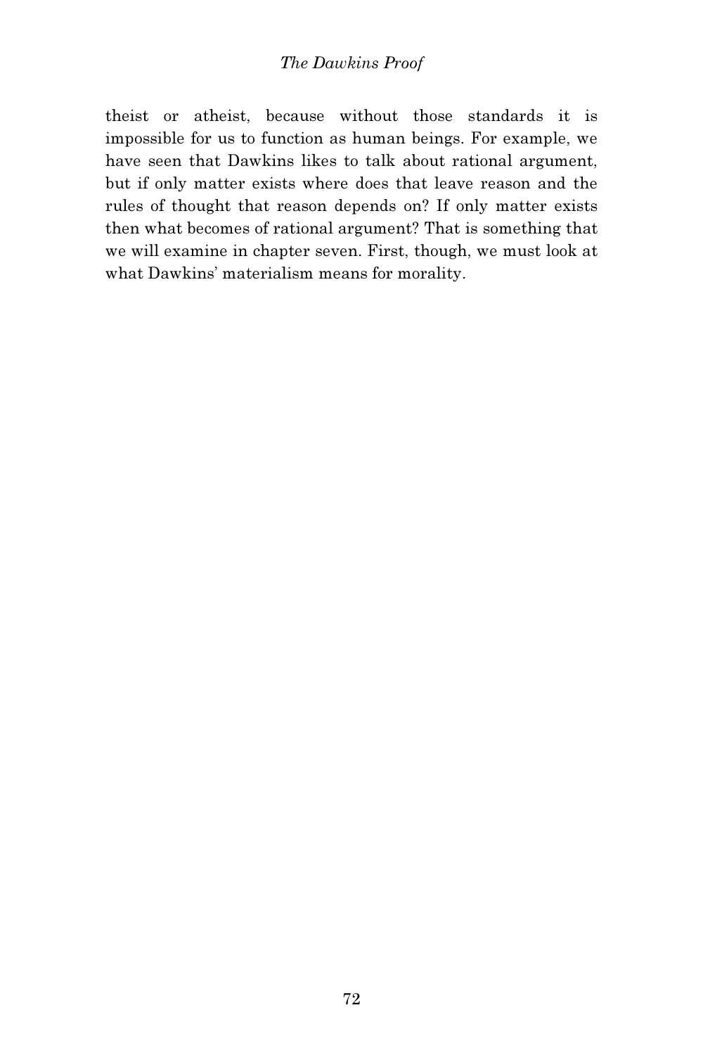theist or atheist, because without those standards it is impossible for us to function as human beings. For example, we have seen that Dawkins likes to talk about rational argument, but if only matter exists where does that leave reason and the rules of thought that reason depends on? If only matter exists then what becomes of rational argument? That is something that we will examine in chapter seven. First, though, we must look at what Dawkins' materialism means for morality.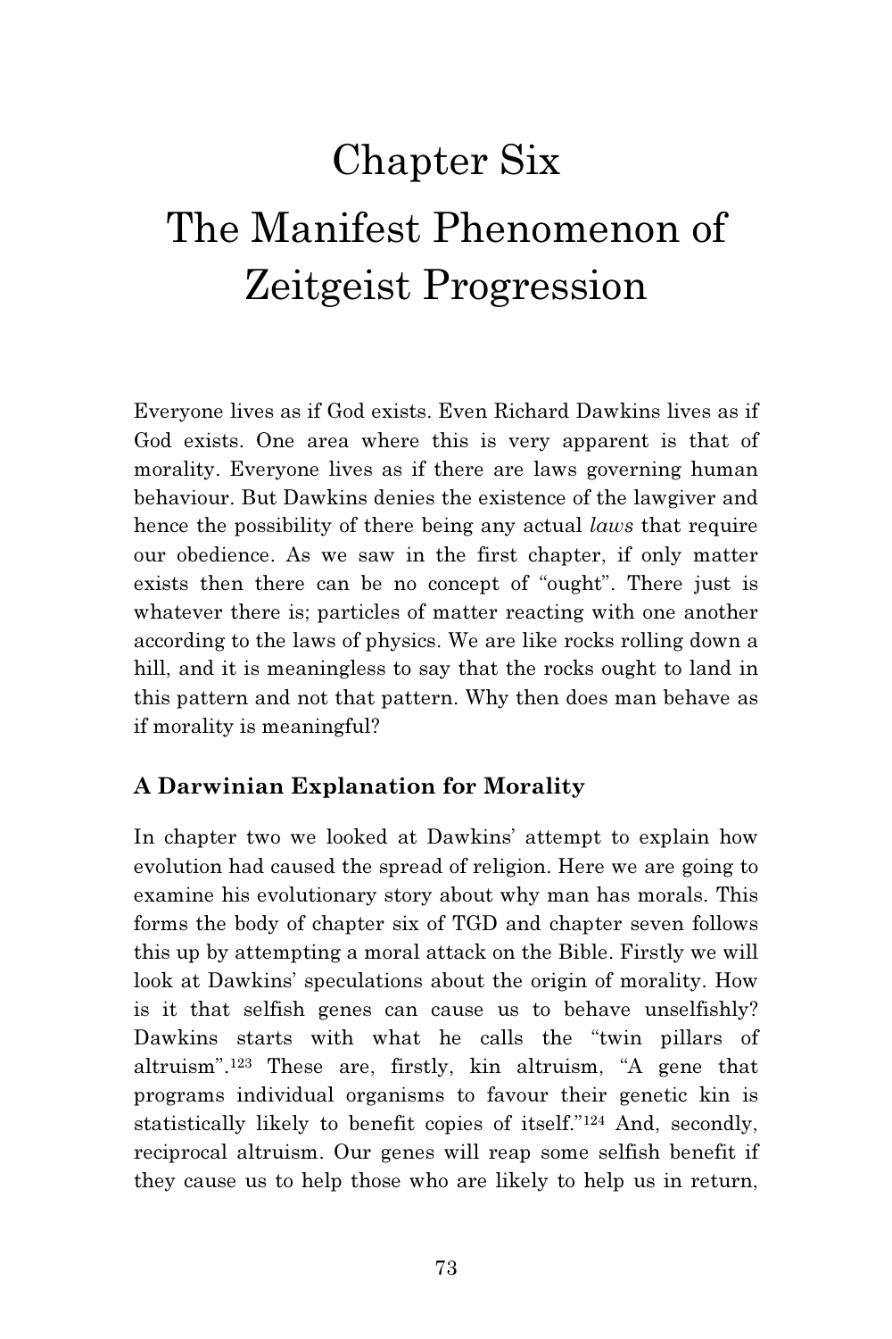# Chapter Six
# The Manifest Phenomenon of Zeitgeist Progression

Everyone lives as if God exists. Even Richard Dawkins lives as if God exists. One area where this is very apparent is that of morality. Everyone lives as if there are laws governing human behaviour. But Dawkins denies the existence of the lawgiver and hence the possibility of there being any actual *laws* that require our obedience. As we saw in the first chapter, if only matter exists then there can be no concept of "ought". There just is whatever there is; particles of matter reacting with one another according to the laws of physics. We are like rocks rolling down a hill, and it is meaningless to say that the rocks ought to land in this pattern and not that pattern. Why then does man behave as if morality is meaningful?

### A Darwinian Explanation for Morality

In chapter two we looked at Dawkins' attempt to explain how evolution had caused the spread of religion. Here we are going to examine his evolutionary story about why man has morals. This forms the body of chapter six of TGD and chapter seven follows this up by attempting a moral attack on the Bible. Firstly we will look at Dawkins' speculations about the origin of morality. How is it that selfish genes can cause us to behave unselfishly? Dawkins starts with what he calls the "twin pillars of altruism".[123] These are, firstly, kin altruism, "A gene that programs individual organisms to favour their genetic kin is statistically likely to benefit copies of itself."[124] And, secondly, reciprocal altruism. Our genes will reap some selfish benefit if they cause us to help those who are likely to help us in return,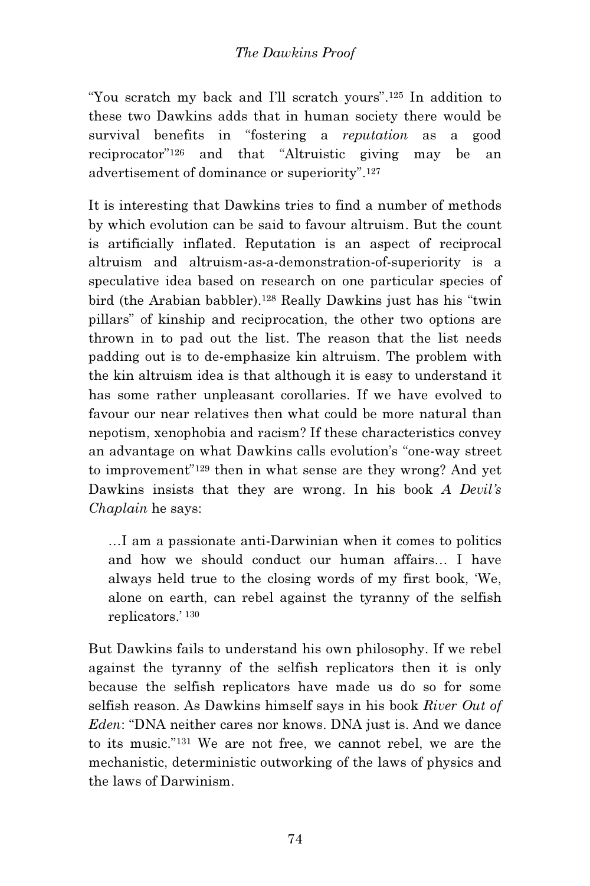"You scratch my back and I'll scratch yours".[125] In addition to these two Dawkins adds that in human society there would be survival benefits in "fostering a *reputation* as a good reciprocator"[126] and that "Altruistic giving may be an advertisement of dominance or superiority".[127]

It is interesting that Dawkins tries to find a number of methods by which evolution can be said to favour altruism. But the count is artificially inflated. Reputation is an aspect of reciprocal altruism and altruism-as-a-demonstration-of-superiority is a speculative idea based on research on one particular species of bird (the Arabian babbler).[128] Really Dawkins just has his "twin pillars" of kinship and reciprocation, the other two options are thrown in to pad out the list. The reason that the list needs padding out is to de-emphasize kin altruism. The problem with the kin altruism idea is that although it is easy to understand it has some rather unpleasant corollaries. If we have evolved to favour our near relatives then what could be more natural than nepotism, xenophobia and racism? If these characteristics convey an advantage on what Dawkins calls evolution's "one-way street to improvement"[129] then in what sense are they wrong? And yet Dawkins insists that they are wrong. In his book *A Devil's Chaplain* he says:

> …I am a passionate anti-Darwinian when it comes to politics and how we should conduct our human affairs… I have always held true to the closing words of my first book, 'We, alone on earth, can rebel against the tyranny of the selfish replicators.' [130]

But Dawkins fails to understand his own philosophy. If we rebel against the tyranny of the selfish replicators then it is only because the selfish replicators have made us do so for some selfish reason. As Dawkins himself says in his book *River Out of Eden*: "DNA neither cares nor knows. DNA just is. And we dance to its music."[131] We are not free, we cannot rebel, we are the mechanistic, deterministic outworking of the laws of physics and the laws of Darwinism.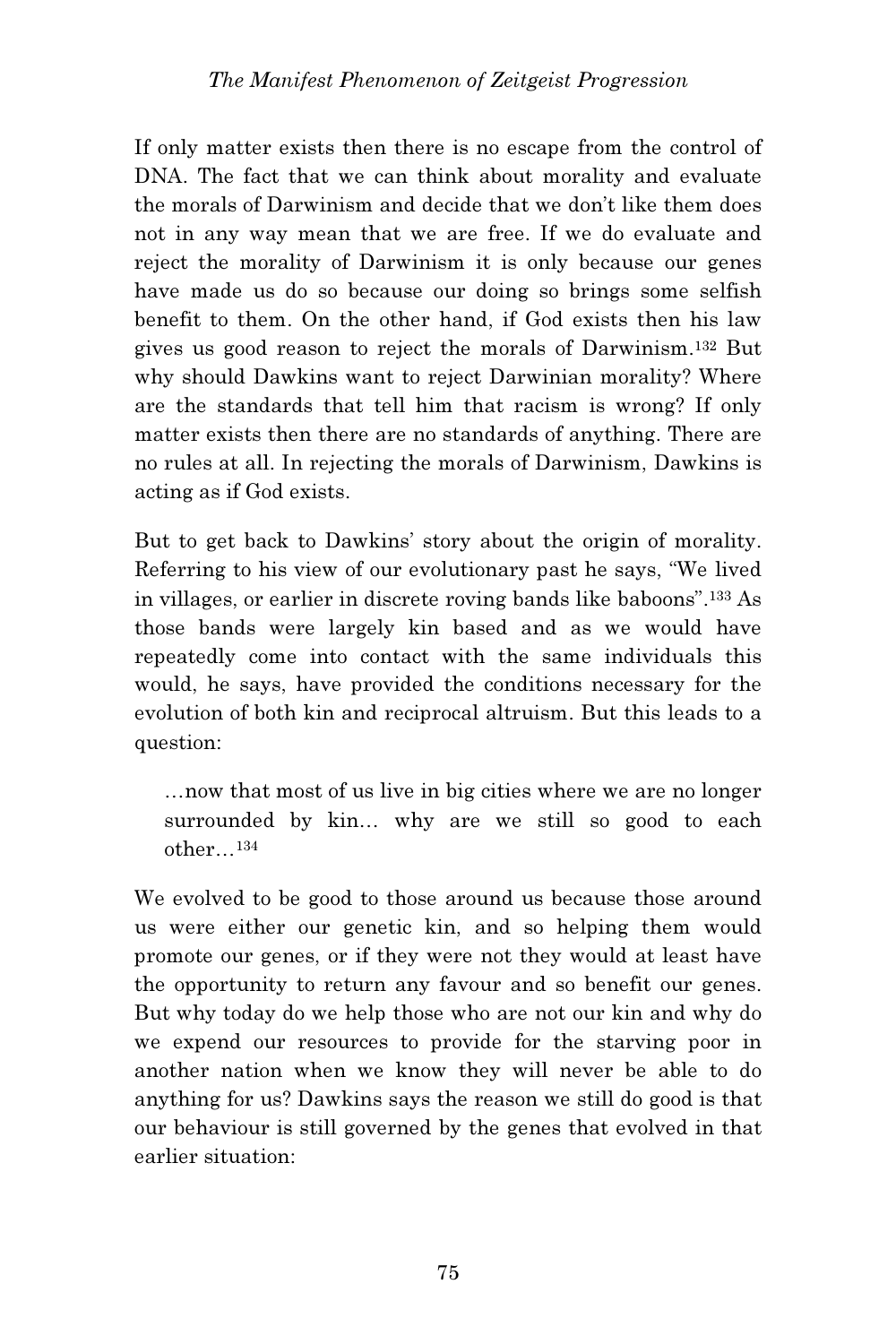If only matter exists then there is no escape from the control of DNA. The fact that we can think about morality and evaluate the morals of Darwinism and decide that we don't like them does not in any way mean that we are free. If we do evaluate and reject the morality of Darwinism it is only because our genes have made us do so because our doing so brings some selfish benefit to them. On the other hand, if God exists then his law gives us good reason to reject the morals of Darwinism.[132] But why should Dawkins want to reject Darwinian morality? Where are the standards that tell him that racism is wrong? If only matter exists then there are no standards of anything. There are no rules at all. In rejecting the morals of Darwinism, Dawkins is acting as if God exists.

But to get back to Dawkins' story about the origin of morality. Referring to his view of our evolutionary past he says, "We lived in villages, or earlier in discrete roving bands like baboons".[133] As those bands were largely kin based and as we would have repeatedly come into contact with the same individuals this would, he says, have provided the conditions necessary for the evolution of both kin and reciprocal altruism. But this leads to a question:

> …now that most of us live in big cities where we are no longer surrounded by kin… why are we still so good to each other…[134]

We evolved to be good to those around us because those around us were either our genetic kin, and so helping them would promote our genes, or if they were not they would at least have the opportunity to return any favour and so benefit our genes. But why today do we help those who are not our kin and why do we expend our resources to provide for the starving poor in another nation when we know they will never be able to do anything for us? Dawkins says the reason we still do good is that our behaviour is still governed by the genes that evolved in that earlier situation: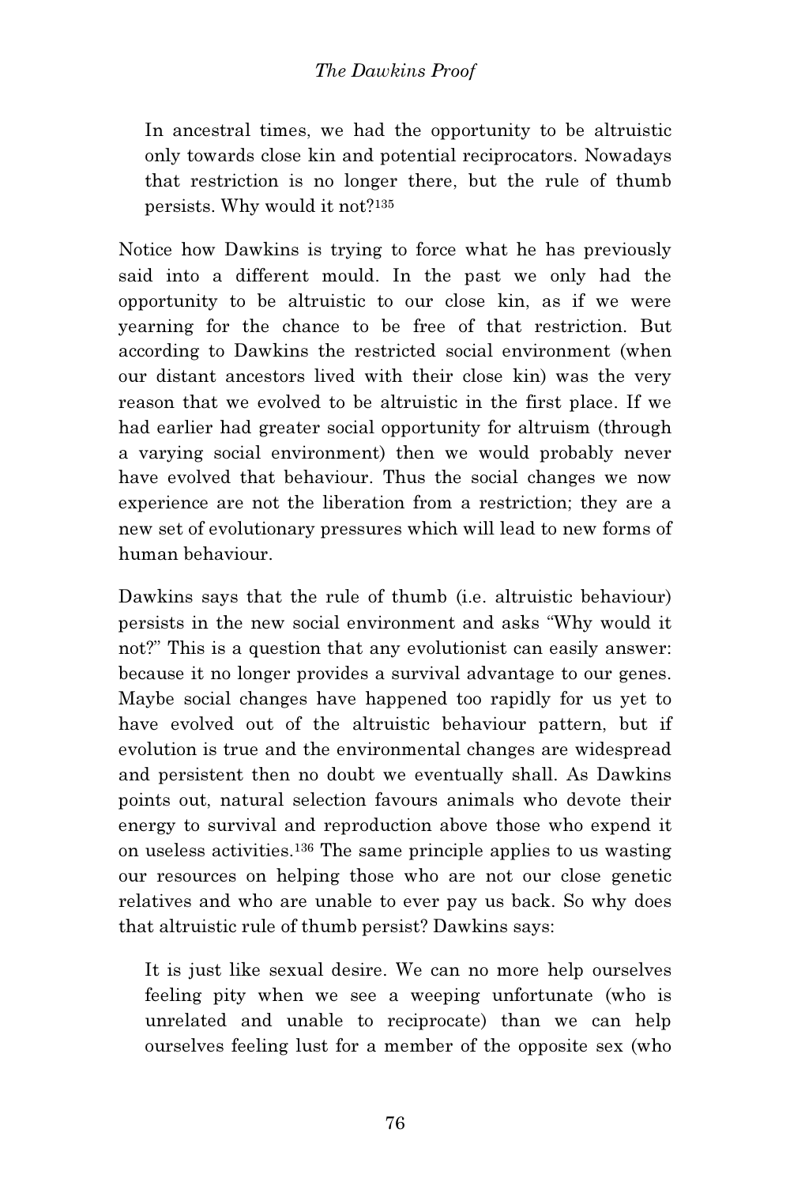> In ancestral times, we had the opportunity to be altruistic only towards close kin and potential reciprocators. Nowadays that restriction is no longer there, but the rule of thumb persists. Why would it not?[135]

Notice how Dawkins is trying to force what he has previously said into a different mould. In the past we only had the opportunity to be altruistic to our close kin, as if we were yearning for the chance to be free of that restriction. But according to Dawkins the restricted social environment (when our distant ancestors lived with their close kin) was the very reason that we evolved to be altruistic in the first place. If we had earlier had greater social opportunity for altruism (through a varying social environment) then we would probably never have evolved that behaviour. Thus the social changes we now experience are not the liberation from a restriction; they are a new set of evolutionary pressures which will lead to new forms of human behaviour.

Dawkins says that the rule of thumb (i.e. altruistic behaviour) persists in the new social environment and asks "Why would it not?" This is a question that any evolutionist can easily answer: because it no longer provides a survival advantage to our genes. Maybe social changes have happened too rapidly for us yet to have evolved out of the altruistic behaviour pattern, but if evolution is true and the environmental changes are widespread and persistent then no doubt we eventually shall. As Dawkins points out, natural selection favours animals who devote their energy to survival and reproduction above those who expend it on useless activities.[136] The same principle applies to us wasting our resources on helping those who are not our close genetic relatives and who are unable to ever pay us back. So why does that altruistic rule of thumb persist? Dawkins says:

> It is just like sexual desire. We can no more help ourselves feeling pity when we see a weeping unfortunate (who is unrelated and unable to reciprocate) than we can help ourselves feeling lust for a member of the opposite sex (who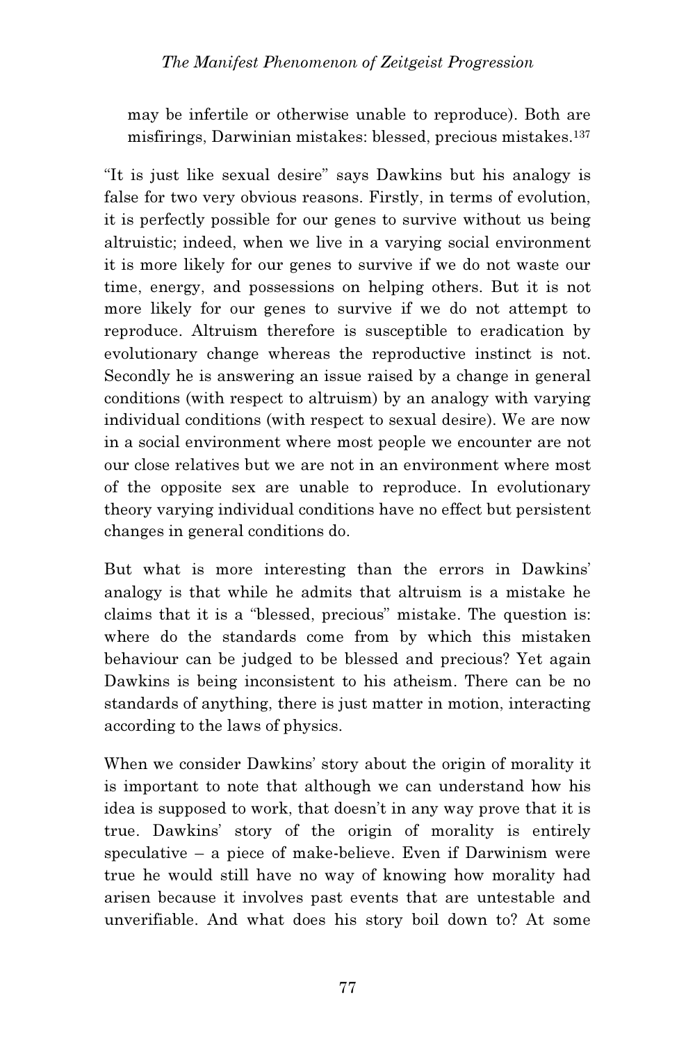> may be infertile or otherwise unable to reproduce). Both are misfirings, Darwinian mistakes: blessed, precious mistakes.[137]

"It is just like sexual desire" says Dawkins but his analogy is false for two very obvious reasons. Firstly, in terms of evolution, it is perfectly possible for our genes to survive without us being altruistic; indeed, when we live in a varying social environment it is more likely for our genes to survive if we do not waste our time, energy, and possessions on helping others. But it is not more likely for our genes to survive if we do not attempt to reproduce. Altruism therefore is susceptible to eradication by evolutionary change whereas the reproductive instinct is not. Secondly he is answering an issue raised by a change in general conditions (with respect to altruism) by an analogy with varying individual conditions (with respect to sexual desire). We are now in a social environment where most people we encounter are not our close relatives but we are not in an environment where most of the opposite sex are unable to reproduce. In evolutionary theory varying individual conditions have no effect but persistent changes in general conditions do.

But what is more interesting than the errors in Dawkins' analogy is that while he admits that altruism is a mistake he claims that it is a "blessed, precious" mistake. The question is: where do the standards come from by which this mistaken behaviour can be judged to be blessed and precious? Yet again Dawkins is being inconsistent to his atheism. There can be no standards of anything, there is just matter in motion, interacting according to the laws of physics.

When we consider Dawkins' story about the origin of morality it is important to note that although we can understand how his idea is supposed to work, that doesn't in any way prove that it is true. Dawkins' story of the origin of morality is entirely speculative – a piece of make-believe. Even if Darwinism were true he would still have no way of knowing how morality had arisen because it involves past events that are untestable and unverifiable. And what does his story boil down to? At some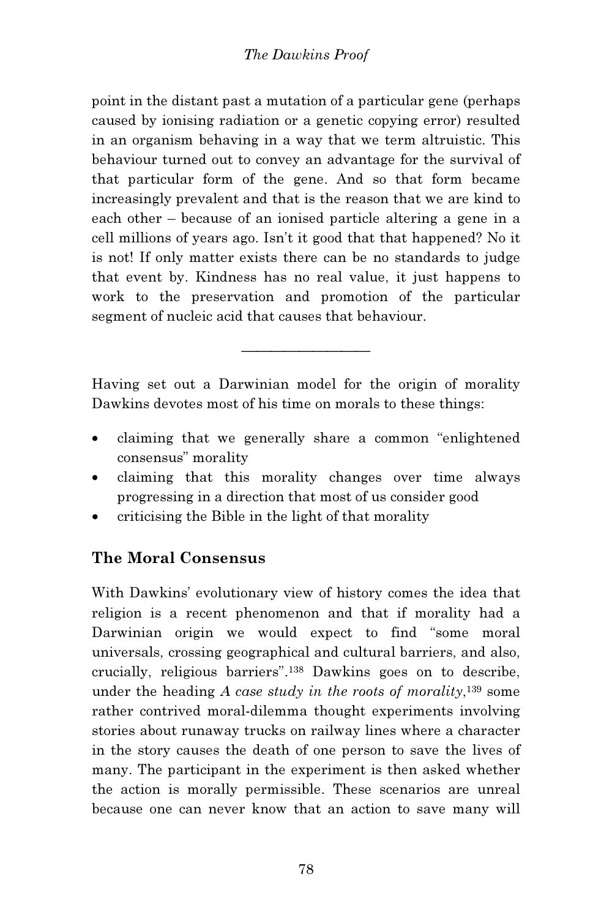point in the distant past a mutation of a particular gene (perhaps caused by ionising radiation or a genetic copying error) resulted in an organism behaving in a way that we term altruistic. This behaviour turned out to convey an advantage for the survival of that particular form of the gene. And so that form became increasingly prevalent and that is the reason that we are kind to each other – because of an ionised particle altering a gene in a cell millions of years ago. Isn't it good that that happened? No it is not! If only matter exists there can be no standards to judge that event by. Kindness has no real value, it just happens to work to the preservation and promotion of the particular segment of nucleic acid that causes that behaviour.

---

Having set out a Darwinian model for the origin of morality Dawkins devotes most of his time on morals to these things:

- claiming that we generally share a common "enlightened consensus" morality
- claiming that this morality changes over time always progressing in a direction that most of us consider good
- criticising the Bible in the light of that morality

## The Moral Consensus

With Dawkins' evolutionary view of history comes the idea that religion is a recent phenomenon and that if morality had a Darwinian origin we would expect to find "some moral universals, crossing geographical and cultural barriers, and also, crucially, religious barriers".[138] Dawkins goes on to describe, under the heading *A case study in the roots of morality*,[139] some rather contrived moral-dilemma thought experiments involving stories about runaway trucks on railway lines where a character in the story causes the death of one person to save the lives of many. The participant in the experiment is then asked whether the action is morally permissible. These scenarios are unreal because one can never know that an action to save many will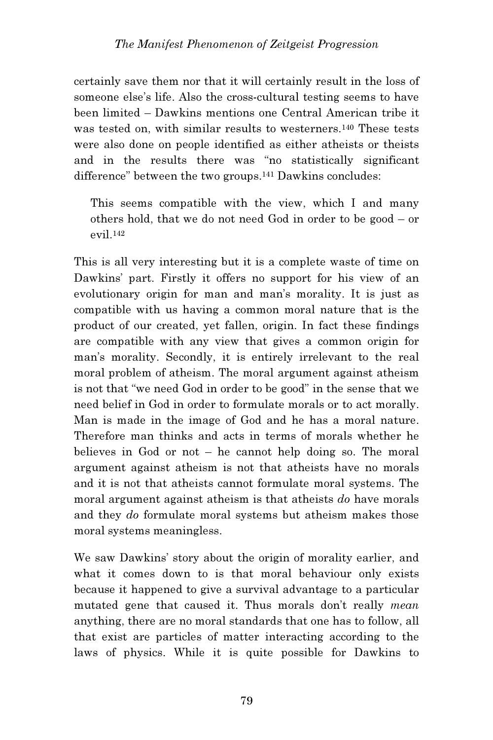certainly save them nor that it will certainly result in the loss of someone else's life. Also the cross-cultural testing seems to have been limited – Dawkins mentions one Central American tribe it was tested on, with similar results to westerners.[140] These tests were also done on people identified as either atheists or theists and in the results there was "no statistically significant difference" between the two groups.[141] Dawkins concludes:

> This seems compatible with the view, which I and many others hold, that we do not need God in order to be good – or evil.[142]

This is all very interesting but it is a complete waste of time on Dawkins' part. Firstly it offers no support for his view of an evolutionary origin for man and man's morality. It is just as compatible with us having a common moral nature that is the product of our created, yet fallen, origin. In fact these findings are compatible with any view that gives a common origin for man's morality. Secondly, it is entirely irrelevant to the real moral problem of atheism. The moral argument against atheism is not that "we need God in order to be good" in the sense that we need belief in God in order to formulate morals or to act morally. Man is made in the image of God and he has a moral nature. Therefore man thinks and acts in terms of morals whether he believes in God or not – he cannot help doing so. The moral argument against atheism is not that atheists have no morals and it is not that atheists cannot formulate moral systems. The moral argument against atheism is that atheists *do* have morals and they *do* formulate moral systems but atheism makes those moral systems meaningless.

We saw Dawkins' story about the origin of morality earlier, and what it comes down to is that moral behaviour only exists because it happened to give a survival advantage to a particular mutated gene that caused it. Thus morals don't really *mean* anything, there are no moral standards that one has to follow, all that exist are particles of matter interacting according to the laws of physics. While it is quite possible for Dawkins to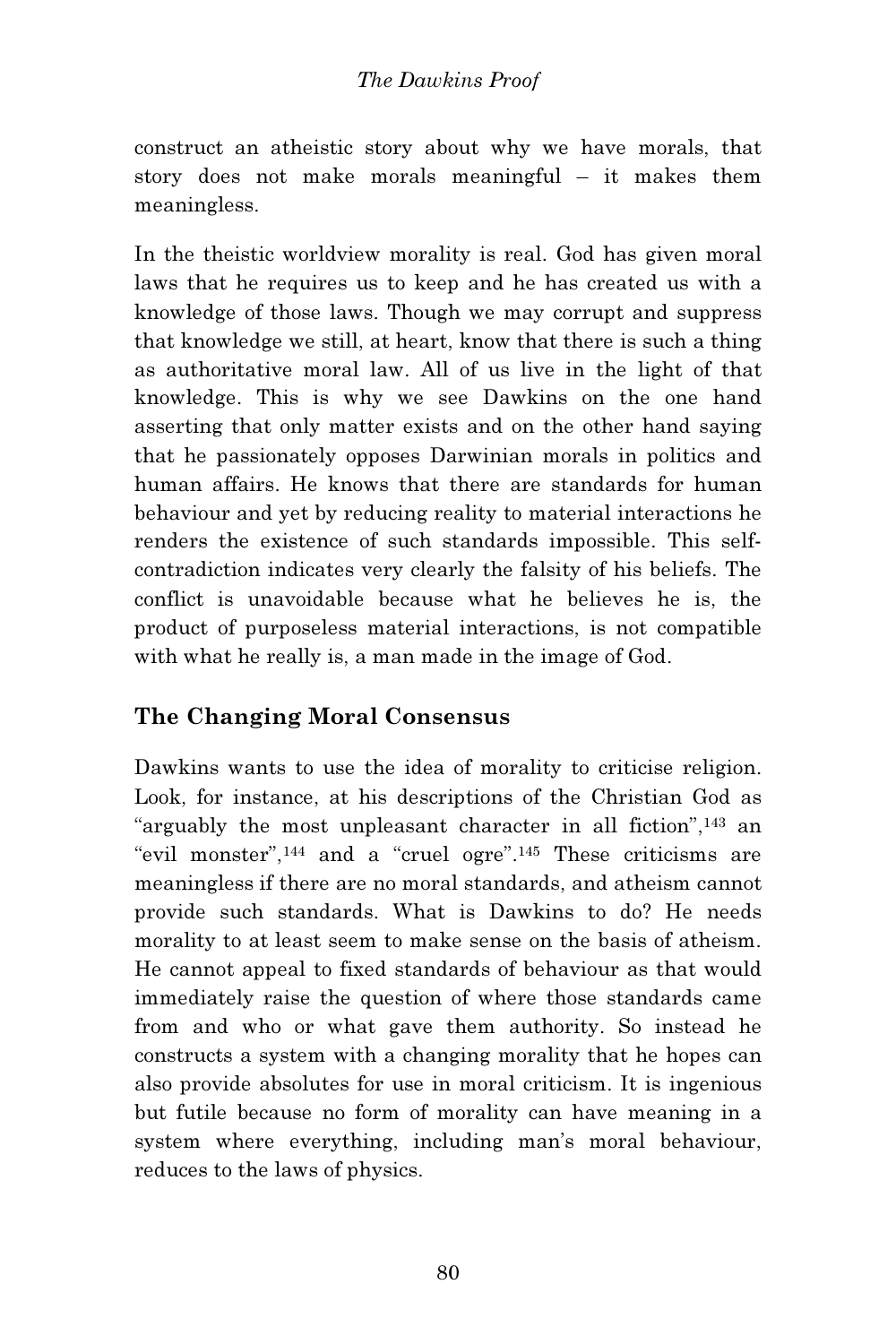construct an atheistic story about why we have morals, that story does not make morals meaningful – it makes them meaningless.

In the theistic worldview morality is real. God has given moral laws that he requires us to keep and he has created us with a knowledge of those laws. Though we may corrupt and suppress that knowledge we still, at heart, know that there is such a thing as authoritative moral law. All of us live in the light of that knowledge. This is why we see Dawkins on the one hand asserting that only matter exists and on the other hand saying that he passionately opposes Darwinian morals in politics and human affairs. He knows that there are standards for human behaviour and yet by reducing reality to material interactions he renders the existence of such standards impossible. This self-contradiction indicates very clearly the falsity of his beliefs. The conflict is unavoidable because what he believes he is, the product of purposeless material interactions, is not compatible with what he really is, a man made in the image of God.

## The Changing Moral Consensus

Dawkins wants to use the idea of morality to criticise religion. Look, for instance, at his descriptions of the Christian God as "arguably the most unpleasant character in all fiction",[143] an "evil monster",[144] and a "cruel ogre".[145] These criticisms are meaningless if there are no moral standards, and atheism cannot provide such standards. What is Dawkins to do? He needs morality to at least seem to make sense on the basis of atheism. He cannot appeal to fixed standards of behaviour as that would immediately raise the question of where those standards came from and who or what gave them authority. So instead he constructs a system with a changing morality that he hopes can also provide absolutes for use in moral criticism. It is ingenious but futile because no form of morality can have meaning in a system where everything, including man's moral behaviour, reduces to the laws of physics.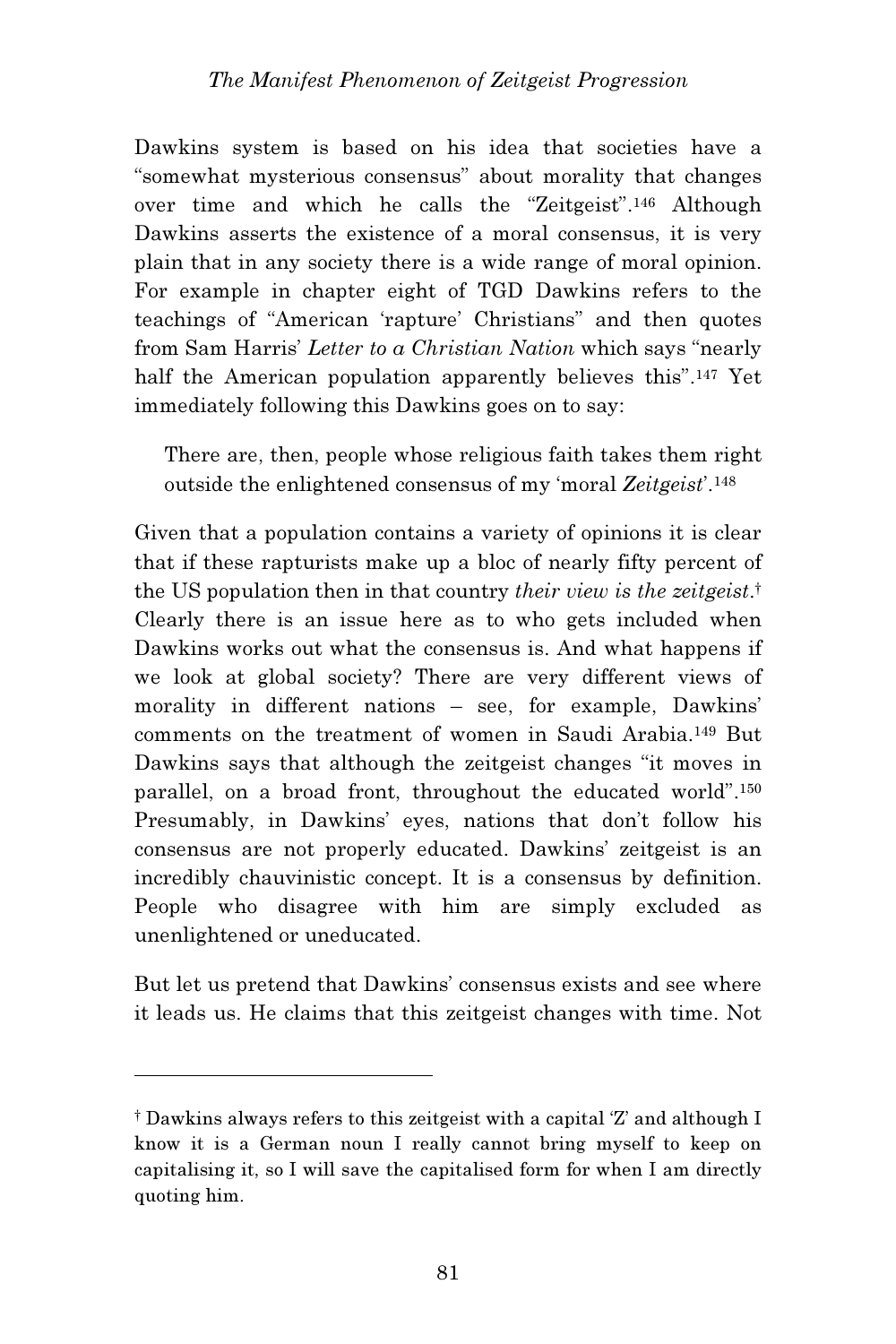Dawkins system is based on his idea that societies have a "somewhat mysterious consensus" about morality that changes over time and which he calls the "Zeitgeist".[146] Although Dawkins asserts the existence of a moral consensus, it is very plain that in any society there is a wide range of moral opinion. For example in chapter eight of TGD Dawkins refers to the teachings of "American 'rapture' Christians" and then quotes from Sam Harris' *Letter to a Christian Nation* which says "nearly half the American population apparently believes this".[147] Yet immediately following this Dawkins goes on to say:

> There are, then, people whose religious faith takes them right outside the enlightened consensus of my 'moral *Zeitgeist*'.[148]

Given that a population contains a variety of opinions it is clear that if these rapturists make up a bloc of nearly fifty percent of the US population then in that country *their view is the zeitgeist*.† Clearly there is an issue here as to who gets included when Dawkins works out what the consensus is. And what happens if we look at global society? There are very different views of morality in different nations – see, for example, Dawkins' comments on the treatment of women in Saudi Arabia.[149] But Dawkins says that although the zeitgeist changes "it moves in parallel, on a broad front, throughout the educated world".[150] Presumably, in Dawkins' eyes, nations that don't follow his consensus are not properly educated. Dawkins' zeitgeist is an incredibly chauvinistic concept. It is a consensus by definition. People who disagree with him are simply excluded as unenlightened or uneducated.

But let us pretend that Dawkins' consensus exists and see where it leads us. He claims that this zeitgeist changes with time. Not

---

† Dawkins always refers to this zeitgeist with a capital 'Z' and although I know it is a German noun I really cannot bring myself to keep on capitalising it, so I will save the capitalised form for when I am directly quoting him.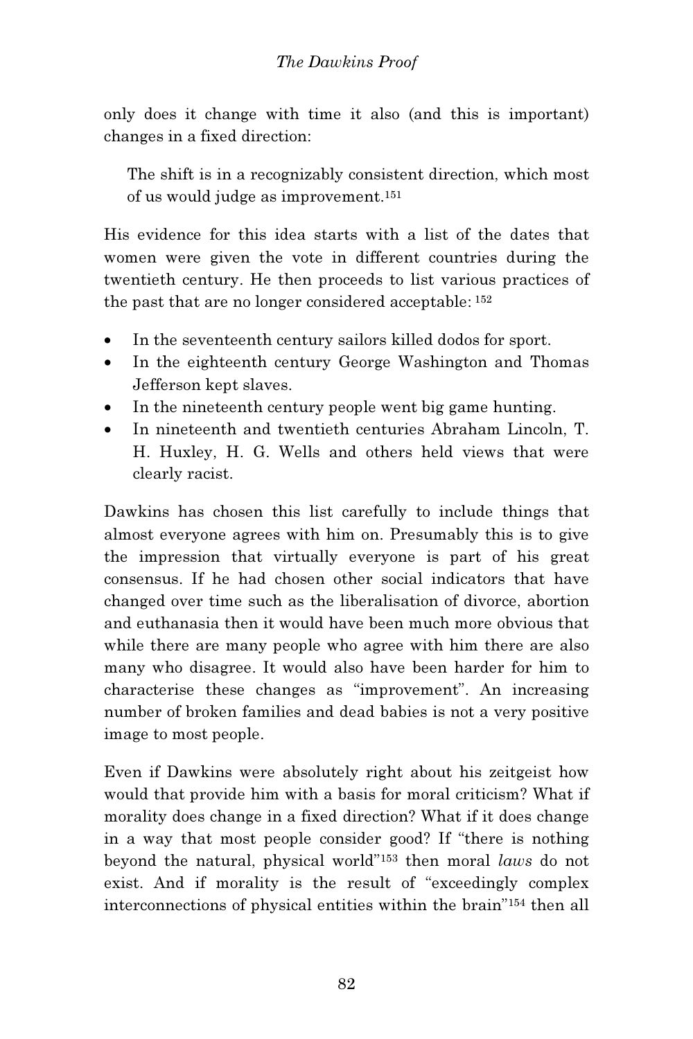only does it change with time it also (and this is important) changes in a fixed direction:

> The shift is in a recognizably consistent direction, which most of us would judge as improvement.[151]

His evidence for this idea starts with a list of the dates that women were given the vote in different countries during the twentieth century. He then proceeds to list various practices of the past that are no longer considered acceptable: [152]

- In the seventeenth century sailors killed dodos for sport.
- In the eighteenth century George Washington and Thomas Jefferson kept slaves.
- In the nineteenth century people went big game hunting.
- In nineteenth and twentieth centuries Abraham Lincoln, T. H. Huxley, H. G. Wells and others held views that were clearly racist.

Dawkins has chosen this list carefully to include things that almost everyone agrees with him on. Presumably this is to give the impression that virtually everyone is part of his great consensus. If he had chosen other social indicators that have changed over time such as the liberalisation of divorce, abortion and euthanasia then it would have been much more obvious that while there are many people who agree with him there are also many who disagree. It would also have been harder for him to characterise these changes as "improvement". An increasing number of broken families and dead babies is not a very positive image to most people.

Even if Dawkins were absolutely right about his zeitgeist how would that provide him with a basis for moral criticism? What if morality does change in a fixed direction? What if it does change in a way that most people consider good? If "there is nothing beyond the natural, physical world"[153] then moral *laws* do not exist. And if morality is the result of "exceedingly complex interconnections of physical entities within the brain"[154] then all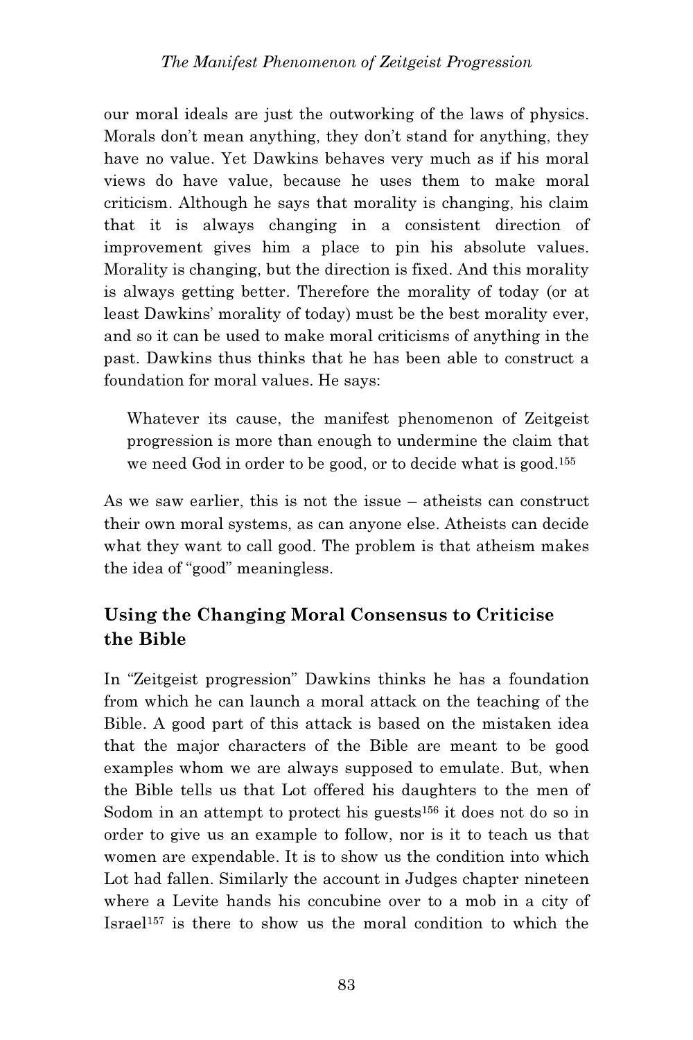our moral ideals are just the outworking of the laws of physics. Morals don't mean anything, they don't stand for anything, they have no value. Yet Dawkins behaves very much as if his moral views do have value, because he uses them to make moral criticism. Although he says that morality is changing, his claim that it is always changing in a consistent direction of improvement gives him a place to pin his absolute values. Morality is changing, but the direction is fixed. And this morality is always getting better. Therefore the morality of today (or at least Dawkins' morality of today) must be the best morality ever, and so it can be used to make moral criticisms of anything in the past. Dawkins thus thinks that he has been able to construct a foundation for moral values. He says:

> Whatever its cause, the manifest phenomenon of Zeitgeist progression is more than enough to undermine the claim that we need God in order to be good, or to decide what is good.[155]

As we saw earlier, this is not the issue – atheists can construct their own moral systems, as can anyone else. Atheists can decide what they want to call good. The problem is that atheism makes the idea of "good" meaningless.

## Using the Changing Moral Consensus to Criticise the Bible

In "Zeitgeist progression" Dawkins thinks he has a foundation from which he can launch a moral attack on the teaching of the Bible. A good part of this attack is based on the mistaken idea that the major characters of the Bible are meant to be good examples whom we are always supposed to emulate. But, when the Bible tells us that Lot offered his daughters to the men of Sodom in an attempt to protect his guests[156] it does not do so in order to give us an example to follow, nor is it to teach us that women are expendable. It is to show us the condition into which Lot had fallen. Similarly the account in Judges chapter nineteen where a Levite hands his concubine over to a mob in a city of Israel[157] is there to show us the moral condition to which the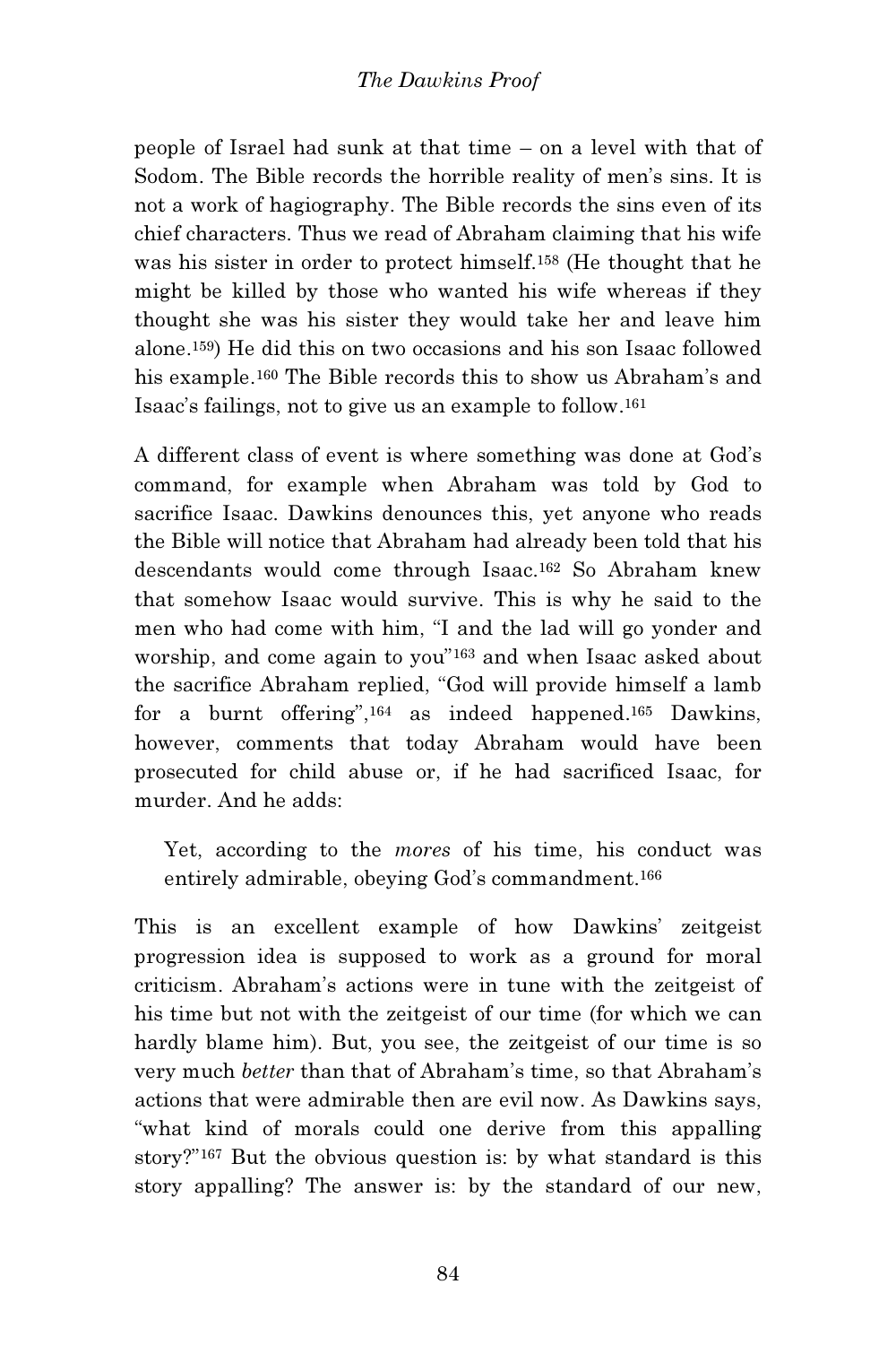people of Israel had sunk at that time – on a level with that of Sodom. The Bible records the horrible reality of men's sins. It is not a work of hagiography. The Bible records the sins even of its chief characters. Thus we read of Abraham claiming that his wife was his sister in order to protect himself.[158] (He thought that he might be killed by those who wanted his wife whereas if they thought she was his sister they would take her and leave him alone.[159]) He did this on two occasions and his son Isaac followed his example.[160] The Bible records this to show us Abraham's and Isaac's failings, not to give us an example to follow.[161]

A different class of event is where something was done at God's command, for example when Abraham was told by God to sacrifice Isaac. Dawkins denounces this, yet anyone who reads the Bible will notice that Abraham had already been told that his descendants would come through Isaac.[162] So Abraham knew that somehow Isaac would survive. This is why he said to the men who had come with him, "I and the lad will go yonder and worship, and come again to you"[163] and when Isaac asked about the sacrifice Abraham replied, "God will provide himself a lamb for a burnt offering",[164] as indeed happened.[165] Dawkins, however, comments that today Abraham would have been prosecuted for child abuse or, if he had sacrificed Isaac, for murder. And he adds:

> Yet, according to the *mores* of his time, his conduct was entirely admirable, obeying God's commandment.[166]

This is an excellent example of how Dawkins' zeitgeist progression idea is supposed to work as a ground for moral criticism. Abraham's actions were in tune with the zeitgeist of his time but not with the zeitgeist of our time (for which we can hardly blame him). But, you see, the zeitgeist of our time is so very much *better* than that of Abraham's time, so that Abraham's actions that were admirable then are evil now. As Dawkins says, "what kind of morals could one derive from this appalling story?"[167] But the obvious question is: by what standard is this story appalling? The answer is: by the standard of our new,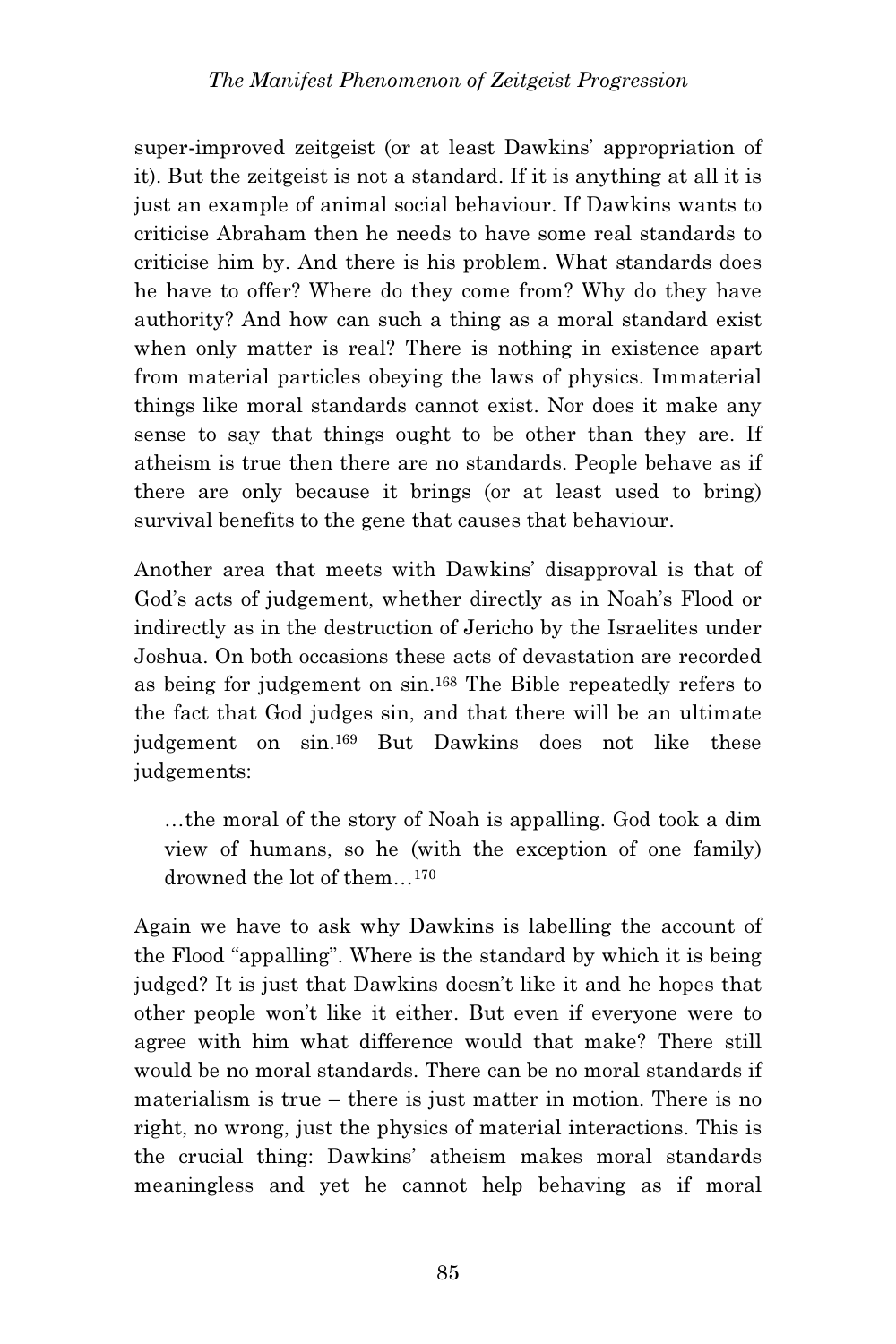super-improved zeitgeist (or at least Dawkins' appropriation of it). But the zeitgeist is not a standard. If it is anything at all it is just an example of animal social behaviour. If Dawkins wants to criticise Abraham then he needs to have some real standards to criticise him by. And there is his problem. What standards does he have to offer? Where do they come from? Why do they have authority? And how can such a thing as a moral standard exist when only matter is real? There is nothing in existence apart from material particles obeying the laws of physics. Immaterial things like moral standards cannot exist. Nor does it make any sense to say that things ought to be other than they are. If atheism is true then there are no standards. People behave as if there are only because it brings (or at least used to bring) survival benefits to the gene that causes that behaviour.

Another area that meets with Dawkins' disapproval is that of God's acts of judgement, whether directly as in Noah's Flood or indirectly as in the destruction of Jericho by the Israelites under Joshua. On both occasions these acts of devastation are recorded as being for judgement on sin.[168] The Bible repeatedly refers to the fact that God judges sin, and that there will be an ultimate judgement on sin.[169] But Dawkins does not like these judgements:

> …the moral of the story of Noah is appalling. God took a dim view of humans, so he (with the exception of one family) drowned the lot of them…[170]

Again we have to ask why Dawkins is labelling the account of the Flood "appalling". Where is the standard by which it is being judged? It is just that Dawkins doesn't like it and he hopes that other people won't like it either. But even if everyone were to agree with him what difference would that make? There still would be no moral standards. There can be no moral standards if materialism is true – there is just matter in motion. There is no right, no wrong, just the physics of material interactions. This is the crucial thing: Dawkins' atheism makes moral standards meaningless and yet he cannot help behaving as if moral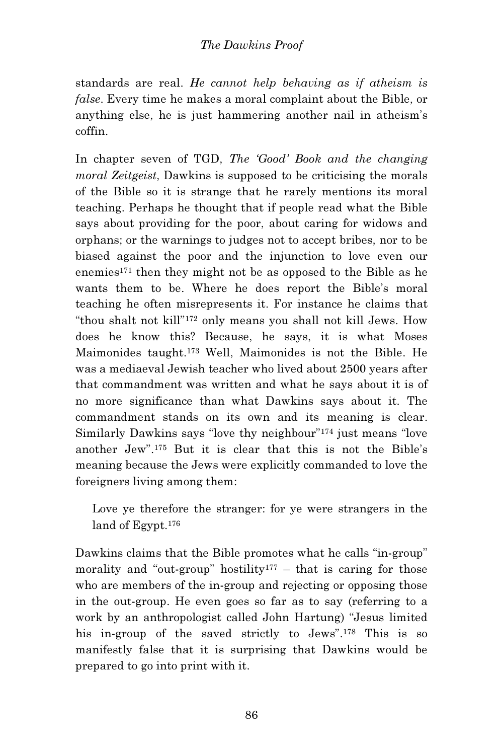standards are real. *He cannot help behaving as if atheism is false*. Every time he makes a moral complaint about the Bible, or anything else, he is just hammering another nail in atheism's coffin.

In chapter seven of TGD, *The 'Good' Book and the changing moral Zeitgeist*, Dawkins is supposed to be criticising the morals of the Bible so it is strange that he rarely mentions its moral teaching. Perhaps he thought that if people read what the Bible says about providing for the poor, about caring for widows and orphans; or the warnings to judges not to accept bribes, nor to be biased against the poor and the injunction to love even our enemies[171] then they might not be as opposed to the Bible as he wants them to be. Where he does report the Bible's moral teaching he often misrepresents it. For instance he claims that "thou shalt not kill"[172] only means you shall not kill Jews. How does he know this? Because, he says, it is what Moses Maimonides taught.[173] Well, Maimonides is not the Bible. He was a mediaeval Jewish teacher who lived about 2500 years after that commandment was written and what he says about it is of no more significance than what Dawkins says about it. The commandment stands on its own and its meaning is clear. Similarly Dawkins says "love thy neighbour"[174] just means "love another Jew".[175] But it is clear that this is not the Bible's meaning because the Jews were explicitly commanded to love the foreigners living among them:

> Love ye therefore the stranger: for ye were strangers in the land of Egypt.[176]

Dawkins claims that the Bible promotes what he calls "in-group" morality and "out-group" hostility[177] – that is caring for those who are members of the in-group and rejecting or opposing those in the out-group. He even goes so far as to say (referring to a work by an anthropologist called John Hartung) "Jesus limited his in-group of the saved strictly to Jews".[178] This is so manifestly false that it is surprising that Dawkins would be prepared to go into print with it.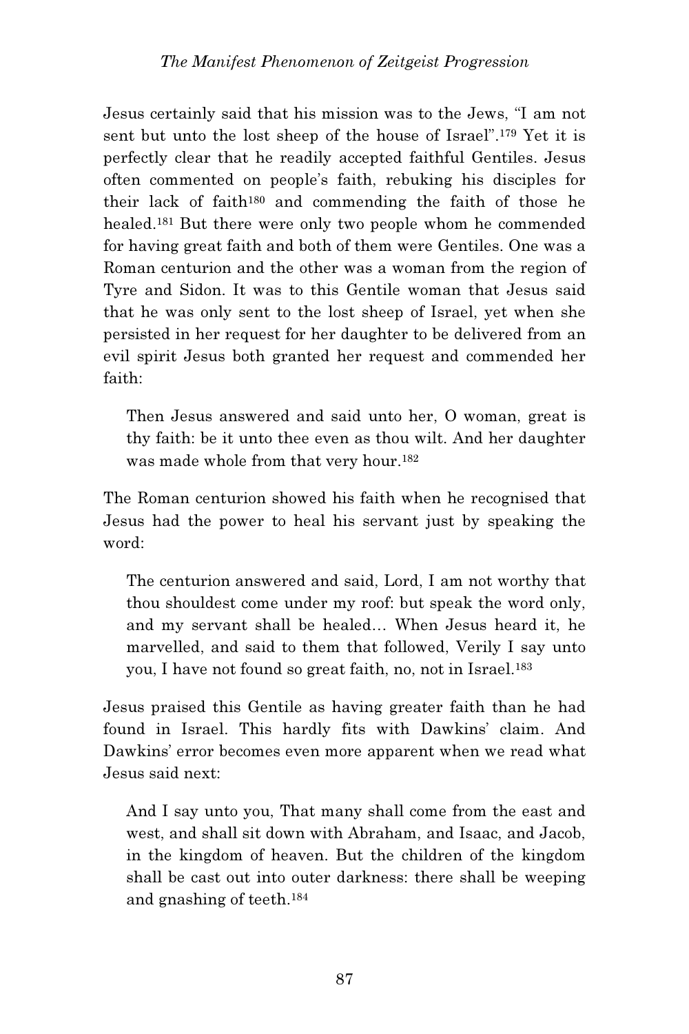Jesus certainly said that his mission was to the Jews, “I am not sent but unto the lost sheep of the house of Israel”.[179] Yet it is perfectly clear that he readily accepted faithful Gentiles. Jesus often commented on people’s faith, rebuking his disciples for their lack of faith[180] and commending the faith of those he healed.[181] But there were only two people whom he commended for having great faith and both of them were Gentiles. One was a Roman centurion and the other was a woman from the region of Tyre and Sidon. It was to this Gentile woman that Jesus said that he was only sent to the lost sheep of Israel, yet when she persisted in her request for her daughter to be delivered from an evil spirit Jesus both granted her request and commended her faith:

> Then Jesus answered and said unto her, O woman, great is thy faith: be it unto thee even as thou wilt. And her daughter was made whole from that very hour.[182]

The Roman centurion showed his faith when he recognised that Jesus had the power to heal his servant just by speaking the word:

> The centurion answered and said, Lord, I am not worthy that thou shouldest come under my roof: but speak the word only, and my servant shall be healed… When Jesus heard it, he marvelled, and said to them that followed, Verily I say unto you, I have not found so great faith, no, not in Israel.[183]

Jesus praised this Gentile as having greater faith than he had found in Israel. This hardly fits with Dawkins’ claim. And Dawkins’ error becomes even more apparent when we read what Jesus said next:

> And I say unto you, That many shall come from the east and west, and shall sit down with Abraham, and Isaac, and Jacob, in the kingdom of heaven. But the children of the kingdom shall be cast out into outer darkness: there shall be weeping and gnashing of teeth.[184]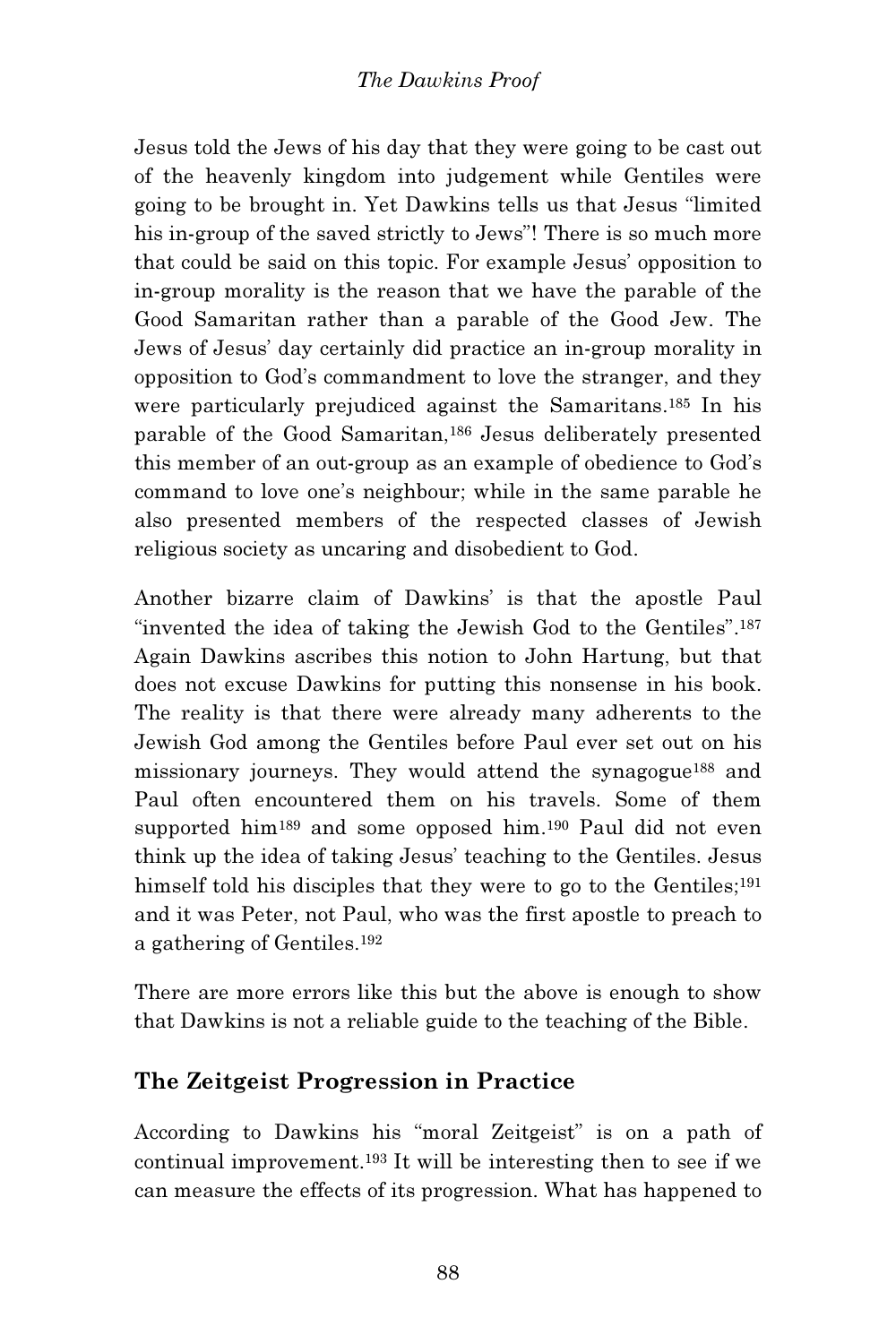Jesus told the Jews of his day that they were going to be cast out of the heavenly kingdom into judgement while Gentiles were going to be brought in. Yet Dawkins tells us that Jesus "limited his in-group of the saved strictly to Jews"! There is so much more that could be said on this topic. For example Jesus' opposition to in-group morality is the reason that we have the parable of the Good Samaritan rather than a parable of the Good Jew. The Jews of Jesus' day certainly did practice an in-group morality in opposition to God's commandment to love the stranger, and they were particularly prejudiced against the Samaritans.[185] In his parable of the Good Samaritan,[186] Jesus deliberately presented this member of an out-group as an example of obedience to God's command to love one's neighbour; while in the same parable he also presented members of the respected classes of Jewish religious society as uncaring and disobedient to God.

Another bizarre claim of Dawkins' is that the apostle Paul "invented the idea of taking the Jewish God to the Gentiles".[187] Again Dawkins ascribes this notion to John Hartung, but that does not excuse Dawkins for putting this nonsense in his book. The reality is that there were already many adherents to the Jewish God among the Gentiles before Paul ever set out on his missionary journeys. They would attend the synagogue[188] and Paul often encountered them on his travels. Some of them supported him[189] and some opposed him.[190] Paul did not even think up the idea of taking Jesus' teaching to the Gentiles. Jesus himself told his disciples that they were to go to the Gentiles;[191] and it was Peter, not Paul, who was the first apostle to preach to a gathering of Gentiles.[192]

There are more errors like this but the above is enough to show that Dawkins is not a reliable guide to the teaching of the Bible.

## The Zeitgeist Progression in Practice

According to Dawkins his "moral Zeitgeist" is on a path of continual improvement.[193] It will be interesting then to see if we can measure the effects of its progression. What has happened to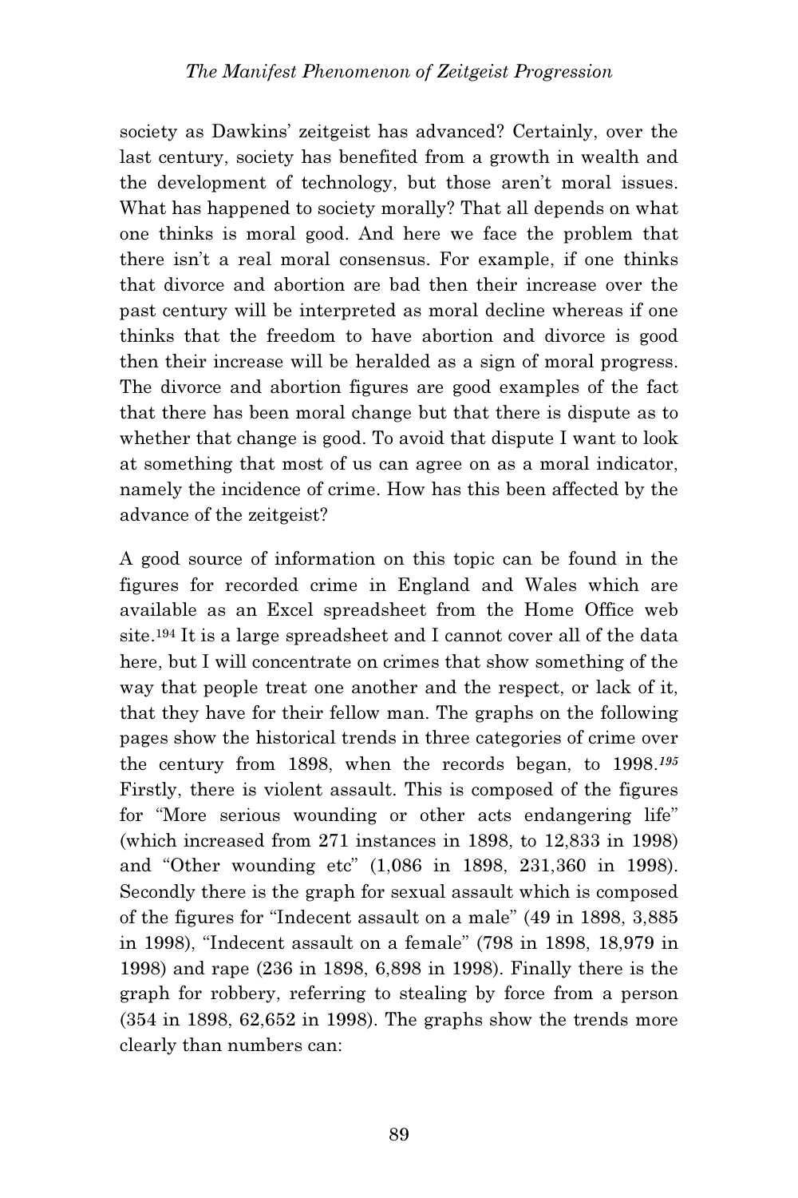society as Dawkins' zeitgeist has advanced? Certainly, over the last century, society has benefited from a growth in wealth and the development of technology, but those aren't moral issues. What has happened to society morally? That all depends on what one thinks is moral good. And here we face the problem that there isn't a real moral consensus. For example, if one thinks that divorce and abortion are bad then their increase over the past century will be interpreted as moral decline whereas if one thinks that the freedom to have abortion and divorce is good then their increase will be heralded as a sign of moral progress. The divorce and abortion figures are good examples of the fact that there has been moral change but that there is dispute as to whether that change is good. To avoid that dispute I want to look at something that most of us can agree on as a moral indicator, namely the incidence of crime. How has this been affected by the advance of the zeitgeist?

A good source of information on this topic can be found in the figures for recorded crime in England and Wales which are available as an Excel spreadsheet from the Home Office web site.[194] It is a large spreadsheet and I cannot cover all of the data here, but I will concentrate on crimes that show something of the way that people treat one another and the respect, or lack of it, that they have for their fellow man. The graphs on the following pages show the historical trends in three categories of crime over the century from 1898, when the records began, to 1998.[195] Firstly, there is violent assault. This is composed of the figures for "More serious wounding or other acts endangering life" (which increased from 271 instances in 1898, to 12,833 in 1998) and "Other wounding etc" (1,086 in 1898, 231,360 in 1998). Secondly there is the graph for sexual assault which is composed of the figures for "Indecent assault on a male" (49 in 1898, 3,885 in 1998), "Indecent assault on a female" (798 in 1898, 18,979 in 1998) and rape (236 in 1898, 6,898 in 1998). Finally there is the graph for robbery, referring to stealing by force from a person (354 in 1898, 62,652 in 1998). The graphs show the trends more clearly than numbers can: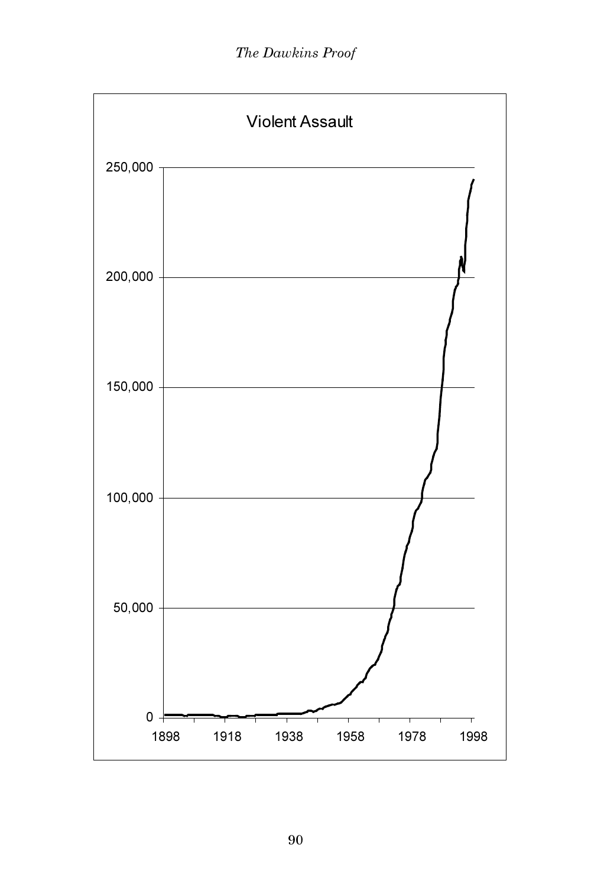Violent Assault

250,000

200,000

150,000

100,000

50,000

0

1898 1918 1938 1958 1978 1998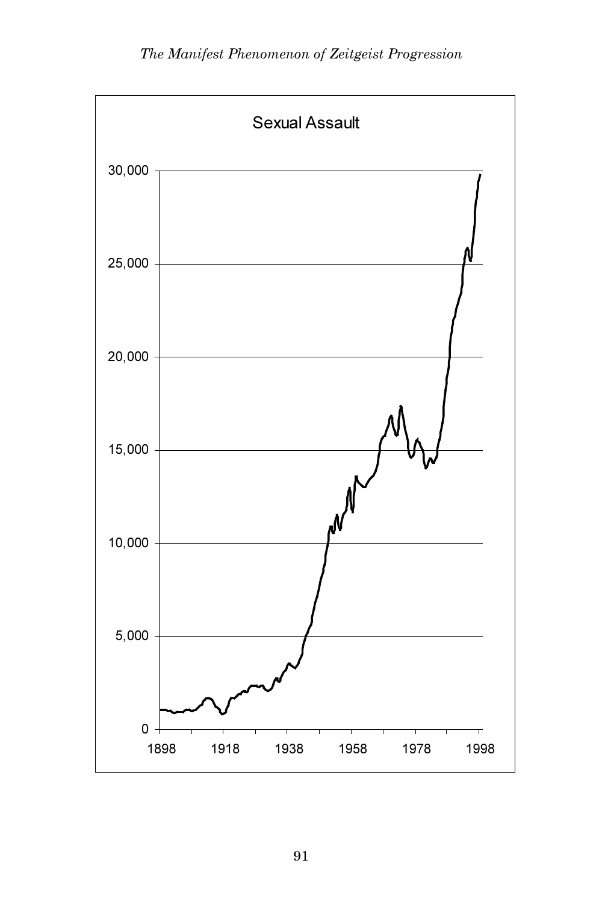Sexual Assault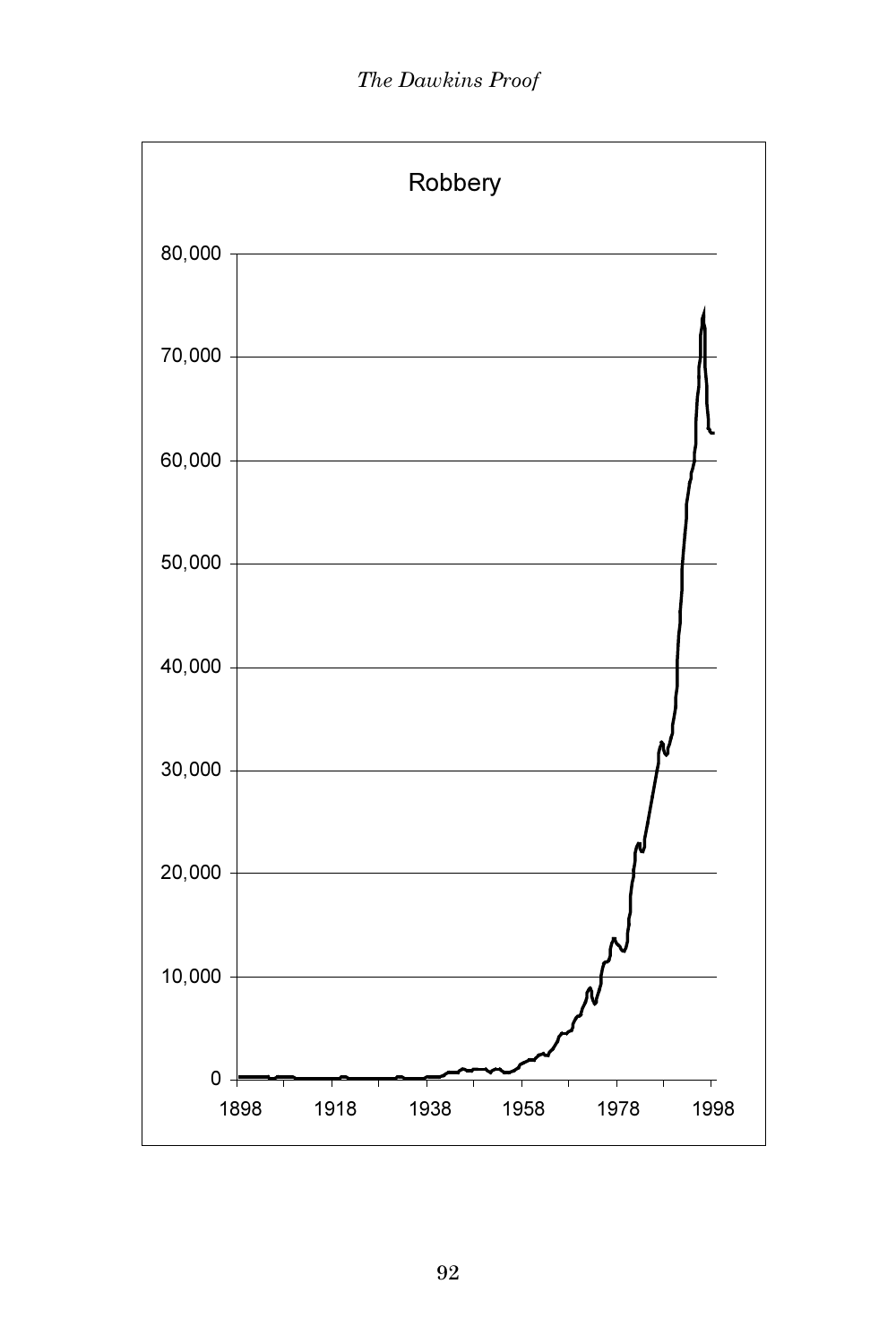Robbery

80,000

70,000

60,000

50,000

40,000

30,000

20,000

10,000

0

1898 1918 1938 1958 1978 1998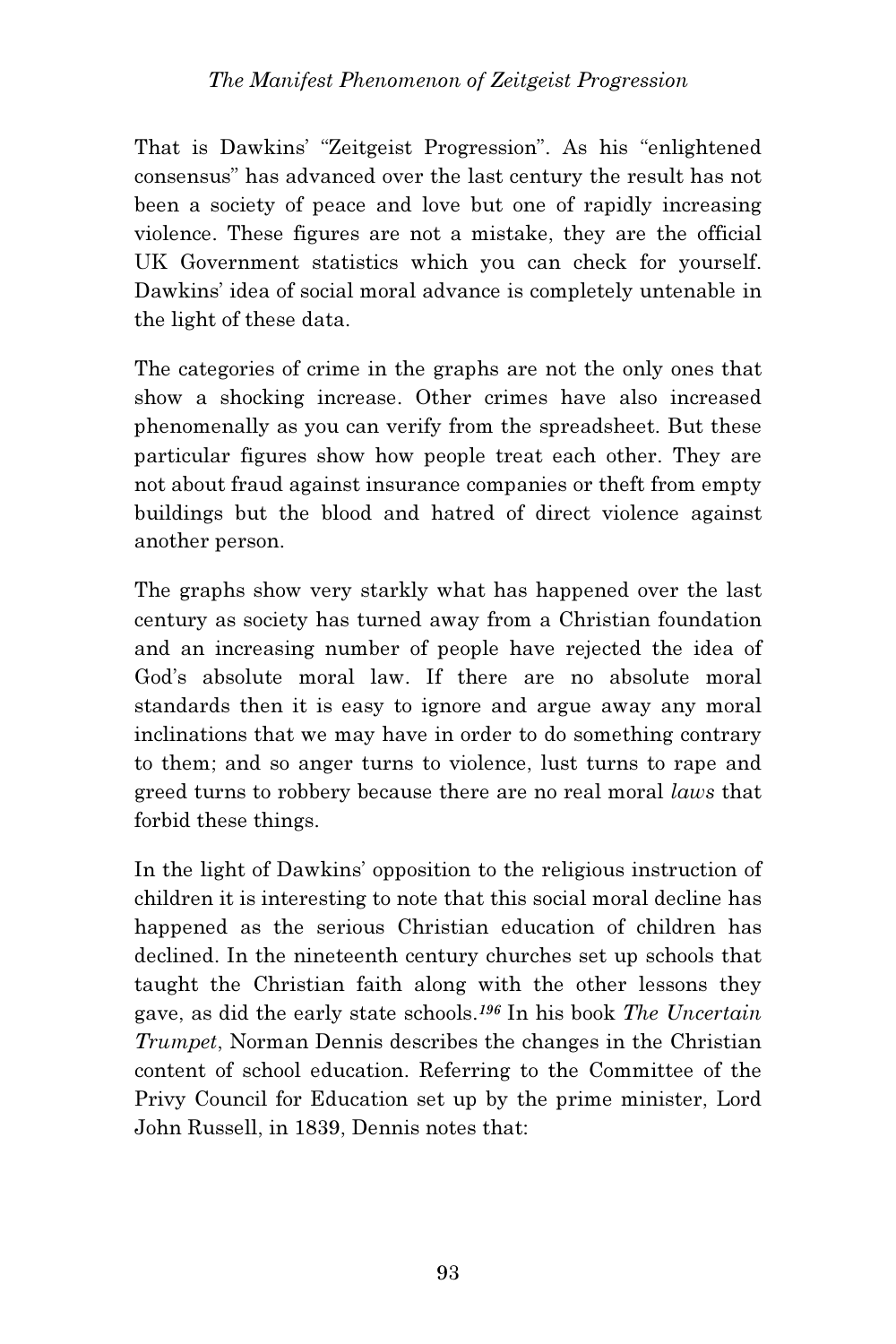That is Dawkins' "Zeitgeist Progression". As his "enlightened consensus" has advanced over the last century the result has not been a society of peace and love but one of rapidly increasing violence. These figures are not a mistake, they are the official UK Government statistics which you can check for yourself. Dawkins' idea of social moral advance is completely untenable in the light of these data.

The categories of crime in the graphs are not the only ones that show a shocking increase. Other crimes have also increased phenomenally as you can verify from the spreadsheet. But these particular figures show how people treat each other. They are not about fraud against insurance companies or theft from empty buildings but the blood and hatred of direct violence against another person.

The graphs show very starkly what has happened over the last century as society has turned away from a Christian foundation and an increasing number of people have rejected the idea of God's absolute moral law. If there are no absolute moral standards then it is easy to ignore and argue away any moral inclinations that we may have in order to do something contrary to them; and so anger turns to violence, lust turns to rape and greed turns to robbery because there are no real moral *laws* that forbid these things.

In the light of Dawkins' opposition to the religious instruction of children it is interesting to note that this social moral decline has happened as the serious Christian education of children has declined. In the nineteenth century churches set up schools that taught the Christian faith along with the other lessons they gave, as did the early state schools.[196] In his book *The Uncertain Trumpet*, Norman Dennis describes the changes in the Christian content of school education. Referring to the Committee of the Privy Council for Education set up by the prime minister, Lord John Russell, in 1839, Dennis notes that: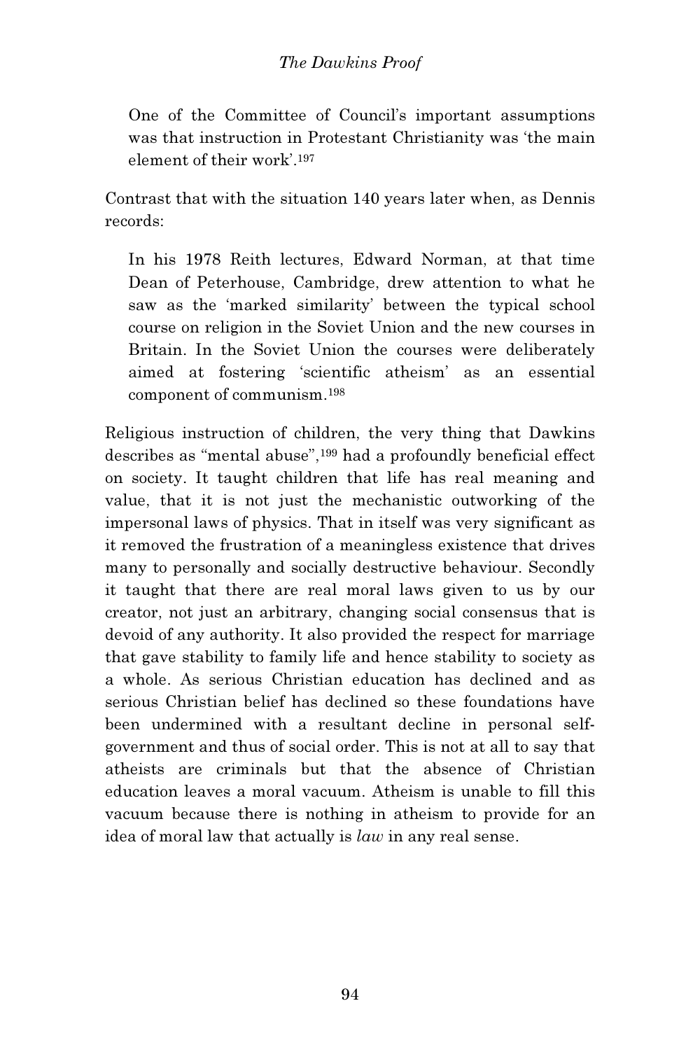> One of the Committee of Council's important assumptions was that instruction in Protestant Christianity was 'the main element of their work'.[197]

Contrast that with the situation 140 years later when, as Dennis records:

> In his 1978 Reith lectures, Edward Norman, at that time Dean of Peterhouse, Cambridge, drew attention to what he saw as the 'marked similarity' between the typical school course on religion in the Soviet Union and the new courses in Britain. In the Soviet Union the courses were deliberately aimed at fostering 'scientific atheism' as an essential component of communism.[198]

Religious instruction of children, the very thing that Dawkins describes as "mental abuse",[199] had a profoundly beneficial effect on society. It taught children that life has real meaning and value, that it is not just the mechanistic outworking of the impersonal laws of physics. That in itself was very significant as it removed the frustration of a meaningless existence that drives many to personally and socially destructive behaviour. Secondly it taught that there are real moral laws given to us by our creator, not just an arbitrary, changing social consensus that is devoid of any authority. It also provided the respect for marriage that gave stability to family life and hence stability to society as a whole. As serious Christian education has declined and as serious Christian belief has declined so these foundations have been undermined with a resultant decline in personal self-government and thus of social order. This is not at all to say that atheists are criminals but that the absence of Christian education leaves a moral vacuum. Atheism is unable to fill this vacuum because there is nothing in atheism to provide for an idea of moral law that actually is *law* in any real sense.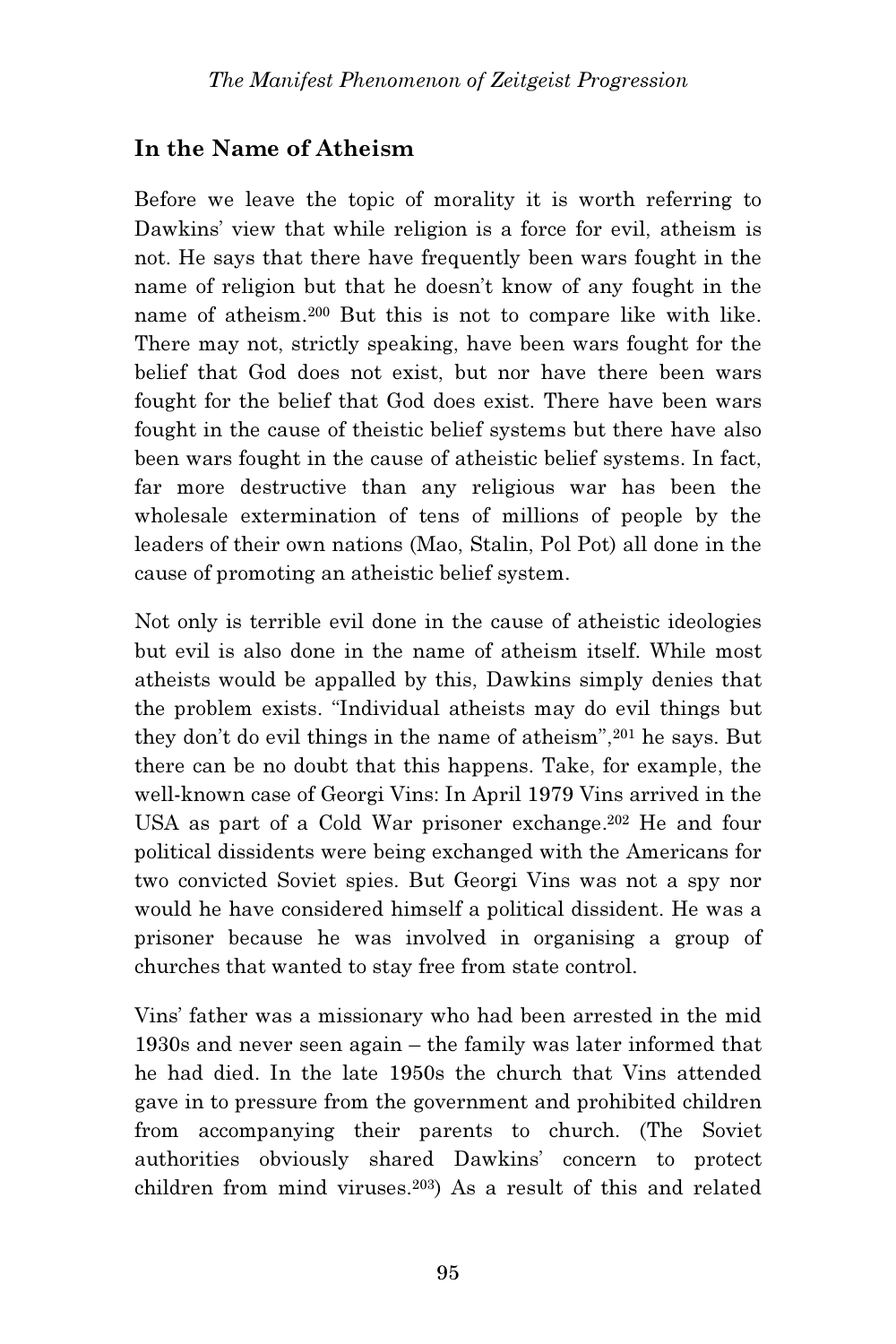## In the Name of Atheism

Before we leave the topic of morality it is worth referring to Dawkins' view that while religion is a force for evil, atheism is not. He says that there have frequently been wars fought in the name of religion but that he doesn't know of any fought in the name of atheism.[200] But this is not to compare like with like. There may not, strictly speaking, have been wars fought for the belief that God does not exist, but nor have there been wars fought for the belief that God does exist. There have been wars fought in the cause of theistic belief systems but there have also been wars fought in the cause of atheistic belief systems. In fact, far more destructive than any religious war has been the wholesale extermination of tens of millions of people by the leaders of their own nations (Mao, Stalin, Pol Pot) all done in the cause of promoting an atheistic belief system.

Not only is terrible evil done in the cause of atheistic ideologies but evil is also done in the name of atheism itself. While most atheists would be appalled by this, Dawkins simply denies that the problem exists. "Individual atheists may do evil things but they don't do evil things in the name of atheism",[201] he says. But there can be no doubt that this happens. Take, for example, the well-known case of Georgi Vins: In April 1979 Vins arrived in the USA as part of a Cold War prisoner exchange.[202] He and four political dissidents were being exchanged with the Americans for two convicted Soviet spies. But Georgi Vins was not a spy nor would he have considered himself a political dissident. He was a prisoner because he was involved in organising a group of churches that wanted to stay free from state control.

Vins' father was a missionary who had been arrested in the mid 1930s and never seen again – the family was later informed that he had died. In the late 1950s the church that Vins attended gave in to pressure from the government and prohibited children from accompanying their parents to church. (The Soviet authorities obviously shared Dawkins' concern to protect children from mind viruses.[203]) As a result of this and related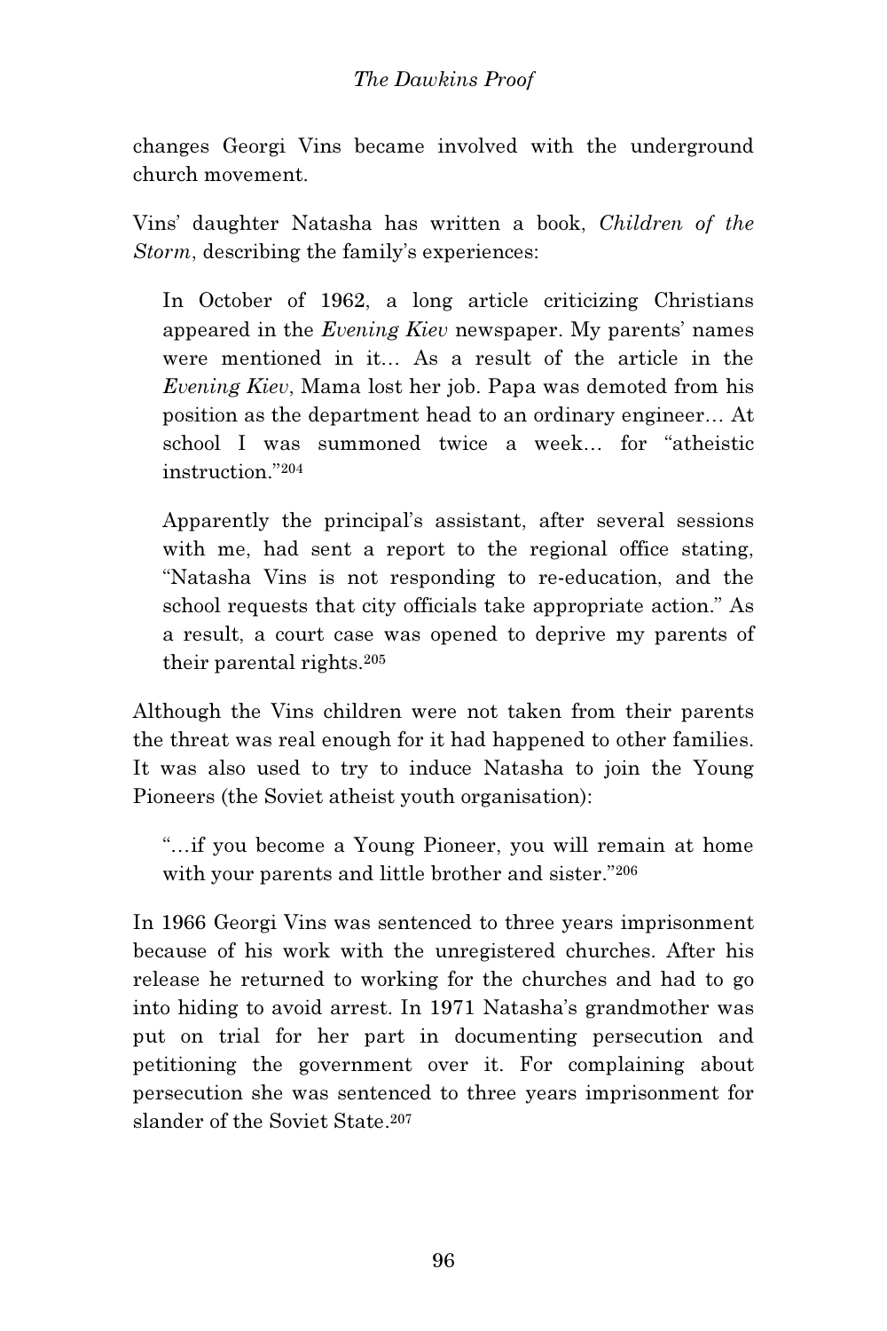changes Georgi Vins became involved with the underground church movement.

Vins' daughter Natasha has written a book, *Children of the Storm*, describing the family's experiences:

> In October of 1962, a long article criticizing Christians appeared in the *Evening Kiev* newspaper. My parents' names were mentioned in it… As a result of the article in the *Evening Kiev*, Mama lost her job. Papa was demoted from his position as the department head to an ordinary engineer… At school I was summoned twice a week… for "atheistic instruction."[204]

> Apparently the principal's assistant, after several sessions with me, had sent a report to the regional office stating, "Natasha Vins is not responding to re-education, and the school requests that city officials take appropriate action." As a result, a court case was opened to deprive my parents of their parental rights.[205]

Although the Vins children were not taken from their parents the threat was real enough for it had happened to other families. It was also used to try to induce Natasha to join the Young Pioneers (the Soviet atheist youth organisation):

> "…if you become a Young Pioneer, you will remain at home with your parents and little brother and sister."[206]

In 1966 Georgi Vins was sentenced to three years imprisonment because of his work with the unregistered churches. After his release he returned to working for the churches and had to go into hiding to avoid arrest. In 1971 Natasha's grandmother was put on trial for her part in documenting persecution and petitioning the government over it. For complaining about persecution she was sentenced to three years imprisonment for slander of the Soviet State.[207]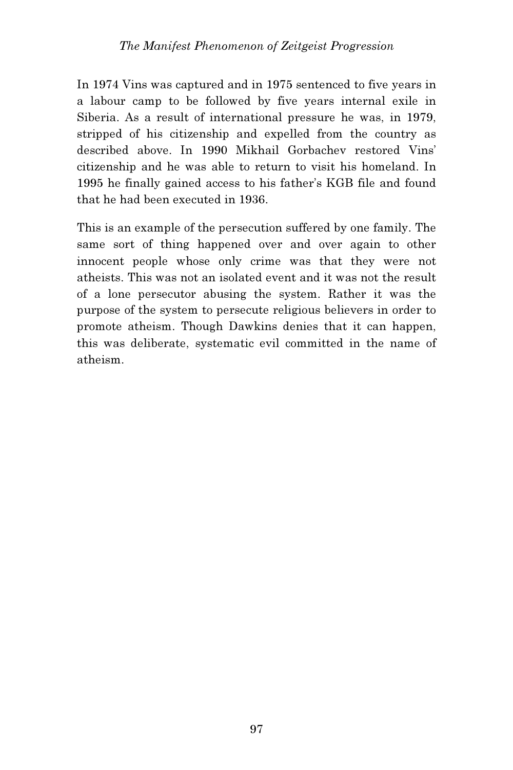In 1974 Vins was captured and in 1975 sentenced to five years in a labour camp to be followed by five years internal exile in Siberia. As a result of international pressure he was, in 1979, stripped of his citizenship and expelled from the country as described above. In 1990 Mikhail Gorbachev restored Vins' citizenship and he was able to return to visit his homeland. In 1995 he finally gained access to his father's KGB file and found that he had been executed in 1936.

This is an example of the persecution suffered by one family. The same sort of thing happened over and over again to other innocent people whose only crime was that they were not atheists. This was not an isolated event and it was not the result of a lone persecutor abusing the system. Rather it was the purpose of the system to persecute religious believers in order to promote atheism. Though Dawkins denies that it can happen, this was deliberate, systematic evil committed in the name of atheism.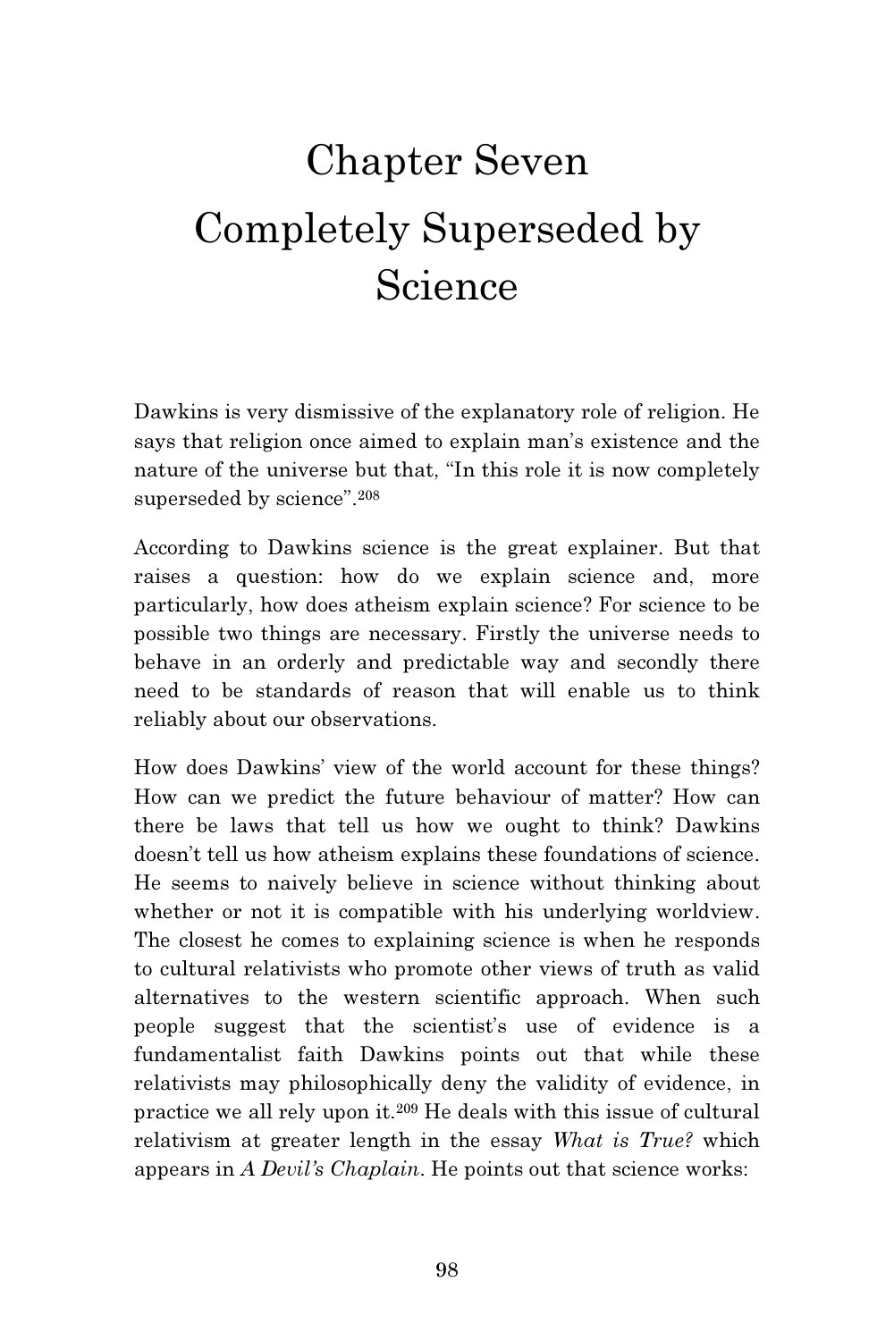# Chapter Seven
# Completely Superseded by Science

Dawkins is very dismissive of the explanatory role of religion. He says that religion once aimed to explain man's existence and the nature of the universe but that, "In this role it is now completely superseded by science".[208]

According to Dawkins science is the great explainer. But that raises a question: how do we explain science and, more particularly, how does atheism explain science? For science to be possible two things are necessary. Firstly the universe needs to behave in an orderly and predictable way and secondly there need to be standards of reason that will enable us to think reliably about our observations.

How does Dawkins' view of the world account for these things? How can we predict the future behaviour of matter? How can there be laws that tell us how we ought to think? Dawkins doesn't tell us how atheism explains these foundations of science. He seems to naively believe in science without thinking about whether or not it is compatible with his underlying worldview. The closest he comes to explaining science is when he responds to cultural relativists who promote other views of truth as valid alternatives to the western scientific approach. When such people suggest that the scientist's use of evidence is a fundamentalist faith Dawkins points out that while these relativists may philosophically deny the validity of evidence, in practice we all rely upon it.[209] He deals with this issue of cultural relativism at greater length in the essay *What is True?* which appears in *A Devil's Chaplain*. He points out that science works: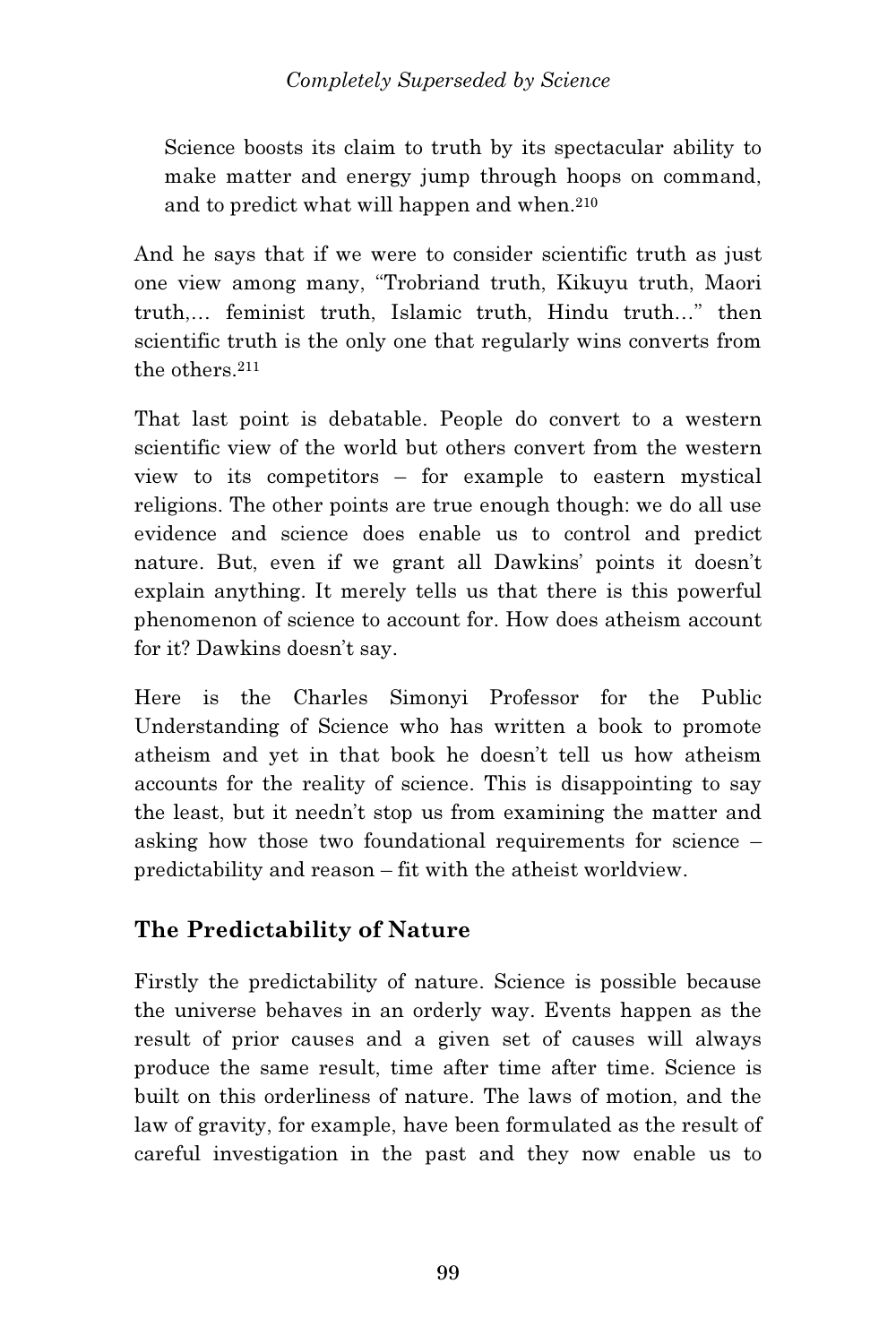> Science boosts its claim to truth by its spectacular ability to make matter and energy jump through hoops on command, and to predict what will happen and when.[210]

And he says that if we were to consider scientific truth as just one view among many, "Trobriand truth, Kikuyu truth, Maori truth,… feminist truth, Islamic truth, Hindu truth…" then scientific truth is the only one that regularly wins converts from the others.[211]

That last point is debatable. People do convert to a western scientific view of the world but others convert from the western view to its competitors – for example to eastern mystical religions. The other points are true enough though: we do all use evidence and science does enable us to control and predict nature. But, even if we grant all Dawkins' points it doesn't explain anything. It merely tells us that there is this powerful phenomenon of science to account for. How does atheism account for it? Dawkins doesn't say.

Here is the Charles Simonyi Professor for the Public Understanding of Science who has written a book to promote atheism and yet in that book he doesn't tell us how atheism accounts for the reality of science. This is disappointing to say the least, but it needn't stop us from examining the matter and asking how those two foundational requirements for science – predictability and reason – fit with the atheist worldview.

## The Predictability of Nature

Firstly the predictability of nature. Science is possible because the universe behaves in an orderly way. Events happen as the result of prior causes and a given set of causes will always produce the same result, time after time after time. Science is built on this orderliness of nature. The laws of motion, and the law of gravity, for example, have been formulated as the result of careful investigation in the past and they now enable us to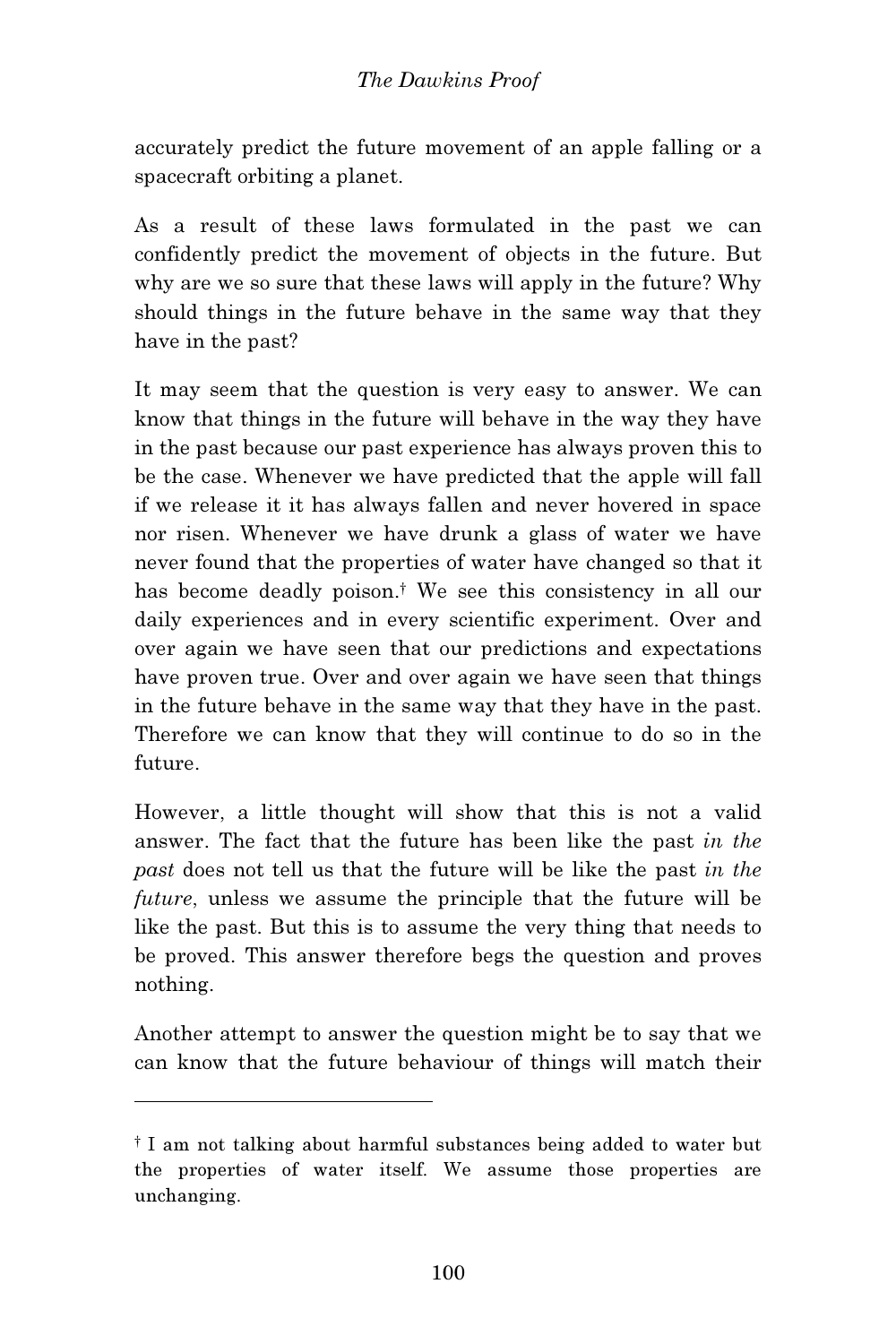accurately predict the future movement of an apple falling or a spacecraft orbiting a planet.

As a result of these laws formulated in the past we can confidently predict the movement of objects in the future. But why are we so sure that these laws will apply in the future? Why should things in the future behave in the same way that they have in the past?

It may seem that the question is very easy to answer. We can know that things in the future will behave in the way they have in the past because our past experience has always proven this to be the case. Whenever we have predicted that the apple will fall if we release it it has always fallen and never hovered in space nor risen. Whenever we have drunk a glass of water we have never found that the properties of water have changed so that it has become deadly poison.† We see this consistency in all our daily experiences and in every scientific experiment. Over and over again we have seen that our predictions and expectations have proven true. Over and over again we have seen that things in the future behave in the same way that they have in the past. Therefore we can know that they will continue to do so in the future.

However, a little thought will show that this is not a valid answer. The fact that the future has been like the past *in the past* does not tell us that the future will be like the past *in the future*, unless we assume the principle that the future will be like the past. But this is to assume the very thing that needs to be proved. This answer therefore begs the question and proves nothing.

Another attempt to answer the question might be to say that we can know that the future behaviour of things will match their

---

† I am not talking about harmful substances being added to water but the properties of water itself. We assume those properties are unchanging.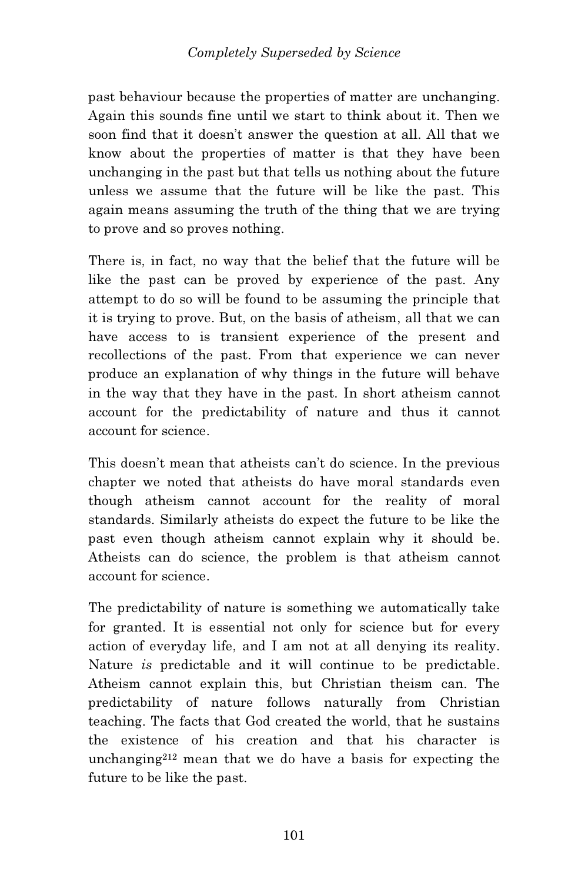past behaviour because the properties of matter are unchanging. Again this sounds fine until we start to think about it. Then we soon find that it doesn't answer the question at all. All that we know about the properties of matter is that they have been unchanging in the past but that tells us nothing about the future unless we assume that the future will be like the past. This again means assuming the truth of the thing that we are trying to prove and so proves nothing.

There is, in fact, no way that the belief that the future will be like the past can be proved by experience of the past. Any attempt to do so will be found to be assuming the principle that it is trying to prove. But, on the basis of atheism, all that we can have access to is transient experience of the present and recollections of the past. From that experience we can never produce an explanation of why things in the future will behave in the way that they have in the past. In short atheism cannot account for the predictability of nature and thus it cannot account for science.

This doesn't mean that atheists can't do science. In the previous chapter we noted that atheists do have moral standards even though atheism cannot account for the reality of moral standards. Similarly atheists do expect the future to be like the past even though atheism cannot explain why it should be. Atheists can do science, the problem is that atheism cannot account for science.

The predictability of nature is something we automatically take for granted. It is essential not only for science but for every action of everyday life, and I am not at all denying its reality. Nature *is* predictable and it will continue to be predictable. Atheism cannot explain this, but Christian theism can. The predictability of nature follows naturally from Christian teaching. The facts that God created the world, that he sustains the existence of his creation and that his character is unchanging[212] mean that we do have a basis for expecting the future to be like the past.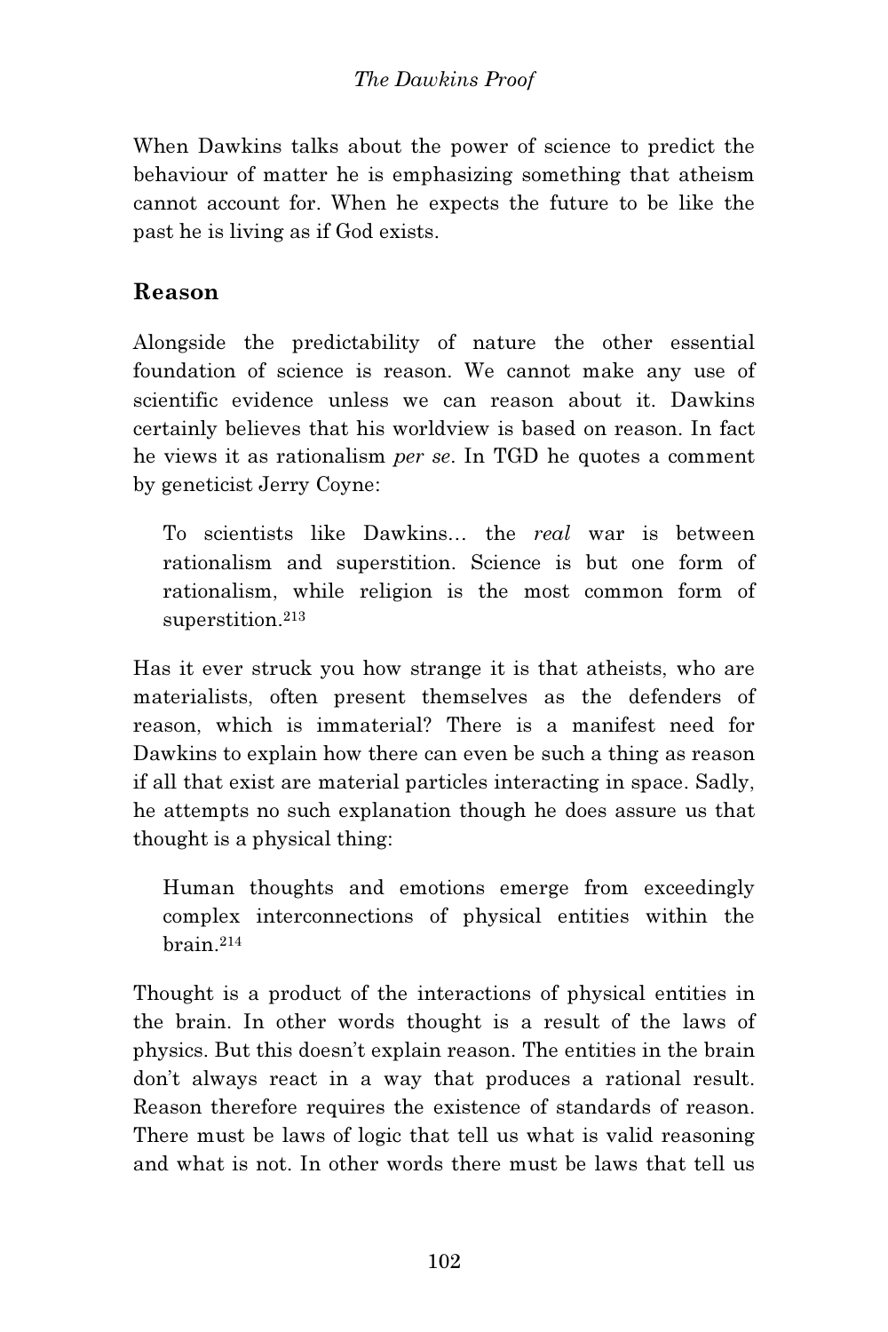When Dawkins talks about the power of science to predict the behaviour of matter he is emphasizing something that atheism cannot account for. When he expects the future to be like the past he is living as if God exists.

## Reason

Alongside the predictability of nature the other essential foundation of science is reason. We cannot make any use of scientific evidence unless we can reason about it. Dawkins certainly believes that his worldview is based on reason. In fact he views it as rationalism *per se*. In TGD he quotes a comment by geneticist Jerry Coyne:

> To scientists like Dawkins… the *real* war is between rationalism and superstition. Science is but one form of rationalism, while religion is the most common form of superstition.[213]

Has it ever struck you how strange it is that atheists, who are materialists, often present themselves as the defenders of reason, which is immaterial? There is a manifest need for Dawkins to explain how there can even be such a thing as reason if all that exist are material particles interacting in space. Sadly, he attempts no such explanation though he does assure us that thought is a physical thing:

> Human thoughts and emotions emerge from exceedingly complex interconnections of physical entities within the brain.[214]

Thought is a product of the interactions of physical entities in the brain. In other words thought is a result of the laws of physics. But this doesn't explain reason. The entities in the brain don't always react in a way that produces a rational result. Reason therefore requires the existence of standards of reason. There must be laws of logic that tell us what is valid reasoning and what is not. In other words there must be laws that tell us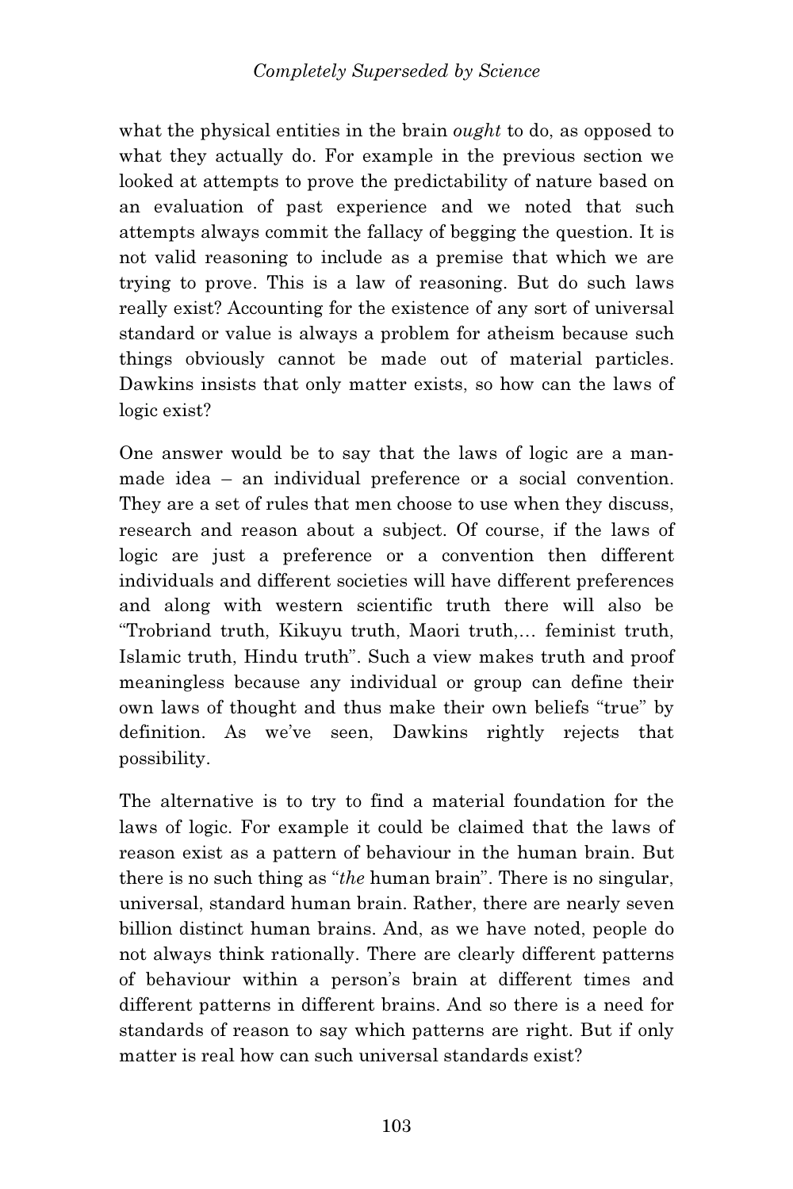what the physical entities in the brain *ought* to do, as opposed to what they actually do. For example in the previous section we looked at attempts to prove the predictability of nature based on an evaluation of past experience and we noted that such attempts always commit the fallacy of begging the question. It is not valid reasoning to include as a premise that which we are trying to prove. This is a law of reasoning. But do such laws really exist? Accounting for the existence of any sort of universal standard or value is always a problem for atheism because such things obviously cannot be made out of material particles. Dawkins insists that only matter exists, so how can the laws of logic exist?

One answer would be to say that the laws of logic are a man-made idea – an individual preference or a social convention. They are a set of rules that men choose to use when they discuss, research and reason about a subject. Of course, if the laws of logic are just a preference or a convention then different individuals and different societies will have different preferences and along with western scientific truth there will also be "Trobriand truth, Kikuyu truth, Maori truth,… feminist truth, Islamic truth, Hindu truth". Such a view makes truth and proof meaningless because any individual or group can define their own laws of thought and thus make their own beliefs "true" by definition. As we've seen, Dawkins rightly rejects that possibility.

The alternative is to try to find a material foundation for the laws of logic. For example it could be claimed that the laws of reason exist as a pattern of behaviour in the human brain. But there is no such thing as "*the* human brain". There is no singular, universal, standard human brain. Rather, there are nearly seven billion distinct human brains. And, as we have noted, people do not always think rationally. There are clearly different patterns of behaviour within a person's brain at different times and different patterns in different brains. And so there is a need for standards of reason to say which patterns are right. But if only matter is real how can such universal standards exist?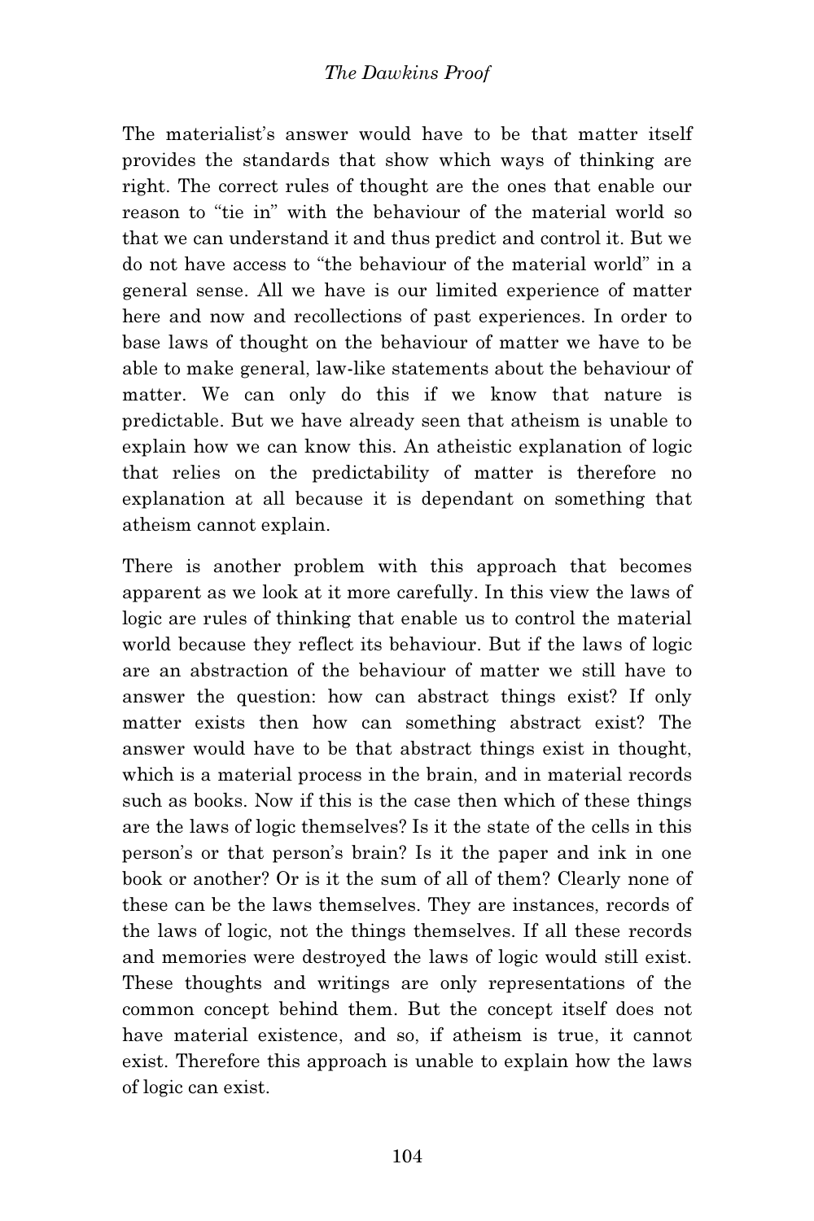The materialist's answer would have to be that matter itself provides the standards that show which ways of thinking are right. The correct rules of thought are the ones that enable our reason to "tie in" with the behaviour of the material world so that we can understand it and thus predict and control it. But we do not have access to "the behaviour of the material world" in a general sense. All we have is our limited experience of matter here and now and recollections of past experiences. In order to base laws of thought on the behaviour of matter we have to be able to make general, law-like statements about the behaviour of matter. We can only do this if we know that nature is predictable. But we have already seen that atheism is unable to explain how we can know this. An atheistic explanation of logic that relies on the predictability of matter is therefore no explanation at all because it is dependant on something that atheism cannot explain.

There is another problem with this approach that becomes apparent as we look at it more carefully. In this view the laws of logic are rules of thinking that enable us to control the material world because they reflect its behaviour. But if the laws of logic are an abstraction of the behaviour of matter we still have to answer the question: how can abstract things exist? If only matter exists then how can something abstract exist? The answer would have to be that abstract things exist in thought, which is a material process in the brain, and in material records such as books. Now if this is the case then which of these things are the laws of logic themselves? Is it the state of the cells in this person's or that person's brain? Is it the paper and ink in one book or another? Or is it the sum of all of them? Clearly none of these can be the laws themselves. They are instances, records of the laws of logic, not the things themselves. If all these records and memories were destroyed the laws of logic would still exist. These thoughts and writings are only representations of the common concept behind them. But the concept itself does not have material existence, and so, if atheism is true, it cannot exist. Therefore this approach is unable to explain how the laws of logic can exist.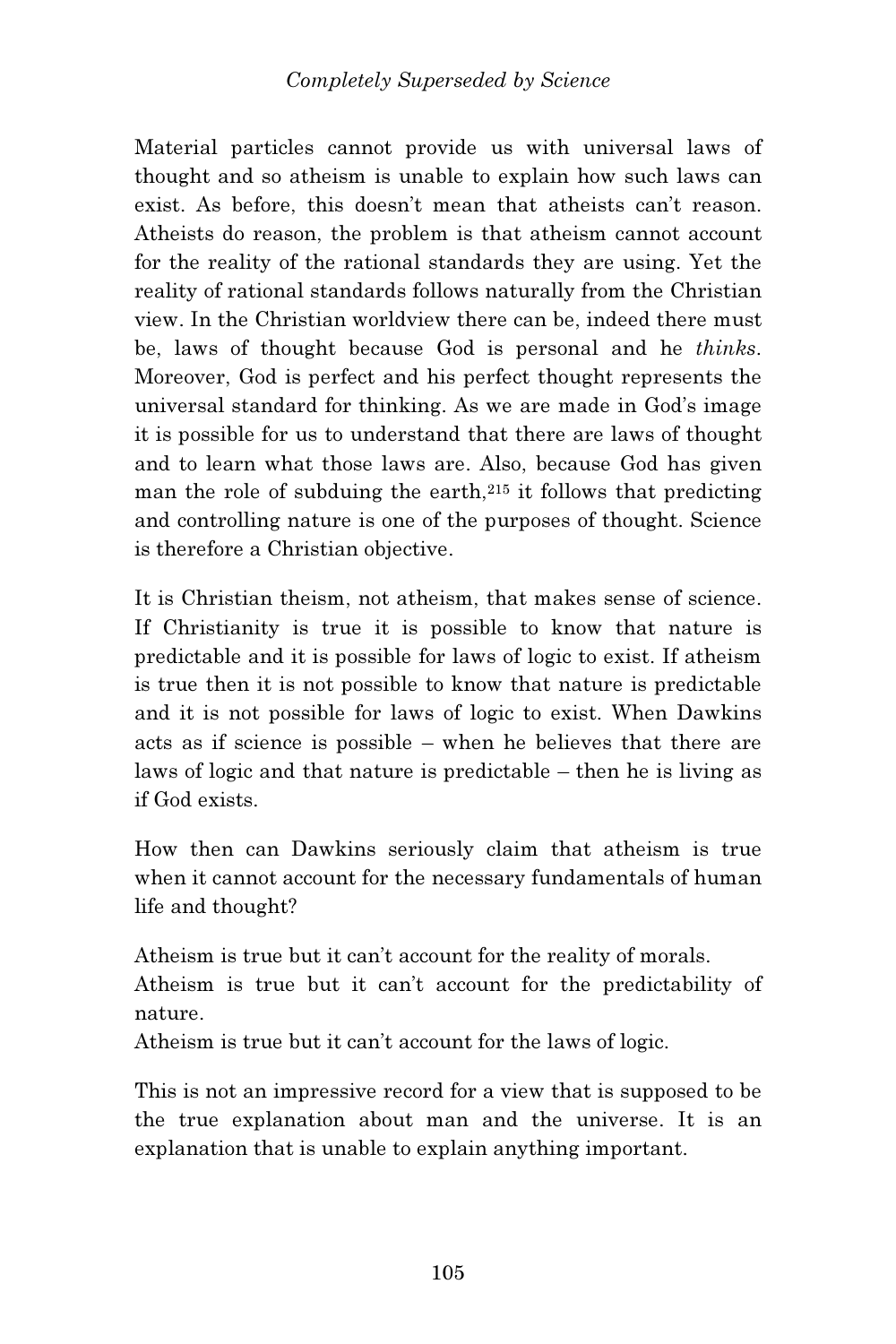Material particles cannot provide us with universal laws of thought and so atheism is unable to explain how such laws can exist. As before, this doesn't mean that atheists can't reason. Atheists do reason, the problem is that atheism cannot account for the reality of the rational standards they are using. Yet the reality of rational standards follows naturally from the Christian view. In the Christian worldview there can be, indeed there must be, laws of thought because God is personal and he *thinks*. Moreover, God is perfect and his perfect thought represents the universal standard for thinking. As we are made in God's image it is possible for us to understand that there are laws of thought and to learn what those laws are. Also, because God has given man the role of subduing the earth,[215] it follows that predicting and controlling nature is one of the purposes of thought. Science is therefore a Christian objective.

It is Christian theism, not atheism, that makes sense of science. If Christianity is true it is possible to know that nature is predictable and it is possible for laws of logic to exist. If atheism is true then it is not possible to know that nature is predictable and it is not possible for laws of logic to exist. When Dawkins acts as if science is possible – when he believes that there are laws of logic and that nature is predictable – then he is living as if God exists.

How then can Dawkins seriously claim that atheism is true when it cannot account for the necessary fundamentals of human life and thought?

Atheism is true but it can't account for the reality of morals.
Atheism is true but it can't account for the predictability of nature.
Atheism is true but it can't account for the laws of logic.

This is not an impressive record for a view that is supposed to be the true explanation about man and the universe. It is an explanation that is unable to explain anything important.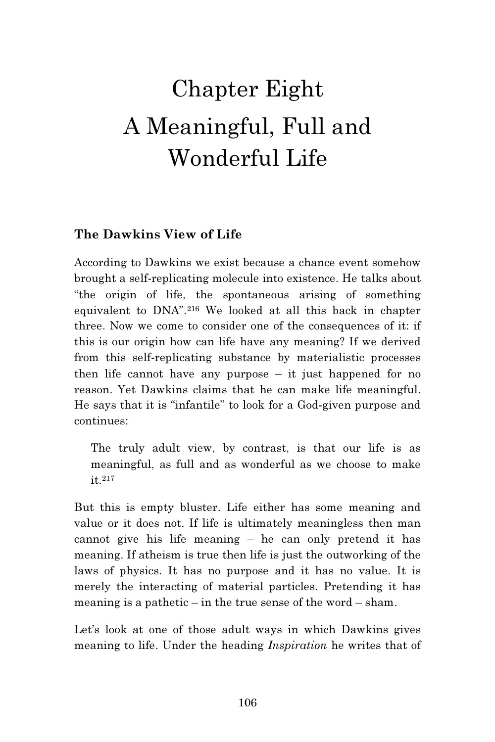# Chapter Eight
# A Meaningful, Full and Wonderful Life

### The Dawkins View of Life

According to Dawkins we exist because a chance event somehow brought a self-replicating molecule into existence. He talks about "the origin of life, the spontaneous arising of something equivalent to DNA".[216] We looked at all this back in chapter three. Now we come to consider one of the consequences of it: if this is our origin how can life have any meaning? If we derived from this self-replicating substance by materialistic processes then life cannot have any purpose – it just happened for no reason. Yet Dawkins claims that he can make life meaningful. He says that it is "infantile" to look for a God-given purpose and continues:

> The truly adult view, by contrast, is that our life is as meaningful, as full and as wonderful as we choose to make it.[217]

But this is empty bluster. Life either has some meaning and value or it does not. If life is ultimately meaningless then man cannot give his life meaning – he can only pretend it has meaning. If atheism is true then life is just the outworking of the laws of physics. It has no purpose and it has no value. It is merely the interacting of material particles. Pretending it has meaning is a pathetic – in the true sense of the word – sham.

Let's look at one of those adult ways in which Dawkins gives meaning to life. Under the heading *Inspiration* he writes that of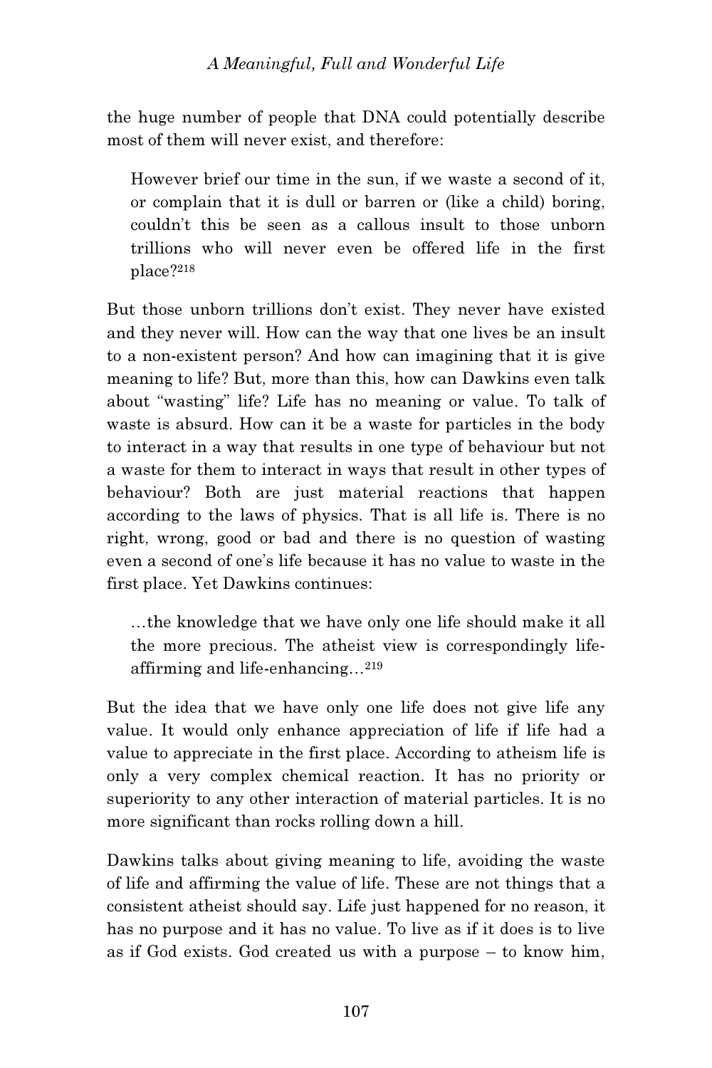the huge number of people that DNA could potentially describe most of them will never exist, and therefore:

> However brief our time in the sun, if we waste a second of it, or complain that it is dull or barren or (like a child) boring, couldn't this be seen as a callous insult to those unborn trillions who will never even be offered life in the first place?[218]

But those unborn trillions don't exist. They never have existed and they never will. How can the way that one lives be an insult to a non-existent person? And how can imagining that it is give meaning to life? But, more than this, how can Dawkins even talk about "wasting" life? Life has no meaning or value. To talk of waste is absurd. How can it be a waste for particles in the body to interact in a way that results in one type of behaviour but not a waste for them to interact in ways that result in other types of behaviour? Both are just material reactions that happen according to the laws of physics. That is all life is. There is no right, wrong, good or bad and there is no question of wasting even a second of one's life because it has no value to waste in the first place. Yet Dawkins continues:

> …the knowledge that we have only one life should make it all the more precious. The atheist view is correspondingly life-affirming and life-enhancing…[219]

But the idea that we have only one life does not give life any value. It would only enhance appreciation of life if life had a value to appreciate in the first place. According to atheism life is only a very complex chemical reaction. It has no priority or superiority to any other interaction of material particles. It is no more significant than rocks rolling down a hill.

Dawkins talks about giving meaning to life, avoiding the waste of life and affirming the value of life. These are not things that a consistent atheist should say. Life just happened for no reason, it has no purpose and it has no value. To live as if it does is to live as if God exists. God created us with a purpose – to know him,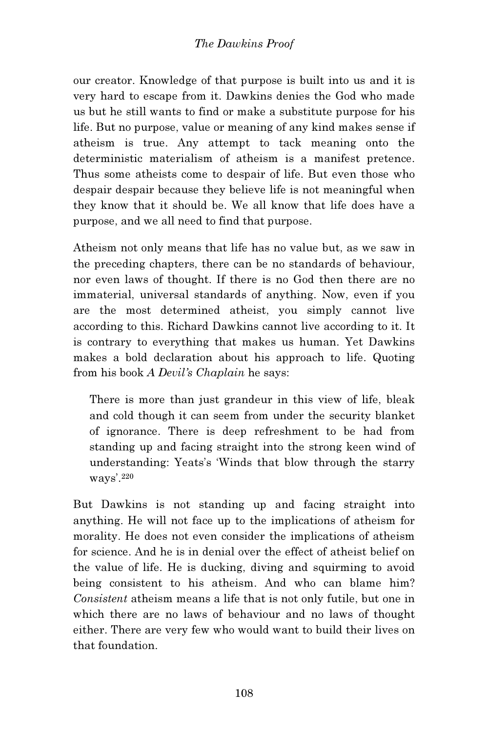our creator. Knowledge of that purpose is built into us and it is very hard to escape from it. Dawkins denies the God who made us but he still wants to find or make a substitute purpose for his life. But no purpose, value or meaning of any kind makes sense if atheism is true. Any attempt to tack meaning onto the deterministic materialism of atheism is a manifest pretence. Thus some atheists come to despair of life. But even those who despair despair because they believe life is not meaningful when they know that it should be. We all know that life does have a purpose, and we all need to find that purpose.

Atheism not only means that life has no value but, as we saw in the preceding chapters, there can be no standards of behaviour, nor even laws of thought. If there is no God then there are no immaterial, universal standards of anything. Now, even if you are the most determined atheist, you simply cannot live according to this. Richard Dawkins cannot live according to it. It is contrary to everything that makes us human. Yet Dawkins makes a bold declaration about his approach to life. Quoting from his book *A Devil's Chaplain* he says:

> There is more than just grandeur in this view of life, bleak and cold though it can seem from under the security blanket of ignorance. There is deep refreshment to be had from standing up and facing straight into the strong keen wind of understanding: Yeats's 'Winds that blow through the starry ways'.[220]

But Dawkins is not standing up and facing straight into anything. He will not face up to the implications of atheism for morality. He does not even consider the implications of atheism for science. And he is in denial over the effect of atheist belief on the value of life. He is ducking, diving and squirming to avoid being consistent to his atheism. And who can blame him? *Consistent* atheism means a life that is not only futile, but one in which there are no laws of behaviour and no laws of thought either. There are very few who would want to build their lives on that foundation.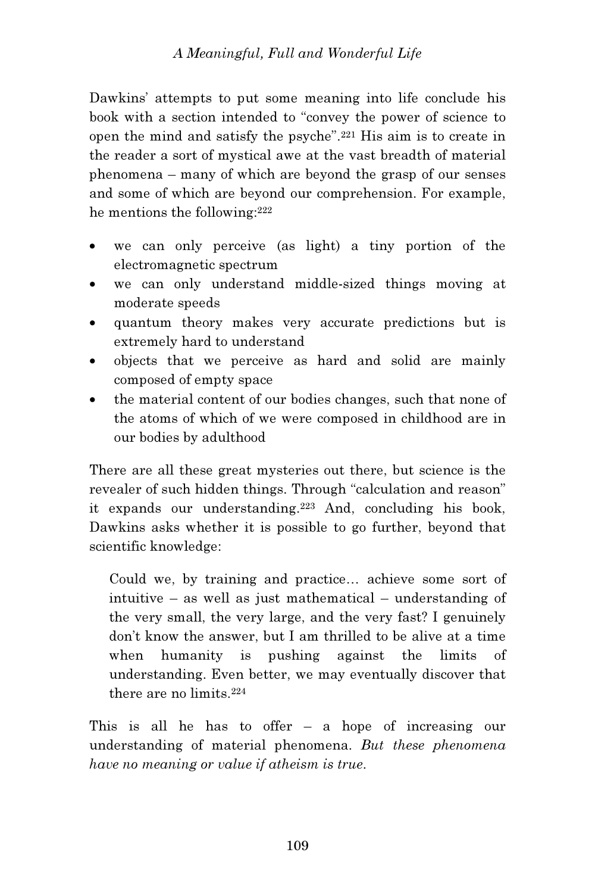Dawkins' attempts to put some meaning into life conclude his book with a section intended to "convey the power of science to open the mind and satisfy the psyche".[221] His aim is to create in the reader a sort of mystical awe at the vast breadth of material phenomena – many of which are beyond the grasp of our senses and some of which are beyond our comprehension. For example, he mentions the following:[222]

- we can only perceive (as light) a tiny portion of the electromagnetic spectrum
- we can only understand middle-sized things moving at moderate speeds
- quantum theory makes very accurate predictions but is extremely hard to understand
- objects that we perceive as hard and solid are mainly composed of empty space
- the material content of our bodies changes, such that none of the atoms of which of we were composed in childhood are in our bodies by adulthood

There are all these great mysteries out there, but science is the revealer of such hidden things. Through "calculation and reason" it expands our understanding.[223] And, concluding his book, Dawkins asks whether it is possible to go further, beyond that scientific knowledge:

> Could we, by training and practice… achieve some sort of intuitive – as well as just mathematical – understanding of the very small, the very large, and the very fast? I genuinely don't know the answer, but I am thrilled to be alive at a time when humanity is pushing against the limits of understanding. Even better, we may eventually discover that there are no limits.[224]

This is all he has to offer – a hope of increasing our understanding of material phenomena. *But these phenomena have no meaning or value if atheism is true.*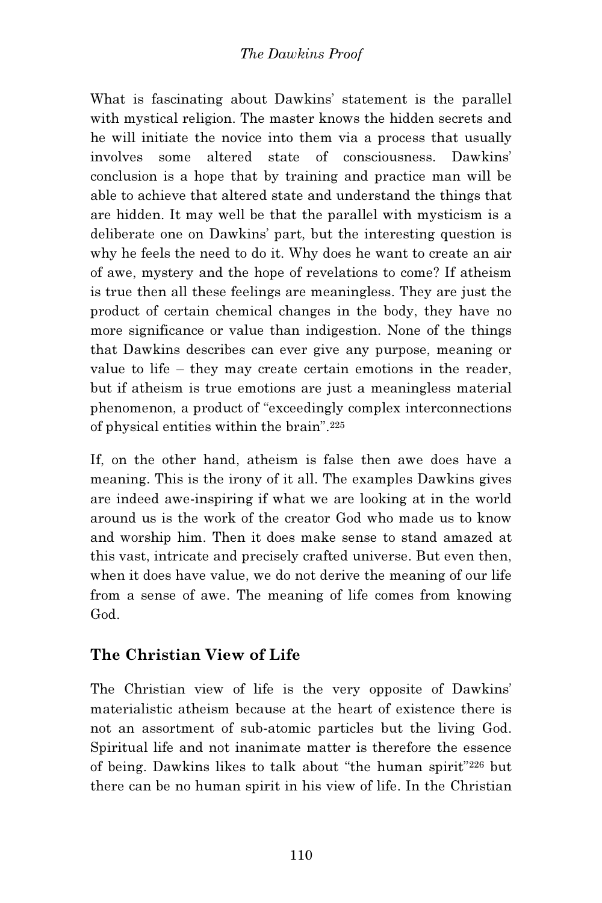What is fascinating about Dawkins' statement is the parallel with mystical religion. The master knows the hidden secrets and he will initiate the novice into them via a process that usually involves some altered state of consciousness. Dawkins' conclusion is a hope that by training and practice man will be able to achieve that altered state and understand the things that are hidden. It may well be that the parallel with mysticism is a deliberate one on Dawkins' part, but the interesting question is why he feels the need to do it. Why does he want to create an air of awe, mystery and the hope of revelations to come? If atheism is true then all these feelings are meaningless. They are just the product of certain chemical changes in the body, they have no more significance or value than indigestion. None of the things that Dawkins describes can ever give any purpose, meaning or value to life – they may create certain emotions in the reader, but if atheism is true emotions are just a meaningless material phenomenon, a product of "exceedingly complex interconnections of physical entities within the brain".[225]

If, on the other hand, atheism is false then awe does have a meaning. This is the irony of it all. The examples Dawkins gives are indeed awe-inspiring if what we are looking at in the world around us is the work of the creator God who made us to know and worship him. Then it does make sense to stand amazed at this vast, intricate and precisely crafted universe. But even then, when it does have value, we do not derive the meaning of our life from a sense of awe. The meaning of life comes from knowing God.

## The Christian View of Life

The Christian view of life is the very opposite of Dawkins' materialistic atheism because at the heart of existence there is not an assortment of sub-atomic particles but the living God. Spiritual life and not inanimate matter is therefore the essence of being. Dawkins likes to talk about "the human spirit"[226] but there can be no human spirit in his view of life. In the Christian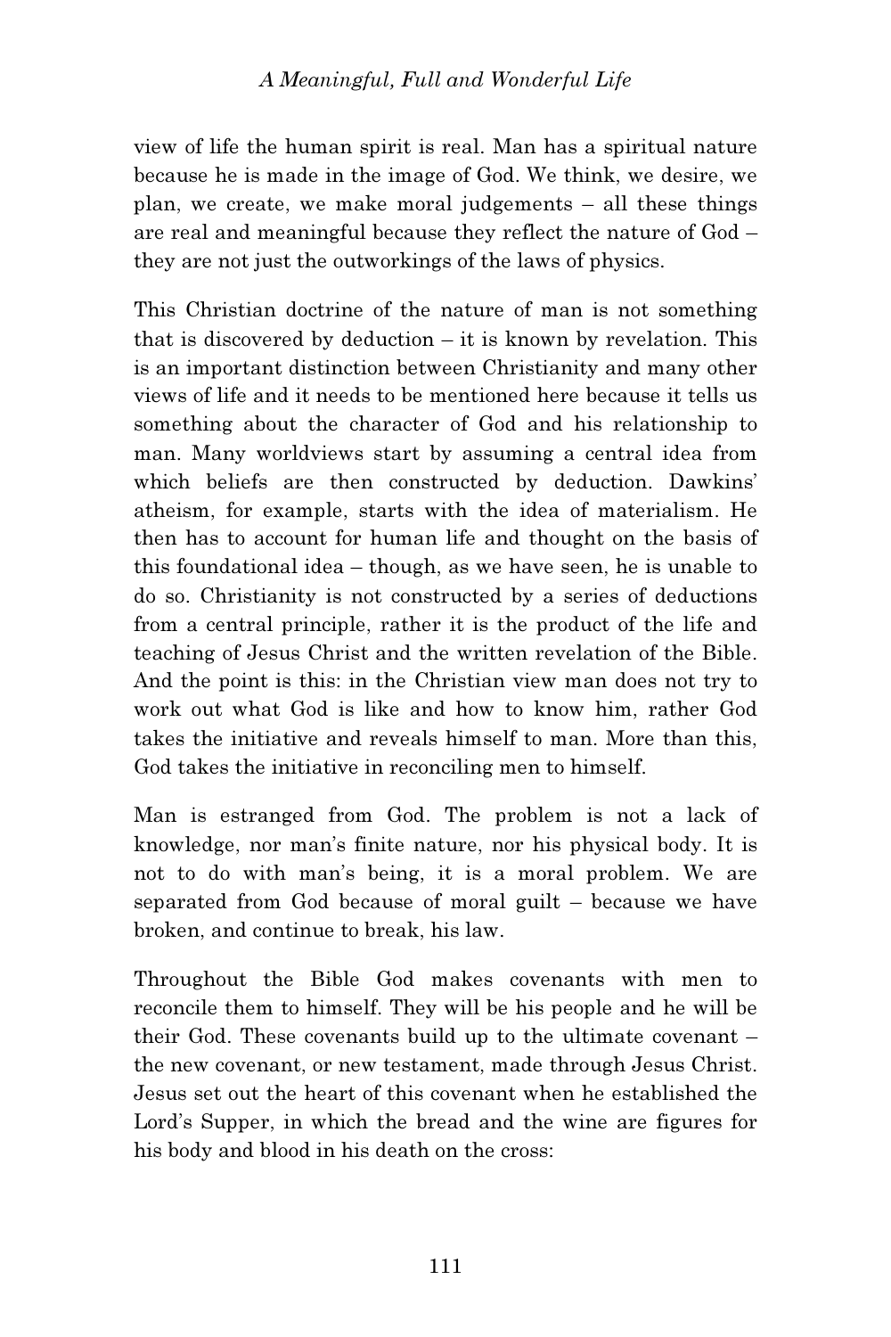view of life the human spirit is real. Man has a spiritual nature because he is made in the image of God. We think, we desire, we plan, we create, we make moral judgements – all these things are real and meaningful because they reflect the nature of God – they are not just the outworkings of the laws of physics.

This Christian doctrine of the nature of man is not something that is discovered by deduction – it is known by revelation. This is an important distinction between Christianity and many other views of life and it needs to be mentioned here because it tells us something about the character of God and his relationship to man. Many worldviews start by assuming a central idea from which beliefs are then constructed by deduction. Dawkins' atheism, for example, starts with the idea of materialism. He then has to account for human life and thought on the basis of this foundational idea – though, as we have seen, he is unable to do so. Christianity is not constructed by a series of deductions from a central principle, rather it is the product of the life and teaching of Jesus Christ and the written revelation of the Bible. And the point is this: in the Christian view man does not try to work out what God is like and how to know him, rather God takes the initiative and reveals himself to man. More than this, God takes the initiative in reconciling men to himself.

Man is estranged from God. The problem is not a lack of knowledge, nor man's finite nature, nor his physical body. It is not to do with man's being, it is a moral problem. We are separated from God because of moral guilt – because we have broken, and continue to break, his law.

Throughout the Bible God makes covenants with men to reconcile them to himself. They will be his people and he will be their God. These covenants build up to the ultimate covenant – the new covenant, or new testament, made through Jesus Christ. Jesus set out the heart of this covenant when he established the Lord's Supper, in which the bread and the wine are figures for his body and blood in his death on the cross: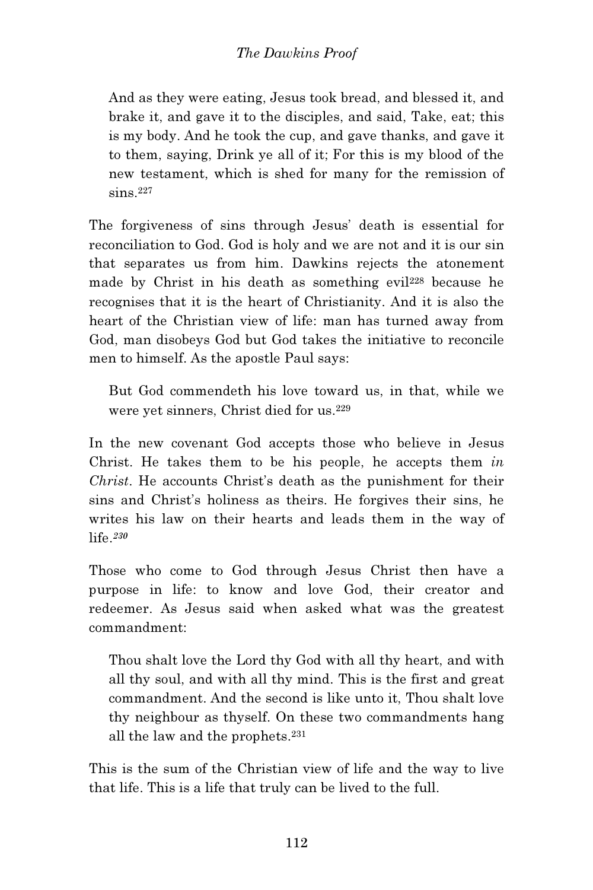> And as they were eating, Jesus took bread, and blessed it, and brake it, and gave it to the disciples, and said, Take, eat; this is my body. And he took the cup, and gave thanks, and gave it to them, saying, Drink ye all of it; For this is my blood of the new testament, which is shed for many for the remission of sins.[227]

The forgiveness of sins through Jesus' death is essential for reconciliation to God. God is holy and we are not and it is our sin that separates us from him. Dawkins rejects the atonement made by Christ in his death as something evil[228] because he recognises that it is the heart of Christianity. And it is also the heart of the Christian view of life: man has turned away from God, man disobeys God but God takes the initiative to reconcile men to himself. As the apostle Paul says:

> But God commendeth his love toward us, in that, while we were yet sinners, Christ died for us.[229]

In the new covenant God accepts those who believe in Jesus Christ. He takes them to be his people, he accepts them *in Christ*. He accounts Christ's death as the punishment for their sins and Christ's holiness as theirs. He forgives their sins, he writes his law on their hearts and leads them in the way of life.[230]

Those who come to God through Jesus Christ then have a purpose in life: to know and love God, their creator and redeemer. As Jesus said when asked what was the greatest commandment:

> Thou shalt love the Lord thy God with all thy heart, and with all thy soul, and with all thy mind. This is the first and great commandment. And the second is like unto it, Thou shalt love thy neighbour as thyself. On these two commandments hang all the law and the prophets.[231]

This is the sum of the Christian view of life and the way to live that life. This is a life that truly can be lived to the full.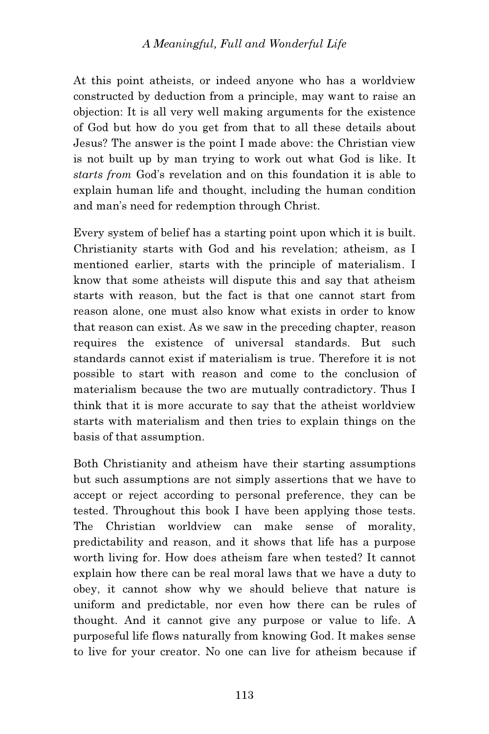At this point atheists, or indeed anyone who has a worldview constructed by deduction from a principle, may want to raise an objection: It is all very well making arguments for the existence of God but how do you get from that to all these details about Jesus? The answer is the point I made above: the Christian view is not built up by man trying to work out what God is like. It *starts from* God's revelation and on this foundation it is able to explain human life and thought, including the human condition and man's need for redemption through Christ.

Every system of belief has a starting point upon which it is built. Christianity starts with God and his revelation; atheism, as I mentioned earlier, starts with the principle of materialism. I know that some atheists will dispute this and say that atheism starts with reason, but the fact is that one cannot start from reason alone, one must also know what exists in order to know that reason can exist. As we saw in the preceding chapter, reason requires the existence of universal standards. But such standards cannot exist if materialism is true. Therefore it is not possible to start with reason and come to the conclusion of materialism because the two are mutually contradictory. Thus I think that it is more accurate to say that the atheist worldview starts with materialism and then tries to explain things on the basis of that assumption.

Both Christianity and atheism have their starting assumptions but such assumptions are not simply assertions that we have to accept or reject according to personal preference, they can be tested. Throughout this book I have been applying those tests. The Christian worldview can make sense of morality, predictability and reason, and it shows that life has a purpose worth living for. How does atheism fare when tested? It cannot explain how there can be real moral laws that we have a duty to obey, it cannot show why we should believe that nature is uniform and predictable, nor even how there can be rules of thought. And it cannot give any purpose or value to life. A purposeful life flows naturally from knowing God. It makes sense to live for your creator. No one can live for atheism because if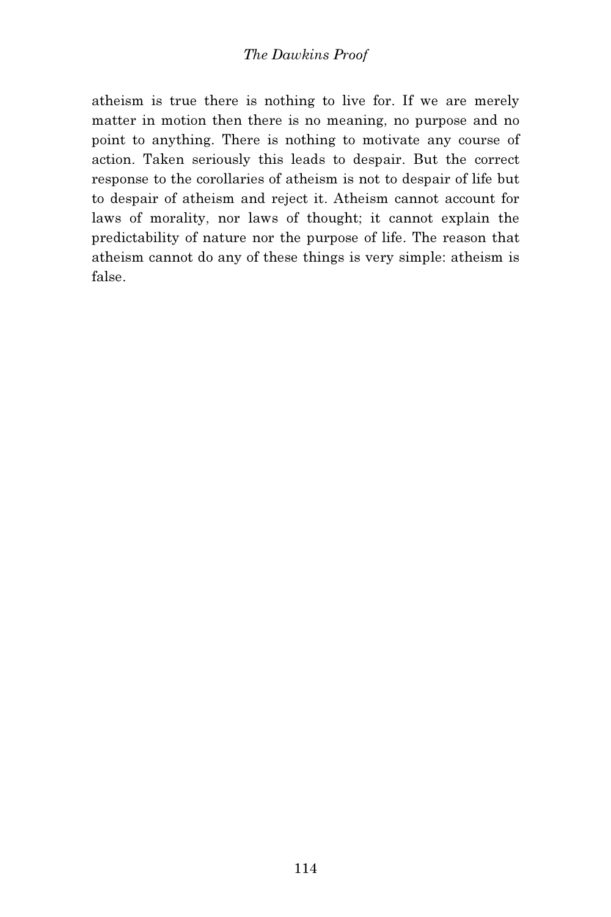atheism is true there is nothing to live for. If we are merely matter in motion then there is no meaning, no purpose and no point to anything. There is nothing to motivate any course of action. Taken seriously this leads to despair. But the correct response to the corollaries of atheism is not to despair of life but to despair of atheism and reject it. Atheism cannot account for laws of morality, nor laws of thought; it cannot explain the predictability of nature nor the purpose of life. The reason that atheism cannot do any of these things is very simple: atheism is false.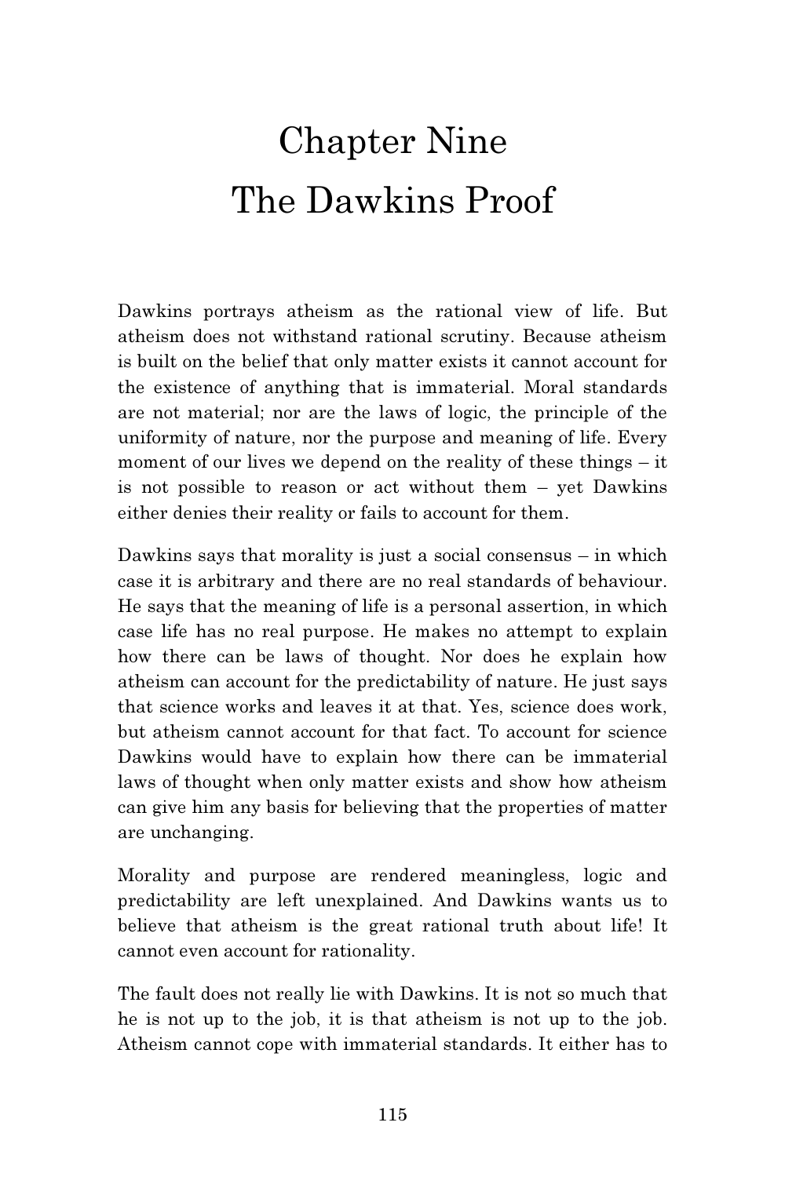# Chapter Nine
# The Dawkins Proof

Dawkins portrays atheism as the rational view of life. But atheism does not withstand rational scrutiny. Because atheism is built on the belief that only matter exists it cannot account for the existence of anything that is immaterial. Moral standards are not material; nor are the laws of logic, the principle of the uniformity of nature, nor the purpose and meaning of life. Every moment of our lives we depend on the reality of these things – it is not possible to reason or act without them – yet Dawkins either denies their reality or fails to account for them.

Dawkins says that morality is just a social consensus – in which case it is arbitrary and there are no real standards of behaviour. He says that the meaning of life is a personal assertion, in which case life has no real purpose. He makes no attempt to explain how there can be laws of thought. Nor does he explain how atheism can account for the predictability of nature. He just says that science works and leaves it at that. Yes, science does work, but atheism cannot account for that fact. To account for science Dawkins would have to explain how there can be immaterial laws of thought when only matter exists and show how atheism can give him any basis for believing that the properties of matter are unchanging.

Morality and purpose are rendered meaningless, logic and predictability are left unexplained. And Dawkins wants us to believe that atheism is the great rational truth about life! It cannot even account for rationality.

The fault does not really lie with Dawkins. It is not so much that he is not up to the job, it is that atheism is not up to the job. Atheism cannot cope with immaterial standards. It either has to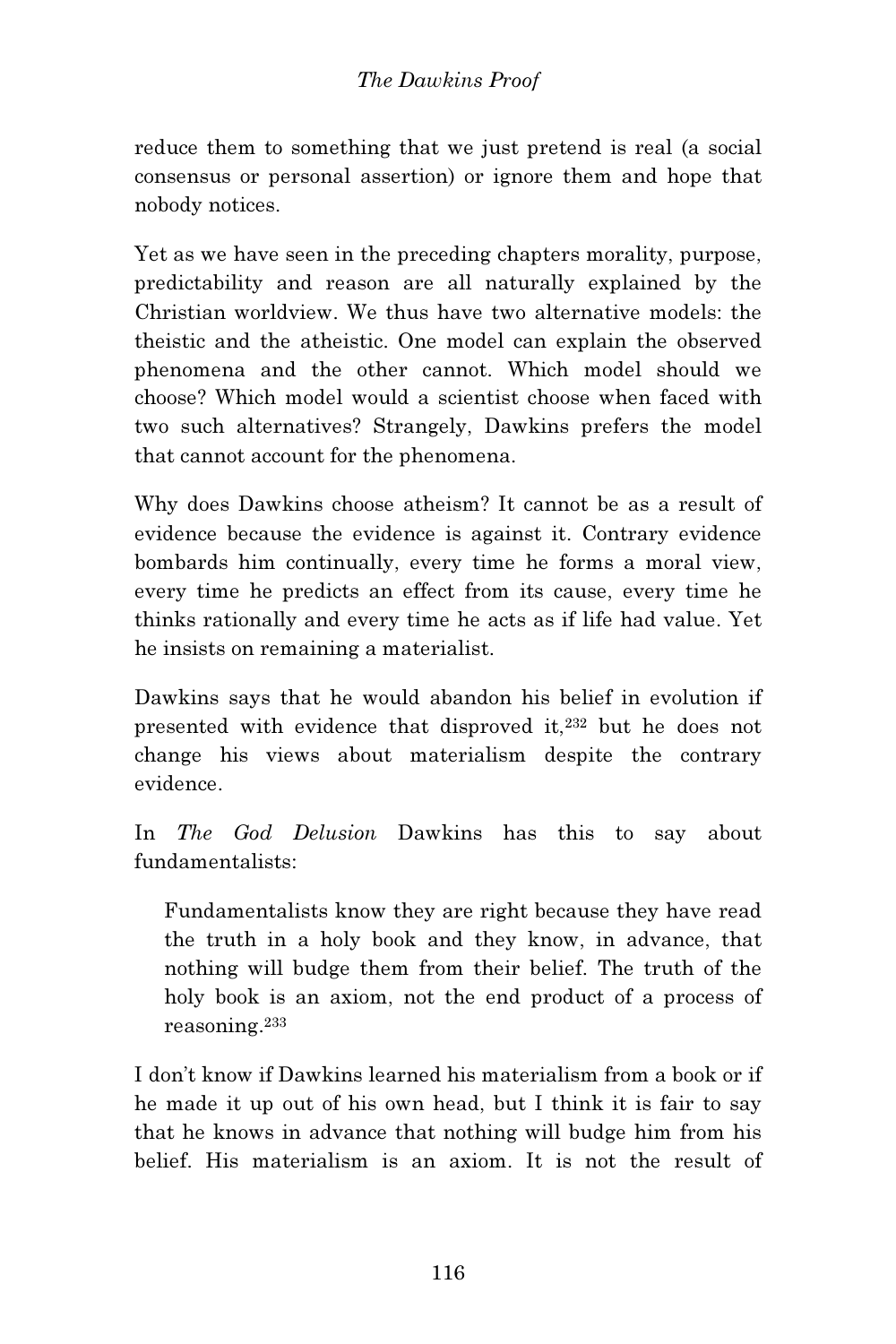reduce them to something that we just pretend is real (a social consensus or personal assertion) or ignore them and hope that nobody notices.

Yet as we have seen in the preceding chapters morality, purpose, predictability and reason are all naturally explained by the Christian worldview. We thus have two alternative models: the theistic and the atheistic. One model can explain the observed phenomena and the other cannot. Which model should we choose? Which model would a scientist choose when faced with two such alternatives? Strangely, Dawkins prefers the model that cannot account for the phenomena.

Why does Dawkins choose atheism? It cannot be as a result of evidence because the evidence is against it. Contrary evidence bombards him continually, every time he forms a moral view, every time he predicts an effect from its cause, every time he thinks rationally and every time he acts as if life had value. Yet he insists on remaining a materialist.

Dawkins says that he would abandon his belief in evolution if presented with evidence that disproved it,[232] but he does not change his views about materialism despite the contrary evidence.

In *The God Delusion* Dawkins has this to say about fundamentalists:

> Fundamentalists know they are right because they have read the truth in a holy book and they know, in advance, that nothing will budge them from their belief. The truth of the holy book is an axiom, not the end product of a process of reasoning.[233]

I don't know if Dawkins learned his materialism from a book or if he made it up out of his own head, but I think it is fair to say that he knows in advance that nothing will budge him from his belief. His materialism is an axiom. It is not the result of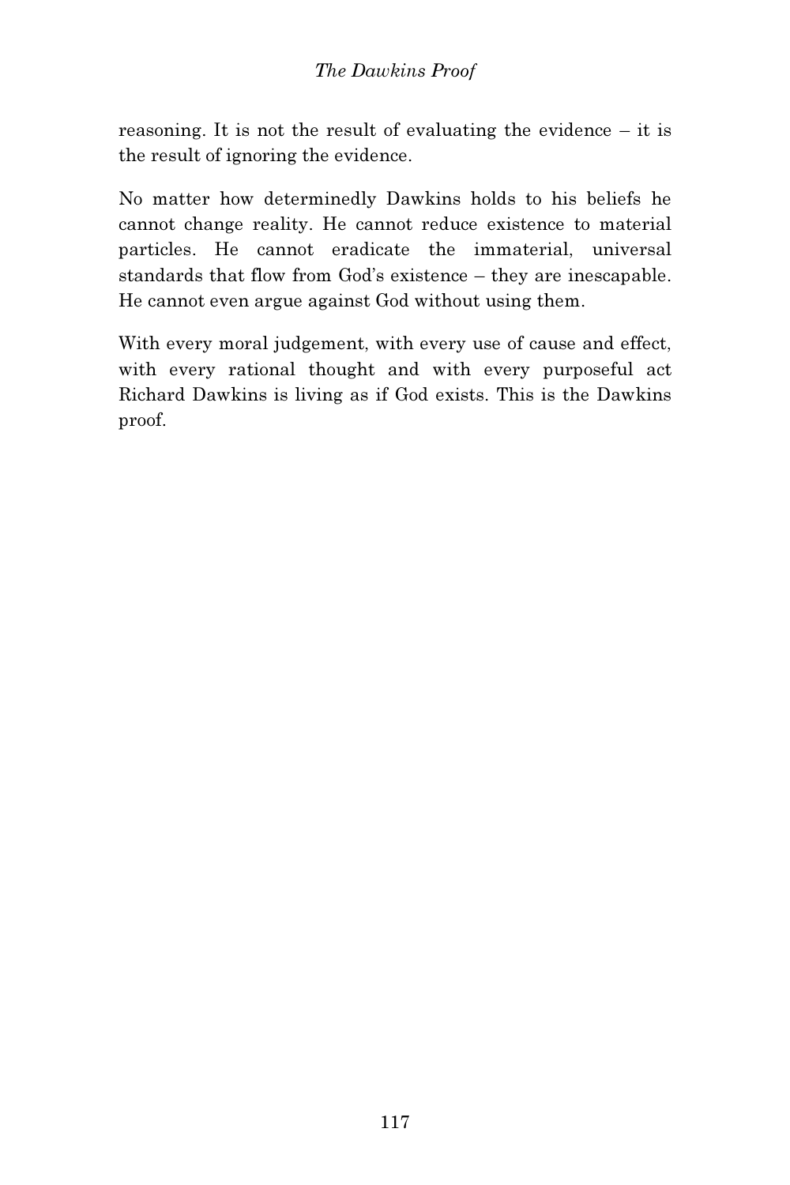reasoning. It is not the result of evaluating the evidence – it is the result of ignoring the evidence.

No matter how determinedly Dawkins holds to his beliefs he cannot change reality. He cannot reduce existence to material particles. He cannot eradicate the immaterial, universal standards that flow from God's existence – they are inescapable. He cannot even argue against God without using them.

With every moral judgement, with every use of cause and effect, with every rational thought and with every purposeful act Richard Dawkins is living as if God exists. This is the Dawkins proof.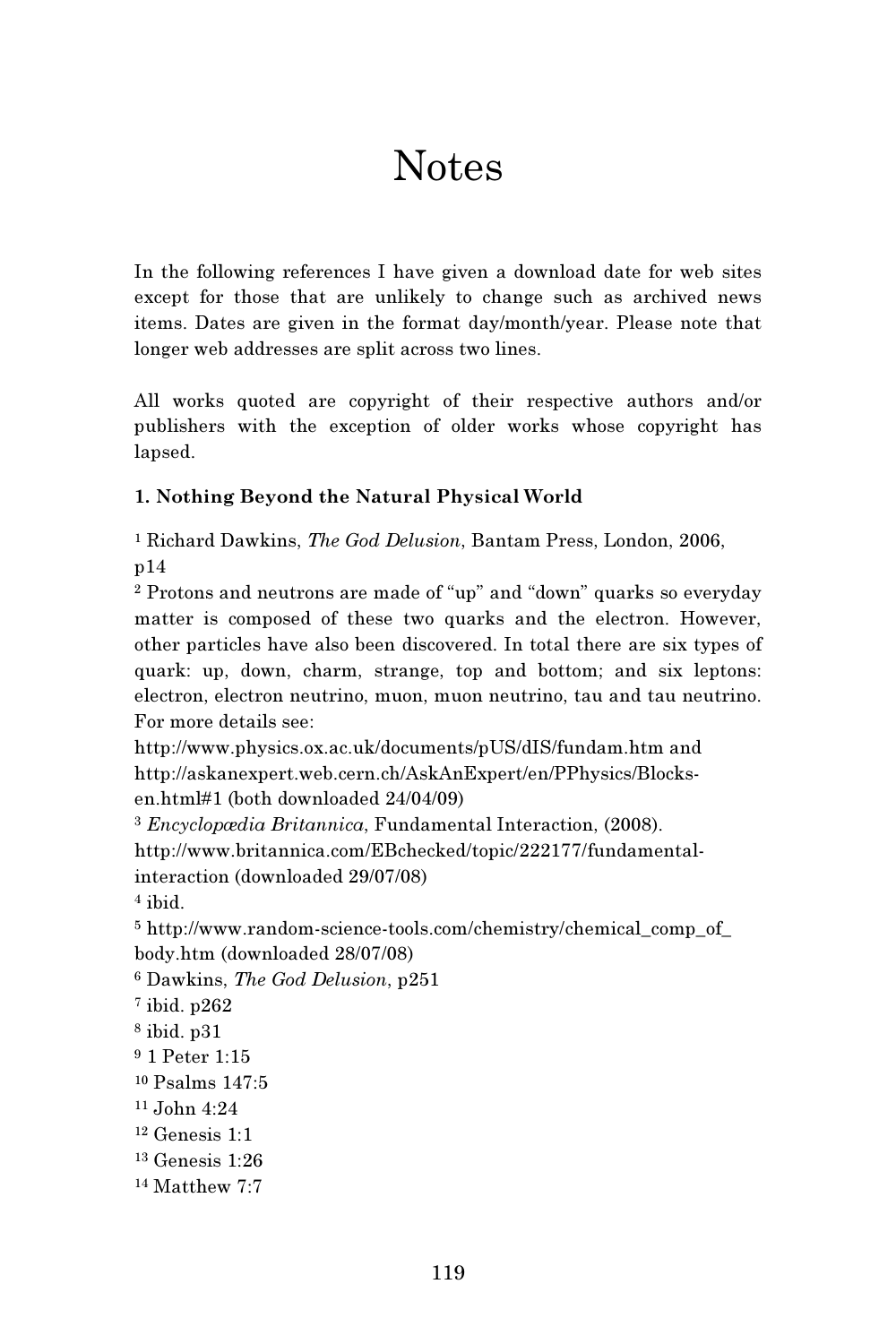# Notes

In the following references I have given a download date for web sites except for those that are unlikely to change such as archived news items. Dates are given in the format day/month/year. Please note that longer web addresses are split across two lines.

All works quoted are copyright of their respective authors and/or publishers with the exception of older works whose copyright has lapsed.

### 1. Nothing Beyond the Natural Physical World

[1] Richard Dawkins, *The God Delusion*, Bantam Press, London, 2006, p14
[2] Protons and neutrons are made of "up" and "down" quarks so everyday matter is composed of these two quarks and the electron. However, other particles have also been discovered. In total there are six types of quark: up, down, charm, strange, top and bottom; and six leptons: electron, electron neutrino, muon, muon neutrino, tau and tau neutrino. For more details see:
http://www.physics.ox.ac.uk/documents/pUS/dIS/fundam.htm and
http://askanexpert.web.cern.ch/AskAnExpert/en/PPhysics/Blocks-
en.html#1 (both downloaded 24/04/09)
[3] *Encyclopædia Britannica*, Fundamental Interaction, (2008).
http://www.britannica.com/EBchecked/topic/222177/fundamental-
interaction (downloaded 29/07/08)
[4] ibid.
[5] http://www.random-science-tools.com/chemistry/chemical_comp_of_
body.htm (downloaded 28/07/08)
[6] Dawkins, *The God Delusion*, p251
[7] ibid. p262
[8] ibid. p31
[9] 1 Peter 1:15
[10] Psalms 147:5
[11] John 4:24
[12] Genesis 1:1
[13] Genesis 1:26
[14] Matthew 7:7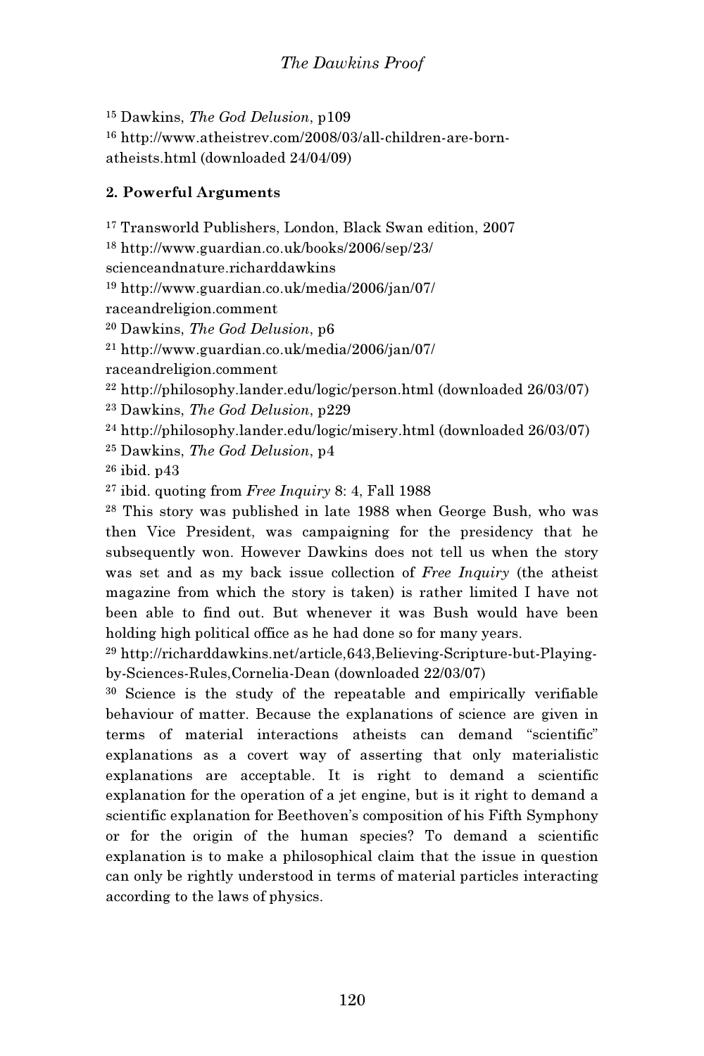[15] Dawkins, *The God Delusion*, p109

[16] http://www.atheistrev.com/2008/03/all-children-are-born-atheists.html (downloaded 24/04/09)

**2. Powerful Arguments**

[17] Transworld Publishers, London, Black Swan edition, 2007

[18] http://www.guardian.co.uk/books/2006/sep/23/scienceandnature.richarddawkins

[19] http://www.guardian.co.uk/media/2006/jan/07/raceandreligion.comment

[20] Dawkins, *The God Delusion*, p6

[21] http://www.guardian.co.uk/media/2006/jan/07/raceandreligion.comment

[22] http://philosophy.lander.edu/logic/person.html (downloaded 26/03/07)

[23] Dawkins, *The God Delusion*, p229

[24] http://philosophy.lander.edu/logic/misery.html (downloaded 26/03/07)

[25] Dawkins, *The God Delusion*, p4

[26] ibid. p43

[27] ibid. quoting from *Free Inquiry* 8: 4, Fall 1988

[28] This story was published in late 1988 when George Bush, who was then Vice President, was campaigning for the presidency that he subsequently won. However Dawkins does not tell us when the story was set and as my back issue collection of *Free Inquiry* (the atheist magazine from which the story is taken) is rather limited I have not been able to find out. But whenever it was Bush would have been holding high political office as he had done so for many years.

[29] http://richarddawkins.net/article,643,Believing-Scripture-but-Playing-by-Sciences-Rules,Cornelia-Dean (downloaded 22/03/07)

[30] Science is the study of the repeatable and empirically verifiable behaviour of matter. Because the explanations of science are given in terms of material interactions atheists can demand "scientific" explanations as a covert way of asserting that only materialistic explanations are acceptable. It is right to demand a scientific explanation for the operation of a jet engine, but is it right to demand a scientific explanation for Beethoven's composition of his Fifth Symphony or for the origin of the human species? To demand a scientific explanation is to make a philosophical claim that the issue in question can only be rightly understood in terms of material particles interacting according to the laws of physics.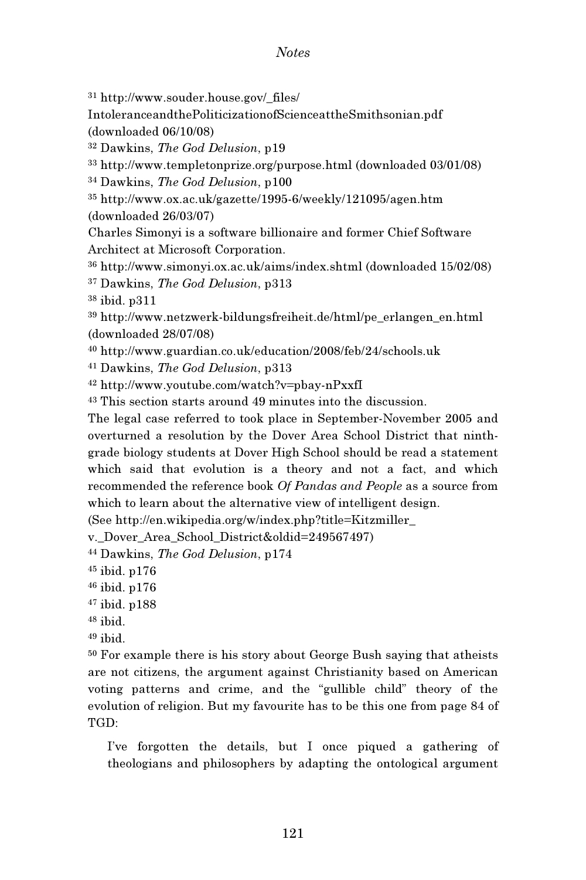[31] http://www.souder.house.gov/_files/IntoleranceandthePoliticizationofScienceattheSmithsonian.pdf (downloaded 06/10/08)

[32] Dawkins, *The God Delusion*, p19

[33] http://www.templetonprize.org/purpose.html (downloaded 03/01/08)

[34] Dawkins, *The God Delusion*, p100

[35] http://www.ox.ac.uk/gazette/1995-6/weekly/121095/agen.htm (downloaded 26/03/07)

Charles Simonyi is a software billionaire and former Chief Software Architect at Microsoft Corporation.

[36] http://www.simonyi.ox.ac.uk/aims/index.shtml (downloaded 15/02/08)

[37] Dawkins, *The God Delusion*, p313

[38] ibid. p311

[39] http://www.netzwerk-bildungsfreiheit.de/html/pe_erlangen_en.html (downloaded 28/07/08)

[40] http://www.guardian.co.uk/education/2008/feb/24/schools.uk

[41] Dawkins, *The God Delusion*, p313

[42] http://www.youtube.com/watch?v=pbay-nPxxfI

[43] This section starts around 49 minutes into the discussion.

The legal case referred to took place in September-November 2005 and overturned a resolution by the Dover Area School District that ninth-grade biology students at Dover High School should be read a statement which said that evolution is a theory and not a fact, and which recommended the reference book *Of Pandas and People* as a source from which to learn about the alternative view of intelligent design.

(See http://en.wikipedia.org/w/index.php?title=Kitzmiller_v._Dover_Area_School_District&oldid=249567497)

[44] Dawkins, *The God Delusion*, p174

[45] ibid. p176

[46] ibid. p176

[47] ibid. p188

[48] ibid.

[49] ibid.

[50] For example there is his story about George Bush saying that atheists are not citizens, the argument against Christianity based on American voting patterns and crime, and the "gullible child" theory of the evolution of religion. But my favourite has to be this one from page 84 of TGD:

> I've forgotten the details, but I once piqued a gathering of theologians and philosophers by adapting the ontological argument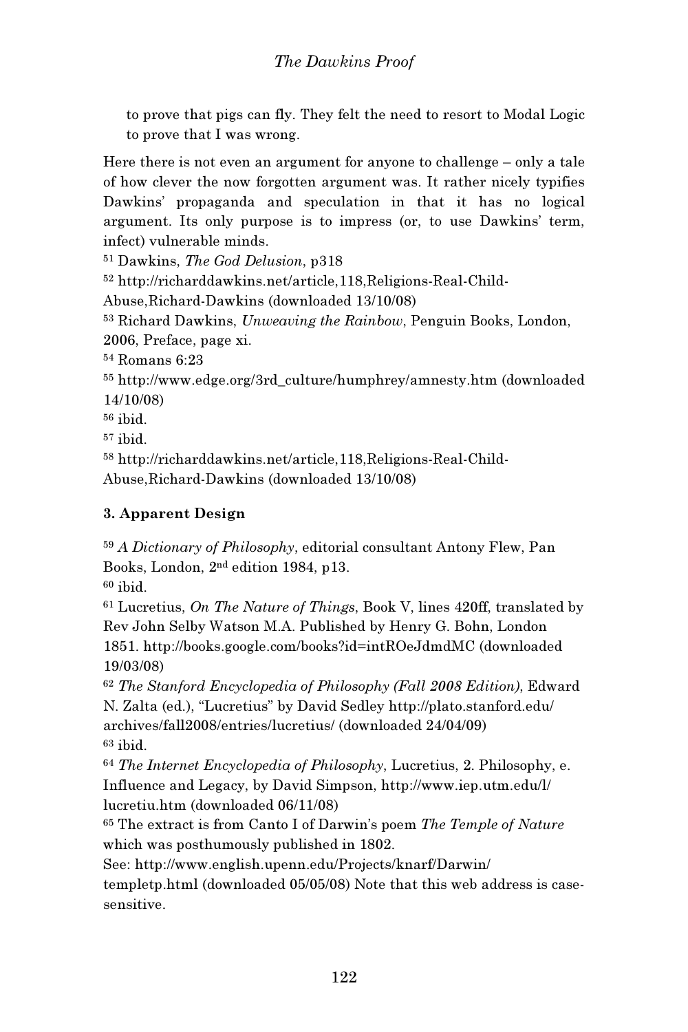> to prove that pigs can fly. They felt the need to resort to Modal Logic to prove that I was wrong.

Here there is not even an argument for anyone to challenge – only a tale of how clever the now forgotten argument was. It rather nicely typifies Dawkins' propaganda and speculation in that it has no logical argument. Its only purpose is to impress (or, to use Dawkins' term, infect) vulnerable minds.

[51] Dawkins, *The God Delusion*, p318

[52] http://richarddawkins.net/article,118,Religions-Real-Child-Abuse,Richard-Dawkins (downloaded 13/10/08)

[53] Richard Dawkins, *Unweaving the Rainbow*, Penguin Books, London, 2006, Preface, page xi.

[54] Romans 6:23

[55] http://www.edge.org/3rd_culture/humphrey/amnesty.htm (downloaded 14/10/08)

[56] ibid.

[57] ibid.

[58] http://richarddawkins.net/article,118,Religions-Real-Child-Abuse,Richard-Dawkins (downloaded 13/10/08)

### 3. Apparent Design

[59] *A Dictionary of Philosophy*, editorial consultant Antony Flew, Pan Books, London, 2nd edition 1984, p13.

[60] ibid.

[61] Lucretius, *On The Nature of Things*, Book V, lines 420ff, translated by Rev John Selby Watson M.A. Published by Henry G. Bohn, London 1851. http://books.google.com/books?id=intROeJdmdMC (downloaded 19/03/08)

[62] *The Stanford Encyclopedia of Philosophy (Fall 2008 Edition)*, Edward N. Zalta (ed.), "Lucretius" by David Sedley http://plato.stanford.edu/archives/fall2008/entries/lucretius/ (downloaded 24/04/09)

[63] ibid.

[64] *The Internet Encyclopedia of Philosophy*, Lucretius, 2. Philosophy, e. Influence and Legacy, by David Simpson, http://www.iep.utm.edu/l/lucretiu.htm (downloaded 06/11/08)

[65] The extract is from Canto I of Darwin's poem *The Temple of Nature* which was posthumously published in 1802.
See: http://www.english.upenn.edu/Projects/knarf/Darwin/templetp.html (downloaded 05/05/08) Note that this web address is case-sensitive.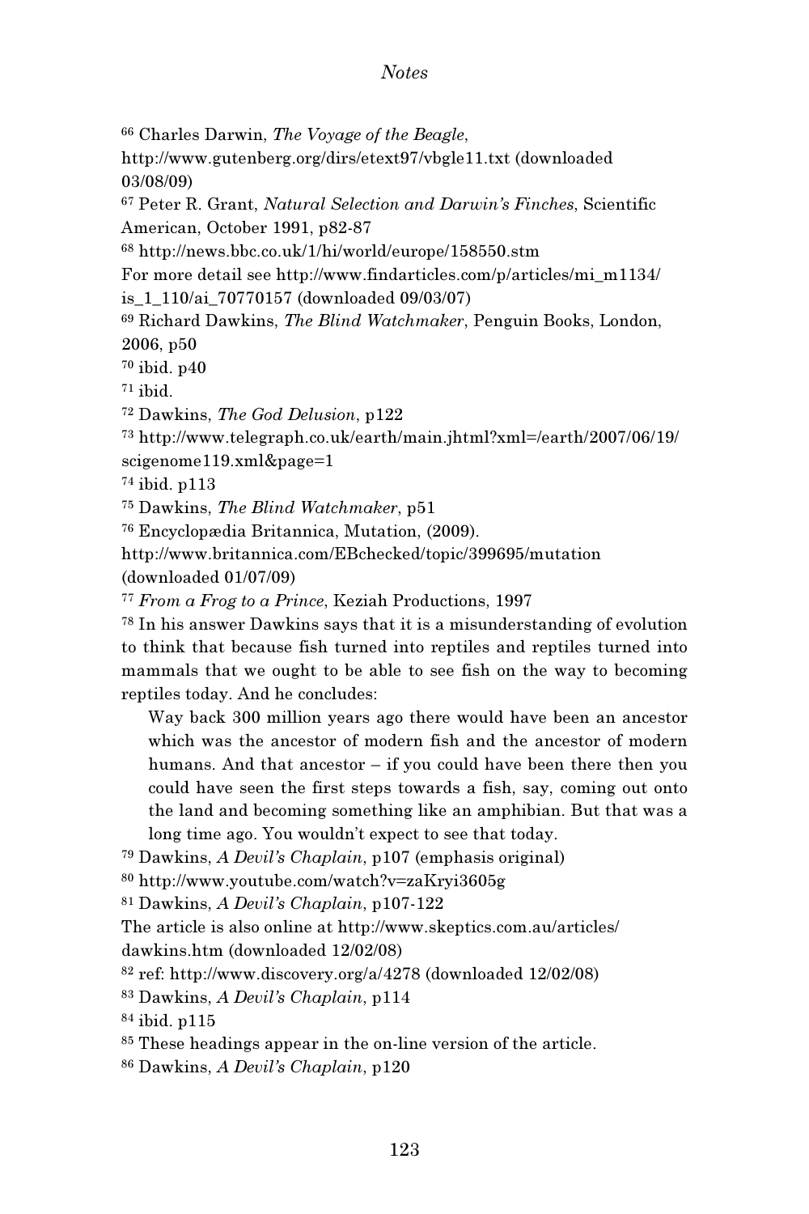## Notes

[66] Charles Darwin, *The Voyage of the Beagle*, http://www.gutenberg.org/dirs/etext97/vbgle11.txt (downloaded 03/08/09)

[67] Peter R. Grant, *Natural Selection and Darwin's Finches*, Scientific American, October 1991, p82-87

[68] http://news.bbc.co.uk/1/hi/world/europe/158550.stm
For more detail see http://www.findarticles.com/p/articles/mi_m1134/is_1_110/ai_70770157 (downloaded 09/03/07)

[69] Richard Dawkins, *The Blind Watchmaker*, Penguin Books, London, 2006, p50

[70] ibid. p40

[71] ibid.

[72] Dawkins, *The God Delusion*, p122

[73] http://www.telegraph.co.uk/earth/main.jhtml?xml=/earth/2007/06/19/scigenome119.xml&page=1

[74] ibid. p113

[75] Dawkins, *The Blind Watchmaker*, p51

[76] Encyclopædia Britannica, Mutation, (2009).
http://www.britannica.com/EBchecked/topic/399695/mutation (downloaded 01/07/09)

[77] *From a Frog to a Prince*, Keziah Productions, 1997

[78] In his answer Dawkins says that it is a misunderstanding of evolution to think that because fish turned into reptiles and reptiles turned into mammals that we ought to be able to see fish on the way to becoming reptiles today. And he concludes:

> Way back 300 million years ago there would have been an ancestor which was the ancestor of modern fish and the ancestor of modern humans. And that ancestor – if you could have been there then you could have seen the first steps towards a fish, say, coming out onto the land and becoming something like an amphibian. But that was a long time ago. You wouldn't expect to see that today.

[79] Dawkins, *A Devil's Chaplain*, p107 (emphasis original)

[80] http://www.youtube.com/watch?v=zaKryi3605g

[81] Dawkins, *A Devil's Chaplain*, p107-122
The article is also online at http://www.skeptics.com.au/articles/dawkins.htm (downloaded 12/02/08)

[82] ref: http://www.discovery.org/a/4278 (downloaded 12/02/08)

[83] Dawkins, *A Devil's Chaplain*, p114

[84] ibid. p115

[85] These headings appear in the on-line version of the article.

[86] Dawkins, *A Devil's Chaplain*, p120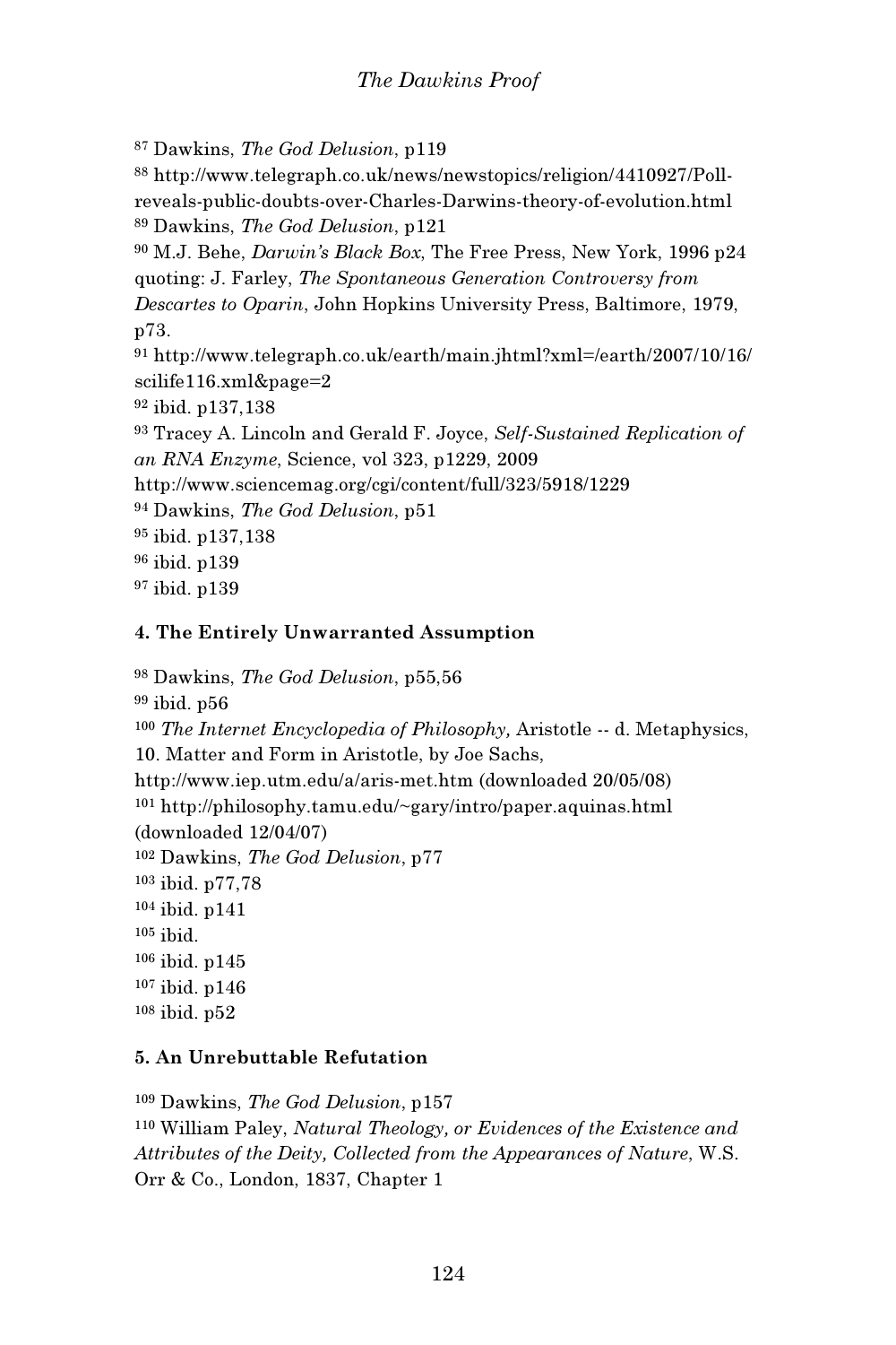[87] Dawkins, *The God Delusion*, p119

[88] http://www.telegraph.co.uk/news/newstopics/religion/4410927/Poll-reveals-public-doubts-over-Charles-Darwins-theory-of-evolution.html

[89] Dawkins, *The God Delusion*, p121

[90] M.J. Behe, *Darwin's Black Box*, The Free Press, New York, 1996 p24 quoting: J. Farley, *The Spontaneous Generation Controversy from Descartes to Oparin*, John Hopkins University Press, Baltimore, 1979, p73.

[91] http://www.telegraph.co.uk/earth/main.jhtml?xml=/earth/2007/10/16/scilife116.xml&page=2

[92] ibid. p137,138

[93] Tracey A. Lincoln and Gerald F. Joyce, *Self-Sustained Replication of an RNA Enzyme*, Science, vol 323, p1229, 2009 http://www.sciencemag.org/cgi/content/full/323/5918/1229

[94] Dawkins, *The God Delusion*, p51

[95] ibid. p137,138

[96] ibid. p139

[97] ibid. p139

### 4. The Entirely Unwarranted Assumption

[98] Dawkins, *The God Delusion*, p55,56

[99] ibid. p56

[100] *The Internet Encyclopedia of Philosophy,* Aristotle -- d. Metaphysics, 10. Matter and Form in Aristotle, by Joe Sachs, http://www.iep.utm.edu/a/aris-met.htm (downloaded 20/05/08)

[101] http://philosophy.tamu.edu/~gary/intro/paper.aquinas.html (downloaded 12/04/07)

[102] Dawkins, *The God Delusion*, p77

[103] ibid. p77,78

[104] ibid. p141

[105] ibid.

[106] ibid. p145

[107] ibid. p146

[108] ibid. p52

### 5. An Unrebuttable Refutation

[109] Dawkins, *The God Delusion*, p157

[110] William Paley, *Natural Theology, or Evidences of the Existence and Attributes of the Deity, Collected from the Appearances of Nature*, W.S. Orr & Co., London, 1837, Chapter 1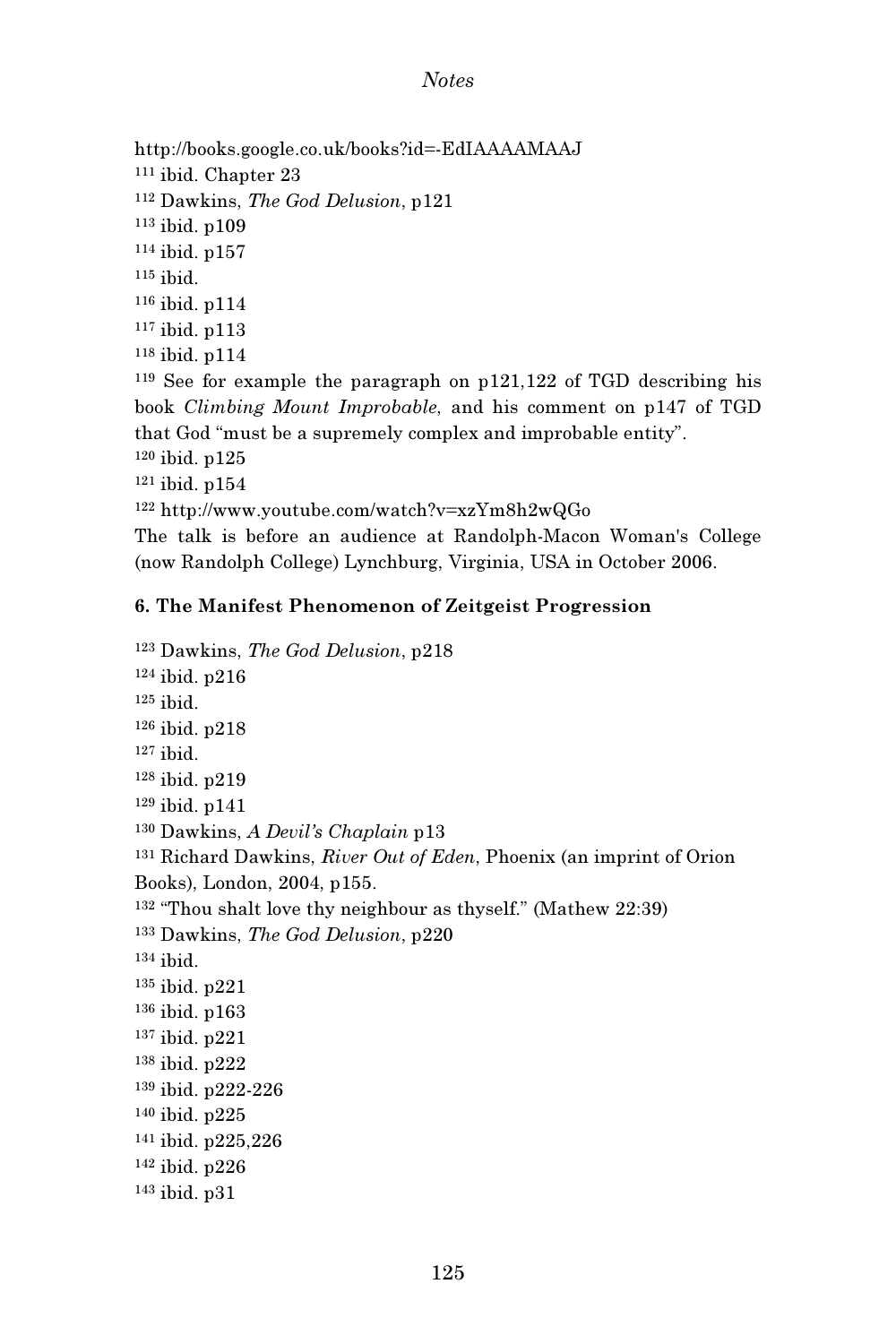http://books.google.co.uk/books?id=-EdIAAAAMAAJ

[111] ibid. Chapter 23

[112] Dawkins, *The God Delusion*, p121

[113] ibid. p109

[114] ibid. p157

[115] ibid.

[116] ibid. p114

[117] ibid. p113

[118] ibid. p114

[119] See for example the paragraph on p121,122 of TGD describing his book *Climbing Mount Improbable*, and his comment on p147 of TGD that God "must be a supremely complex and improbable entity".

[120] ibid. p125

[121] ibid. p154

[122] http://www.youtube.com/watch?v=xzYm8h2wQGo
The talk is before an audience at Randolph-Macon Woman's College (now Randolph College) Lynchburg, Virginia, USA in October 2006.

### 6. The Manifest Phenomenon of Zeitgeist Progression

[123] Dawkins, *The God Delusion*, p218

[124] ibid. p216

[125] ibid.

[126] ibid. p218

[127] ibid.

[128] ibid. p219

[129] ibid. p141

[130] Dawkins, *A Devil's Chaplain* p13

[131] Richard Dawkins, *River Out of Eden*, Phoenix (an imprint of Orion Books), London, 2004, p155.

[132] "Thou shalt love thy neighbour as thyself." (Mathew 22:39)

[133] Dawkins, *The God Delusion*, p220

[134] ibid.

[135] ibid. p221

[136] ibid. p163

[137] ibid. p221

[138] ibid. p222

[139] ibid. p222-226

[140] ibid. p225

[141] ibid. p225,226

[142] ibid. p226

[143] ibid. p31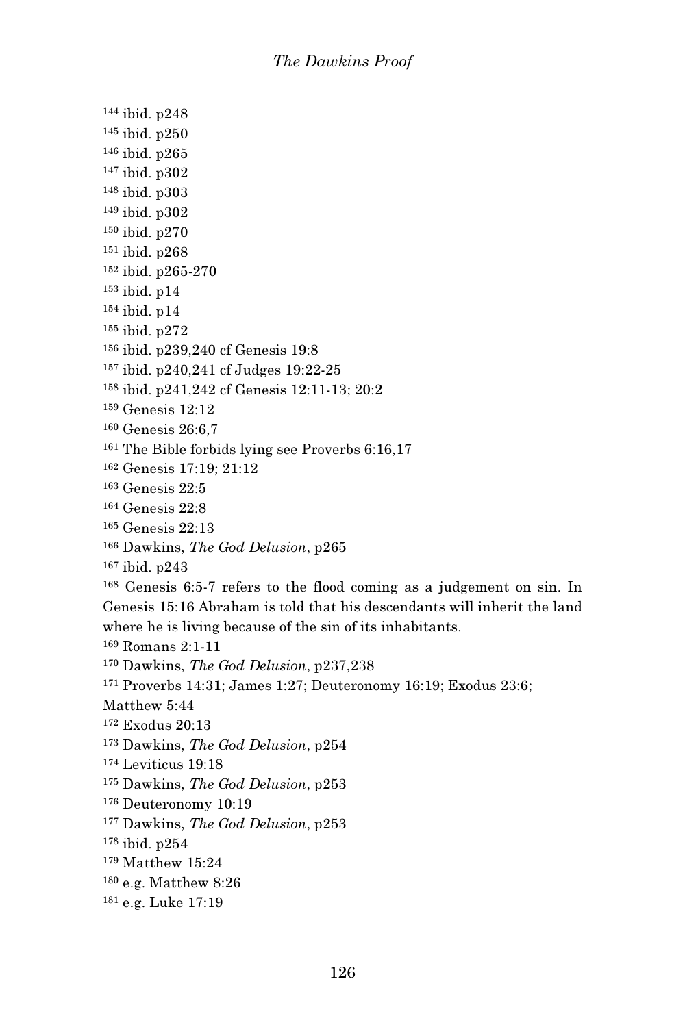[144] ibid. p248

[145] ibid. p250

[146] ibid. p265

[147] ibid. p302

[148] ibid. p303

[149] ibid. p302

[150] ibid. p270

[151] ibid. p268

[152] ibid. p265-270

[153] ibid. p14

[154] ibid. p14

[155] ibid. p272

[156] ibid. p239,240 cf Genesis 19:8

[157] ibid. p240,241 cf Judges 19:22-25

[158] ibid. p241,242 cf Genesis 12:11-13; 20:2

[159] Genesis 12:12

[160] Genesis 26:6,7

[161] The Bible forbids lying see Proverbs 6:16,17

[162] Genesis 17:19; 21:12

[163] Genesis 22:5

[164] Genesis 22:8

[165] Genesis 22:13

[166] Dawkins, *The God Delusion*, p265

[167] ibid. p243

[168] Genesis 6:5-7 refers to the flood coming as a judgement on sin. In Genesis 15:16 Abraham is told that his descendants will inherit the land where he is living because of the sin of its inhabitants.

[169] Romans 2:1-11

[170] Dawkins, *The God Delusion*, p237,238

[171] Proverbs 14:31; James 1:27; Deuteronomy 16:19; Exodus 23:6; Matthew 5:44

[172] Exodus 20:13

[173] Dawkins, *The God Delusion*, p254

[174] Leviticus 19:18

[175] Dawkins, *The God Delusion*, p253

[176] Deuteronomy 10:19

[177] Dawkins, *The God Delusion*, p253

[178] ibid. p254

[179] Matthew 15:24

[180] e.g. Matthew 8:26

[181] e.g. Luke 17:19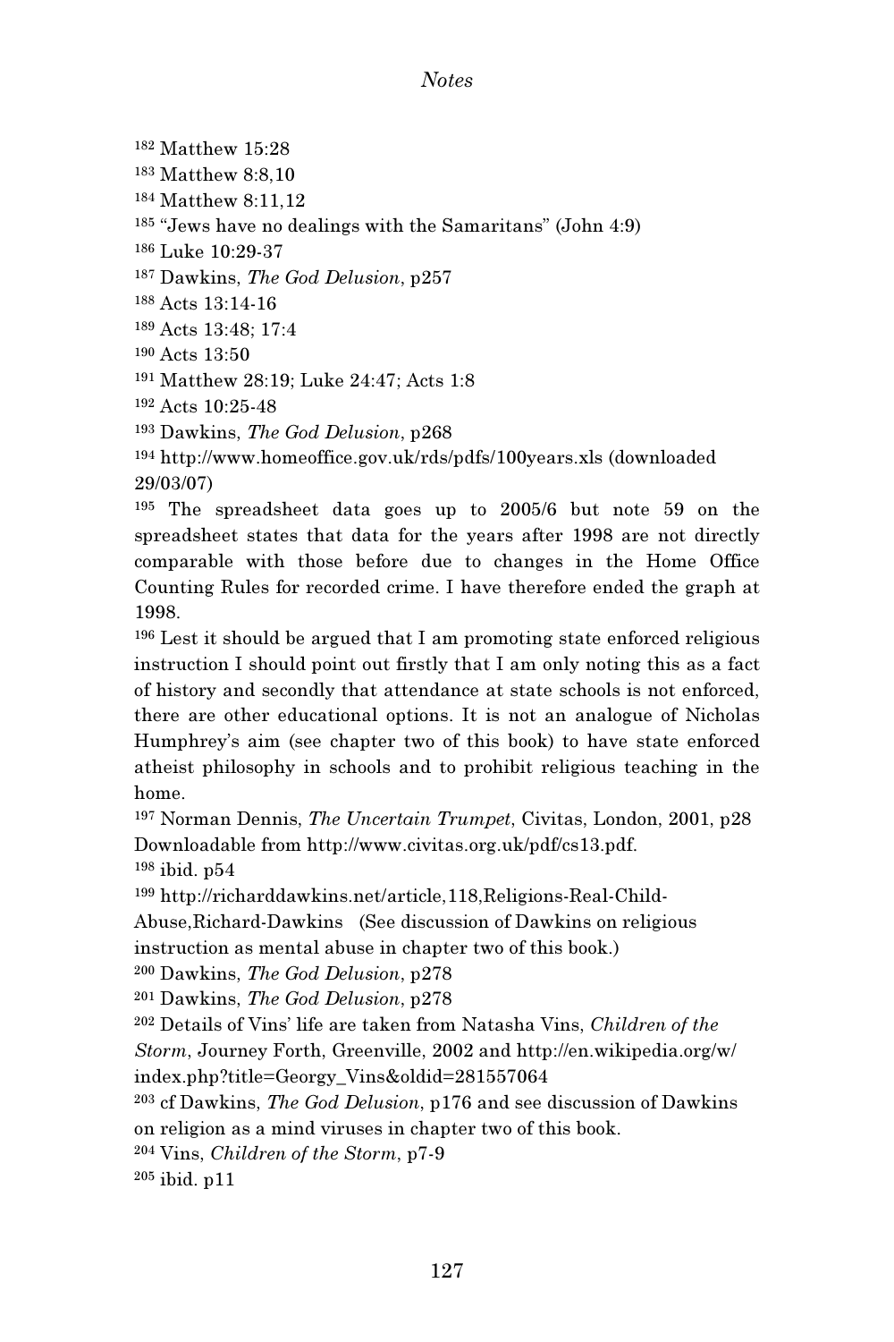[182] Matthew 15:28

[183] Matthew 8:8,10

[184] Matthew 8:11,12

[185] "Jews have no dealings with the Samaritans" (John 4:9)

[186] Luke 10:29-37

[187] Dawkins, *The God Delusion*, p257

[188] Acts 13:14-16

[189] Acts 13:48; 17:4

[190] Acts 13:50

[191] Matthew 28:19; Luke 24:47; Acts 1:8

[192] Acts 10:25-48

[193] Dawkins, *The God Delusion*, p268

[194] http://www.homeoffice.gov.uk/rds/pdfs/100years.xls (downloaded 29/03/07)

[195] The spreadsheet data goes up to 2005/6 but note 59 on the spreadsheet states that data for the years after 1998 are not directly comparable with those before due to changes in the Home Office Counting Rules for recorded crime. I have therefore ended the graph at 1998.

[196] Lest it should be argued that I am promoting state enforced religious instruction I should point out firstly that I am only noting this as a fact of history and secondly that attendance at state schools is not enforced, there are other educational options. It is not an analogue of Nicholas Humphrey's aim (see chapter two of this book) to have state enforced atheist philosophy in schools and to prohibit religious teaching in the home.

[197] Norman Dennis, *The Uncertain Trumpet*, Civitas, London, 2001, p28 Downloadable from http://www.civitas.org.uk/pdf/cs13.pdf.

[198] ibid. p54

[199] http://richarddawkins.net/article,118,Religions-Real-Child-Abuse,Richard-Dawkins (See discussion of Dawkins on religious instruction as mental abuse in chapter two of this book.)

[200] Dawkins, *The God Delusion*, p278

[201] Dawkins, *The God Delusion*, p278

[202] Details of Vins' life are taken from Natasha Vins, *Children of the Storm*, Journey Forth, Greenville, 2002 and http://en.wikipedia.org/w/index.php?title=Georgy_Vins&oldid=281557064

[203] cf Dawkins, *The God Delusion*, p176 and see discussion of Dawkins on religion as a mind viruses in chapter two of this book.

[204] Vins, *Children of the Storm*, p7-9

[205] ibid. p11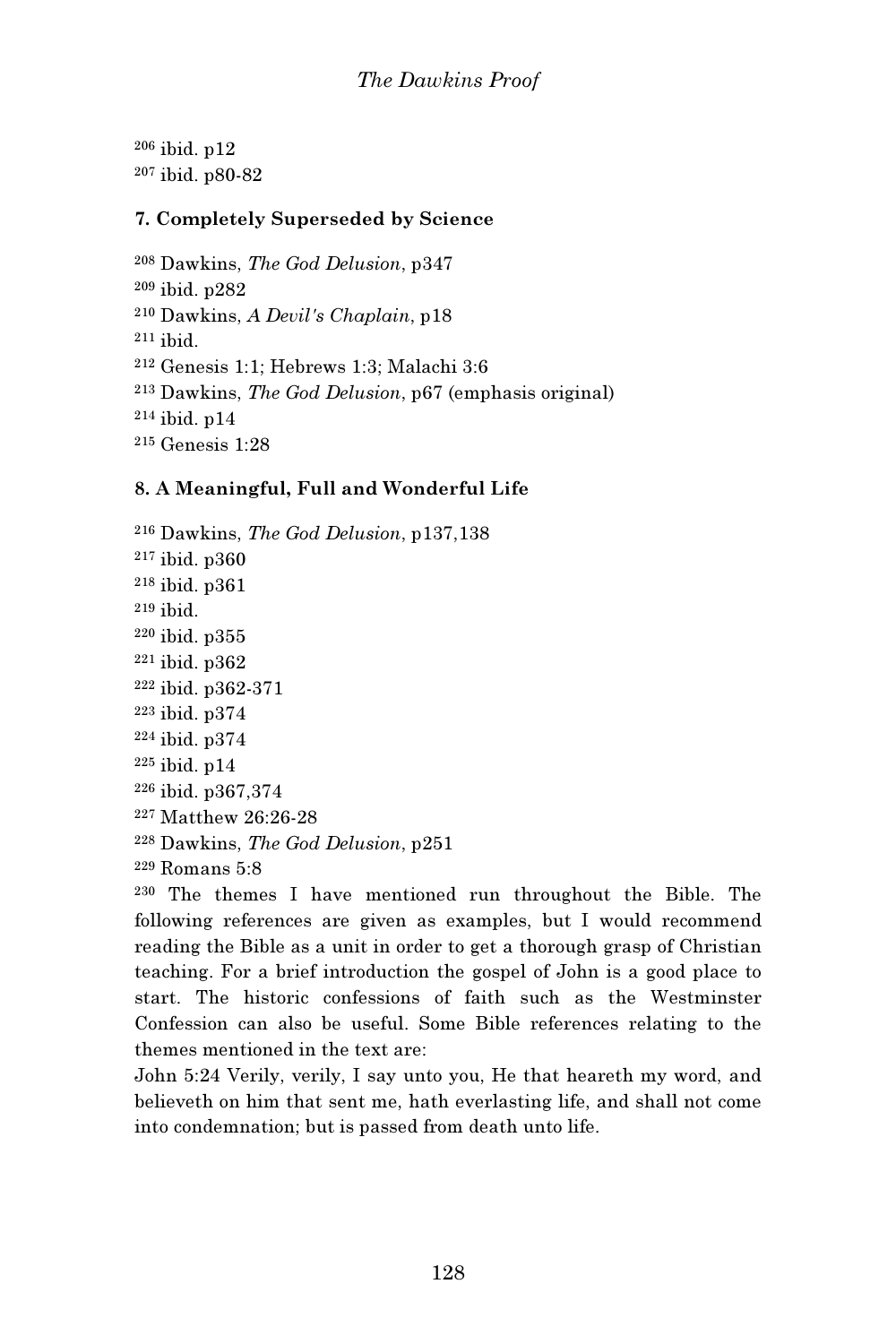[206] ibid. p12
[207] ibid. p80-82

### 7. Completely Superseded by Science

[208] Dawkins, *The God Delusion*, p347
[209] ibid. p282
[210] Dawkins, *A Devil's Chaplain*, p18
[211] ibid.
[212] Genesis 1:1; Hebrews 1:3; Malachi 3:6
[213] Dawkins, *The God Delusion*, p67 (emphasis original)
[214] ibid. p14
[215] Genesis 1:28

### 8. A Meaningful, Full and Wonderful Life

[216] Dawkins, *The God Delusion*, p137,138
[217] ibid. p360
[218] ibid. p361
[219] ibid.
[220] ibid. p355
[221] ibid. p362
[222] ibid. p362-371
[223] ibid. p374
[224] ibid. p374
[225] ibid. p14
[226] ibid. p367,374
[227] Matthew 26:26-28
[228] Dawkins, *The God Delusion*, p251
[229] Romans 5:8
[230] The themes I have mentioned run throughout the Bible. The following references are given as examples, but I would recommend reading the Bible as a unit in order to get a thorough grasp of Christian teaching. For a brief introduction the gospel of John is a good place to start. The historic confessions of faith such as the Westminster Confession can also be useful. Some Bible references relating to the themes mentioned in the text are:
John 5:24 Verily, verily, I say unto you, He that heareth my word, and believeth on him that sent me, hath everlasting life, and shall not come into condemnation; but is passed from death unto life.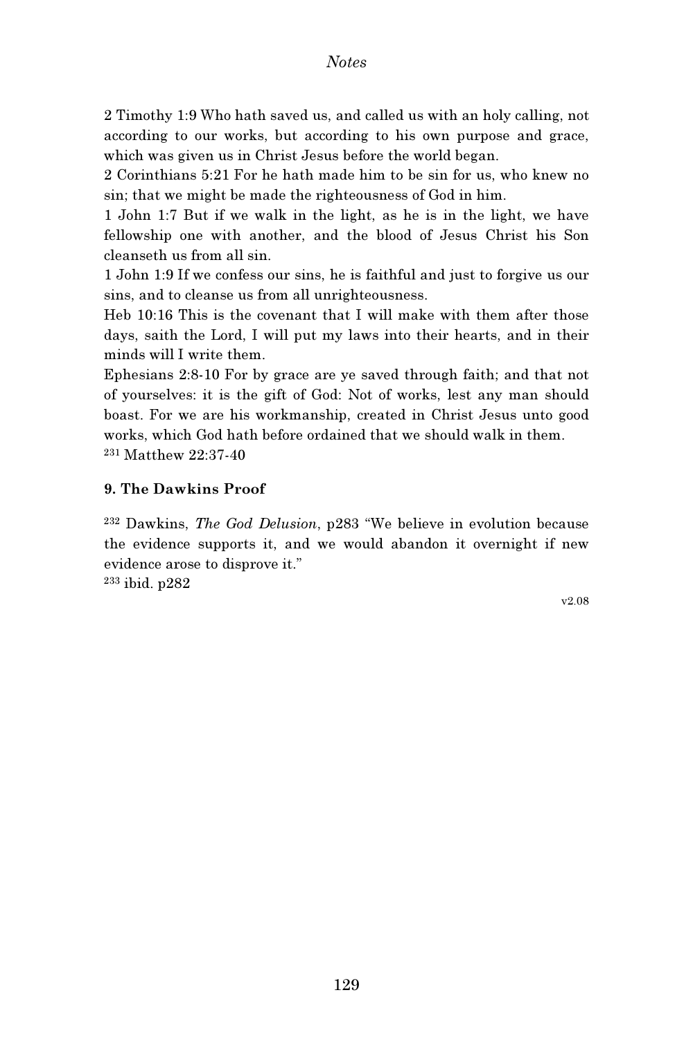2 Timothy 1:9 Who hath saved us, and called us with an holy calling, not according to our works, but according to his own purpose and grace, which was given us in Christ Jesus before the world began.
2 Corinthians 5:21 For he hath made him to be sin for us, who knew no sin; that we might be made the righteousness of God in him.
1 John 1:7 But if we walk in the light, as he is in the light, we have fellowship one with another, and the blood of Jesus Christ his Son cleanseth us from all sin.
1 John 1:9 If we confess our sins, he is faithful and just to forgive us our sins, and to cleanse us from all unrighteousness.
Heb 10:16 This is the covenant that I will make with them after those days, saith the Lord, I will put my laws into their hearts, and in their minds will I write them.
Ephesians 2:8-10 For by grace are ye saved through faith; and that not of yourselves: it is the gift of God: Not of works, lest any man should boast. For we are his workmanship, created in Christ Jesus unto good works, which God hath before ordained that we should walk in them.
[231] Matthew 22:37-40

**9. The Dawkins Proof**

[232] Dawkins, *The God Delusion*, p283 "We believe in evolution because the evidence supports it, and we would abandon it overnight if new evidence arose to disprove it."
[233] ibid. p282

v2.08